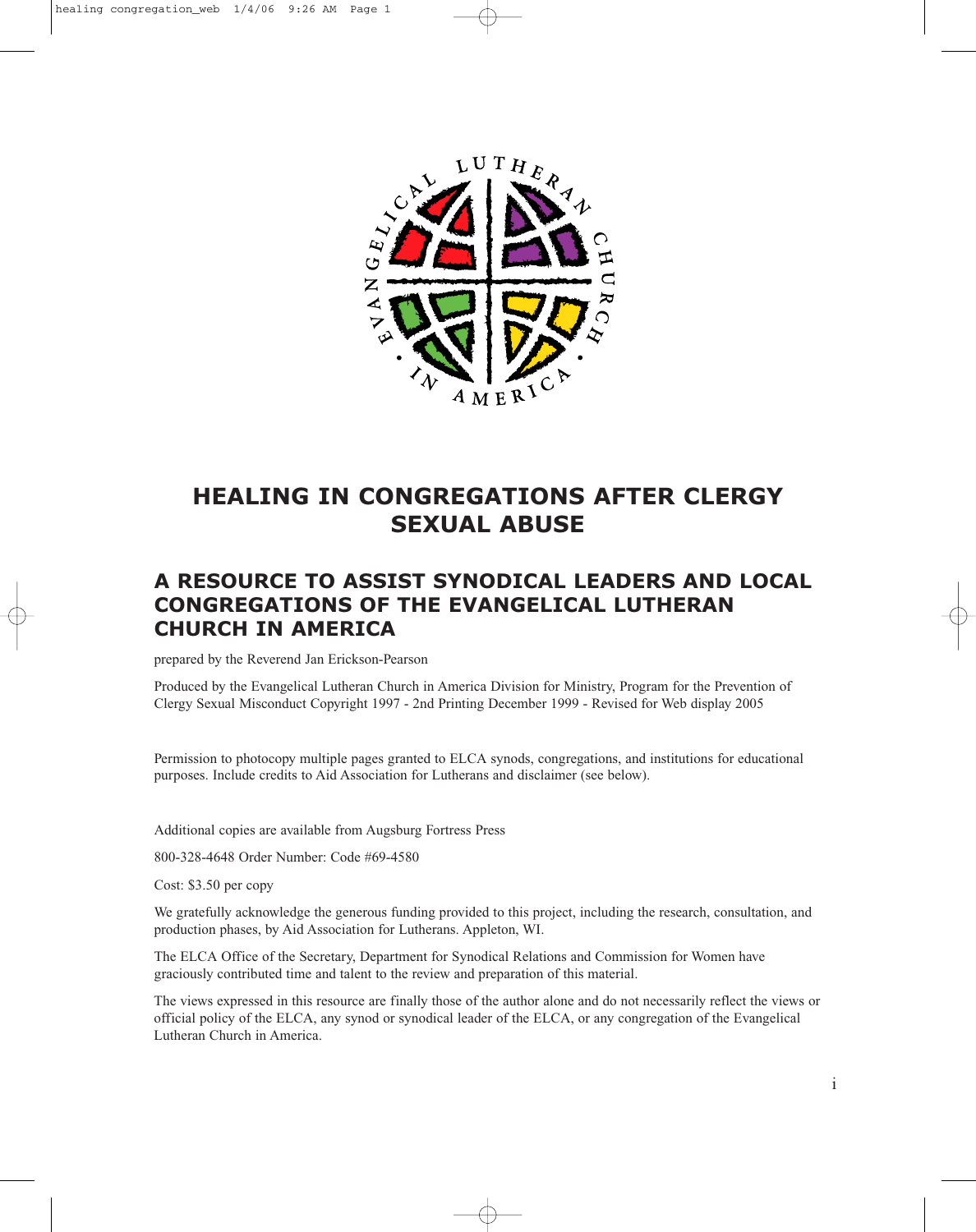# HEALING IN CONGREGATIONS AFTER CLERGY SEXUAL ABUSE

## A RESOURCE TO ASSIST SYNODICAL LEADERS AND LOCAL CONGREGATIONS OF THE EVANGELICAL LUTHERAN CHURCH IN AMERICA

prepared by the Reverend Jan Erickson-Pearson

Produced by the Evangelical Lutheran Church in America Division for Ministry, Program for the Prevention of Clergy Sexual Misconduct Copyright 1997 - 2nd Printing December 1999 - Revised for Web display 2005

Permission to photocopy multiple pages granted to ELCA synods, congregations, and institutions for educational purposes. Include credits to Aid Association for Lutherans and disclaimer (see below).

Additional copies are available from Augsburg Fortress Press

800-328-4648 Order Number: Code #69-4580

Cost: $3.50 per copy

We gratefully acknowledge the generous funding provided to this project, including the research, consultation, and production phases, by Aid Association for Lutherans. Appleton, WI.

The ELCA Office of the Secretary, Department for Synodical Relations and Commission for Women have graciously contributed time and talent to the review and preparation of this material.

The views expressed in this resource are finally those of the author alone and do not necessarily reflect the views or official policy of the ELCA, any synod or synodical leader of the ELCA, or any congregation of the Evangelical Lutheran Church in America.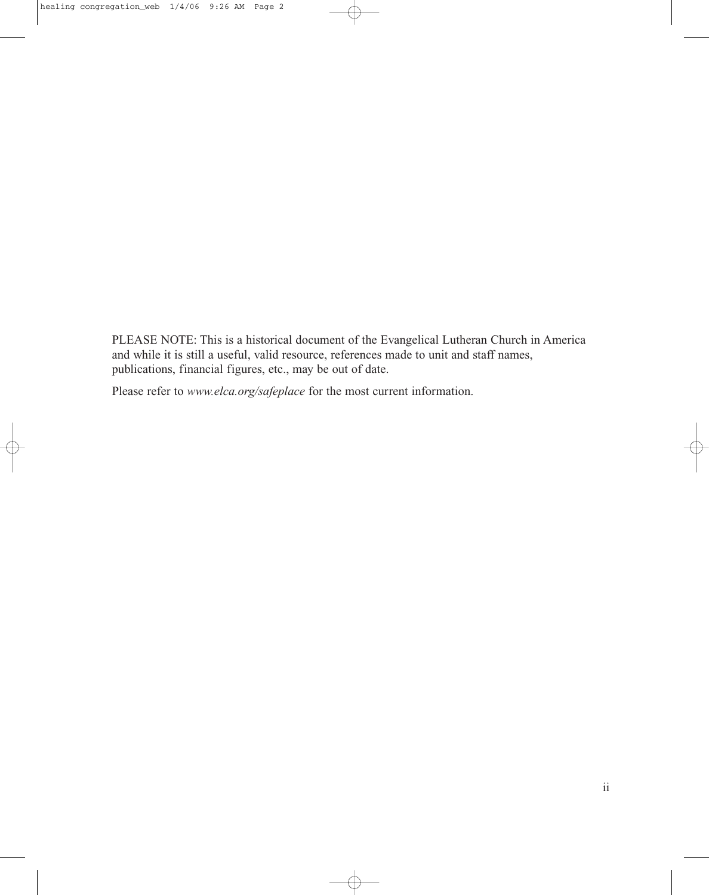PLEASE NOTE: This is a historical document of the Evangelical Lutheran Church in America and while it is still a useful, valid resource, references made to unit and staff names, publications, financial figures, etc., may be out of date.

Please refer to *www.elca.org/safeplace* for the most current information.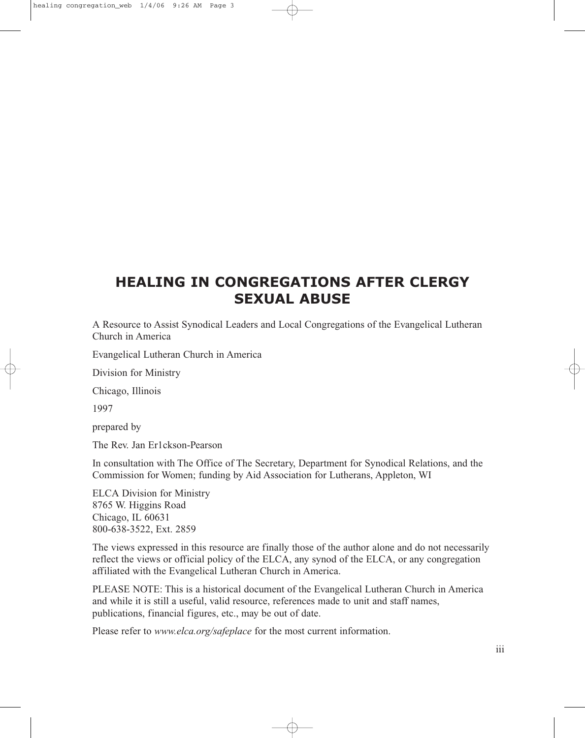# HEALING IN CONGREGATIONS AFTER CLERGY SEXUAL ABUSE

A Resource to Assist Synodical Leaders and Local Congregations of the Evangelical Lutheran Church in America

Evangelical Lutheran Church in America

Division for Ministry

Chicago, Illinois

1997

prepared by

The Rev. Jan Er1ckson-Pearson

In consultation with The Office of The Secretary, Department for Synodical Relations, and the Commission for Women; funding by Aid Association for Lutherans, Appleton, WI

ELCA Division for Ministry
8765 W. Higgins Road
Chicago, IL 60631
800-638-3522, Ext. 2859

The views expressed in this resource are finally those of the author alone and do not necessarily reflect the views or official policy of the ELCA, any synod of the ELCA, or any congregation affiliated with the Evangelical Lutheran Church in America.

PLEASE NOTE: This is a historical document of the Evangelical Lutheran Church in America and while it is still a useful, valid resource, references made to unit and staff names, publications, financial figures, etc., may be out of date.

Please refer to *www.elca.org/safeplace* for the most current information.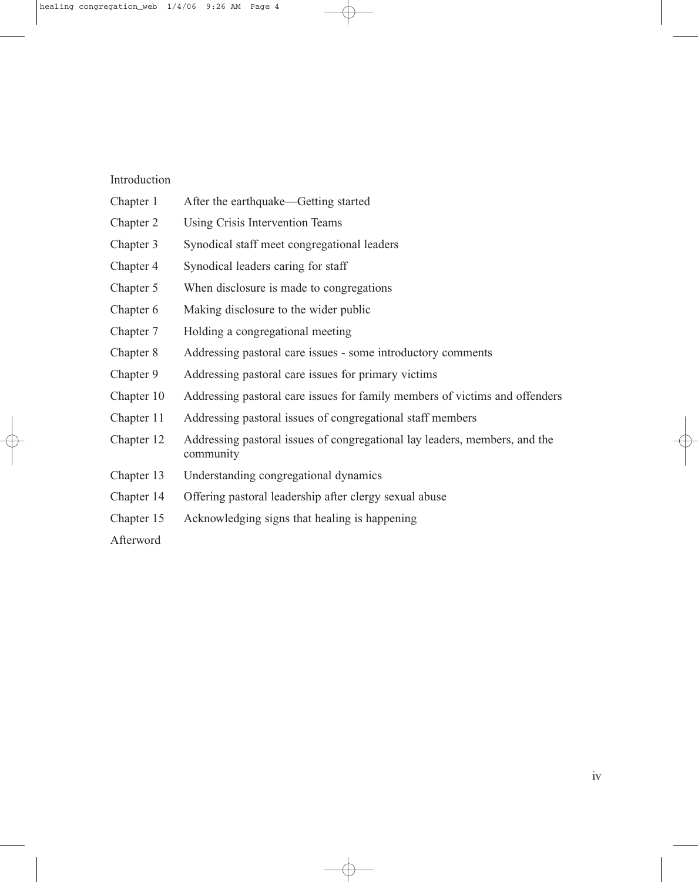Introduction

| | |
|---|---|
| Chapter 1 | After the earthquake—Getting started |
| Chapter 2 | Using Crisis Intervention Teams |
| Chapter 3 | Synodical staff meet congregational leaders |
| Chapter 4 | Synodical leaders caring for staff |
| Chapter 5 | When disclosure is made to congregations |
| Chapter 6 | Making disclosure to the wider public |
| Chapter 7 | Holding a congregational meeting |
| Chapter 8 | Addressing pastoral care issues - some introductory comments |
| Chapter 9 | Addressing pastoral care issues for primary victims |
| Chapter 10 | Addressing pastoral care issues for family members of victims and offenders |
| Chapter 11 | Addressing pastoral issues of congregational staff members |
| Chapter 12 | Addressing pastoral issues of congregational lay leaders, members, and the community |
| Chapter 13 | Understanding congregational dynamics |
| Chapter 14 | Offering pastoral leadership after clergy sexual abuse |
| Chapter 15 | Acknowledging signs that healing is happening |

Afterword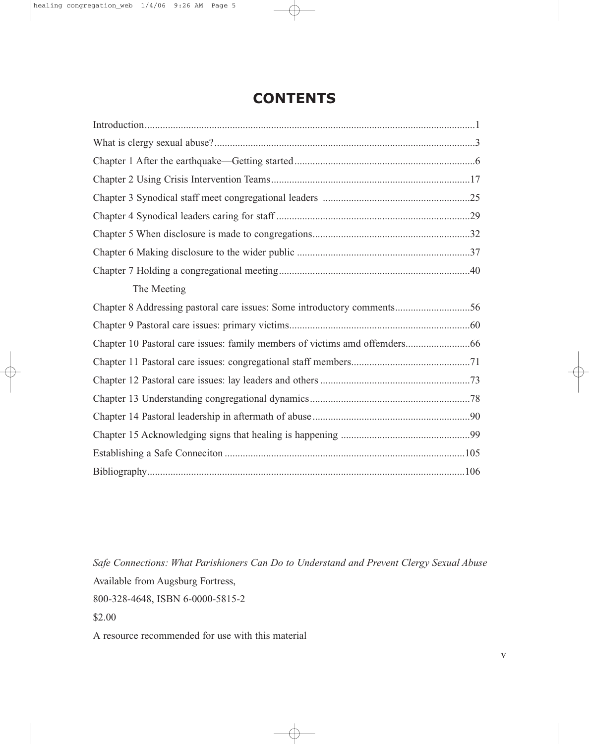# CONTENTS

Introduction...............................................................................................................1

What is clergy sexual abuse?....................................................................................3

Chapter 1 After the earthquake—Getting started.....................................................6

Chapter 2 Using Crisis Intervention Teams............................................................17

Chapter 3 Synodical staff meet congregational leaders .........................................25

Chapter 4 Synodical leaders caring for staff...........................................................29

Chapter 5 When disclosure is made to congregations............................................32

Chapter 6 Making disclosure to the wider public ...................................................37

Chapter 7 Holding a congregational meeting.........................................................40

The Meeting

Chapter 8 Addressing pastoral care issues: Some introductory comments.............56

Chapter 9 Pastoral care issues: primary victims.....................................................60

Chapter 10 Pastoral care issues: family members of victims amd offemders.........66

Chapter 11 Pastoral care issues: congregational staff members.............................71

Chapter 12 Pastoral care issues: lay leaders and others .........................................73

Chapter 13 Understanding congregational dynamics.............................................78

Chapter 14 Pastoral leadership in aftermath of abuse............................................90

Chapter 15 Acknowledging signs that healing is happening .................................99

Establishing a Safe Conneciton ............................................................................105

Bibliography..........................................................................................................106

*Safe Connections: What Parishioners Can Do to Understand and Prevent Clergy Sexual Abuse*

Available from Augsburg Fortress,

800-328-4648, ISBN 6-0000-5815-2

$2.00

A resource recommended for use with this material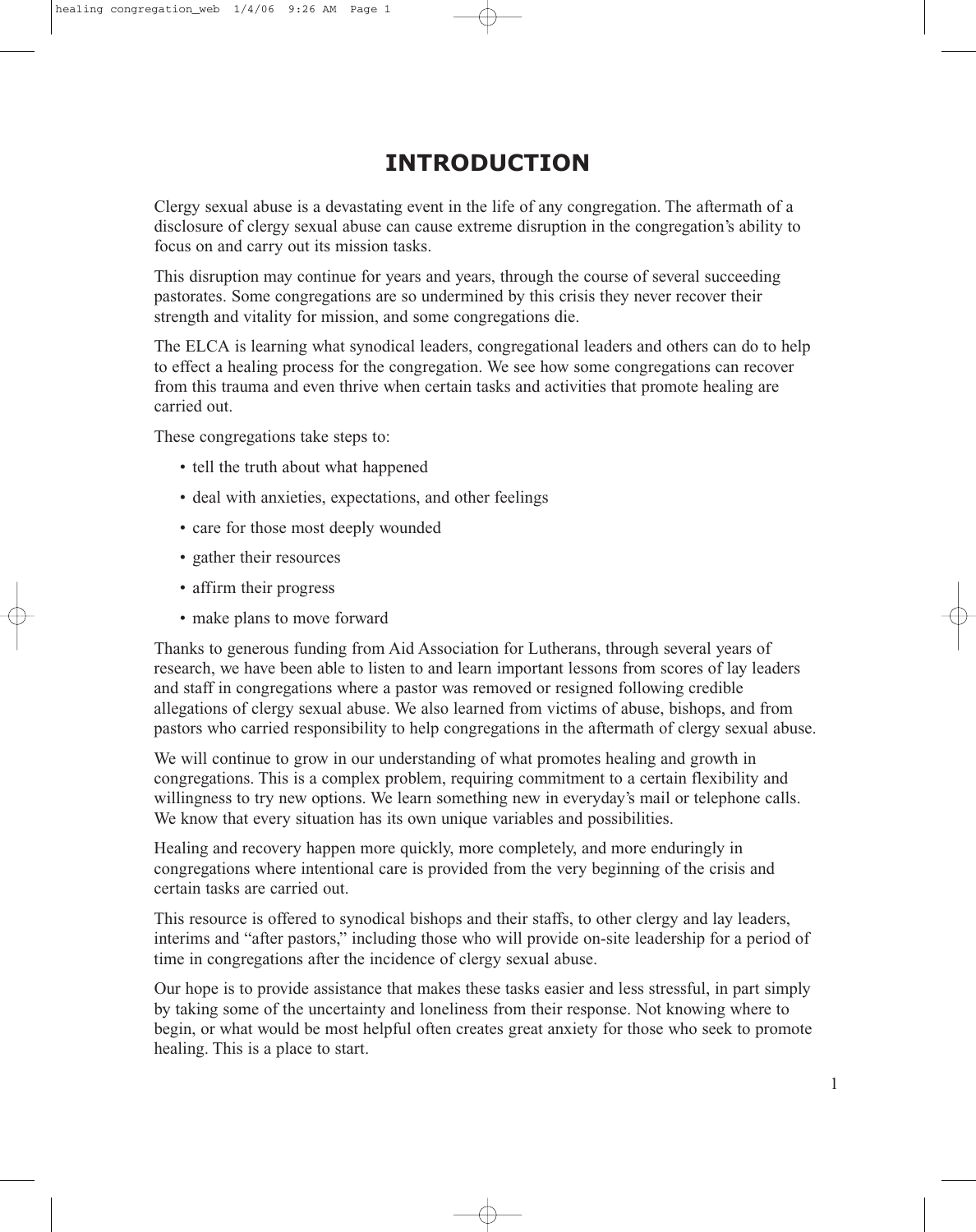# INTRODUCTION

Clergy sexual abuse is a devastating event in the life of any congregation. The aftermath of a disclosure of clergy sexual abuse can cause extreme disruption in the congregation's ability to focus on and carry out its mission tasks.

This disruption may continue for years and years, through the course of several succeeding pastorates. Some congregations are so undermined by this crisis they never recover their strength and vitality for mission, and some congregations die.

The ELCA is learning what synodical leaders, congregational leaders and others can do to help to effect a healing process for the congregation. We see how some congregations can recover from this trauma and even thrive when certain tasks and activities that promote healing are carried out.

These congregations take steps to:

- tell the truth about what happened
- deal with anxieties, expectations, and other feelings
- care for those most deeply wounded
- gather their resources
- affirm their progress
- make plans to move forward

Thanks to generous funding from Aid Association for Lutherans, through several years of research, we have been able to listen to and learn important lessons from scores of lay leaders and staff in congregations where a pastor was removed or resigned following credible allegations of clergy sexual abuse. We also learned from victims of abuse, bishops, and from pastors who carried responsibility to help congregations in the aftermath of clergy sexual abuse.

We will continue to grow in our understanding of what promotes healing and growth in congregations. This is a complex problem, requiring commitment to a certain flexibility and willingness to try new options. We learn something new in everyday's mail or telephone calls. We know that every situation has its own unique variables and possibilities.

Healing and recovery happen more quickly, more completely, and more enduringly in congregations where intentional care is provided from the very beginning of the crisis and certain tasks are carried out.

This resource is offered to synodical bishops and their staffs, to other clergy and lay leaders, interims and "after pastors," including those who will provide on-site leadership for a period of time in congregations after the incidence of clergy sexual abuse.

Our hope is to provide assistance that makes these tasks easier and less stressful, in part simply by taking some of the uncertainty and loneliness from their response. Not knowing where to begin, or what would be most helpful often creates great anxiety for those who seek to promote healing. This is a place to start.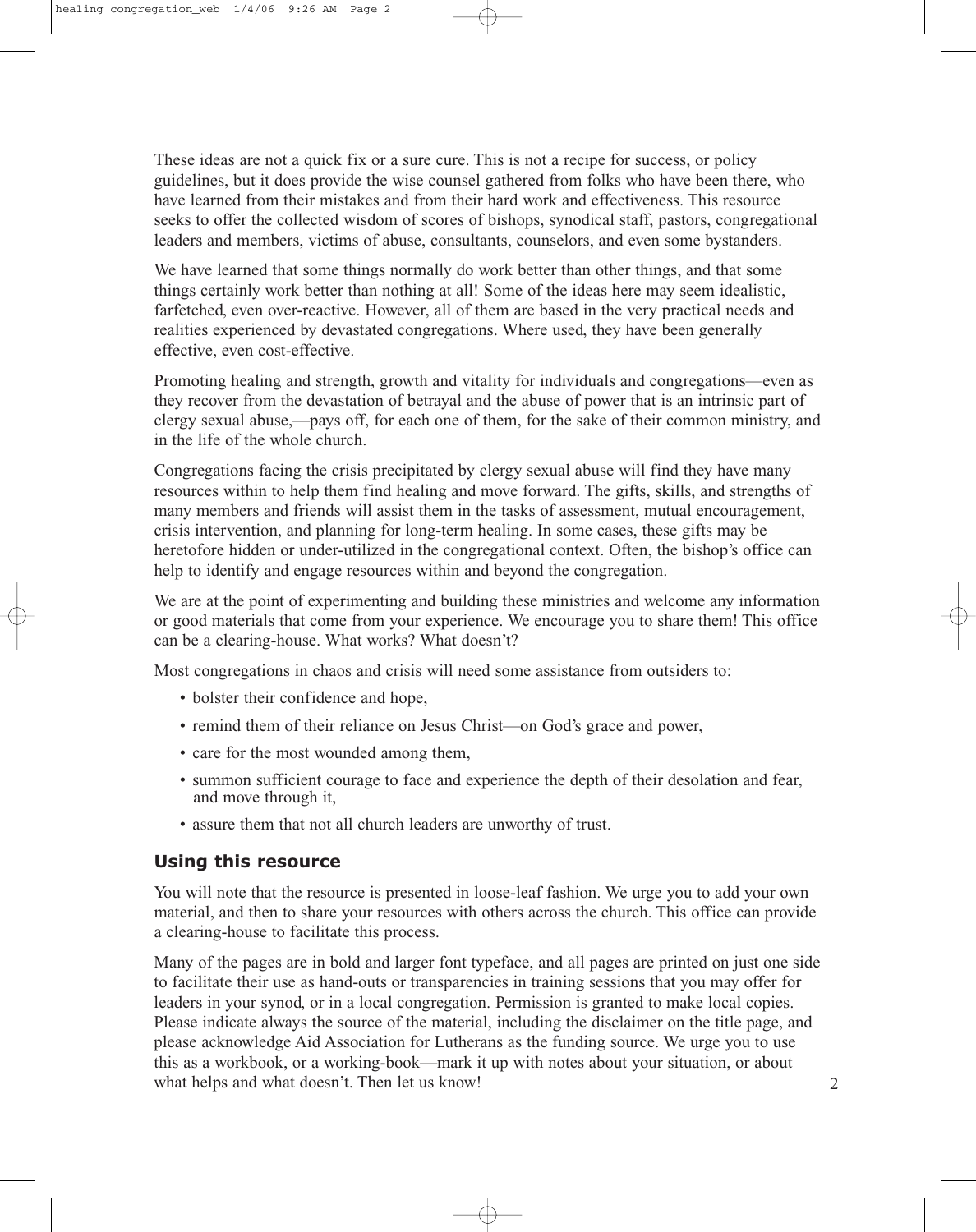These ideas are not a quick fix or a sure cure. This is not a recipe for success, or policy guidelines, but it does provide the wise counsel gathered from folks who have been there, who have learned from their mistakes and from their hard work and effectiveness. This resource seeks to offer the collected wisdom of scores of bishops, synodical staff, pastors, congregational leaders and members, victims of abuse, consultants, counselors, and even some bystanders.

We have learned that some things normally do work better than other things, and that some things certainly work better than nothing at all! Some of the ideas here may seem idealistic, farfetched, even over-reactive. However, all of them are based in the very practical needs and realities experienced by devastated congregations. Where used, they have been generally effective, even cost-effective.

Promoting healing and strength, growth and vitality for individuals and congregations—even as they recover from the devastation of betrayal and the abuse of power that is an intrinsic part of clergy sexual abuse,—pays off, for each one of them, for the sake of their common ministry, and in the life of the whole church.

Congregations facing the crisis precipitated by clergy sexual abuse will find they have many resources within to help them find healing and move forward. The gifts, skills, and strengths of many members and friends will assist them in the tasks of assessment, mutual encouragement, crisis intervention, and planning for long-term healing. In some cases, these gifts may be heretofore hidden or under-utilized in the congregational context. Often, the bishop's office can help to identify and engage resources within and beyond the congregation.

We are at the point of experimenting and building these ministries and welcome any information or good materials that come from your experience. We encourage you to share them! This office can be a clearing-house. What works? What doesn't?

Most congregations in chaos and crisis will need some assistance from outsiders to:

- bolster their confidence and hope,
- remind them of their reliance on Jesus Christ—on God's grace and power,
- care for the most wounded among them,
- summon sufficient courage to face and experience the depth of their desolation and fear, and move through it,
- assure them that not all church leaders are unworthy of trust.

## Using this resource

You will note that the resource is presented in loose-leaf fashion. We urge you to add your own material, and then to share your resources with others across the church. This office can provide a clearing-house to facilitate this process.

Many of the pages are in bold and larger font typeface, and all pages are printed on just one side to facilitate their use as hand-outs or transparencies in training sessions that you may offer for leaders in your synod, or in a local congregation. Permission is granted to make local copies. Please indicate always the source of the material, including the disclaimer on the title page, and please acknowledge Aid Association for Lutherans as the funding source. We urge you to use this as a workbook, or a working-book—mark it up with notes about your situation, or about what helps and what doesn't. Then let us know!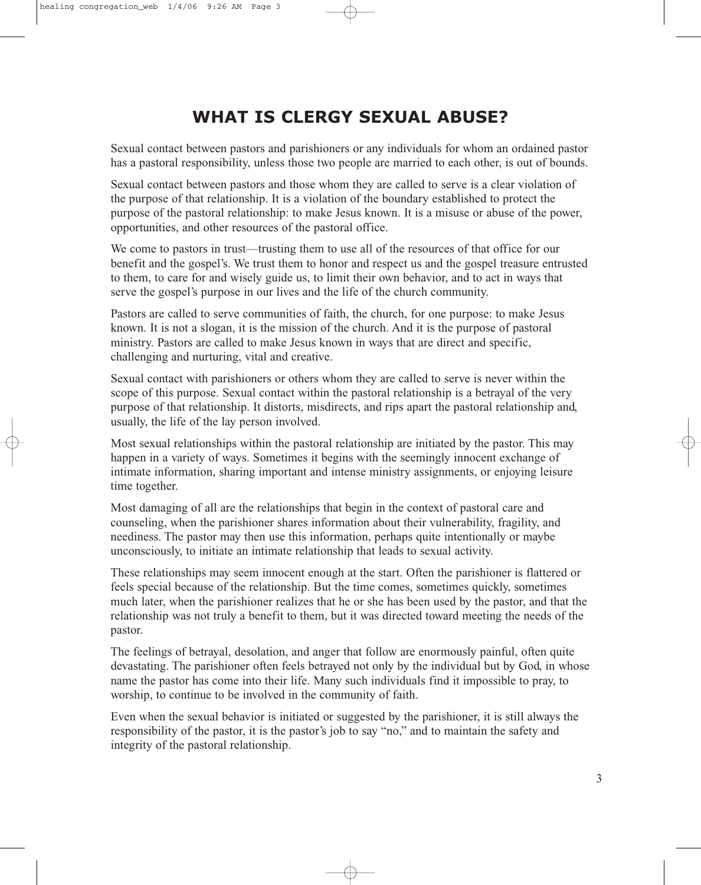# WHAT IS CLERGY SEXUAL ABUSE?

Sexual contact between pastors and parishioners or any individuals for whom an ordained pastor has a pastoral responsibility, unless those two people are married to each other, is out of bounds.

Sexual contact between pastors and those whom they are called to serve is a clear violation of the purpose of that relationship. It is a violation of the boundary established to protect the purpose of the pastoral relationship: to make Jesus known. It is a misuse or abuse of the power, opportunities, and other resources of the pastoral office.

We come to pastors in trust—trusting them to use all of the resources of that office for our benefit and the gospel's. We trust them to honor and respect us and the gospel treasure entrusted to them, to care for and wisely guide us, to limit their own behavior, and to act in ways that serve the gospel's purpose in our lives and the life of the church community.

Pastors are called to serve communities of faith, the church, for one purpose: to make Jesus known. It is not a slogan, it is the mission of the church. And it is the purpose of pastoral ministry. Pastors are called to make Jesus known in ways that are direct and specific, challenging and nurturing, vital and creative.

Sexual contact with parishioners or others whom they are called to serve is never within the scope of this purpose. Sexual contact within the pastoral relationship is a betrayal of the very purpose of that relationship. It distorts, misdirects, and rips apart the pastoral relationship and, usually, the life of the lay person involved.

Most sexual relationships within the pastoral relationship are initiated by the pastor. This may happen in a variety of ways. Sometimes it begins with the seemingly innocent exchange of intimate information, sharing important and intense ministry assignments, or enjoying leisure time together.

Most damaging of all are the relationships that begin in the context of pastoral care and counseling, when the parishioner shares information about their vulnerability, fragility, and neediness. The pastor may then use this information, perhaps quite intentionally or maybe unconsciously, to initiate an intimate relationship that leads to sexual activity.

These relationships may seem innocent enough at the start. Often the parishioner is flattered or feels special because of the relationship. But the time comes, sometimes quickly, sometimes much later, when the parishioner realizes that he or she has been used by the pastor, and that the relationship was not truly a benefit to them, but it was directed toward meeting the needs of the pastor.

The feelings of betrayal, desolation, and anger that follow are enormously painful, often quite devastating. The parishioner often feels betrayed not only by the individual but by God, in whose name the pastor has come into their life. Many such individuals find it impossible to pray, to worship, to continue to be involved in the community of faith.

Even when the sexual behavior is initiated or suggested by the parishioner, it is still always the responsibility of the pastor, it is the pastor's job to say "no," and to maintain the safety and integrity of the pastoral relationship.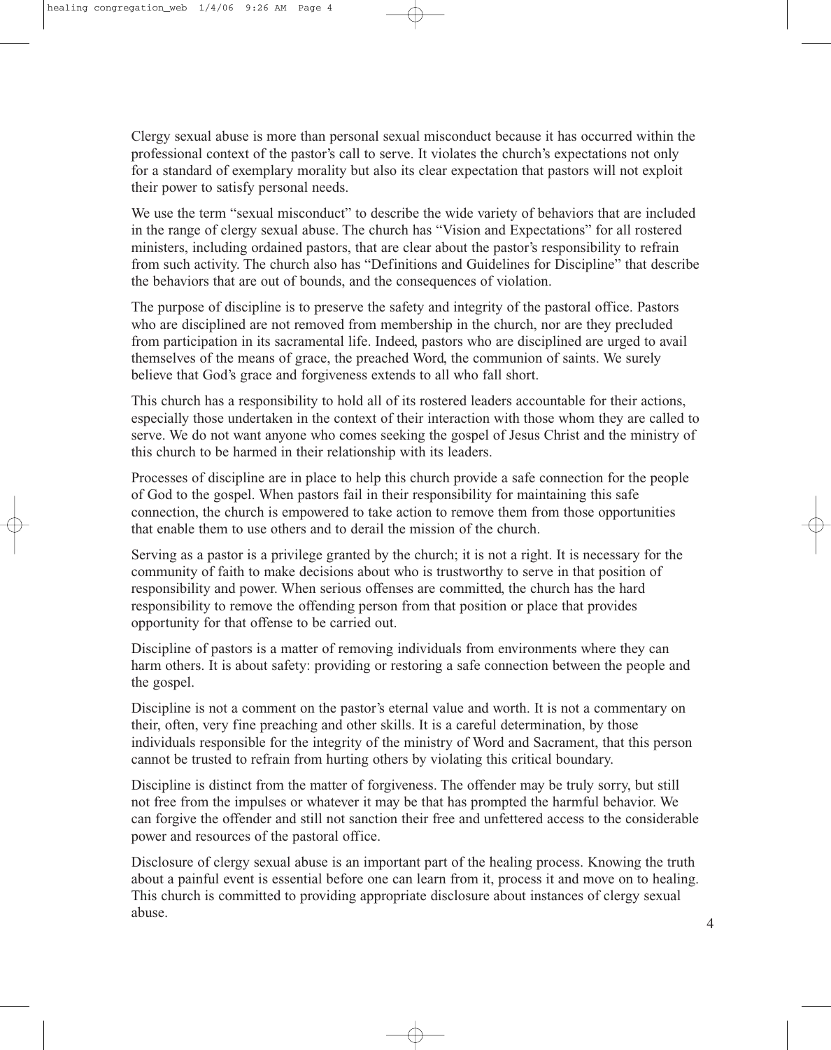Clergy sexual abuse is more than personal sexual misconduct because it has occurred within the professional context of the pastor's call to serve. It violates the church's expectations not only for a standard of exemplary morality but also its clear expectation that pastors will not exploit their power to satisfy personal needs.

We use the term "sexual misconduct" to describe the wide variety of behaviors that are included in the range of clergy sexual abuse. The church has "Vision and Expectations" for all rostered ministers, including ordained pastors, that are clear about the pastor's responsibility to refrain from such activity. The church also has "Definitions and Guidelines for Discipline" that describe the behaviors that are out of bounds, and the consequences of violation.

The purpose of discipline is to preserve the safety and integrity of the pastoral office. Pastors who are disciplined are not removed from membership in the church, nor are they precluded from participation in its sacramental life. Indeed, pastors who are disciplined are urged to avail themselves of the means of grace, the preached Word, the communion of saints. We surely believe that God's grace and forgiveness extends to all who fall short.

This church has a responsibility to hold all of its rostered leaders accountable for their actions, especially those undertaken in the context of their interaction with those whom they are called to serve. We do not want anyone who comes seeking the gospel of Jesus Christ and the ministry of this church to be harmed in their relationship with its leaders.

Processes of discipline are in place to help this church provide a safe connection for the people of God to the gospel. When pastors fail in their responsibility for maintaining this safe connection, the church is empowered to take action to remove them from those opportunities that enable them to use others and to derail the mission of the church.

Serving as a pastor is a privilege granted by the church; it is not a right. It is necessary for the community of faith to make decisions about who is trustworthy to serve in that position of responsibility and power. When serious offenses are committed, the church has the hard responsibility to remove the offending person from that position or place that provides opportunity for that offense to be carried out.

Discipline of pastors is a matter of removing individuals from environments where they can harm others. It is about safety: providing or restoring a safe connection between the people and the gospel.

Discipline is not a comment on the pastor's eternal value and worth. It is not a commentary on their, often, very fine preaching and other skills. It is a careful determination, by those individuals responsible for the integrity of the ministry of Word and Sacrament, that this person cannot be trusted to refrain from hurting others by violating this critical boundary.

Discipline is distinct from the matter of forgiveness. The offender may be truly sorry, but still not free from the impulses or whatever it may be that has prompted the harmful behavior. We can forgive the offender and still not sanction their free and unfettered access to the considerable power and resources of the pastoral office.

Disclosure of clergy sexual abuse is an important part of the healing process. Knowing the truth about a painful event is essential before one can learn from it, process it and move on to healing. This church is committed to providing appropriate disclosure about instances of clergy sexual abuse.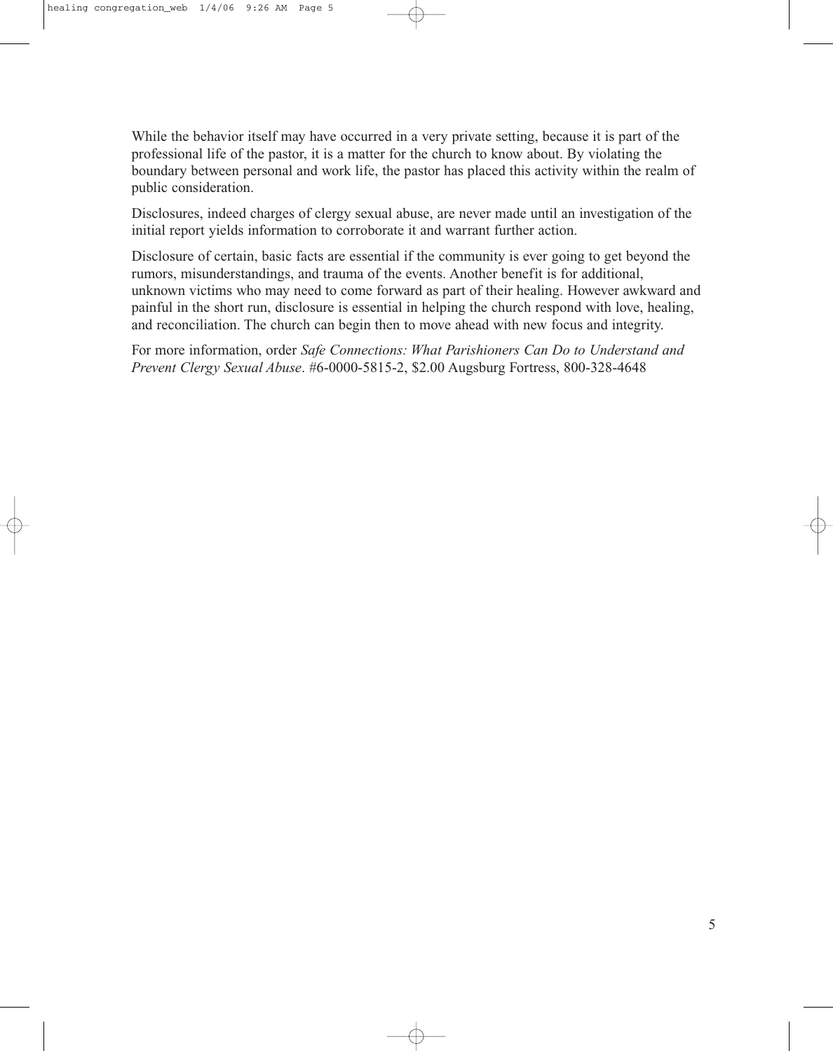While the behavior itself may have occurred in a very private setting, because it is part of the professional life of the pastor, it is a matter for the church to know about. By violating the boundary between personal and work life, the pastor has placed this activity within the realm of public consideration.

Disclosures, indeed charges of clergy sexual abuse, are never made until an investigation of the initial report yields information to corroborate it and warrant further action.

Disclosure of certain, basic facts are essential if the community is ever going to get beyond the rumors, misunderstandings, and trauma of the events. Another benefit is for additional, unknown victims who may need to come forward as part of their healing. However awkward and painful in the short run, disclosure is essential in helping the church respond with love, healing, and reconciliation. The church can begin then to move ahead with new focus and integrity.

For more information, order *Safe Connections: What Parishioners Can Do to Understand and Prevent Clergy Sexual Abuse*. #6-0000-5815-2, $2.00 Augsburg Fortress, 800-328-4648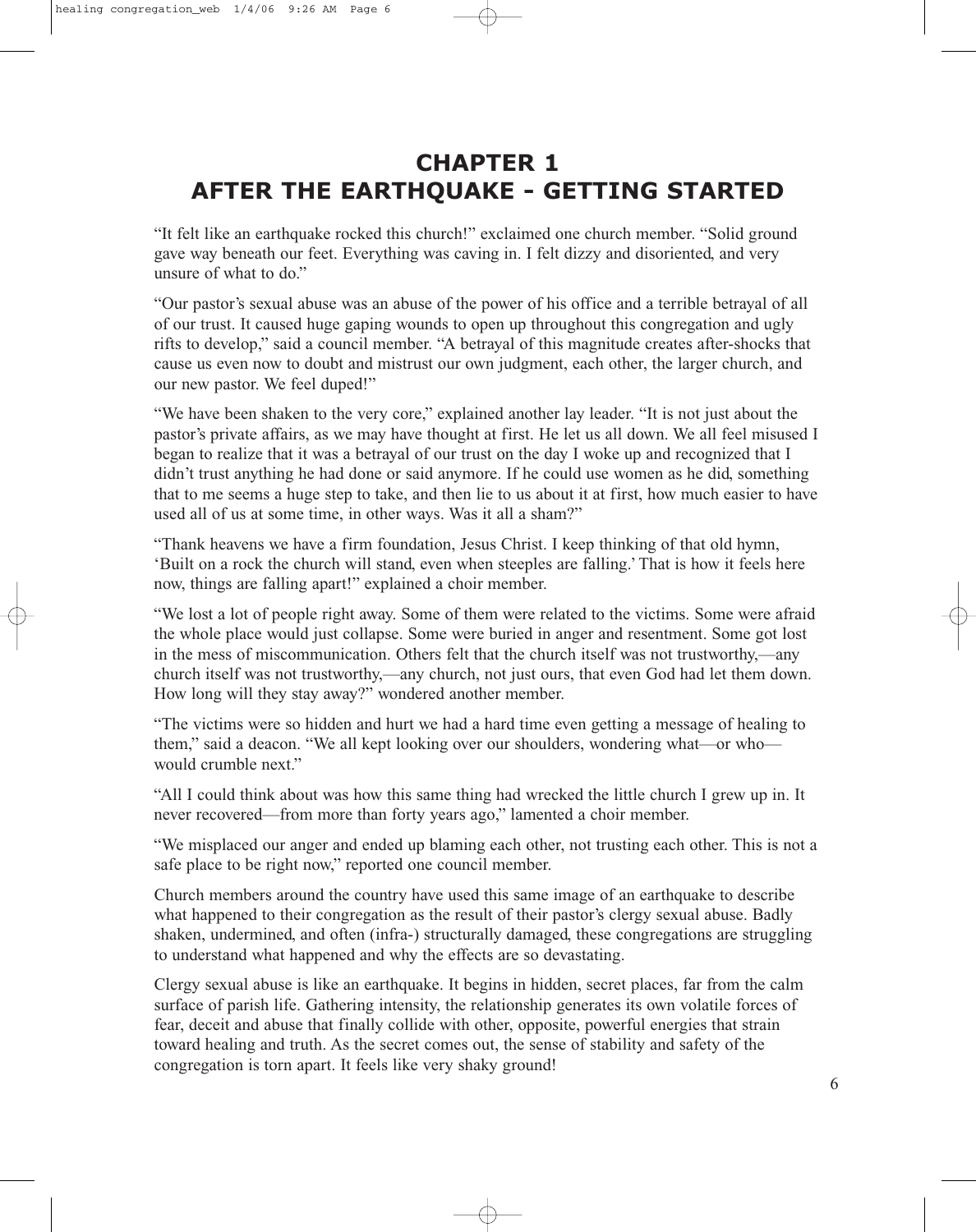# CHAPTER 1
# AFTER THE EARTHQUAKE - GETTING STARTED

"It felt like an earthquake rocked this church!" exclaimed one church member. "Solid ground gave way beneath our feet. Everything was caving in. I felt dizzy and disoriented, and very unsure of what to do."

"Our pastor's sexual abuse was an abuse of the power of his office and a terrible betrayal of all of our trust. It caused huge gaping wounds to open up throughout this congregation and ugly rifts to develop," said a council member. "A betrayal of this magnitude creates after-shocks that cause us even now to doubt and mistrust our own judgment, each other, the larger church, and our new pastor. We feel duped!"

"We have been shaken to the very core," explained another lay leader. "It is not just about the pastor's private affairs, as we may have thought at first. He let us all down. We all feel misused I began to realize that it was a betrayal of our trust on the day I woke up and recognized that I didn't trust anything he had done or said anymore. If he could use women as he did, something that to me seems a huge step to take, and then lie to us about it at first, how much easier to have used all of us at some time, in other ways. Was it all a sham?"

"Thank heavens we have a firm foundation, Jesus Christ. I keep thinking of that old hymn, 'Built on a rock the church will stand, even when steeples are falling.' That is how it feels here now, things are falling apart!" explained a choir member.

"We lost a lot of people right away. Some of them were related to the victims. Some were afraid the whole place would just collapse. Some were buried in anger and resentment. Some got lost in the mess of miscommunication. Others felt that the church itself was not trustworthy,—any church itself was not trustworthy,—any church, not just ours, that even God had let them down. How long will they stay away?" wondered another member.

"The victims were so hidden and hurt we had a hard time even getting a message of healing to them," said a deacon. "We all kept looking over our shoulders, wondering what—or who—would crumble next."

"All I could think about was how this same thing had wrecked the little church I grew up in. It never recovered—from more than forty years ago," lamented a choir member.

"We misplaced our anger and ended up blaming each other, not trusting each other. This is not a safe place to be right now," reported one council member.

Church members around the country have used this same image of an earthquake to describe what happened to their congregation as the result of their pastor's clergy sexual abuse. Badly shaken, undermined, and often (infra-) structurally damaged, these congregations are struggling to understand what happened and why the effects are so devastating.

Clergy sexual abuse is like an earthquake. It begins in hidden, secret places, far from the calm surface of parish life. Gathering intensity, the relationship generates its own volatile forces of fear, deceit and abuse that finally collide with other, opposite, powerful energies that strain toward healing and truth. As the secret comes out, the sense of stability and safety of the congregation is torn apart. It feels like very shaky ground!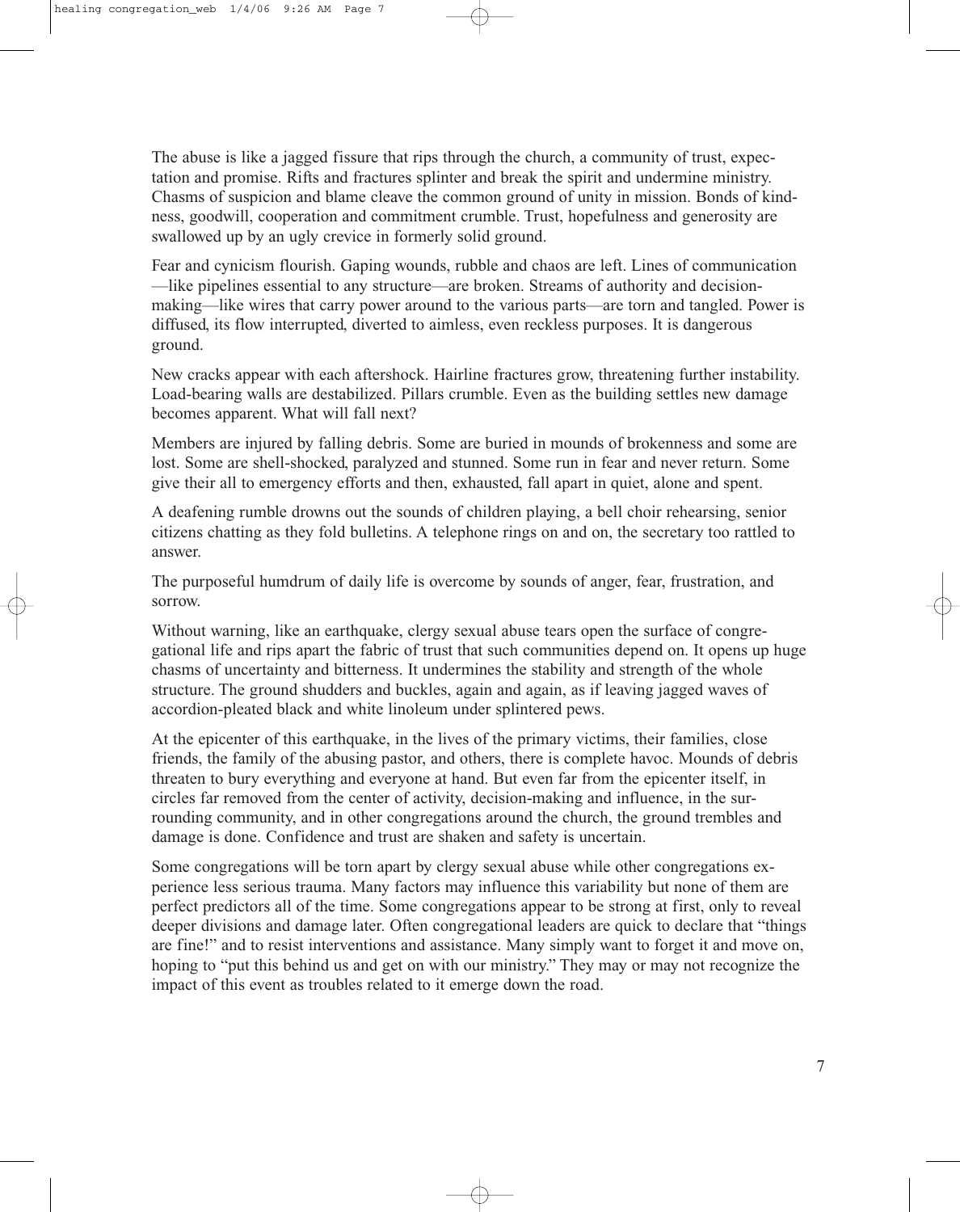The abuse is like a jagged fissure that rips through the church, a community of trust, expectation and promise. Rifts and fractures splinter and break the spirit and undermine ministry. Chasms of suspicion and blame cleave the common ground of unity in mission. Bonds of kindness, goodwill, cooperation and commitment crumble. Trust, hopefulness and generosity are swallowed up by an ugly crevice in formerly solid ground.

Fear and cynicism flourish. Gaping wounds, rubble and chaos are left. Lines of communication —like pipelines essential to any structure—are broken. Streams of authority and decision-making—like wires that carry power around to the various parts—are torn and tangled. Power is diffused, its flow interrupted, diverted to aimless, even reckless purposes. It is dangerous ground.

New cracks appear with each aftershock. Hairline fractures grow, threatening further instability. Load-bearing walls are destabilized. Pillars crumble. Even as the building settles new damage becomes apparent. What will fall next?

Members are injured by falling debris. Some are buried in mounds of brokenness and some are lost. Some are shell-shocked, paralyzed and stunned. Some run in fear and never return. Some give their all to emergency efforts and then, exhausted, fall apart in quiet, alone and spent.

A deafening rumble drowns out the sounds of children playing, a bell choir rehearsing, senior citizens chatting as they fold bulletins. A telephone rings on and on, the secretary too rattled to answer.

The purposeful humdrum of daily life is overcome by sounds of anger, fear, frustration, and sorrow.

Without warning, like an earthquake, clergy sexual abuse tears open the surface of congregational life and rips apart the fabric of trust that such communities depend on. It opens up huge chasms of uncertainty and bitterness. It undermines the stability and strength of the whole structure. The ground shudders and buckles, again and again, as if leaving jagged waves of accordion-pleated black and white linoleum under splintered pews.

At the epicenter of this earthquake, in the lives of the primary victims, their families, close friends, the family of the abusing pastor, and others, there is complete havoc. Mounds of debris threaten to bury everything and everyone at hand. But even far from the epicenter itself, in circles far removed from the center of activity, decision-making and influence, in the surrounding community, and in other congregations around the church, the ground trembles and damage is done. Confidence and trust are shaken and safety is uncertain.

Some congregations will be torn apart by clergy sexual abuse while other congregations experience less serious trauma. Many factors may influence this variability but none of them are perfect predictors all of the time. Some congregations appear to be strong at first, only to reveal deeper divisions and damage later. Often congregational leaders are quick to declare that "things are fine!" and to resist interventions and assistance. Many simply want to forget it and move on, hoping to "put this behind us and get on with our ministry." They may or may not recognize the impact of this event as troubles related to it emerge down the road.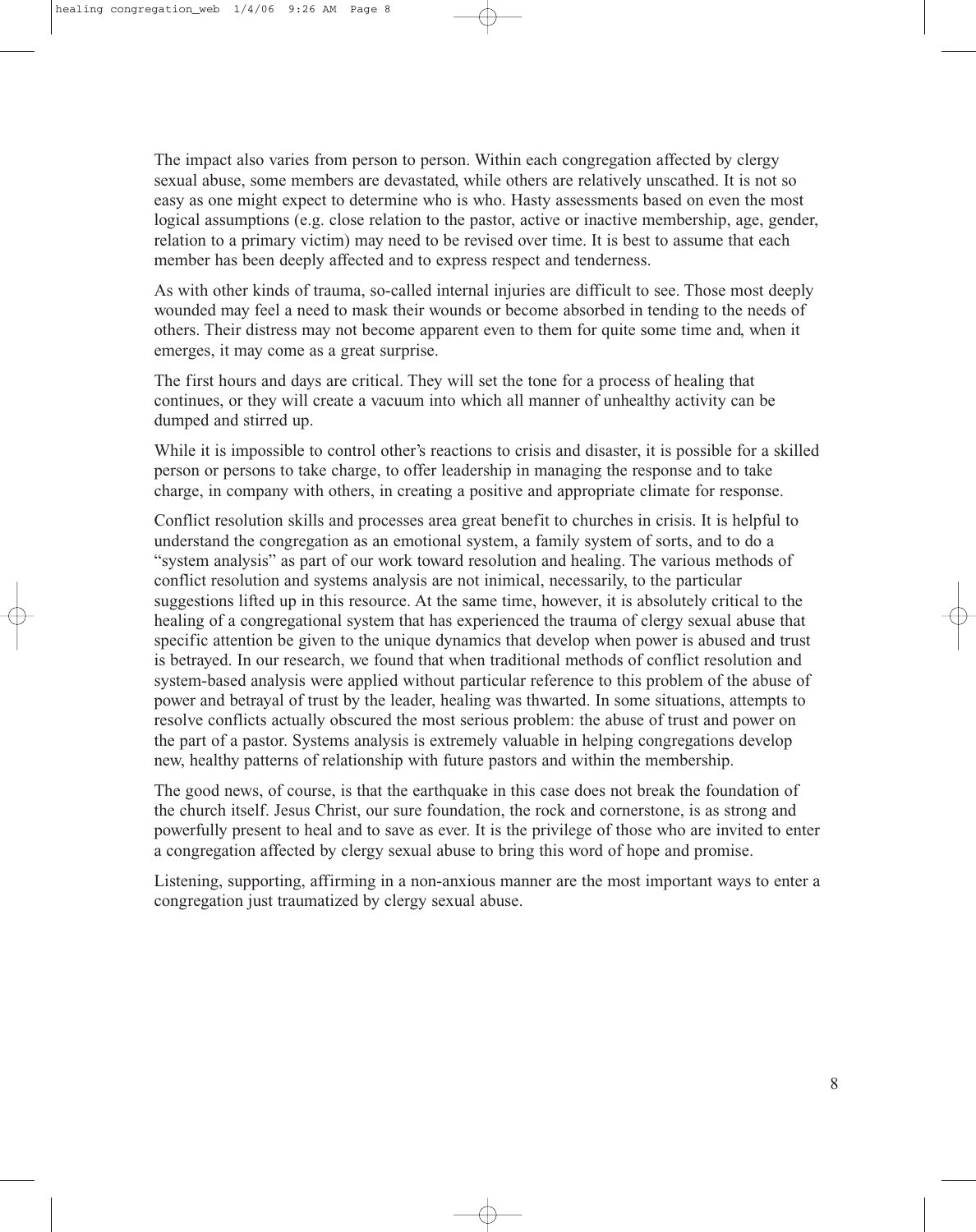The impact also varies from person to person. Within each congregation affected by clergy sexual abuse, some members are devastated, while others are relatively unscathed. It is not so easy as one might expect to determine who is who. Hasty assessments based on even the most logical assumptions (e.g. close relation to the pastor, active or inactive membership, age, gender, relation to a primary victim) may need to be revised over time. It is best to assume that each member has been deeply affected and to express respect and tenderness.

As with other kinds of trauma, so-called internal injuries are difficult to see. Those most deeply wounded may feel a need to mask their wounds or become absorbed in tending to the needs of others. Their distress may not become apparent even to them for quite some time and, when it emerges, it may come as a great surprise.

The first hours and days are critical. They will set the tone for a process of healing that continues, or they will create a vacuum into which all manner of unhealthy activity can be dumped and stirred up.

While it is impossible to control other's reactions to crisis and disaster, it is possible for a skilled person or persons to take charge, to offer leadership in managing the response and to take charge, in company with others, in creating a positive and appropriate climate for response.

Conflict resolution skills and processes area great benefit to churches in crisis. It is helpful to understand the congregation as an emotional system, a family system of sorts, and to do a "system analysis" as part of our work toward resolution and healing. The various methods of conflict resolution and systems analysis are not inimical, necessarily, to the particular suggestions lifted up in this resource. At the same time, however, it is absolutely critical to the healing of a congregational system that has experienced the trauma of clergy sexual abuse that specific attention be given to the unique dynamics that develop when power is abused and trust is betrayed. In our research, we found that when traditional methods of conflict resolution and system-based analysis were applied without particular reference to this problem of the abuse of power and betrayal of trust by the leader, healing was thwarted. In some situations, attempts to resolve conflicts actually obscured the most serious problem: the abuse of trust and power on the part of a pastor. Systems analysis is extremely valuable in helping congregations develop new, healthy patterns of relationship with future pastors and within the membership.

The good news, of course, is that the earthquake in this case does not break the foundation of the church itself. Jesus Christ, our sure foundation, the rock and cornerstone, is as strong and powerfully present to heal and to save as ever. It is the privilege of those who are invited to enter a congregation affected by clergy sexual abuse to bring this word of hope and promise.

Listening, supporting, affirming in a non-anxious manner are the most important ways to enter a congregation just traumatized by clergy sexual abuse.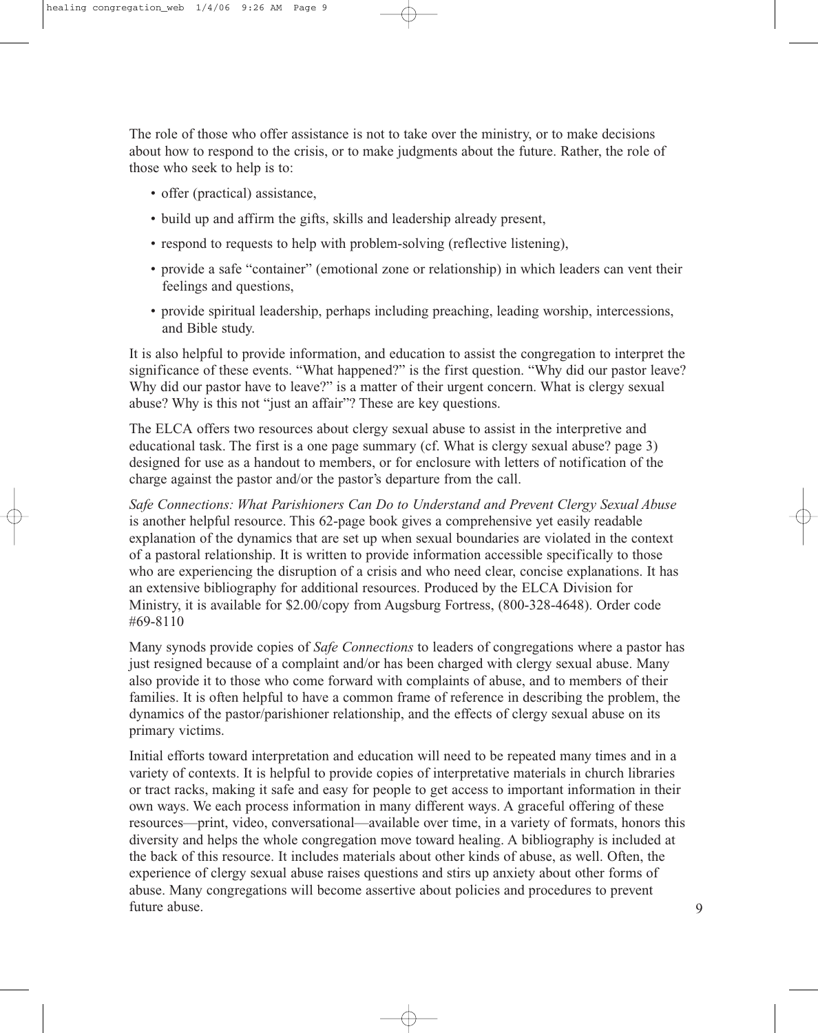The role of those who offer assistance is not to take over the ministry, or to make decisions about how to respond to the crisis, or to make judgments about the future. Rather, the role of those who seek to help is to:

- offer (practical) assistance,
- build up and affirm the gifts, skills and leadership already present,
- respond to requests to help with problem-solving (reflective listening),
- provide a safe "container" (emotional zone or relationship) in which leaders can vent their feelings and questions,
- provide spiritual leadership, perhaps including preaching, leading worship, intercessions, and Bible study.

It is also helpful to provide information, and education to assist the congregation to interpret the significance of these events. "What happened?" is the first question. "Why did our pastor leave? Why did our pastor have to leave?" is a matter of their urgent concern. What is clergy sexual abuse? Why is this not "just an affair"? These are key questions.

The ELCA offers two resources about clergy sexual abuse to assist in the interpretive and educational task. The first is a one page summary (cf. What is clergy sexual abuse? page 3) designed for use as a handout to members, or for enclosure with letters of notification of the charge against the pastor and/or the pastor's departure from the call.

*Safe Connections: What Parishioners Can Do to Understand and Prevent Clergy Sexual Abuse* is another helpful resource. This 62-page book gives a comprehensive yet easily readable explanation of the dynamics that are set up when sexual boundaries are violated in the context of a pastoral relationship. It is written to provide information accessible specifically to those who are experiencing the disruption of a crisis and who need clear, concise explanations. It has an extensive bibliography for additional resources. Produced by the ELCA Division for Ministry, it is available for $2.00/copy from Augsburg Fortress, (800-328-4648). Order code #69-8110

Many synods provide copies of *Safe Connections* to leaders of congregations where a pastor has just resigned because of a complaint and/or has been charged with clergy sexual abuse. Many also provide it to those who come forward with complaints of abuse, and to members of their families. It is often helpful to have a common frame of reference in describing the problem, the dynamics of the pastor/parishioner relationship, and the effects of clergy sexual abuse on its primary victims.

Initial efforts toward interpretation and education will need to be repeated many times and in a variety of contexts. It is helpful to provide copies of interpretative materials in church libraries or tract racks, making it safe and easy for people to get access to important information in their own ways. We each process information in many different ways. A graceful offering of these resources—print, video, conversational—available over time, in a variety of formats, honors this diversity and helps the whole congregation move toward healing. A bibliography is included at the back of this resource. It includes materials about other kinds of abuse, as well. Often, the experience of clergy sexual abuse raises questions and stirs up anxiety about other forms of abuse. Many congregations will become assertive about policies and procedures to prevent future abuse.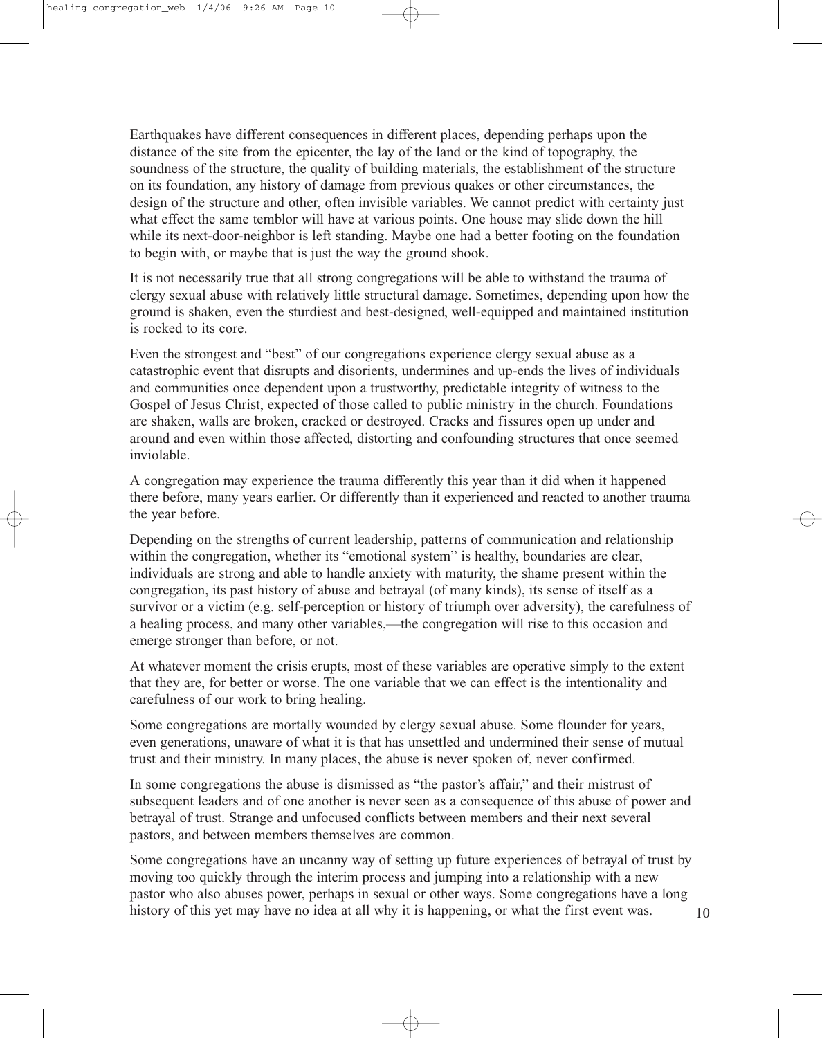Earthquakes have different consequences in different places, depending perhaps upon the distance of the site from the epicenter, the lay of the land or the kind of topography, the soundness of the structure, the quality of building materials, the establishment of the structure on its foundation, any history of damage from previous quakes or other circumstances, the design of the structure and other, often invisible variables. We cannot predict with certainty just what effect the same temblor will have at various points. One house may slide down the hill while its next-door-neighbor is left standing. Maybe one had a better footing on the foundation to begin with, or maybe that is just the way the ground shook.

It is not necessarily true that all strong congregations will be able to withstand the trauma of clergy sexual abuse with relatively little structural damage. Sometimes, depending upon how the ground is shaken, even the sturdiest and best-designed, well-equipped and maintained institution is rocked to its core.

Even the strongest and "best" of our congregations experience clergy sexual abuse as a catastrophic event that disrupts and disorients, undermines and up-ends the lives of individuals and communities once dependent upon a trustworthy, predictable integrity of witness to the Gospel of Jesus Christ, expected of those called to public ministry in the church. Foundations are shaken, walls are broken, cracked or destroyed. Cracks and fissures open up under and around and even within those affected, distorting and confounding structures that once seemed inviolable.

A congregation may experience the trauma differently this year than it did when it happened there before, many years earlier. Or differently than it experienced and reacted to another trauma the year before.

Depending on the strengths of current leadership, patterns of communication and relationship within the congregation, whether its "emotional system" is healthy, boundaries are clear, individuals are strong and able to handle anxiety with maturity, the shame present within the congregation, its past history of abuse and betrayal (of many kinds), its sense of itself as a survivor or a victim (e.g. self-perception or history of triumph over adversity), the carefulness of a healing process, and many other variables,—the congregation will rise to this occasion and emerge stronger than before, or not.

At whatever moment the crisis erupts, most of these variables are operative simply to the extent that they are, for better or worse. The one variable that we can effect is the intentionality and carefulness of our work to bring healing.

Some congregations are mortally wounded by clergy sexual abuse. Some flounder for years, even generations, unaware of what it is that has unsettled and undermined their sense of mutual trust and their ministry. In many places, the abuse is never spoken of, never confirmed.

In some congregations the abuse is dismissed as "the pastor's affair," and their mistrust of subsequent leaders and of one another is never seen as a consequence of this abuse of power and betrayal of trust. Strange and unfocused conflicts between members and their next several pastors, and between members themselves are common.

Some congregations have an uncanny way of setting up future experiences of betrayal of trust by moving too quickly through the interim process and jumping into a relationship with a new pastor who also abuses power, perhaps in sexual or other ways. Some congregations have a long history of this yet may have no idea at all why it is happening, or what the first event was.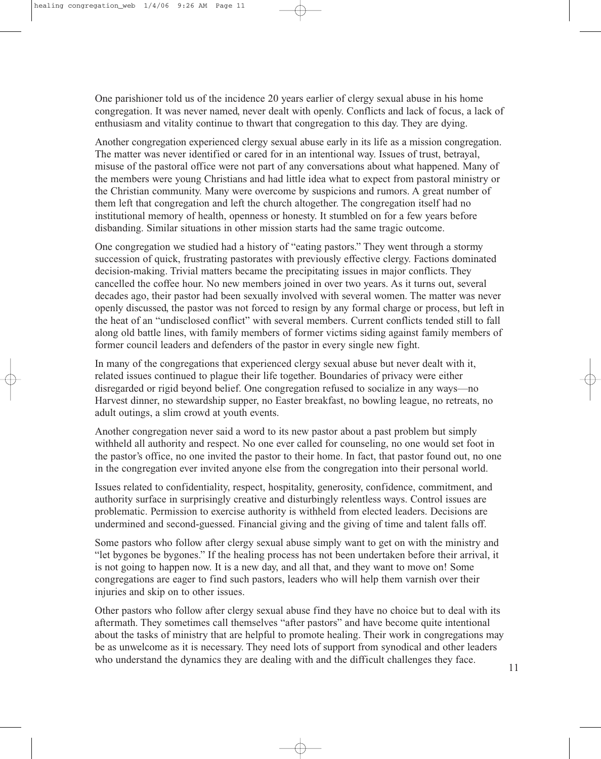One parishioner told us of the incidence 20 years earlier of clergy sexual abuse in his home congregation. It was never named, never dealt with openly. Conflicts and lack of focus, a lack of enthusiasm and vitality continue to thwart that congregation to this day. They are dying.

Another congregation experienced clergy sexual abuse early in its life as a mission congregation. The matter was never identified or cared for in an intentional way. Issues of trust, betrayal, misuse of the pastoral office were not part of any conversations about what happened. Many of the members were young Christians and had little idea what to expect from pastoral ministry or the Christian community. Many were overcome by suspicions and rumors. A great number of them left that congregation and left the church altogether. The congregation itself had no institutional memory of health, openness or honesty. It stumbled on for a few years before disbanding. Similar situations in other mission starts had the same tragic outcome.

One congregation we studied had a history of "eating pastors." They went through a stormy succession of quick, frustrating pastorates with previously effective clergy. Factions dominated decision-making. Trivial matters became the precipitating issues in major conflicts. They cancelled the coffee hour. No new members joined in over two years. As it turns out, several decades ago, their pastor had been sexually involved with several women. The matter was never openly discussed, the pastor was not forced to resign by any formal charge or process, but left in the heat of an "undisclosed conflict" with several members. Current conflicts tended still to fall along old battle lines, with family members of former victims siding against family members of former council leaders and defenders of the pastor in every single new fight.

In many of the congregations that experienced clergy sexual abuse but never dealt with it, related issues continued to plague their life together. Boundaries of privacy were either disregarded or rigid beyond belief. One congregation refused to socialize in any ways—no Harvest dinner, no stewardship supper, no Easter breakfast, no bowling league, no retreats, no adult outings, a slim crowd at youth events.

Another congregation never said a word to its new pastor about a past problem but simply withheld all authority and respect. No one ever called for counseling, no one would set foot in the pastor's office, no one invited the pastor to their home. In fact, that pastor found out, no one in the congregation ever invited anyone else from the congregation into their personal world.

Issues related to confidentiality, respect, hospitality, generosity, confidence, commitment, and authority surface in surprisingly creative and disturbingly relentless ways. Control issues are problematic. Permission to exercise authority is withheld from elected leaders. Decisions are undermined and second-guessed. Financial giving and the giving of time and talent falls off.

Some pastors who follow after clergy sexual abuse simply want to get on with the ministry and "let bygones be bygones." If the healing process has not been undertaken before their arrival, it is not going to happen now. It is a new day, and all that, and they want to move on! Some congregations are eager to find such pastors, leaders who will help them varnish over their injuries and skip on to other issues.

Other pastors who follow after clergy sexual abuse find they have no choice but to deal with its aftermath. They sometimes call themselves "after pastors" and have become quite intentional about the tasks of ministry that are helpful to promote healing. Their work in congregations may be as unwelcome as it is necessary. They need lots of support from synodical and other leaders who understand the dynamics they are dealing with and the difficult challenges they face.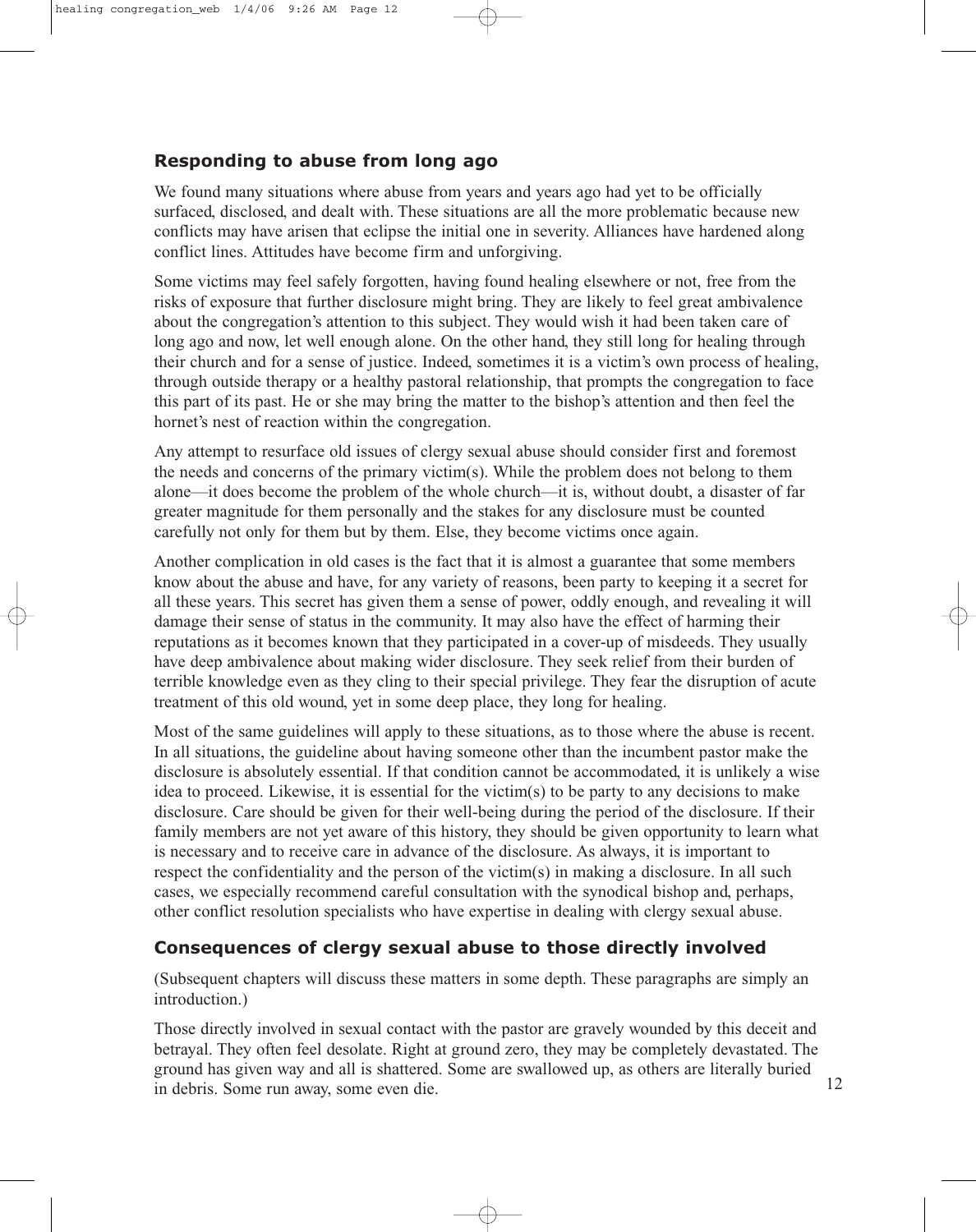## Responding to abuse from long ago

We found many situations where abuse from years and years ago had yet to be officially surfaced, disclosed, and dealt with. These situations are all the more problematic because new conflicts may have arisen that eclipse the initial one in severity. Alliances have hardened along conflict lines. Attitudes have become firm and unforgiving.

Some victims may feel safely forgotten, having found healing elsewhere or not, free from the risks of exposure that further disclosure might bring. They are likely to feel great ambivalence about the congregation's attention to this subject. They would wish it had been taken care of long ago and now, let well enough alone. On the other hand, they still long for healing through their church and for a sense of justice. Indeed, sometimes it is a victim's own process of healing, through outside therapy or a healthy pastoral relationship, that prompts the congregation to face this part of its past. He or she may bring the matter to the bishop's attention and then feel the hornet's nest of reaction within the congregation.

Any attempt to resurface old issues of clergy sexual abuse should consider first and foremost the needs and concerns of the primary victim(s). While the problem does not belong to them alone—it does become the problem of the whole church—it is, without doubt, a disaster of far greater magnitude for them personally and the stakes for any disclosure must be counted carefully not only for them but by them. Else, they become victims once again.

Another complication in old cases is the fact that it is almost a guarantee that some members know about the abuse and have, for any variety of reasons, been party to keeping it a secret for all these years. This secret has given them a sense of power, oddly enough, and revealing it will damage their sense of status in the community. It may also have the effect of harming their reputations as it becomes known that they participated in a cover-up of misdeeds. They usually have deep ambivalence about making wider disclosure. They seek relief from their burden of terrible knowledge even as they cling to their special privilege. They fear the disruption of acute treatment of this old wound, yet in some deep place, they long for healing.

Most of the same guidelines will apply to these situations, as to those where the abuse is recent. In all situations, the guideline about having someone other than the incumbent pastor make the disclosure is absolutely essential. If that condition cannot be accommodated, it is unlikely a wise idea to proceed. Likewise, it is essential for the victim(s) to be party to any decisions to make disclosure. Care should be given for their well-being during the period of the disclosure. If their family members are not yet aware of this history, they should be given opportunity to learn what is necessary and to receive care in advance of the disclosure. As always, it is important to respect the confidentiality and the person of the victim(s) in making a disclosure. In all such cases, we especially recommend careful consultation with the synodical bishop and, perhaps, other conflict resolution specialists who have expertise in dealing with clergy sexual abuse.

## Consequences of clergy sexual abuse to those directly involved

(Subsequent chapters will discuss these matters in some depth. These paragraphs are simply an introduction.)

Those directly involved in sexual contact with the pastor are gravely wounded by this deceit and betrayal. They often feel desolate. Right at ground zero, they may be completely devastated. The ground has given way and all is shattered. Some are swallowed up, as others are literally buried in debris. Some run away, some even die.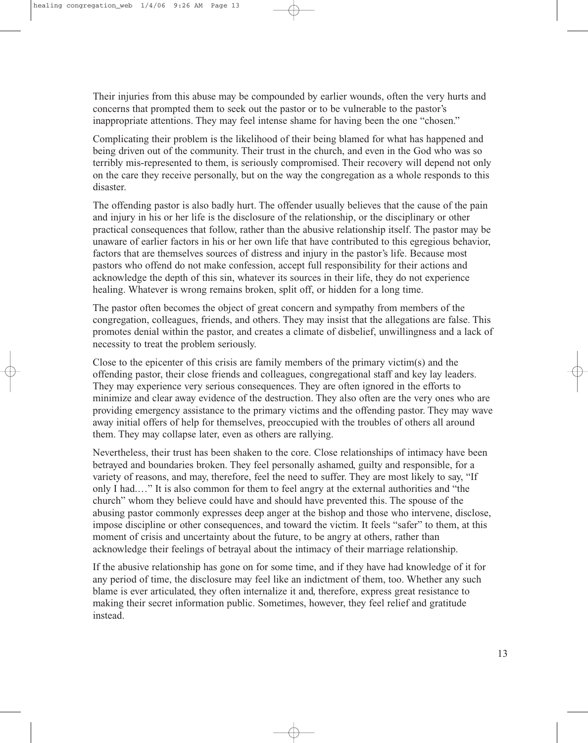Their injuries from this abuse may be compounded by earlier wounds, often the very hurts and concerns that prompted them to seek out the pastor or to be vulnerable to the pastor's inappropriate attentions. They may feel intense shame for having been the one "chosen."

Complicating their problem is the likelihood of their being blamed for what has happened and being driven out of the community. Their trust in the church, and even in the God who was so terribly mis-represented to them, is seriously compromised. Their recovery will depend not only on the care they receive personally, but on the way the congregation as a whole responds to this disaster.

The offending pastor is also badly hurt. The offender usually believes that the cause of the pain and injury in his or her life is the disclosure of the relationship, or the disciplinary or other practical consequences that follow, rather than the abusive relationship itself. The pastor may be unaware of earlier factors in his or her own life that have contributed to this egregious behavior, factors that are themselves sources of distress and injury in the pastor's life. Because most pastors who offend do not make confession, accept full responsibility for their actions and acknowledge the depth of this sin, whatever its sources in their life, they do not experience healing. Whatever is wrong remains broken, split off, or hidden for a long time.

The pastor often becomes the object of great concern and sympathy from members of the congregation, colleagues, friends, and others. They may insist that the allegations are false. This promotes denial within the pastor, and creates a climate of disbelief, unwillingness and a lack of necessity to treat the problem seriously.

Close to the epicenter of this crisis are family members of the primary victim(s) and the offending pastor, their close friends and colleagues, congregational staff and key lay leaders. They may experience very serious consequences. They are often ignored in the efforts to minimize and clear away evidence of the destruction. They also often are the very ones who are providing emergency assistance to the primary victims and the offending pastor. They may wave away initial offers of help for themselves, preoccupied with the troubles of others all around them. They may collapse later, even as others are rallying.

Nevertheless, their trust has been shaken to the core. Close relationships of intimacy have been betrayed and boundaries broken. They feel personally ashamed, guilty and responsible, for a variety of reasons, and may, therefore, feel the need to suffer. They are most likely to say, "If only I had…." It is also common for them to feel angry at the external authorities and "the church" whom they believe could have and should have prevented this. The spouse of the abusing pastor commonly expresses deep anger at the bishop and those who intervene, disclose, impose discipline or other consequences, and toward the victim. It feels "safer" to them, at this moment of crisis and uncertainty about the future, to be angry at others, rather than acknowledge their feelings of betrayal about the intimacy of their marriage relationship.

If the abusive relationship has gone on for some time, and if they have had knowledge of it for any period of time, the disclosure may feel like an indictment of them, too. Whether any such blame is ever articulated, they often internalize it and, therefore, express great resistance to making their secret information public. Sometimes, however, they feel relief and gratitude instead.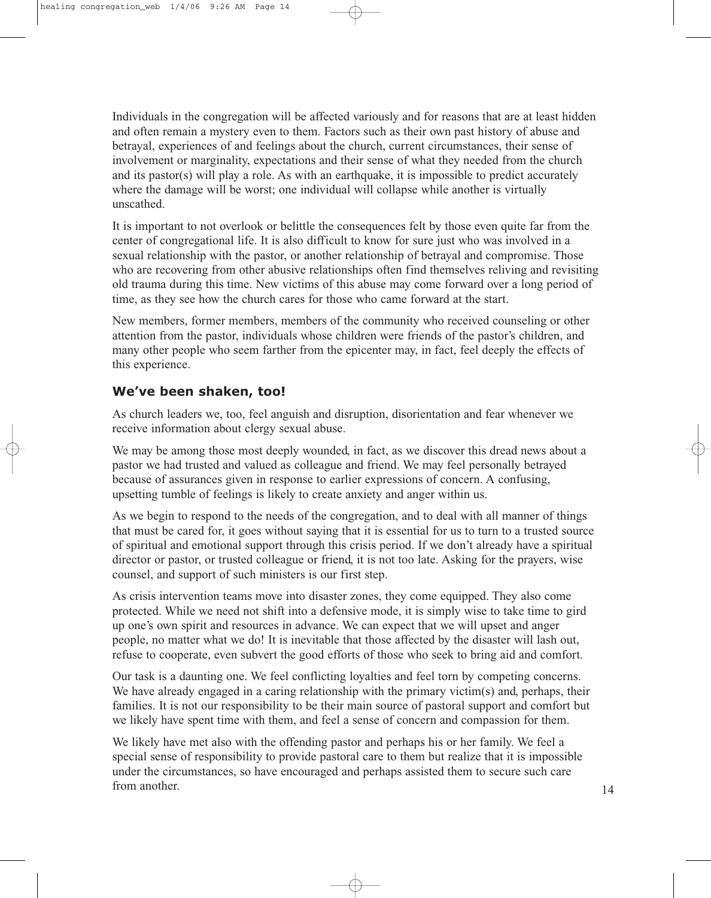Individuals in the congregation will be affected variously and for reasons that are at least hidden and often remain a mystery even to them. Factors such as their own past history of abuse and betrayal, experiences of and feelings about the church, current circumstances, their sense of involvement or marginality, expectations and their sense of what they needed from the church and its pastor(s) will play a role. As with an earthquake, it is impossible to predict accurately where the damage will be worst; one individual will collapse while another is virtually unscathed.

It is important to not overlook or belittle the consequences felt by those even quite far from the center of congregational life. It is also difficult to know for sure just who was involved in a sexual relationship with the pastor, or another relationship of betrayal and compromise. Those who are recovering from other abusive relationships often find themselves reliving and revisiting old trauma during this time. New victims of this abuse may come forward over a long period of time, as they see how the church cares for those who came forward at the start.

New members, former members, members of the community who received counseling or other attention from the pastor, individuals whose children were friends of the pastor's children, and many other people who seem farther from the epicenter may, in fact, feel deeply the effects of this experience.

### We've been shaken, too!

As church leaders we, too, feel anguish and disruption, disorientation and fear whenever we receive information about clergy sexual abuse.

We may be among those most deeply wounded, in fact, as we discover this dread news about a pastor we had trusted and valued as colleague and friend. We may feel personally betrayed because of assurances given in response to earlier expressions of concern. A confusing, upsetting tumble of feelings is likely to create anxiety and anger within us.

As we begin to respond to the needs of the congregation, and to deal with all manner of things that must be cared for, it goes without saying that it is essential for us to turn to a trusted source of spiritual and emotional support through this crisis period. If we don't already have a spiritual director or pastor, or trusted colleague or friend, it is not too late. Asking for the prayers, wise counsel, and support of such ministers is our first step.

As crisis intervention teams move into disaster zones, they come equipped. They also come protected. While we need not shift into a defensive mode, it is simply wise to take time to gird up one's own spirit and resources in advance. We can expect that we will upset and anger people, no matter what we do! It is inevitable that those affected by the disaster will lash out, refuse to cooperate, even subvert the good efforts of those who seek to bring aid and comfort.

Our task is a daunting one. We feel conflicting loyalties and feel torn by competing concerns. We have already engaged in a caring relationship with the primary victim(s) and, perhaps, their families. It is not our responsibility to be their main source of pastoral support and comfort but we likely have spent time with them, and feel a sense of concern and compassion for them.

We likely have met also with the offending pastor and perhaps his or her family. We feel a special sense of responsibility to provide pastoral care to them but realize that it is impossible under the circumstances, so have encouraged and perhaps assisted them to secure such care from another.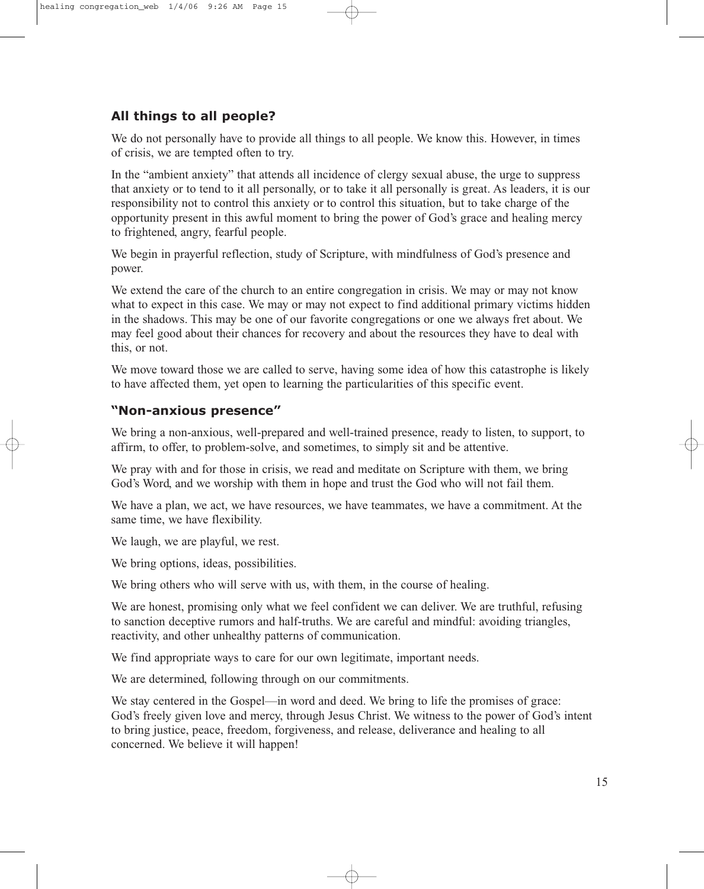## All things to all people?

We do not personally have to provide all things to all people. We know this. However, in times of crisis, we are tempted often to try.

In the "ambient anxiety" that attends all incidence of clergy sexual abuse, the urge to suppress that anxiety or to tend to it all personally, or to take it all personally is great. As leaders, it is our responsibility not to control this anxiety or to control this situation, but to take charge of the opportunity present in this awful moment to bring the power of God's grace and healing mercy to frightened, angry, fearful people.

We begin in prayerful reflection, study of Scripture, with mindfulness of God's presence and power.

We extend the care of the church to an entire congregation in crisis. We may or may not know what to expect in this case. We may or may not expect to find additional primary victims hidden in the shadows. This may be one of our favorite congregations or one we always fret about. We may feel good about their chances for recovery and about the resources they have to deal with this, or not.

We move toward those we are called to serve, having some idea of how this catastrophe is likely to have affected them, yet open to learning the particularities of this specific event.

## "Non-anxious presence"

We bring a non-anxious, well-prepared and well-trained presence, ready to listen, to support, to affirm, to offer, to problem-solve, and sometimes, to simply sit and be attentive.

We pray with and for those in crisis, we read and meditate on Scripture with them, we bring God's Word, and we worship with them in hope and trust the God who will not fail them.

We have a plan, we act, we have resources, we have teammates, we have a commitment. At the same time, we have flexibility.

We laugh, we are playful, we rest.

We bring options, ideas, possibilities.

We bring others who will serve with us, with them, in the course of healing.

We are honest, promising only what we feel confident we can deliver. We are truthful, refusing to sanction deceptive rumors and half-truths. We are careful and mindful: avoiding triangles, reactivity, and other unhealthy patterns of communication.

We find appropriate ways to care for our own legitimate, important needs.

We are determined, following through on our commitments.

We stay centered in the Gospel—in word and deed. We bring to life the promises of grace: God's freely given love and mercy, through Jesus Christ. We witness to the power of God's intent to bring justice, peace, freedom, forgiveness, and release, deliverance and healing to all concerned. We believe it will happen!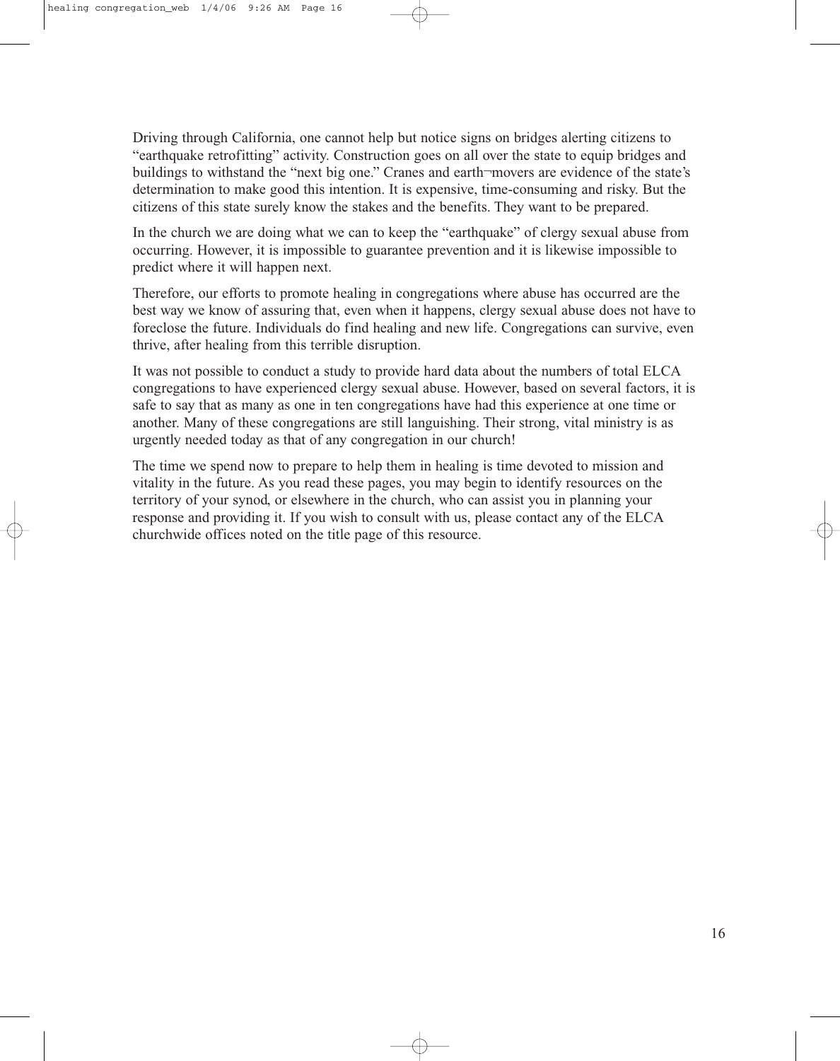Driving through California, one cannot help but notice signs on bridges alerting citizens to "earthquake retrofitting" activity. Construction goes on all over the state to equip bridges and buildings to withstand the "next big one." Cranes and earth¬movers are evidence of the state's determination to make good this intention. It is expensive, time-consuming and risky. But the citizens of this state surely know the stakes and the benefits. They want to be prepared.

In the church we are doing what we can to keep the "earthquake" of clergy sexual abuse from occurring. However, it is impossible to guarantee prevention and it is likewise impossible to predict where it will happen next.

Therefore, our efforts to promote healing in congregations where abuse has occurred are the best way we know of assuring that, even when it happens, clergy sexual abuse does not have to foreclose the future. Individuals do find healing and new life. Congregations can survive, even thrive, after healing from this terrible disruption.

It was not possible to conduct a study to provide hard data about the numbers of total ELCA congregations to have experienced clergy sexual abuse. However, based on several factors, it is safe to say that as many as one in ten congregations have had this experience at one time or another. Many of these congregations are still languishing. Their strong, vital ministry is as urgently needed today as that of any congregation in our church!

The time we spend now to prepare to help them in healing is time devoted to mission and vitality in the future. As you read these pages, you may begin to identify resources on the territory of your synod, or elsewhere in the church, who can assist you in planning your response and providing it. If you wish to consult with us, please contact any of the ELCA churchwide offices noted on the title page of this resource.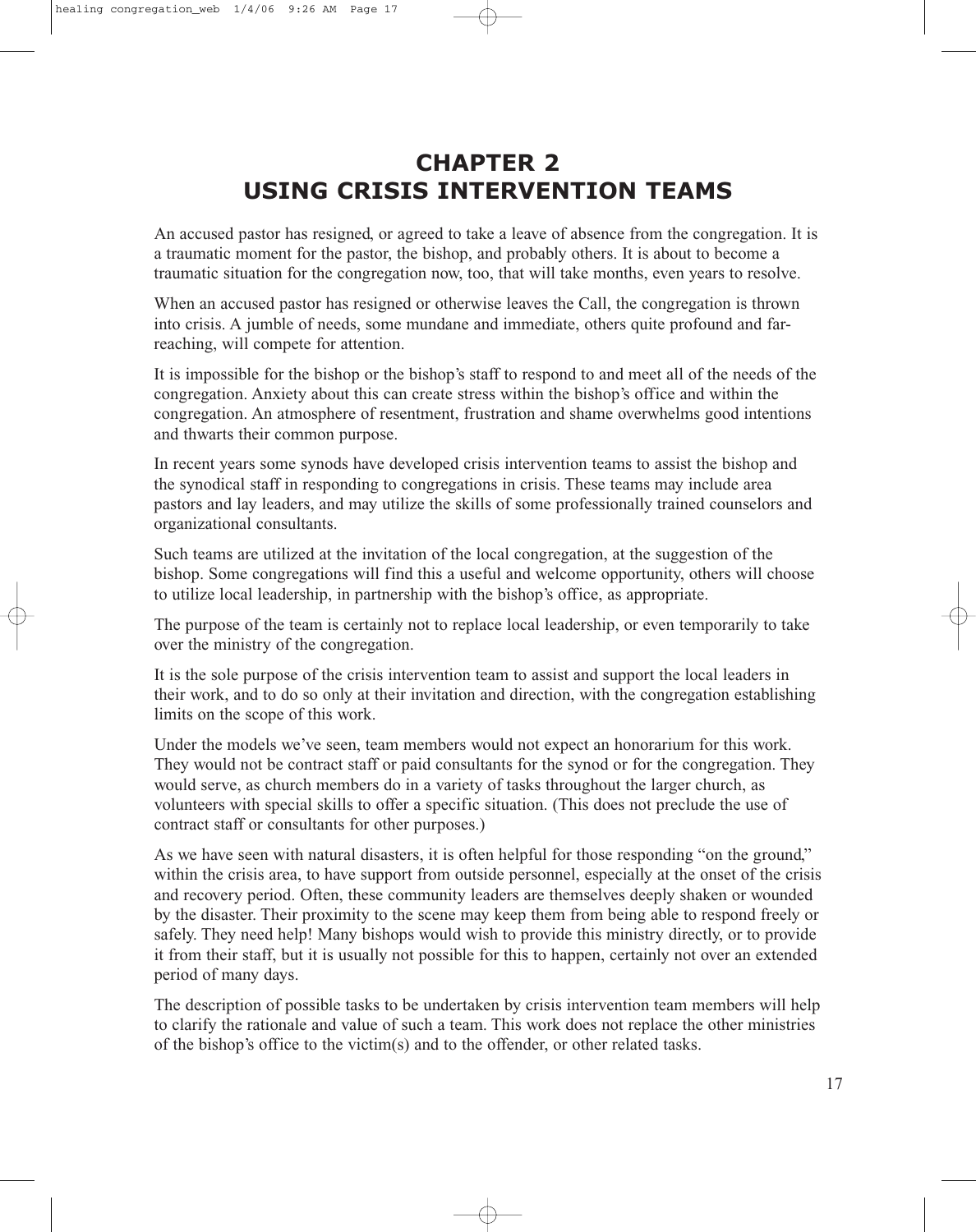# CHAPTER 2
# USING CRISIS INTERVENTION TEAMS

An accused pastor has resigned, or agreed to take a leave of absence from the congregation. It is a traumatic moment for the pastor, the bishop, and probably others. It is about to become a traumatic situation for the congregation now, too, that will take months, even years to resolve.

When an accused pastor has resigned or otherwise leaves the Call, the congregation is thrown into crisis. A jumble of needs, some mundane and immediate, others quite profound and far-reaching, will compete for attention.

It is impossible for the bishop or the bishop's staff to respond to and meet all of the needs of the congregation. Anxiety about this can create stress within the bishop's office and within the congregation. An atmosphere of resentment, frustration and shame overwhelms good intentions and thwarts their common purpose.

In recent years some synods have developed crisis intervention teams to assist the bishop and the synodical staff in responding to congregations in crisis. These teams may include area pastors and lay leaders, and may utilize the skills of some professionally trained counselors and organizational consultants.

Such teams are utilized at the invitation of the local congregation, at the suggestion of the bishop. Some congregations will find this a useful and welcome opportunity, others will choose to utilize local leadership, in partnership with the bishop's office, as appropriate.

The purpose of the team is certainly not to replace local leadership, or even temporarily to take over the ministry of the congregation.

It is the sole purpose of the crisis intervention team to assist and support the local leaders in their work, and to do so only at their invitation and direction, with the congregation establishing limits on the scope of this work.

Under the models we've seen, team members would not expect an honorarium for this work. They would not be contract staff or paid consultants for the synod or for the congregation. They would serve, as church members do in a variety of tasks throughout the larger church, as volunteers with special skills to offer a specific situation. (This does not preclude the use of contract staff or consultants for other purposes.)

As we have seen with natural disasters, it is often helpful for those responding "on the ground," within the crisis area, to have support from outside personnel, especially at the onset of the crisis and recovery period. Often, these community leaders are themselves deeply shaken or wounded by the disaster. Their proximity to the scene may keep them from being able to respond freely or safely. They need help! Many bishops would wish to provide this ministry directly, or to provide it from their staff, but it is usually not possible for this to happen, certainly not over an extended period of many days.

The description of possible tasks to be undertaken by crisis intervention team members will help to clarify the rationale and value of such a team. This work does not replace the other ministries of the bishop's office to the victim(s) and to the offender, or other related tasks.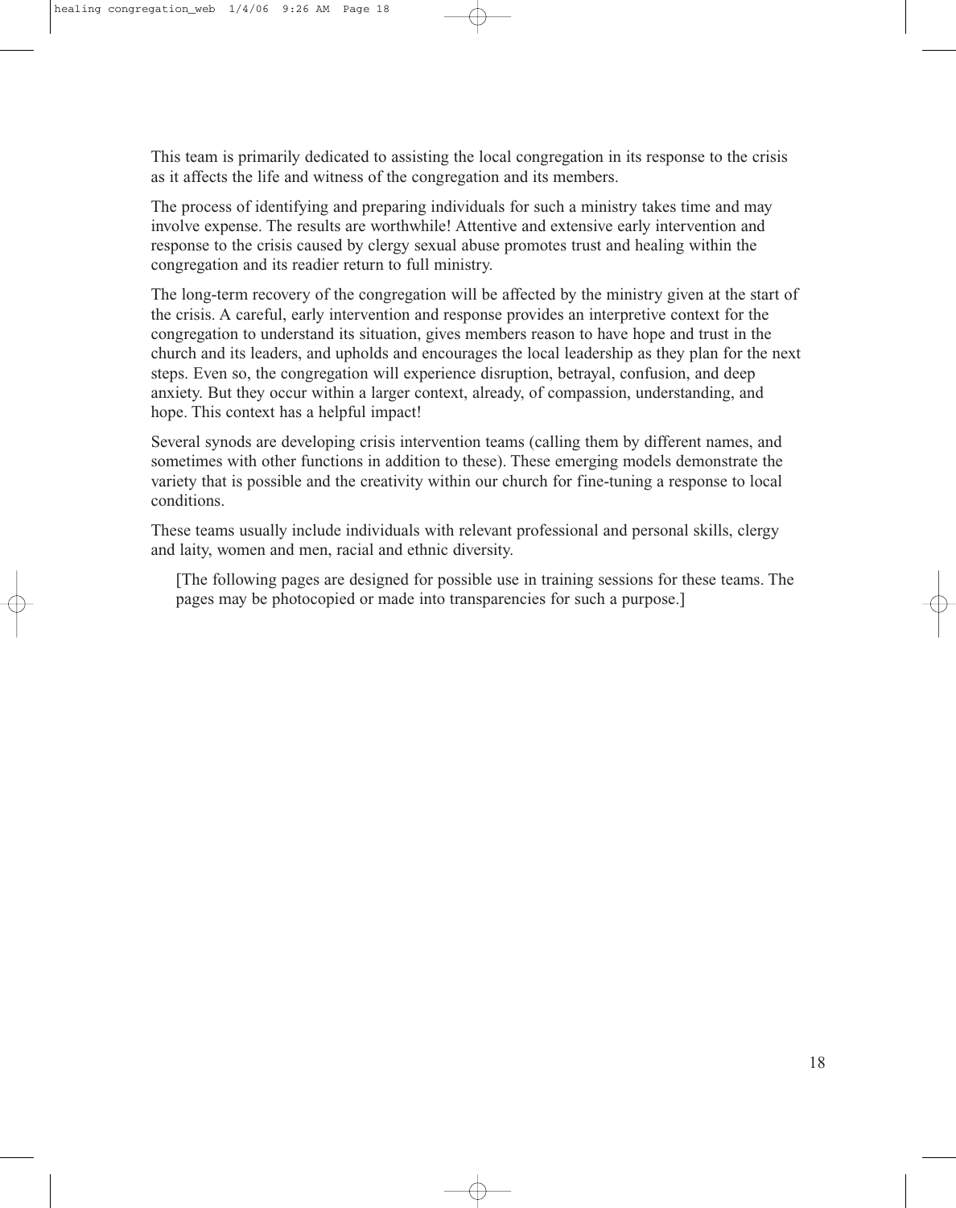This team is primarily dedicated to assisting the local congregation in its response to the crisis as it affects the life and witness of the congregation and its members.

The process of identifying and preparing individuals for such a ministry takes time and may involve expense. The results are worthwhile! Attentive and extensive early intervention and response to the crisis caused by clergy sexual abuse promotes trust and healing within the congregation and its readier return to full ministry.

The long-term recovery of the congregation will be affected by the ministry given at the start of the crisis. A careful, early intervention and response provides an interpretive context for the congregation to understand its situation, gives members reason to have hope and trust in the church and its leaders, and upholds and encourages the local leadership as they plan for the next steps. Even so, the congregation will experience disruption, betrayal, confusion, and deep anxiety. But they occur within a larger context, already, of compassion, understanding, and hope. This context has a helpful impact!

Several synods are developing crisis intervention teams (calling them by different names, and sometimes with other functions in addition to these). These emerging models demonstrate the variety that is possible and the creativity within our church for fine-tuning a response to local conditions.

These teams usually include individuals with relevant professional and personal skills, clergy and laity, women and men, racial and ethnic diversity.

> [The following pages are designed for possible use in training sessions for these teams. The pages may be photocopied or made into transparencies for such a purpose.]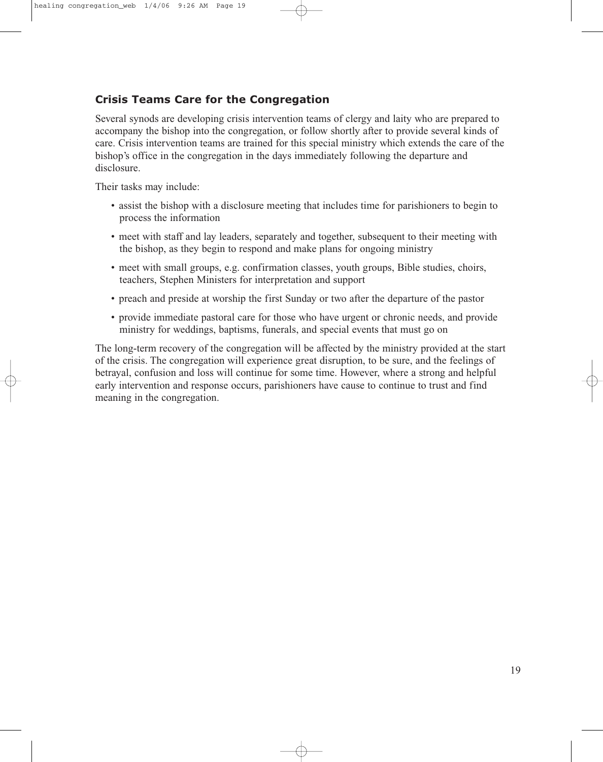## Crisis Teams Care for the Congregation

Several synods are developing crisis intervention teams of clergy and laity who are prepared to accompany the bishop into the congregation, or follow shortly after to provide several kinds of care. Crisis intervention teams are trained for this special ministry which extends the care of the bishop's office in the congregation in the days immediately following the departure and disclosure.

Their tasks may include:

- assist the bishop with a disclosure meeting that includes time for parishioners to begin to process the information
- meet with staff and lay leaders, separately and together, subsequent to their meeting with the bishop, as they begin to respond and make plans for ongoing ministry
- meet with small groups, e.g. confirmation classes, youth groups, Bible studies, choirs, teachers, Stephen Ministers for interpretation and support
- preach and preside at worship the first Sunday or two after the departure of the pastor
- provide immediate pastoral care for those who have urgent or chronic needs, and provide ministry for weddings, baptisms, funerals, and special events that must go on

The long-term recovery of the congregation will be affected by the ministry provided at the start of the crisis. The congregation will experience great disruption, to be sure, and the feelings of betrayal, confusion and loss will continue for some time. However, where a strong and helpful early intervention and response occurs, parishioners have cause to continue to trust and find meaning in the congregation.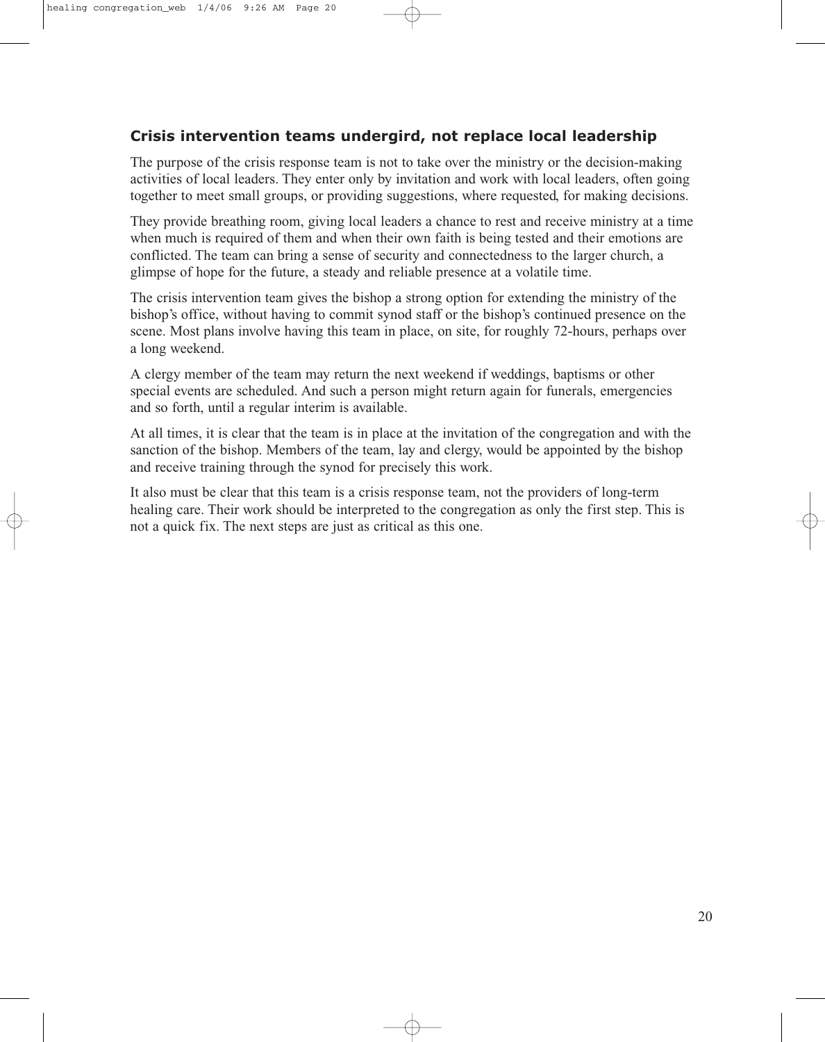### Crisis intervention teams undergird, not replace local leadership

The purpose of the crisis response team is not to take over the ministry or the decision-making activities of local leaders. They enter only by invitation and work with local leaders, often going together to meet small groups, or providing suggestions, where requested, for making decisions.

They provide breathing room, giving local leaders a chance to rest and receive ministry at a time when much is required of them and when their own faith is being tested and their emotions are conflicted. The team can bring a sense of security and connectedness to the larger church, a glimpse of hope for the future, a steady and reliable presence at a volatile time.

The crisis intervention team gives the bishop a strong option for extending the ministry of the bishop's office, without having to commit synod staff or the bishop's continued presence on the scene. Most plans involve having this team in place, on site, for roughly 72-hours, perhaps over a long weekend.

A clergy member of the team may return the next weekend if weddings, baptisms or other special events are scheduled. And such a person might return again for funerals, emergencies and so forth, until a regular interim is available.

At all times, it is clear that the team is in place at the invitation of the congregation and with the sanction of the bishop. Members of the team, lay and clergy, would be appointed by the bishop and receive training through the synod for precisely this work.

It also must be clear that this team is a crisis response team, not the providers of long-term healing care. Their work should be interpreted to the congregation as only the first step. This is not a quick fix. The next steps are just as critical as this one.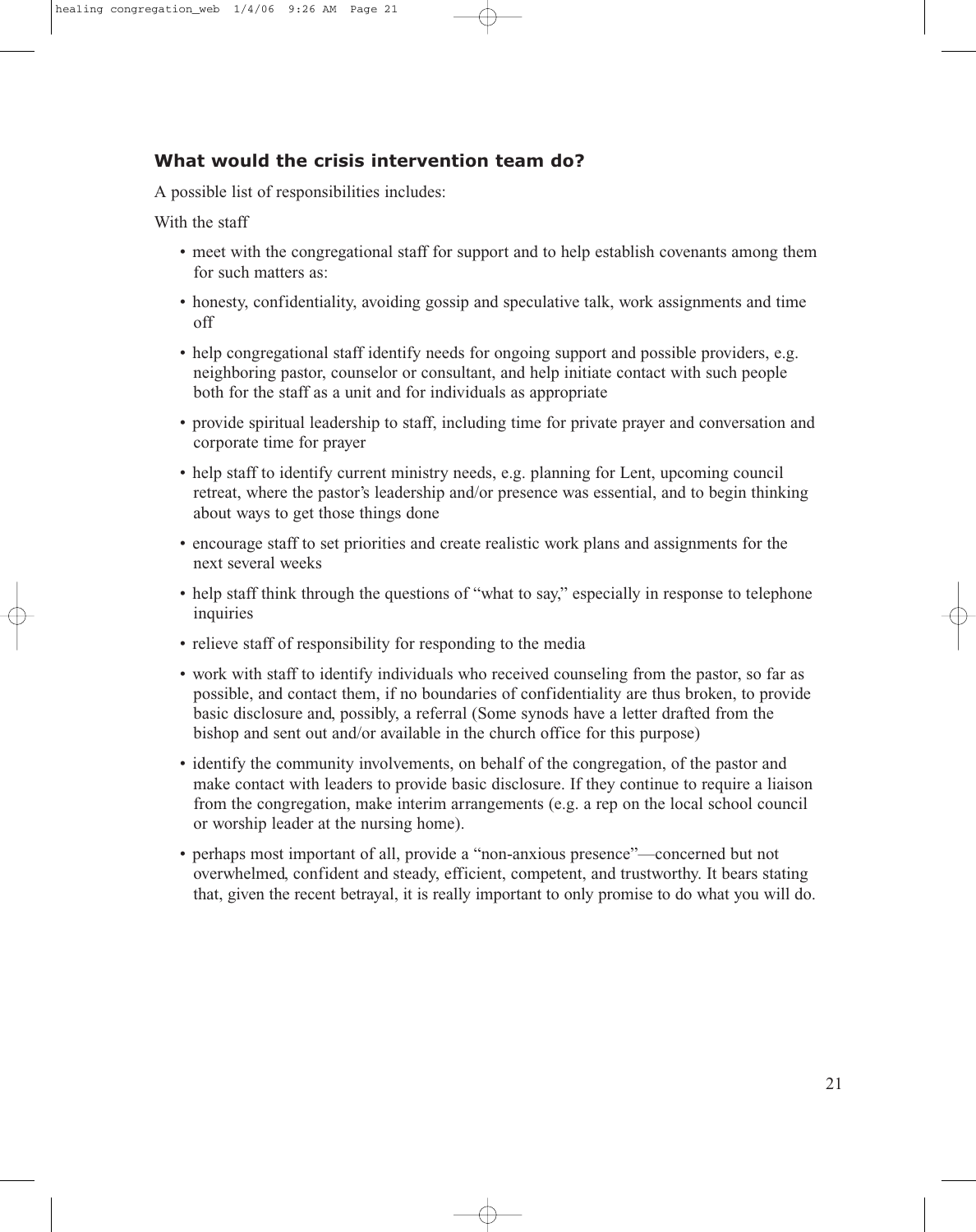### What would the crisis intervention team do?

A possible list of responsibilities includes:

With the staff

- meet with the congregational staff for support and to help establish covenants among them for such matters as:
- honesty, confidentiality, avoiding gossip and speculative talk, work assignments and time off
- help congregational staff identify needs for ongoing support and possible providers, e.g. neighboring pastor, counselor or consultant, and help initiate contact with such people both for the staff as a unit and for individuals as appropriate
- provide spiritual leadership to staff, including time for private prayer and conversation and corporate time for prayer
- help staff to identify current ministry needs, e.g. planning for Lent, upcoming council retreat, where the pastor's leadership and/or presence was essential, and to begin thinking about ways to get those things done
- encourage staff to set priorities and create realistic work plans and assignments for the next several weeks
- help staff think through the questions of "what to say," especially in response to telephone inquiries
- relieve staff of responsibility for responding to the media
- work with staff to identify individuals who received counseling from the pastor, so far as possible, and contact them, if no boundaries of confidentiality are thus broken, to provide basic disclosure and, possibly, a referral (Some synods have a letter drafted from the bishop and sent out and/or available in the church office for this purpose)
- identify the community involvements, on behalf of the congregation, of the pastor and make contact with leaders to provide basic disclosure. If they continue to require a liaison from the congregation, make interim arrangements (e.g. a rep on the local school council or worship leader at the nursing home).
- perhaps most important of all, provide a "non-anxious presence"—concerned but not overwhelmed, confident and steady, efficient, competent, and trustworthy. It bears stating that, given the recent betrayal, it is really important to only promise to do what you will do.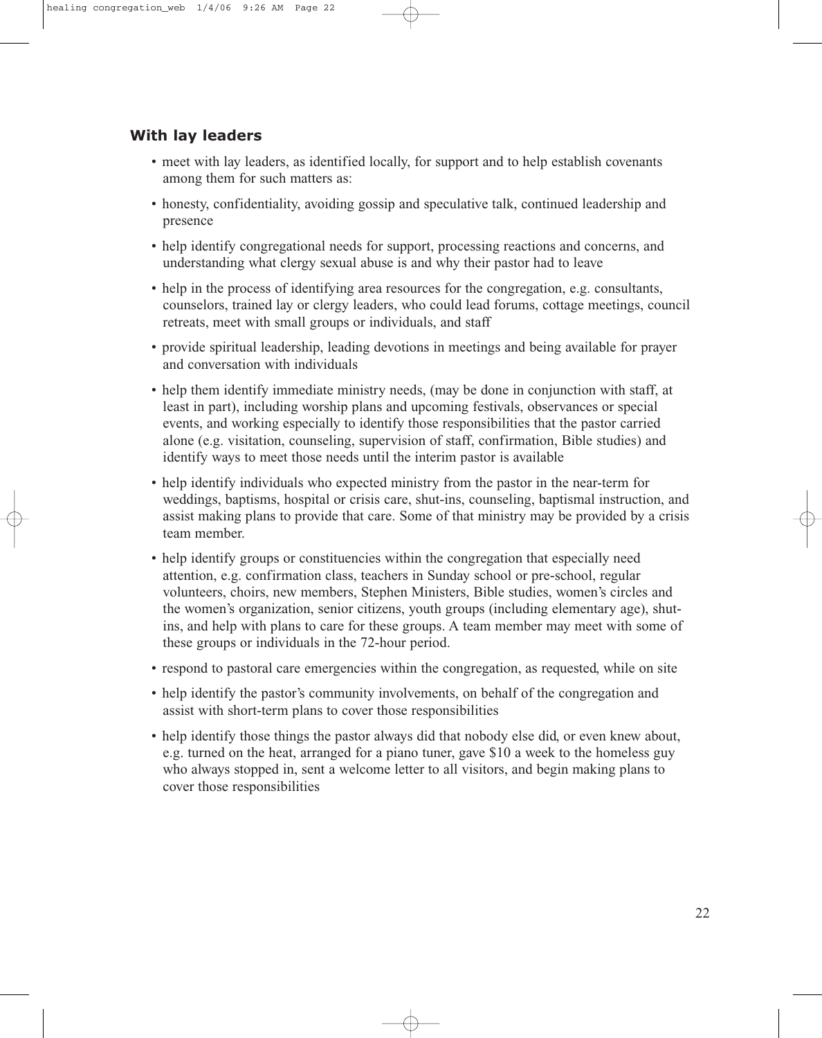### With lay leaders

- meet with lay leaders, as identified locally, for support and to help establish covenants among them for such matters as:
- honesty, confidentiality, avoiding gossip and speculative talk, continued leadership and presence
- help identify congregational needs for support, processing reactions and concerns, and understanding what clergy sexual abuse is and why their pastor had to leave
- help in the process of identifying area resources for the congregation, e.g. consultants, counselors, trained lay or clergy leaders, who could lead forums, cottage meetings, council retreats, meet with small groups or individuals, and staff
- provide spiritual leadership, leading devotions in meetings and being available for prayer and conversation with individuals
- help them identify immediate ministry needs, (may be done in conjunction with staff, at least in part), including worship plans and upcoming festivals, observances or special events, and working especially to identify those responsibilities that the pastor carried alone (e.g. visitation, counseling, supervision of staff, confirmation, Bible studies) and identify ways to meet those needs until the interim pastor is available
- help identify individuals who expected ministry from the pastor in the near-term for weddings, baptisms, hospital or crisis care, shut-ins, counseling, baptismal instruction, and assist making plans to provide that care. Some of that ministry may be provided by a crisis team member.
- help identify groups or constituencies within the congregation that especially need attention, e.g. confirmation class, teachers in Sunday school or pre-school, regular volunteers, choirs, new members, Stephen Ministers, Bible studies, women's circles and the women's organization, senior citizens, youth groups (including elementary age), shut-ins, and help with plans to care for these groups. A team member may meet with some of these groups or individuals in the 72-hour period.
- respond to pastoral care emergencies within the congregation, as requested, while on site
- help identify the pastor's community involvements, on behalf of the congregation and assist with short-term plans to cover those responsibilities
- help identify those things the pastor always did that nobody else did, or even knew about, e.g. turned on the heat, arranged for a piano tuner, gave $10 a week to the homeless guy who always stopped in, sent a welcome letter to all visitors, and begin making plans to cover those responsibilities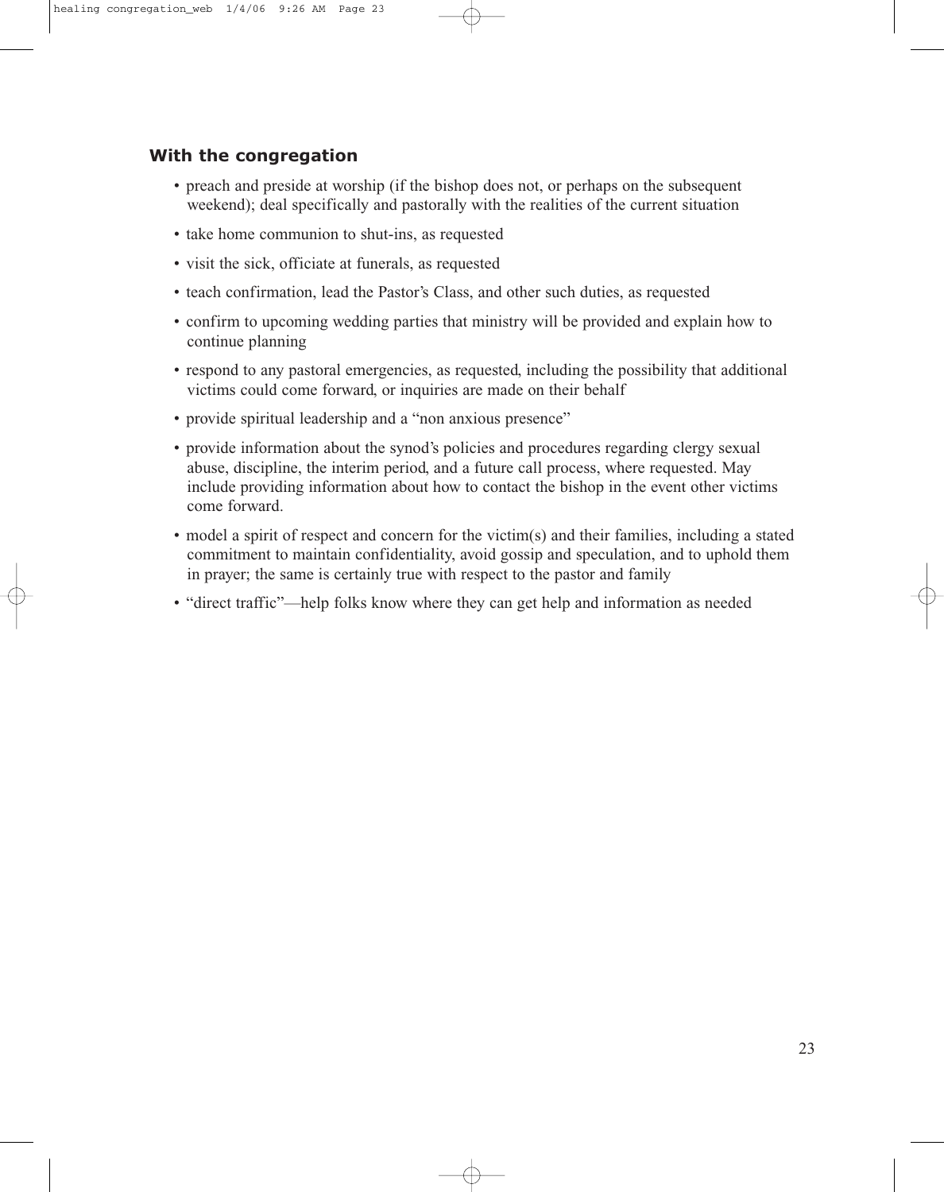### With the congregation

- preach and preside at worship (if the bishop does not, or perhaps on the subsequent weekend); deal specifically and pastorally with the realities of the current situation
- take home communion to shut-ins, as requested
- visit the sick, officiate at funerals, as requested
- teach confirmation, lead the Pastor's Class, and other such duties, as requested
- confirm to upcoming wedding parties that ministry will be provided and explain how to continue planning
- respond to any pastoral emergencies, as requested, including the possibility that additional victims could come forward, or inquiries are made on their behalf
- provide spiritual leadership and a "non anxious presence"
- provide information about the synod's policies and procedures regarding clergy sexual abuse, discipline, the interim period, and a future call process, where requested. May include providing information about how to contact the bishop in the event other victims come forward.
- model a spirit of respect and concern for the victim(s) and their families, including a stated commitment to maintain confidentiality, avoid gossip and speculation, and to uphold them in prayer; the same is certainly true with respect to the pastor and family
- "direct traffic"—help folks know where they can get help and information as needed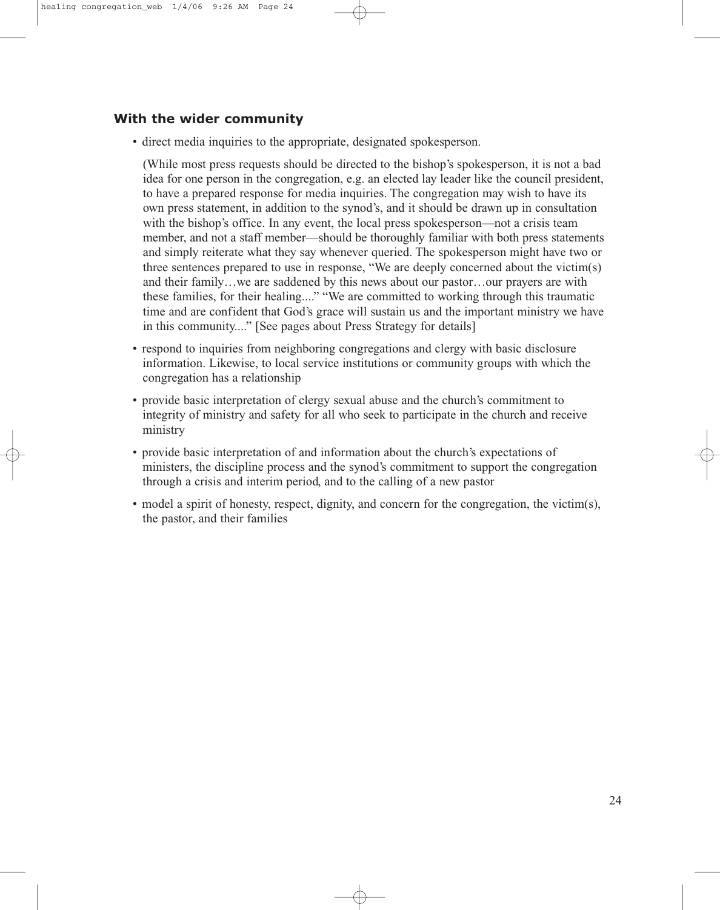### With the wider community

- direct media inquiries to the appropriate, designated spokesperson.

  (While most press requests should be directed to the bishop's spokesperson, it is not a bad idea for one person in the congregation, e.g. an elected lay leader like the council president, to have a prepared response for media inquiries. The congregation may wish to have its own press statement, in addition to the synod's, and it should be drawn up in consultation with the bishop's office. In any event, the local press spokesperson—not a crisis team member, and not a staff member—should be thoroughly familiar with both press statements and simply reiterate what they say whenever queried. The spokesperson might have two or three sentences prepared to use in response, "We are deeply concerned about the victim(s) and their family…we are saddened by this news about our pastor…our prayers are with these families, for their healing...." "We are committed to working through this traumatic time and are confident that God's grace will sustain us and the important ministry we have in this community...." [See pages about Press Strategy for details]

- respond to inquiries from neighboring congregations and clergy with basic disclosure information. Likewise, to local service institutions or community groups with which the congregation has a relationship
- provide basic interpretation of clergy sexual abuse and the church's commitment to integrity of ministry and safety for all who seek to participate in the church and receive ministry
- provide basic interpretation of and information about the church's expectations of ministers, the discipline process and the synod's commitment to support the congregation through a crisis and interim period, and to the calling of a new pastor
- model a spirit of honesty, respect, dignity, and concern for the congregation, the victim(s), the pastor, and their families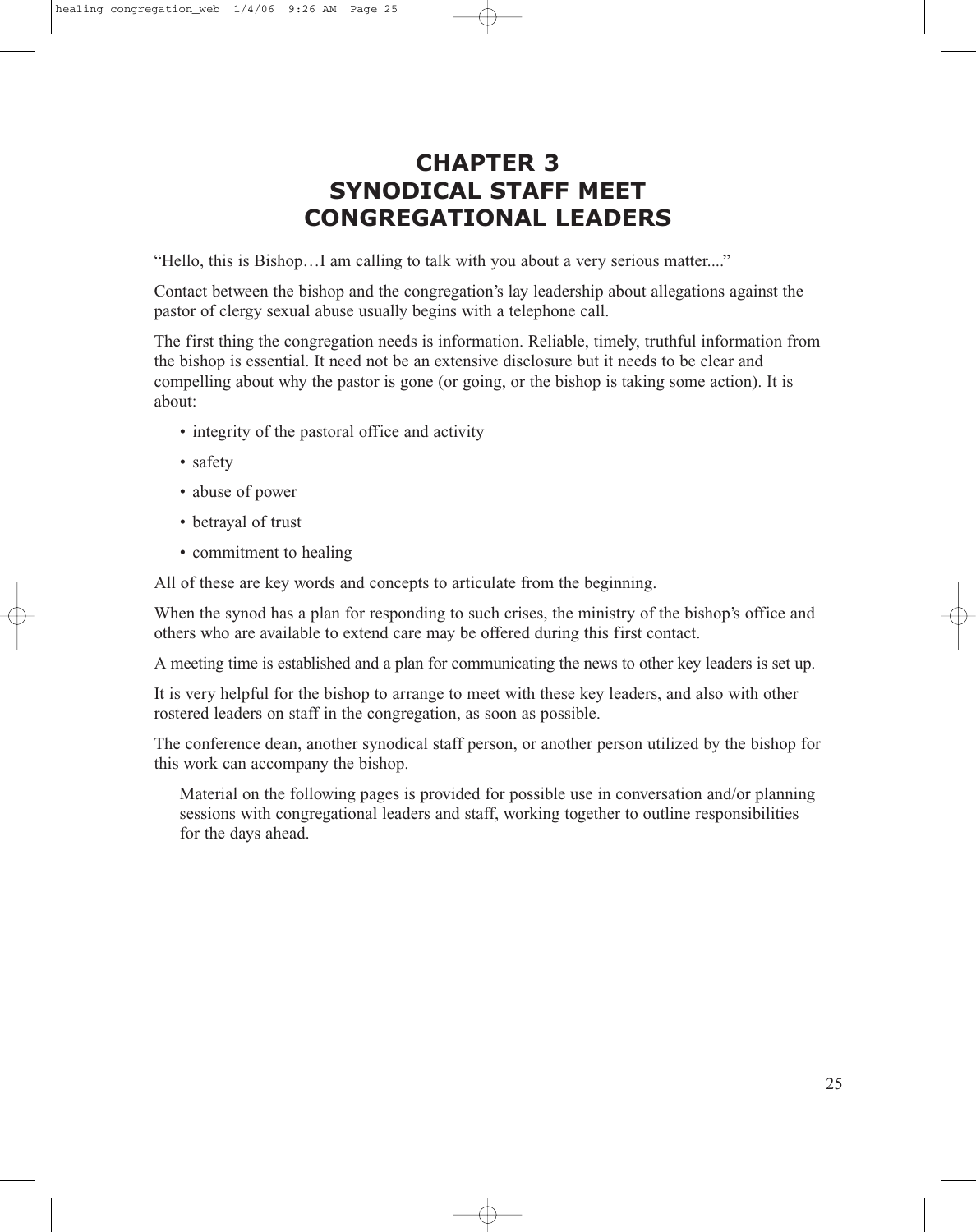# CHAPTER 3
# SYNODICAL STAFF MEET CONGREGATIONAL LEADERS

"Hello, this is Bishop…I am calling to talk with you about a very serious matter...."

Contact between the bishop and the congregation's lay leadership about allegations against the pastor of clergy sexual abuse usually begins with a telephone call.

The first thing the congregation needs is information. Reliable, timely, truthful information from the bishop is essential. It need not be an extensive disclosure but it needs to be clear and compelling about why the pastor is gone (or going, or the bishop is taking some action). It is about:

- integrity of the pastoral office and activity
- safety
- abuse of power
- betrayal of trust
- commitment to healing

All of these are key words and concepts to articulate from the beginning.

When the synod has a plan for responding to such crises, the ministry of the bishop's office and others who are available to extend care may be offered during this first contact.

A meeting time is established and a plan for communicating the news to other key leaders is set up.

It is very helpful for the bishop to arrange to meet with these key leaders, and also with other rostered leaders on staff in the congregation, as soon as possible.

The conference dean, another synodical staff person, or another person utilized by the bishop for this work can accompany the bishop.

> Material on the following pages is provided for possible use in conversation and/or planning sessions with congregational leaders and staff, working together to outline responsibilities for the days ahead.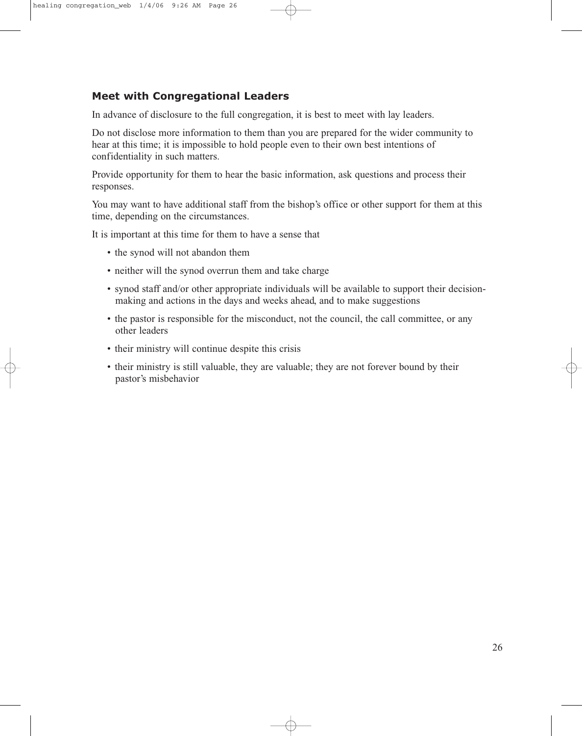### Meet with Congregational Leaders

In advance of disclosure to the full congregation, it is best to meet with lay leaders.

Do not disclose more information to them than you are prepared for the wider community to hear at this time; it is impossible to hold people even to their own best intentions of confidentiality in such matters.

Provide opportunity for them to hear the basic information, ask questions and process their responses.

You may want to have additional staff from the bishop's office or other support for them at this time, depending on the circumstances.

It is important at this time for them to have a sense that

- the synod will not abandon them
- neither will the synod overrun them and take charge
- synod staff and/or other appropriate individuals will be available to support their decision-making and actions in the days and weeks ahead, and to make suggestions
- the pastor is responsible for the misconduct, not the council, the call committee, or any other leaders
- their ministry will continue despite this crisis
- their ministry is still valuable, they are valuable; they are not forever bound by their pastor's misbehavior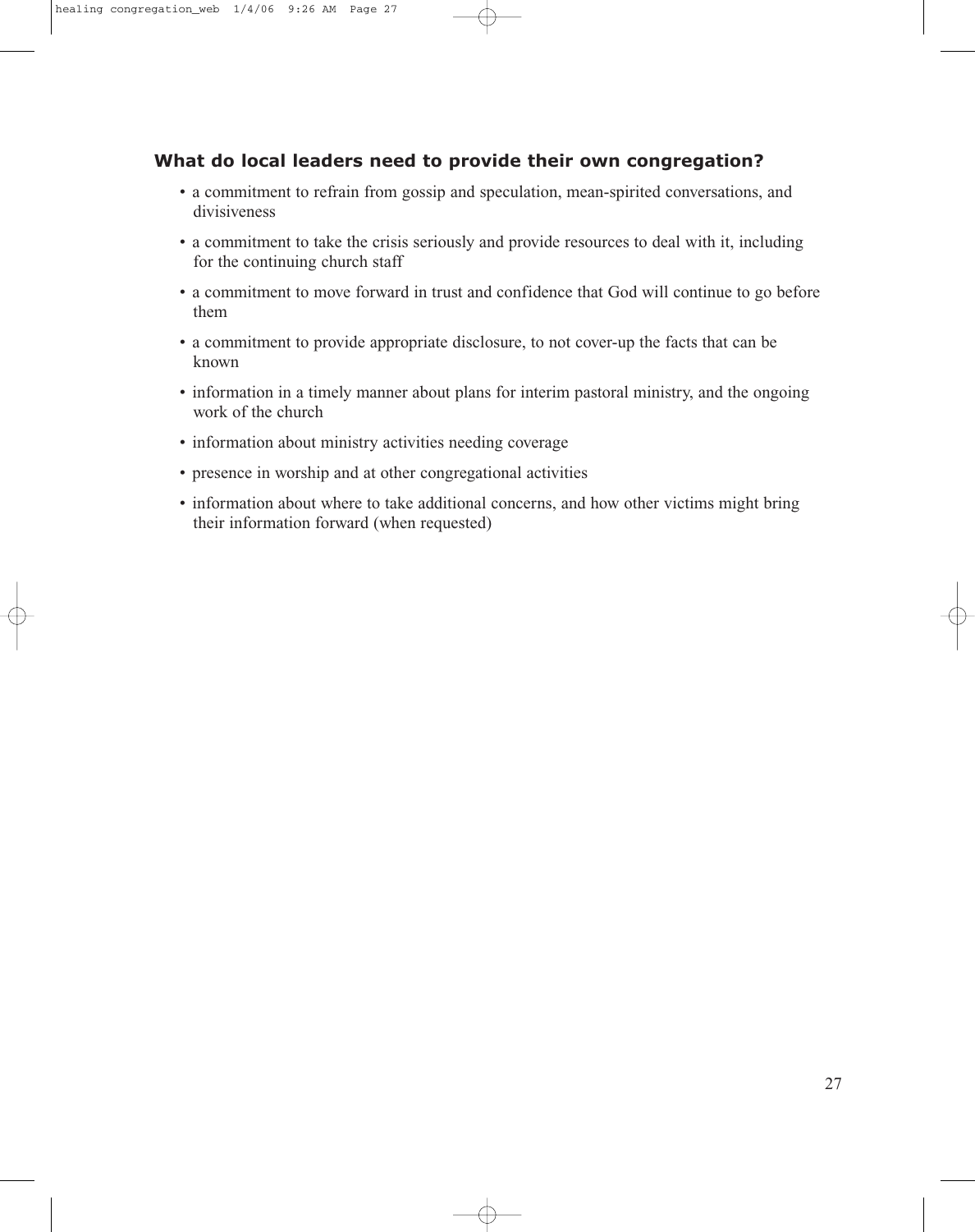### What do local leaders need to provide their own congregation?

- a commitment to refrain from gossip and speculation, mean-spirited conversations, and divisiveness
- a commitment to take the crisis seriously and provide resources to deal with it, including for the continuing church staff
- a commitment to move forward in trust and confidence that God will continue to go before them
- a commitment to provide appropriate disclosure, to not cover-up the facts that can be known
- information in a timely manner about plans for interim pastoral ministry, and the ongoing work of the church
- information about ministry activities needing coverage
- presence in worship and at other congregational activities
- information about where to take additional concerns, and how other victims might bring their information forward (when requested)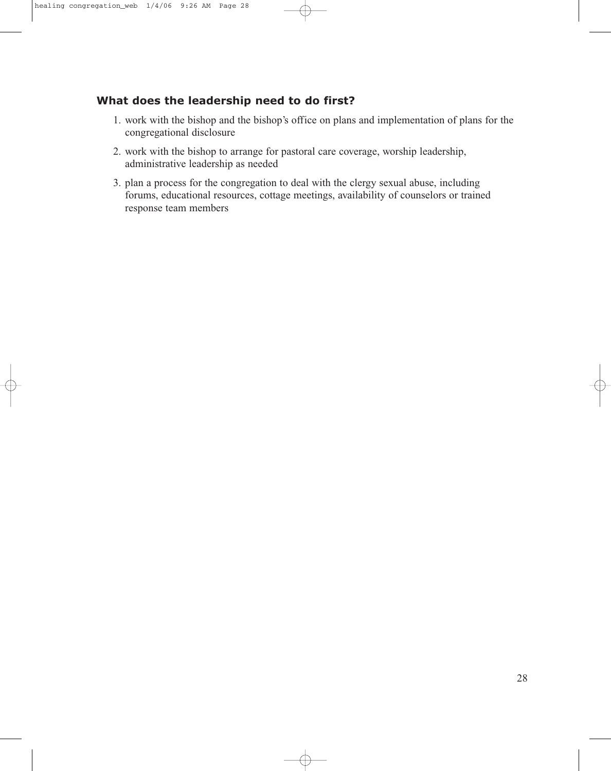### What does the leadership need to do first?

1. work with the bishop and the bishop's office on plans and implementation of plans for the congregational disclosure
2. work with the bishop to arrange for pastoral care coverage, worship leadership, administrative leadership as needed
3. plan a process for the congregation to deal with the clergy sexual abuse, including forums, educational resources, cottage meetings, availability of counselors or trained response team members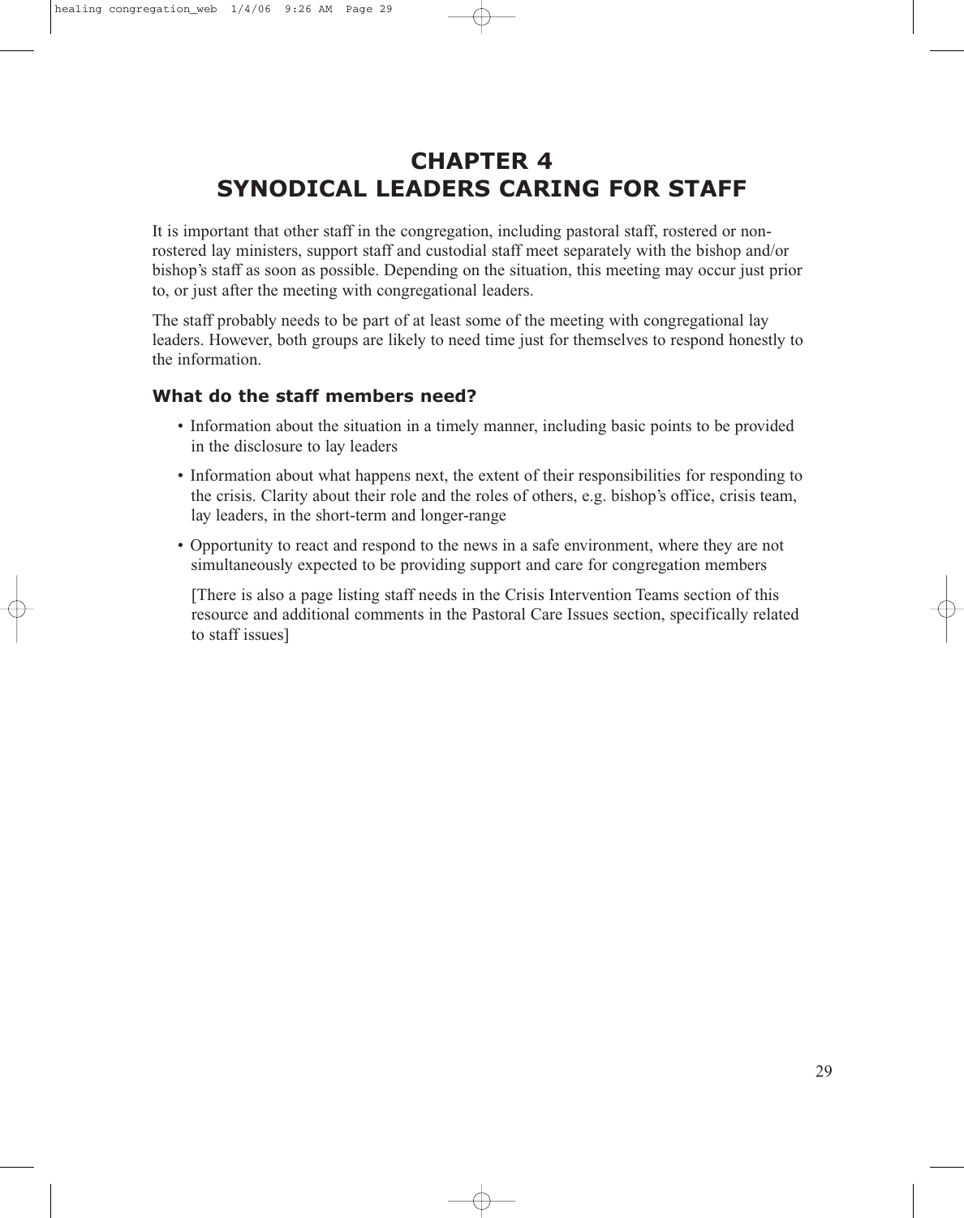# CHAPTER 4
# SYNODICAL LEADERS CARING FOR STAFF

It is important that other staff in the congregation, including pastoral staff, rostered or non-rostered lay ministers, support staff and custodial staff meet separately with the bishop and/or bishop's staff as soon as possible. Depending on the situation, this meeting may occur just prior to, or just after the meeting with congregational leaders.

The staff probably needs to be part of at least some of the meeting with congregational lay leaders. However, both groups are likely to need time just for themselves to respond honestly to the information.

### What do the staff members need?

- Information about the situation in a timely manner, including basic points to be provided in the disclosure to lay leaders
- Information about what happens next, the extent of their responsibilities for responding to the crisis. Clarity about their role and the roles of others, e.g. bishop's office, crisis team, lay leaders, in the short-term and longer-range
- Opportunity to react and respond to the news in a safe environment, where they are not simultaneously expected to be providing support and care for congregation members

  [There is also a page listing staff needs in the Crisis Intervention Teams section of this resource and additional comments in the Pastoral Care Issues section, specifically related to staff issues]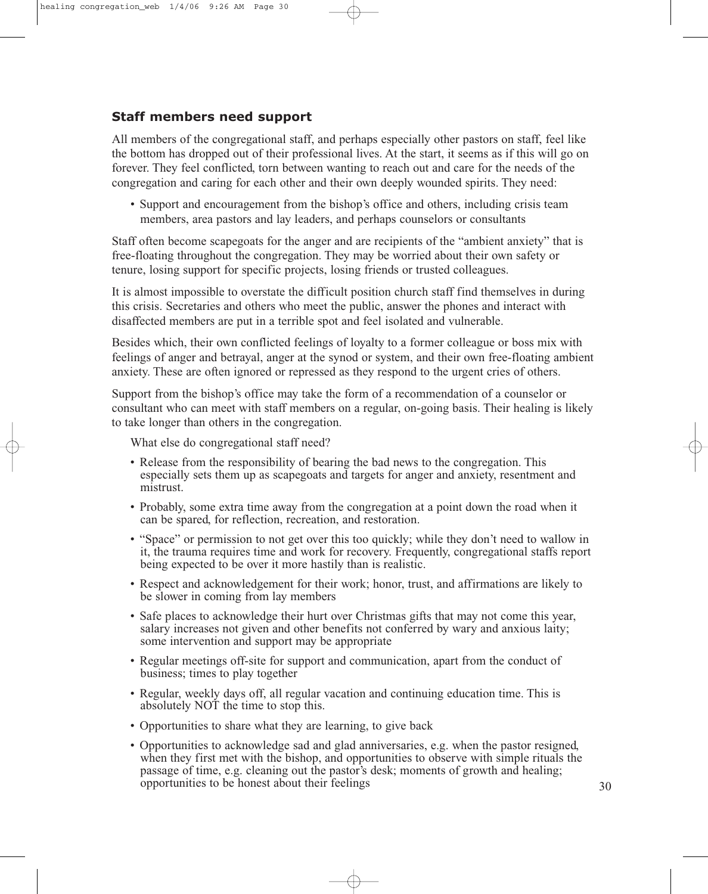## Staff members need support

All members of the congregational staff, and perhaps especially other pastors on staff, feel like the bottom has dropped out of their professional lives. At the start, it seems as if this will go on forever. They feel conflicted, torn between wanting to reach out and care for the needs of the congregation and caring for each other and their own deeply wounded spirits. They need:

- Support and encouragement from the bishop's office and others, including crisis team members, area pastors and lay leaders, and perhaps counselors or consultants

Staff often become scapegoats for the anger and are recipients of the "ambient anxiety" that is free-floating throughout the congregation. They may be worried about their own safety or tenure, losing support for specific projects, losing friends or trusted colleagues.

It is almost impossible to overstate the difficult position church staff find themselves in during this crisis. Secretaries and others who meet the public, answer the phones and interact with disaffected members are put in a terrible spot and feel isolated and vulnerable.

Besides which, their own conflicted feelings of loyalty to a former colleague or boss mix with feelings of anger and betrayal, anger at the synod or system, and their own free-floating ambient anxiety. These are often ignored or repressed as they respond to the urgent cries of others.

Support from the bishop's office may take the form of a recommendation of a counselor or consultant who can meet with staff members on a regular, on-going basis. Their healing is likely to take longer than others in the congregation.

What else do congregational staff need?

- Release from the responsibility of bearing the bad news to the congregation. This especially sets them up as scapegoats and targets for anger and anxiety, resentment and mistrust.
- Probably, some extra time away from the congregation at a point down the road when it can be spared, for reflection, recreation, and restoration.
- "Space" or permission to not get over this too quickly; while they don't need to wallow in it, the trauma requires time and work for recovery. Frequently, congregational staffs report being expected to be over it more hastily than is realistic.
- Respect and acknowledgement for their work; honor, trust, and affirmations are likely to be slower in coming from lay members
- Safe places to acknowledge their hurt over Christmas gifts that may not come this year, salary increases not given and other benefits not conferred by wary and anxious laity; some intervention and support may be appropriate
- Regular meetings off-site for support and communication, apart from the conduct of business; times to play together
- Regular, weekly days off, all regular vacation and continuing education time. This is absolutely NOT the time to stop this.
- Opportunities to share what they are learning, to give back
- Opportunities to acknowledge sad and glad anniversaries, e.g. when the pastor resigned, when they first met with the bishop, and opportunities to observe with simple rituals the passage of time, e.g. cleaning out the pastor's desk; moments of growth and healing; opportunities to be honest about their feelings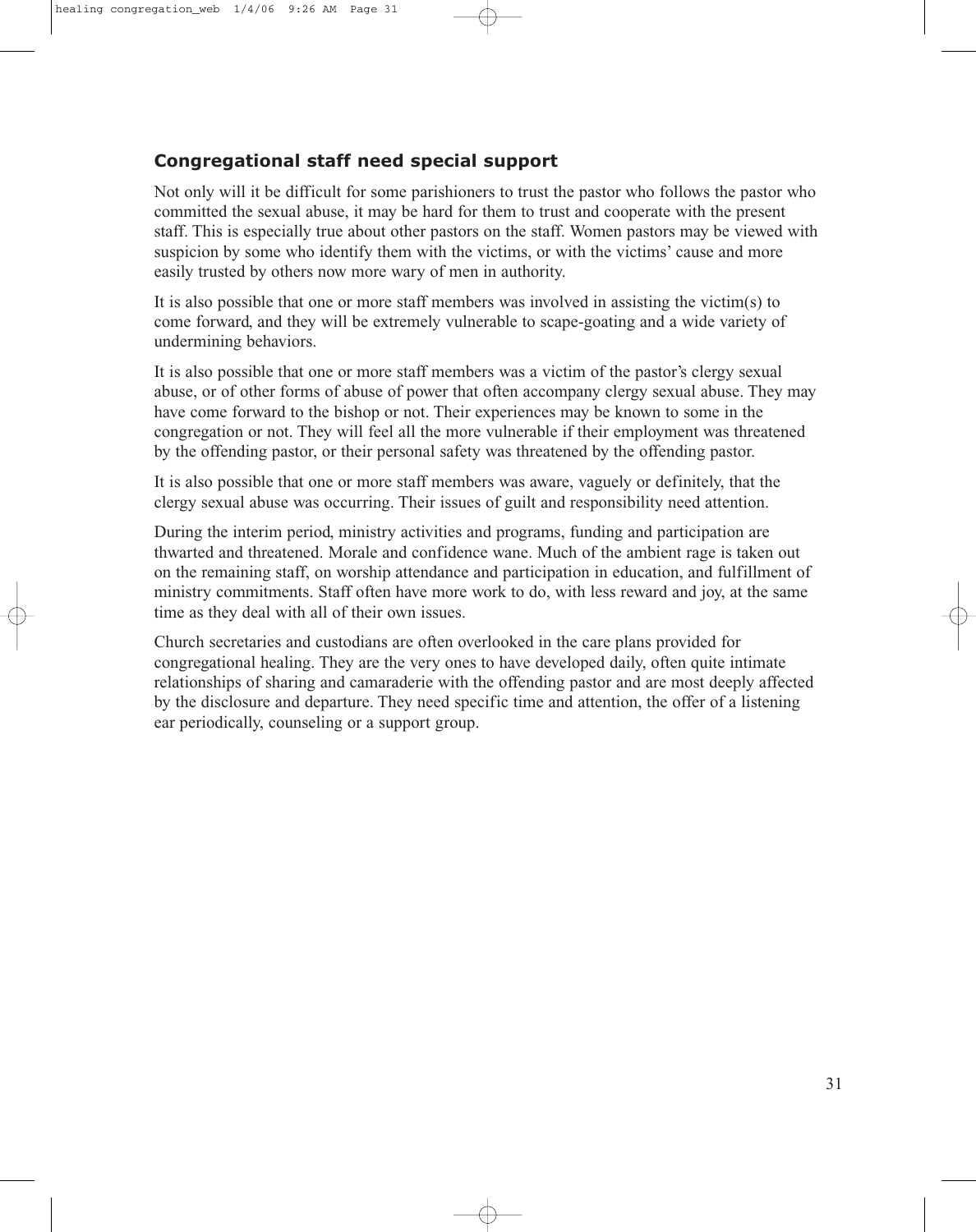## Congregational staff need special support

Not only will it be difficult for some parishioners to trust the pastor who follows the pastor who committed the sexual abuse, it may be hard for them to trust and cooperate with the present staff. This is especially true about other pastors on the staff. Women pastors may be viewed with suspicion by some who identify them with the victims, or with the victims' cause and more easily trusted by others now more wary of men in authority.

It is also possible that one or more staff members was involved in assisting the victim(s) to come forward, and they will be extremely vulnerable to scape-goating and a wide variety of undermining behaviors.

It is also possible that one or more staff members was a victim of the pastor's clergy sexual abuse, or of other forms of abuse of power that often accompany clergy sexual abuse. They may have come forward to the bishop or not. Their experiences may be known to some in the congregation or not. They will feel all the more vulnerable if their employment was threatened by the offending pastor, or their personal safety was threatened by the offending pastor.

It is also possible that one or more staff members was aware, vaguely or definitely, that the clergy sexual abuse was occurring. Their issues of guilt and responsibility need attention.

During the interim period, ministry activities and programs, funding and participation are thwarted and threatened. Morale and confidence wane. Much of the ambient rage is taken out on the remaining staff, on worship attendance and participation in education, and fulfillment of ministry commitments. Staff often have more work to do, with less reward and joy, at the same time as they deal with all of their own issues.

Church secretaries and custodians are often overlooked in the care plans provided for congregational healing. They are the very ones to have developed daily, often quite intimate relationships of sharing and camaraderie with the offending pastor and are most deeply affected by the disclosure and departure. They need specific time and attention, the offer of a listening ear periodically, counseling or a support group.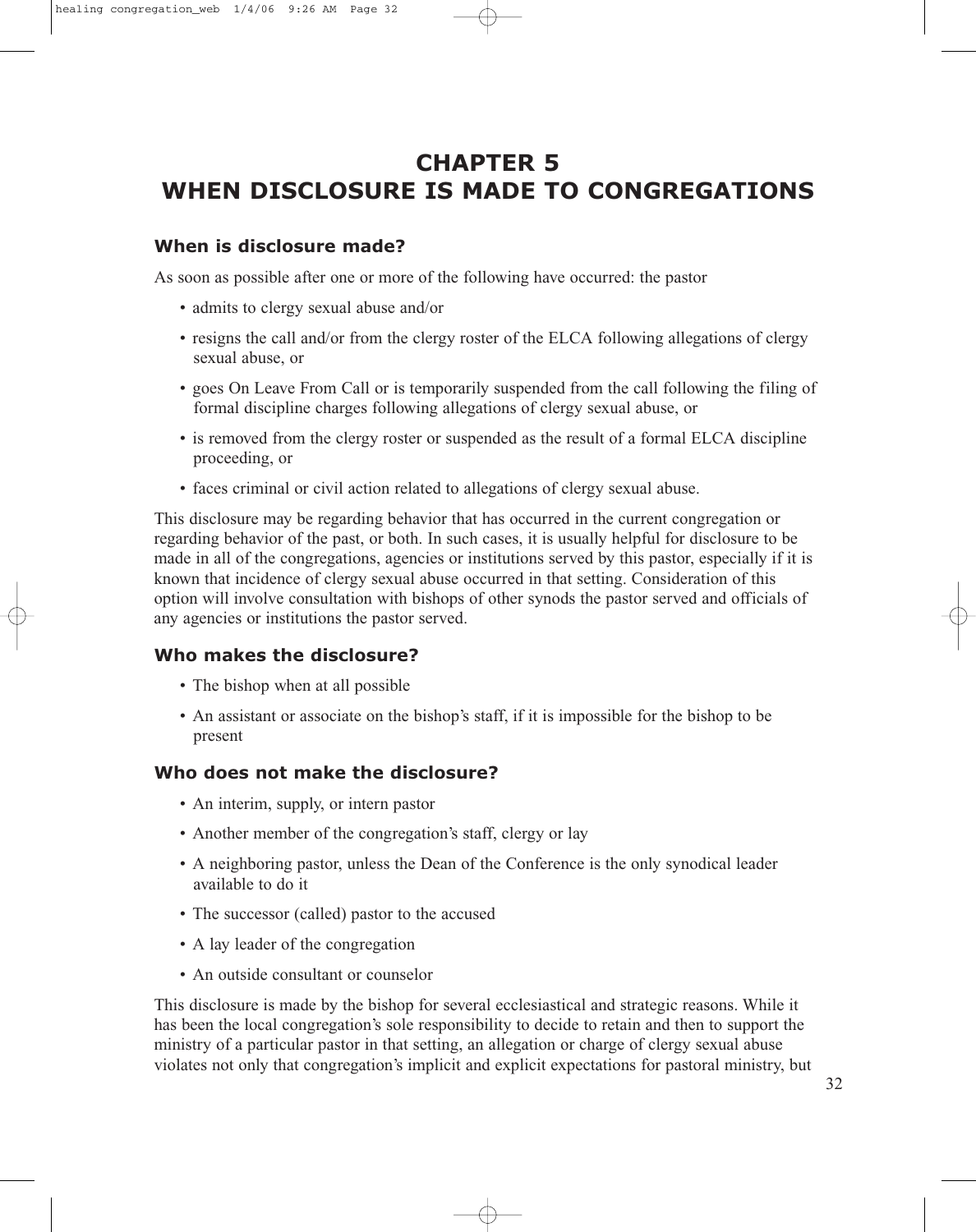# CHAPTER 5
# WHEN DISCLOSURE IS MADE TO CONGREGATIONS

### When is disclosure made?

As soon as possible after one or more of the following have occurred: the pastor

- admits to clergy sexual abuse and/or
- resigns the call and/or from the clergy roster of the ELCA following allegations of clergy sexual abuse, or
- goes On Leave From Call or is temporarily suspended from the call following the filing of formal discipline charges following allegations of clergy sexual abuse, or
- is removed from the clergy roster or suspended as the result of a formal ELCA discipline proceeding, or
- faces criminal or civil action related to allegations of clergy sexual abuse.

This disclosure may be regarding behavior that has occurred in the current congregation or regarding behavior of the past, or both. In such cases, it is usually helpful for disclosure to be made in all of the congregations, agencies or institutions served by this pastor, especially if it is known that incidence of clergy sexual abuse occurred in that setting. Consideration of this option will involve consultation with bishops of other synods the pastor served and officials of any agencies or institutions the pastor served.

### Who makes the disclosure?

- The bishop when at all possible
- An assistant or associate on the bishop's staff, if it is impossible for the bishop to be present

### Who does not make the disclosure?

- An interim, supply, or intern pastor
- Another member of the congregation's staff, clergy or lay
- A neighboring pastor, unless the Dean of the Conference is the only synodical leader available to do it
- The successor (called) pastor to the accused
- A lay leader of the congregation
- An outside consultant or counselor

This disclosure is made by the bishop for several ecclesiastical and strategic reasons. While it has been the local congregation's sole responsibility to decide to retain and then to support the ministry of a particular pastor in that setting, an allegation or charge of clergy sexual abuse violates not only that congregation's implicit and explicit expectations for pastoral ministry, but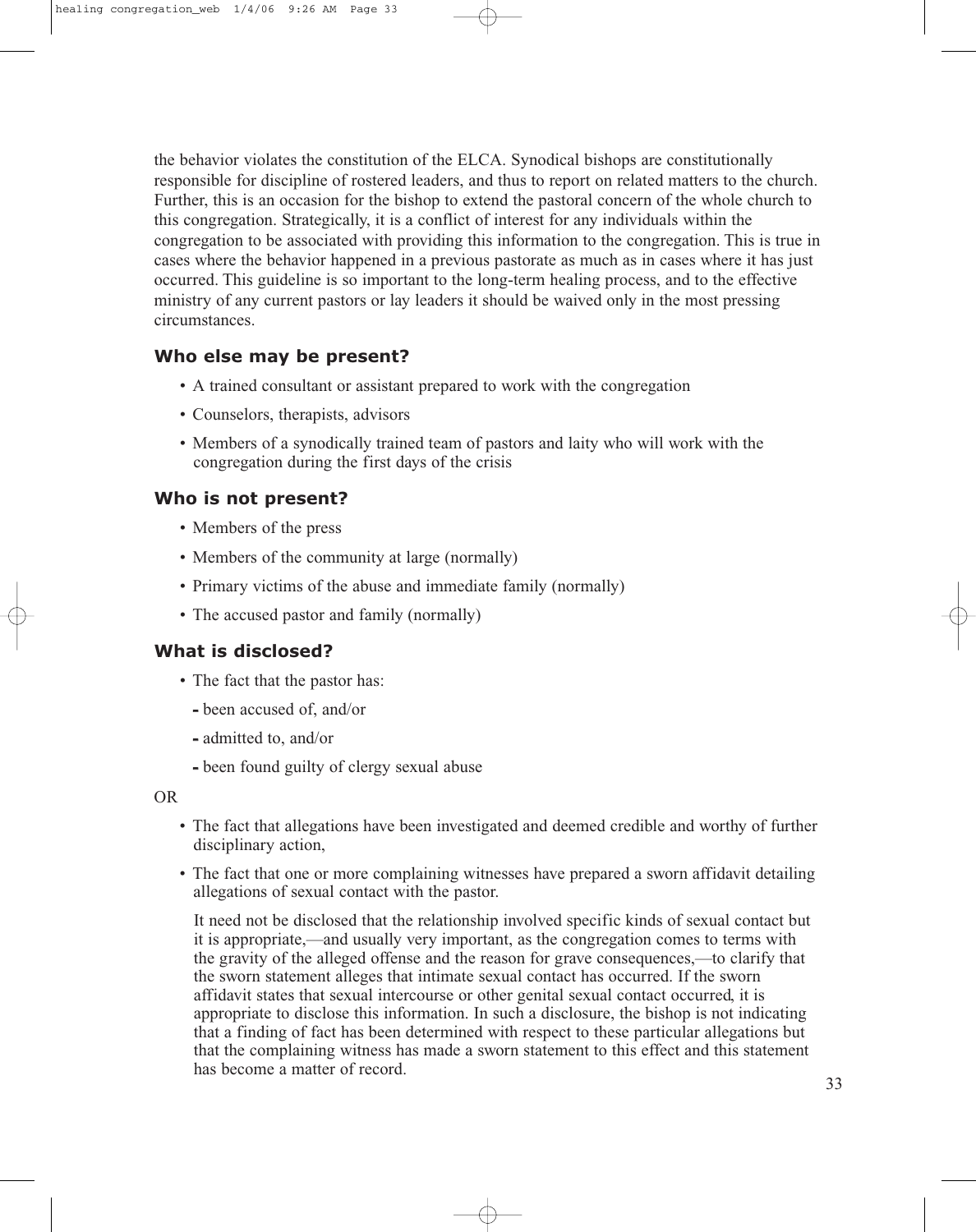the behavior violates the constitution of the ELCA. Synodical bishops are constitutionally responsible for discipline of rostered leaders, and thus to report on related matters to the church. Further, this is an occasion for the bishop to extend the pastoral concern of the whole church to this congregation. Strategically, it is a conflict of interest for any individuals within the congregation to be associated with providing this information to the congregation. This is true in cases where the behavior happened in a previous pastorate as much as in cases where it has just occurred. This guideline is so important to the long-term healing process, and to the effective ministry of any current pastors or lay leaders it should be waived only in the most pressing circumstances.

### Who else may be present?

- A trained consultant or assistant prepared to work with the congregation
- Counselors, therapists, advisors
- Members of a synodically trained team of pastors and laity who will work with the congregation during the first days of the crisis

### Who is not present?

- Members of the press
- Members of the community at large (normally)
- Primary victims of the abuse and immediate family (normally)
- The accused pastor and family (normally)

### What is disclosed?

- The fact that the pastor has:
  - been accused of, and/or
  - admitted to, and/or
  - been found guilty of clergy sexual abuse

OR

- The fact that allegations have been investigated and deemed credible and worthy of further disciplinary action,
- The fact that one or more complaining witnesses have prepared a sworn affidavit detailing allegations of sexual contact with the pastor.

  It need not be disclosed that the relationship involved specific kinds of sexual contact but it is appropriate,—and usually very important, as the congregation comes to terms with the gravity of the alleged offense and the reason for grave consequences,—to clarify that the sworn statement alleges that intimate sexual contact has occurred. If the sworn affidavit states that sexual intercourse or other genital sexual contact occurred, it is appropriate to disclose this information. In such a disclosure, the bishop is not indicating that a finding of fact has been determined with respect to these particular allegations but that the complaining witness has made a sworn statement to this effect and this statement has become a matter of record.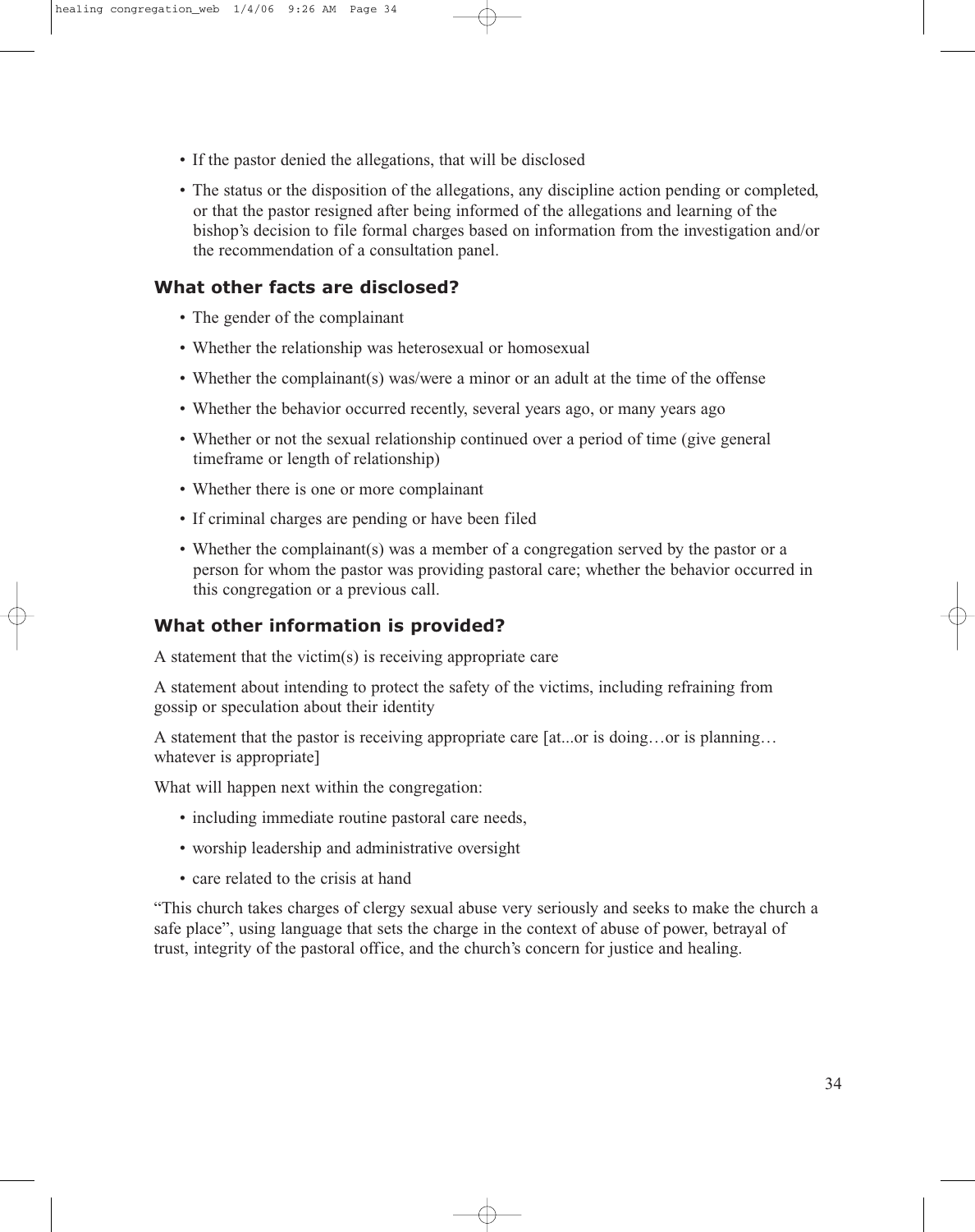- If the pastor denied the allegations, that will be disclosed
- The status or the disposition of the allegations, any discipline action pending or completed, or that the pastor resigned after being informed of the allegations and learning of the bishop's decision to file formal charges based on information from the investigation and/or the recommendation of a consultation panel.

### What other facts are disclosed?

- The gender of the complainant
- Whether the relationship was heterosexual or homosexual
- Whether the complainant(s) was/were a minor or an adult at the time of the offense
- Whether the behavior occurred recently, several years ago, or many years ago
- Whether or not the sexual relationship continued over a period of time (give general timeframe or length of relationship)
- Whether there is one or more complainant
- If criminal charges are pending or have been filed
- Whether the complainant(s) was a member of a congregation served by the pastor or a person for whom the pastor was providing pastoral care; whether the behavior occurred in this congregation or a previous call.

### What other information is provided?

A statement that the victim(s) is receiving appropriate care

A statement about intending to protect the safety of the victims, including refraining from gossip or speculation about their identity

A statement that the pastor is receiving appropriate care [at...or is doing…or is planning… whatever is appropriate]

What will happen next within the congregation:

- including immediate routine pastoral care needs,
- worship leadership and administrative oversight
- care related to the crisis at hand

"This church takes charges of clergy sexual abuse very seriously and seeks to make the church a safe place", using language that sets the charge in the context of abuse of power, betrayal of trust, integrity of the pastoral office, and the church's concern for justice and healing.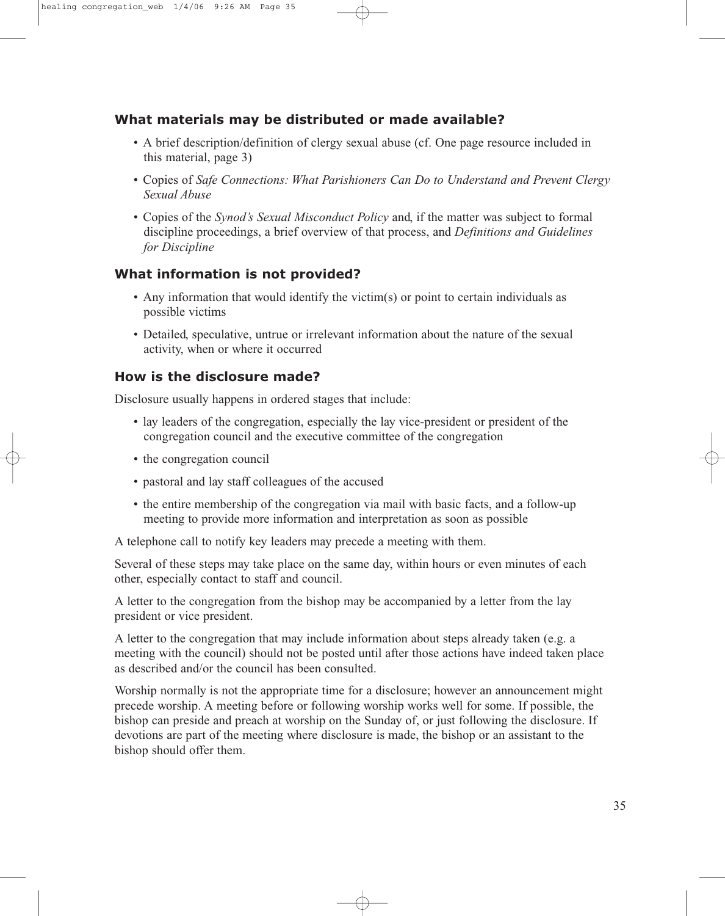### What materials may be distributed or made available?

- A brief description/definition of clergy sexual abuse (cf. One page resource included in this material, page 3)
- Copies of *Safe Connections: What Parishioners Can Do to Understand and Prevent Clergy Sexual Abuse*
- Copies of the *Synod's Sexual Misconduct Policy* and, if the matter was subject to formal discipline proceedings, a brief overview of that process, and *Definitions and Guidelines for Discipline*

### What information is not provided?

- Any information that would identify the victim(s) or point to certain individuals as possible victims
- Detailed, speculative, untrue or irrelevant information about the nature of the sexual activity, when or where it occurred

### How is the disclosure made?

Disclosure usually happens in ordered stages that include:

- lay leaders of the congregation, especially the lay vice-president or president of the congregation council and the executive committee of the congregation
- the congregation council
- pastoral and lay staff colleagues of the accused
- the entire membership of the congregation via mail with basic facts, and a follow-up meeting to provide more information and interpretation as soon as possible

A telephone call to notify key leaders may precede a meeting with them.

Several of these steps may take place on the same day, within hours or even minutes of each other, especially contact to staff and council.

A letter to the congregation from the bishop may be accompanied by a letter from the lay president or vice president.

A letter to the congregation that may include information about steps already taken (e.g. a meeting with the council) should not be posted until after those actions have indeed taken place as described and/or the council has been consulted.

Worship normally is not the appropriate time for a disclosure; however an announcement might precede worship. A meeting before or following worship works well for some. If possible, the bishop can preside and preach at worship on the Sunday of, or just following the disclosure. If devotions are part of the meeting where disclosure is made, the bishop or an assistant to the bishop should offer them.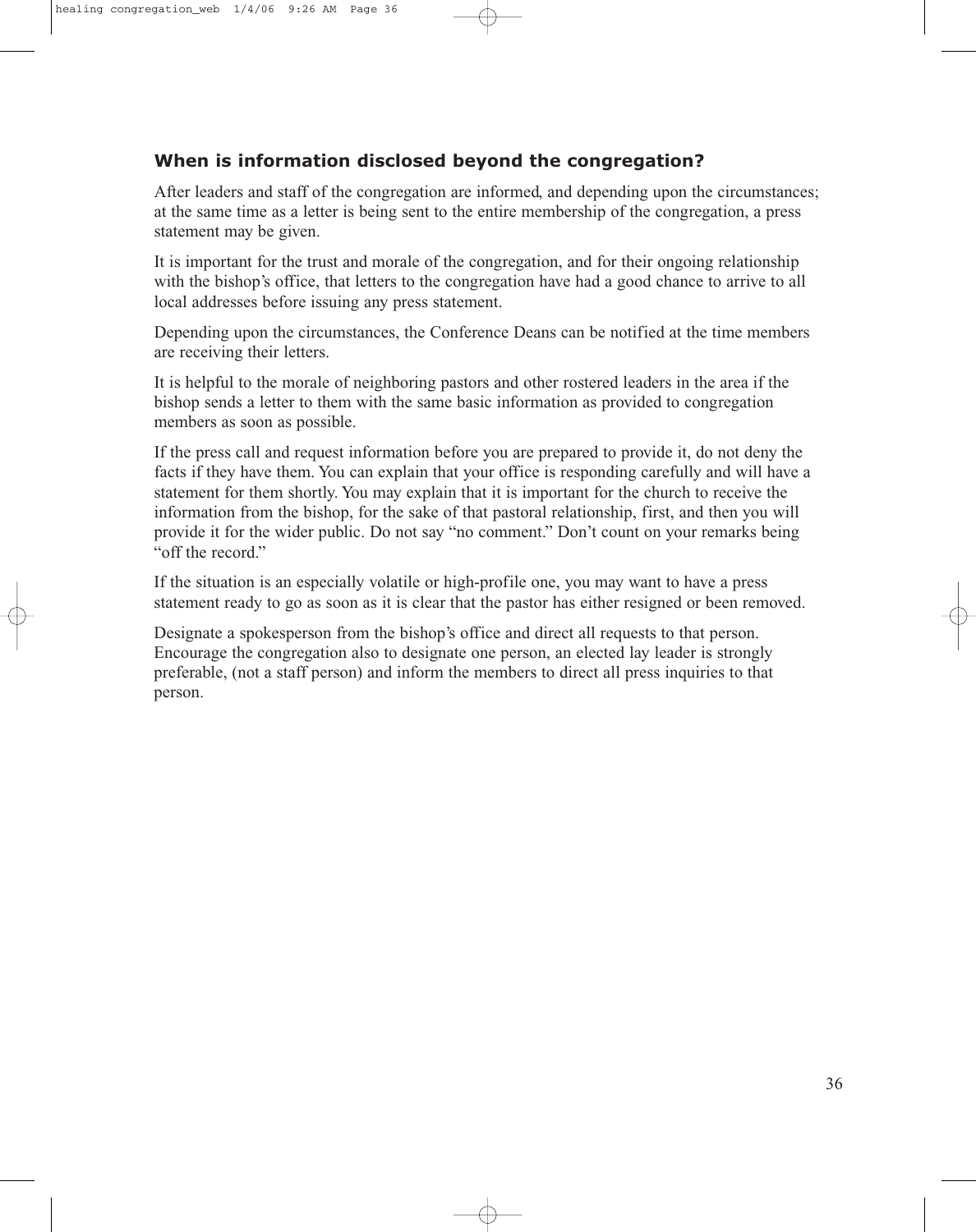### When is information disclosed beyond the congregation?

After leaders and staff of the congregation are informed, and depending upon the circumstances; at the same time as a letter is being sent to the entire membership of the congregation, a press statement may be given.

It is important for the trust and morale of the congregation, and for their ongoing relationship with the bishop's office, that letters to the congregation have had a good chance to arrive to all local addresses before issuing any press statement.

Depending upon the circumstances, the Conference Deans can be notified at the time members are receiving their letters.

It is helpful to the morale of neighboring pastors and other rostered leaders in the area if the bishop sends a letter to them with the same basic information as provided to congregation members as soon as possible.

If the press call and request information before you are prepared to provide it, do not deny the facts if they have them. You can explain that your office is responding carefully and will have a statement for them shortly. You may explain that it is important for the church to receive the information from the bishop, for the sake of that pastoral relationship, first, and then you will provide it for the wider public. Do not say "no comment." Don't count on your remarks being "off the record."

If the situation is an especially volatile or high-profile one, you may want to have a press statement ready to go as soon as it is clear that the pastor has either resigned or been removed.

Designate a spokesperson from the bishop's office and direct all requests to that person. Encourage the congregation also to designate one person, an elected lay leader is strongly preferable, (not a staff person) and inform the members to direct all press inquiries to that person.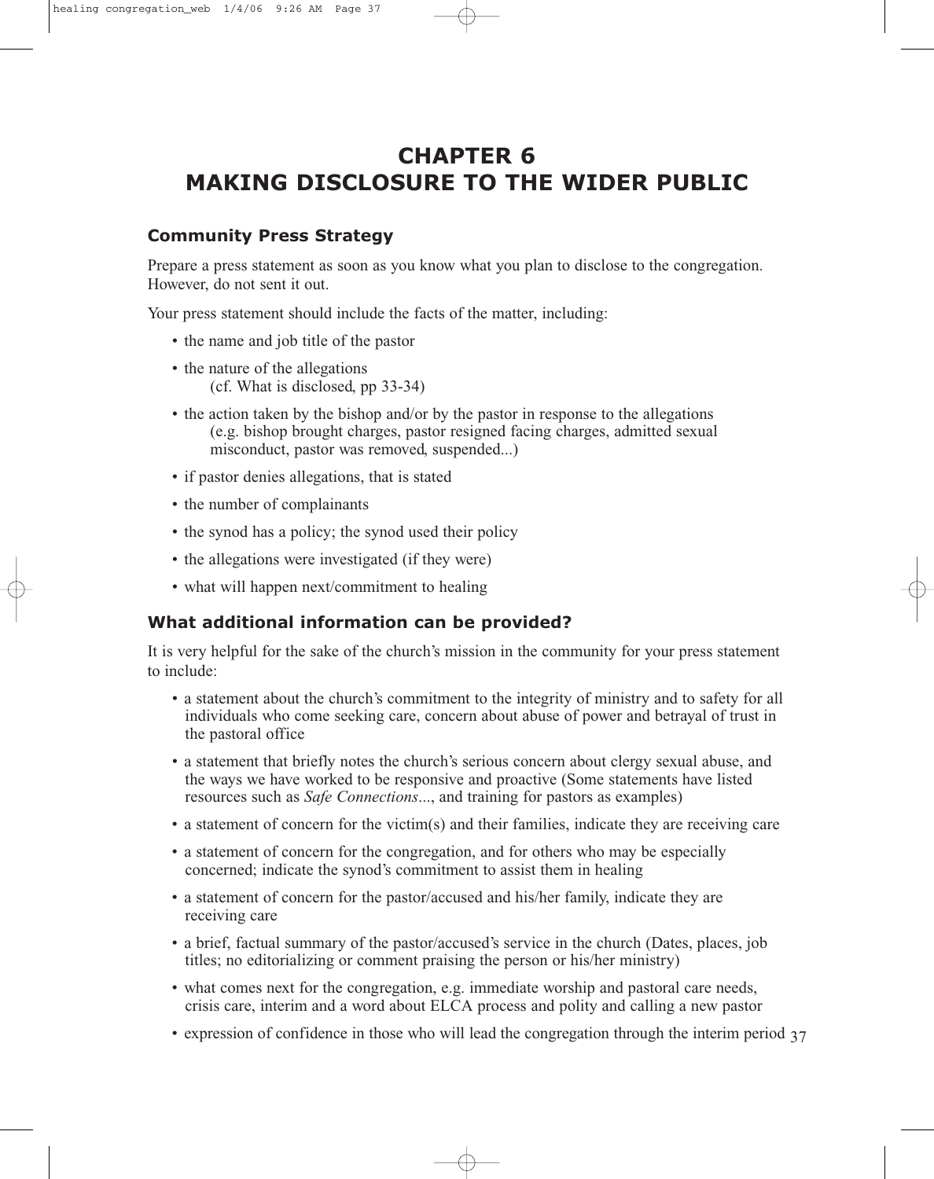# CHAPTER 6
# MAKING DISCLOSURE TO THE WIDER PUBLIC

### Community Press Strategy

Prepare a press statement as soon as you know what you plan to disclose to the congregation. However, do not sent it out.

Your press statement should include the facts of the matter, including:

- the name and job title of the pastor
- the nature of the allegations
  (cf. What is disclosed, pp 33-34)
- the action taken by the bishop and/or by the pastor in response to the allegations
  (e.g. bishop brought charges, pastor resigned facing charges, admitted sexual misconduct, pastor was removed, suspended...)
- if pastor denies allegations, that is stated
- the number of complainants
- the synod has a policy; the synod used their policy
- the allegations were investigated (if they were)
- what will happen next/commitment to healing

### What additional information can be provided?

It is very helpful for the sake of the church's mission in the community for your press statement to include:

- a statement about the church's commitment to the integrity of ministry and to safety for all individuals who come seeking care, concern about abuse of power and betrayal of trust in the pastoral office
- a statement that briefly notes the church's serious concern about clergy sexual abuse, and the ways we have worked to be responsive and proactive (Some statements have listed resources such as *Safe Connections*..., and training for pastors as examples)
- a statement of concern for the victim(s) and their families, indicate they are receiving care
- a statement of concern for the congregation, and for others who may be especially concerned; indicate the synod's commitment to assist them in healing
- a statement of concern for the pastor/accused and his/her family, indicate they are receiving care
- a brief, factual summary of the pastor/accused's service in the church (Dates, places, job titles; no editorializing or comment praising the person or his/her ministry)
- what comes next for the congregation, e.g. immediate worship and pastoral care needs, crisis care, interim and a word about ELCA process and polity and calling a new pastor
- expression of confidence in those who will lead the congregation through the interim period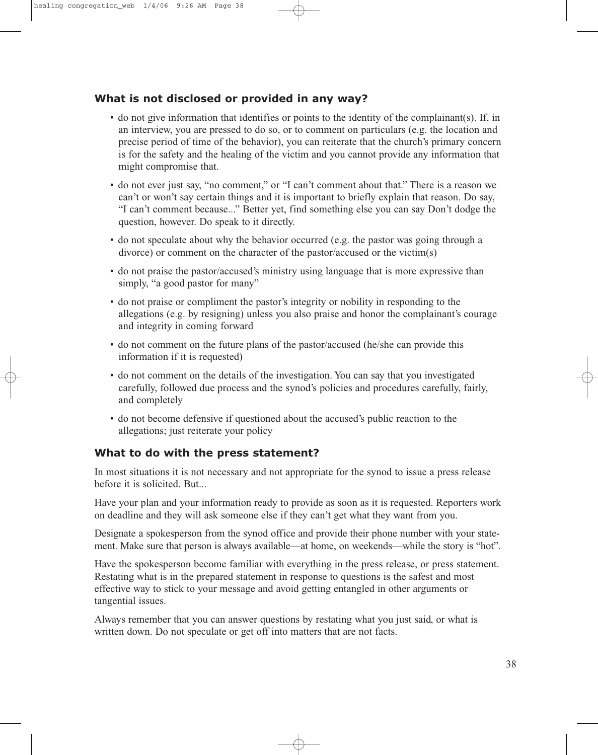### What is not disclosed or provided in any way?

- do not give information that identifies or points to the identity of the complainant(s). If, in an interview, you are pressed to do so, or to comment on particulars (e.g. the location and precise period of time of the behavior), you can reiterate that the church's primary concern is for the safety and the healing of the victim and you cannot provide any information that might compromise that.
- do not ever just say, "no comment," or "I can't comment about that." There is a reason we can't or won't say certain things and it is important to briefly explain that reason. Do say, "I can't comment because..." Better yet, find something else you can say Don't dodge the question, however. Do speak to it directly.
- do not speculate about why the behavior occurred (e.g. the pastor was going through a divorce) or comment on the character of the pastor/accused or the victim(s)
- do not praise the pastor/accused's ministry using language that is more expressive than simply, "a good pastor for many"
- do not praise or compliment the pastor's integrity or nobility in responding to the allegations (e.g. by resigning) unless you also praise and honor the complainant's courage and integrity in coming forward
- do not comment on the future plans of the pastor/accused (he/she can provide this information if it is requested)
- do not comment on the details of the investigation. You can say that you investigated carefully, followed due process and the synod's policies and procedures carefully, fairly, and completely
- do not become defensive if questioned about the accused's public reaction to the allegations; just reiterate your policy

### What to do with the press statement?

In most situations it is not necessary and not appropriate for the synod to issue a press release before it is solicited. But...

Have your plan and your information ready to provide as soon as it is requested. Reporters work on deadline and they will ask someone else if they can't get what they want from you.

Designate a spokesperson from the synod office and provide their phone number with your statement. Make sure that person is always available—at home, on weekends—while the story is "hot".

Have the spokesperson become familiar with everything in the press release, or press statement. Restating what is in the prepared statement in response to questions is the safest and most effective way to stick to your message and avoid getting entangled in other arguments or tangential issues.

Always remember that you can answer questions by restating what you just said, or what is written down. Do not speculate or get off into matters that are not facts.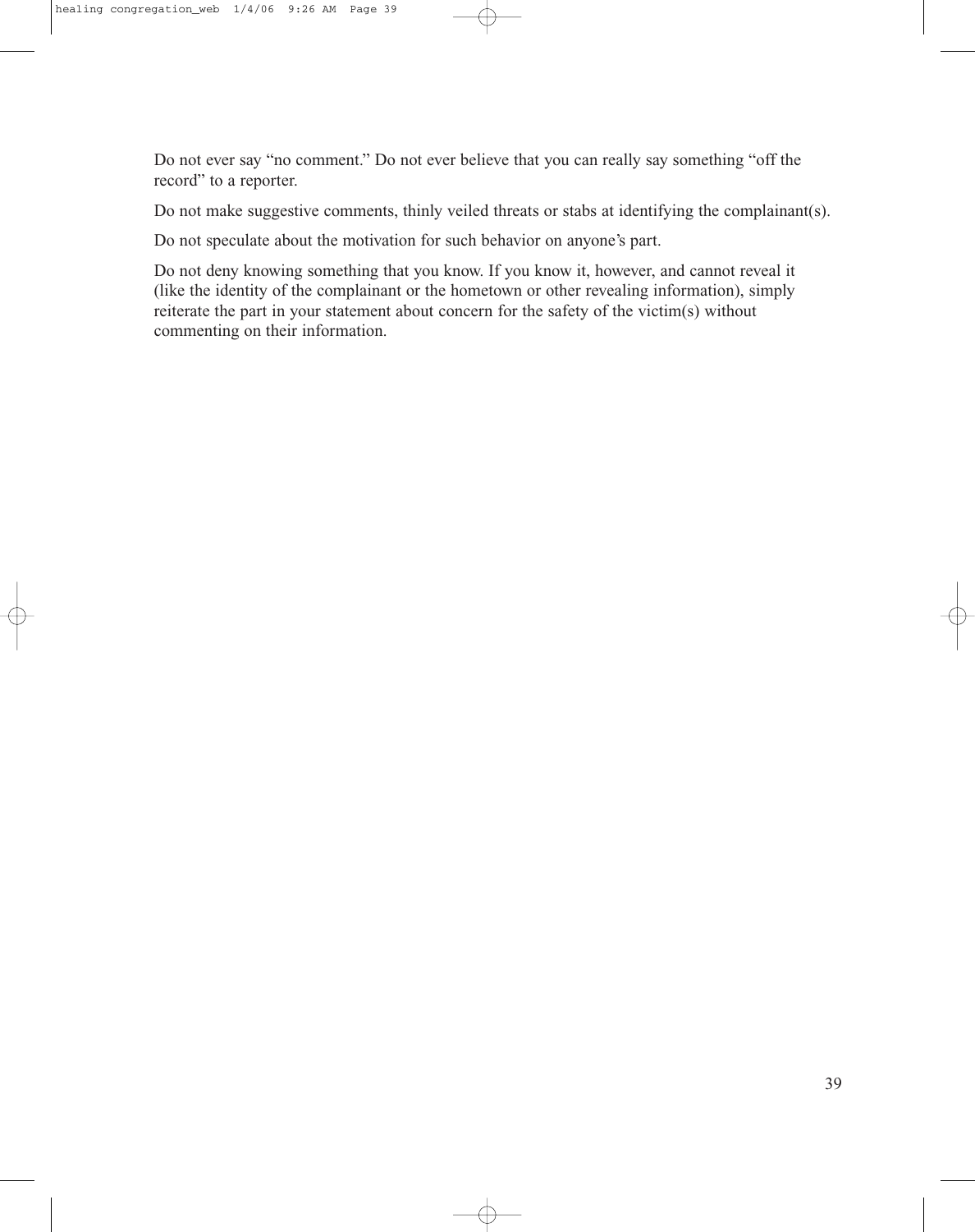Do not ever say “no comment.” Do not ever believe that you can really say something “off the record” to a reporter.

Do not make suggestive comments, thinly veiled threats or stabs at identifying the complainant(s).

Do not speculate about the motivation for such behavior on anyone’s part.

Do not deny knowing something that you know. If you know it, however, and cannot reveal it (like the identity of the complainant or the hometown or other revealing information), simply reiterate the part in your statement about concern for the safety of the victim(s) without commenting on their information.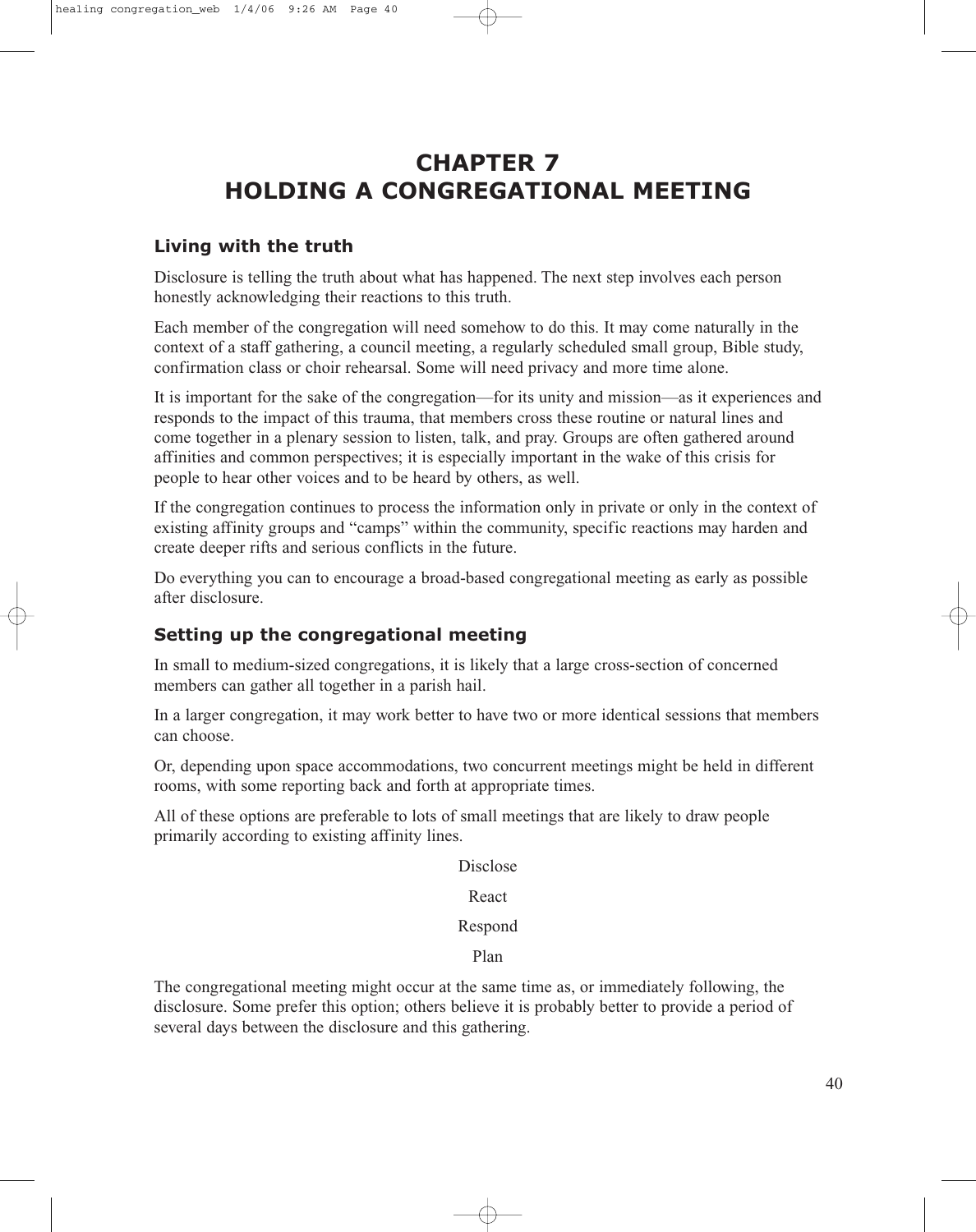# CHAPTER 7
# HOLDING A CONGREGATIONAL MEETING

### Living with the truth

Disclosure is telling the truth about what has happened. The next step involves each person honestly acknowledging their reactions to this truth.

Each member of the congregation will need somehow to do this. It may come naturally in the context of a staff gathering, a council meeting, a regularly scheduled small group, Bible study, confirmation class or choir rehearsal. Some will need privacy and more time alone.

It is important for the sake of the congregation—for its unity and mission—as it experiences and responds to the impact of this trauma, that members cross these routine or natural lines and come together in a plenary session to listen, talk, and pray. Groups are often gathered around affinities and common perspectives; it is especially important in the wake of this crisis for people to hear other voices and to be heard by others, as well.

If the congregation continues to process the information only in private or only in the context of existing affinity groups and "camps" within the community, specific reactions may harden and create deeper rifts and serious conflicts in the future.

Do everything you can to encourage a broad-based congregational meeting as early as possible after disclosure.

### Setting up the congregational meeting

In small to medium-sized congregations, it is likely that a large cross-section of concerned members can gather all together in a parish hail.

In a larger congregation, it may work better to have two or more identical sessions that members can choose.

Or, depending upon space accommodations, two concurrent meetings might be held in different rooms, with some reporting back and forth at appropriate times.

All of these options are preferable to lots of small meetings that are likely to draw people primarily according to existing affinity lines.

Disclose

React

Respond

Plan

The congregational meeting might occur at the same time as, or immediately following, the disclosure. Some prefer this option; others believe it is probably better to provide a period of several days between the disclosure and this gathering.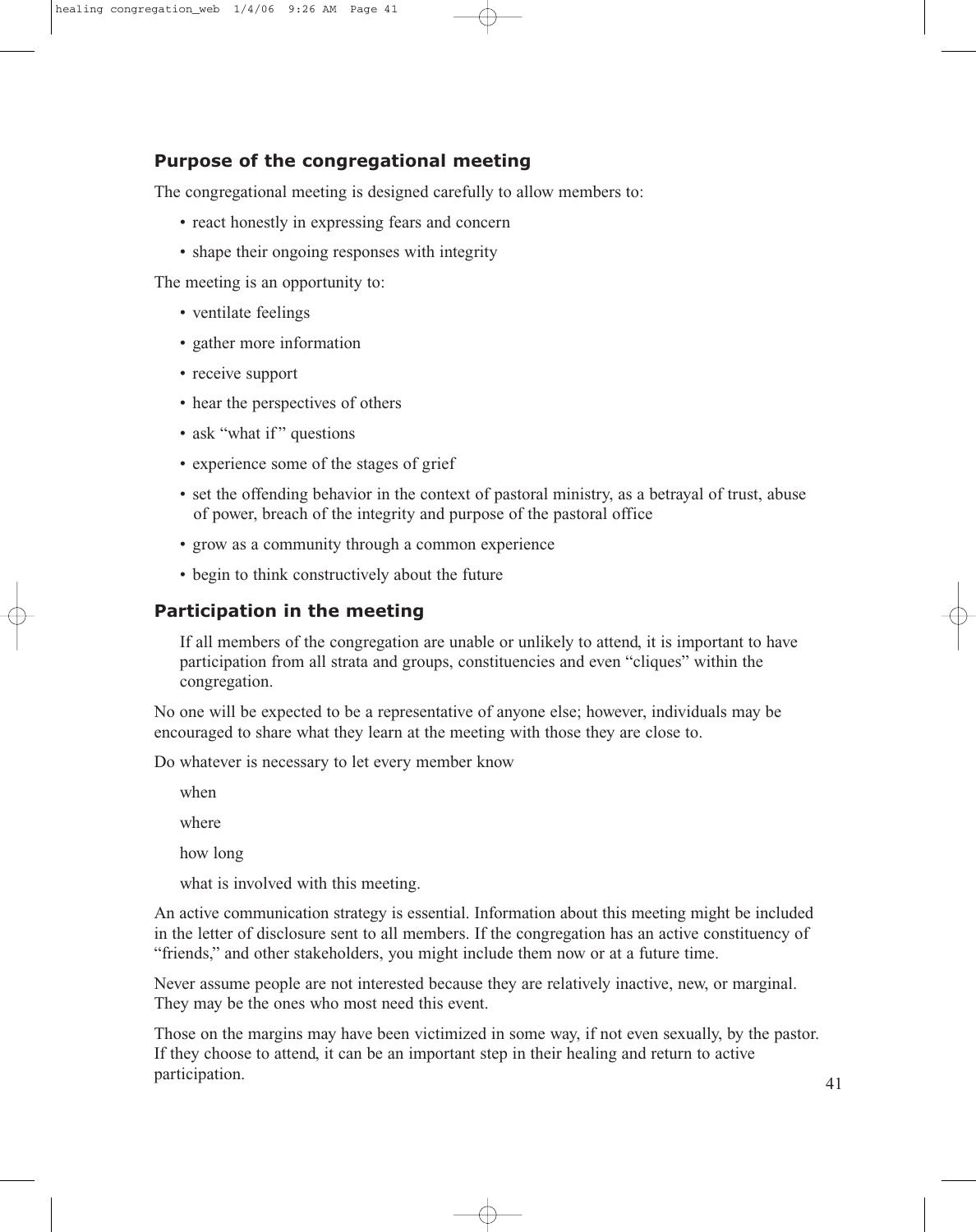### Purpose of the congregational meeting

The congregational meeting is designed carefully to allow members to:

- react honestly in expressing fears and concern
- shape their ongoing responses with integrity

The meeting is an opportunity to:

- ventilate feelings
- gather more information
- receive support
- hear the perspectives of others
- ask "what if" questions
- experience some of the stages of grief
- set the offending behavior in the context of pastoral ministry, as a betrayal of trust, abuse of power, breach of the integrity and purpose of the pastoral office
- grow as a community through a common experience
- begin to think constructively about the future

### Participation in the meeting

If all members of the congregation are unable or unlikely to attend, it is important to have participation from all strata and groups, constituencies and even "cliques" within the congregation.

No one will be expected to be a representative of anyone else; however, individuals may be encouraged to share what they learn at the meeting with those they are close to.

Do whatever is necessary to let every member know

when

where

how long

what is involved with this meeting.

An active communication strategy is essential. Information about this meeting might be included in the letter of disclosure sent to all members. If the congregation has an active constituency of "friends," and other stakeholders, you might include them now or at a future time.

Never assume people are not interested because they are relatively inactive, new, or marginal. They may be the ones who most need this event.

Those on the margins may have been victimized in some way, if not even sexually, by the pastor. If they choose to attend, it can be an important step in their healing and return to active participation.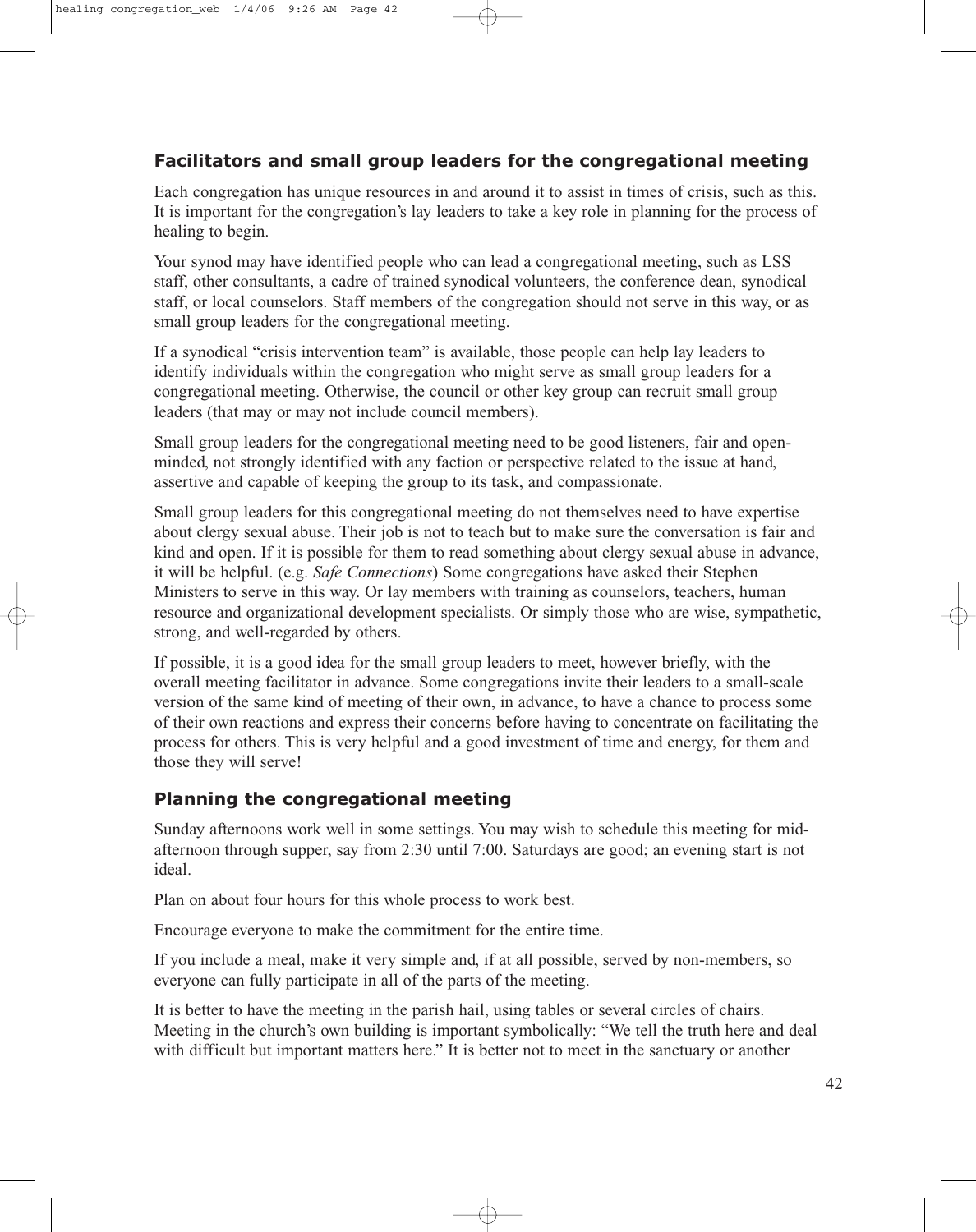## Facilitators and small group leaders for the congregational meeting

Each congregation has unique resources in and around it to assist in times of crisis, such as this. It is important for the congregation's lay leaders to take a key role in planning for the process of healing to begin.

Your synod may have identified people who can lead a congregational meeting, such as LSS staff, other consultants, a cadre of trained synodical volunteers, the conference dean, synodical staff, or local counselors. Staff members of the congregation should not serve in this way, or as small group leaders for the congregational meeting.

If a synodical "crisis intervention team" is available, those people can help lay leaders to identify individuals within the congregation who might serve as small group leaders for a congregational meeting. Otherwise, the council or other key group can recruit small group leaders (that may or may not include council members).

Small group leaders for the congregational meeting need to be good listeners, fair and open-minded, not strongly identified with any faction or perspective related to the issue at hand, assertive and capable of keeping the group to its task, and compassionate.

Small group leaders for this congregational meeting do not themselves need to have expertise about clergy sexual abuse. Their job is not to teach but to make sure the conversation is fair and kind and open. If it is possible for them to read something about clergy sexual abuse in advance, it will be helpful. (e.g. *Safe Connections*) Some congregations have asked their Stephen Ministers to serve in this way. Or lay members with training as counselors, teachers, human resource and organizational development specialists. Or simply those who are wise, sympathetic, strong, and well-regarded by others.

If possible, it is a good idea for the small group leaders to meet, however briefly, with the overall meeting facilitator in advance. Some congregations invite their leaders to a small-scale version of the same kind of meeting of their own, in advance, to have a chance to process some of their own reactions and express their concerns before having to concentrate on facilitating the process for others. This is very helpful and a good investment of time and energy, for them and those they will serve!

## Planning the congregational meeting

Sunday afternoons work well in some settings. You may wish to schedule this meeting for mid-afternoon through supper, say from 2:30 until 7:00. Saturdays are good; an evening start is not ideal.

Plan on about four hours for this whole process to work best.

Encourage everyone to make the commitment for the entire time.

If you include a meal, make it very simple and, if at all possible, served by non-members, so everyone can fully participate in all of the parts of the meeting.

It is better to have the meeting in the parish hall, using tables or several circles of chairs. Meeting in the church's own building is important symbolically: "We tell the truth here and deal with difficult but important matters here." It is better not to meet in the sanctuary or another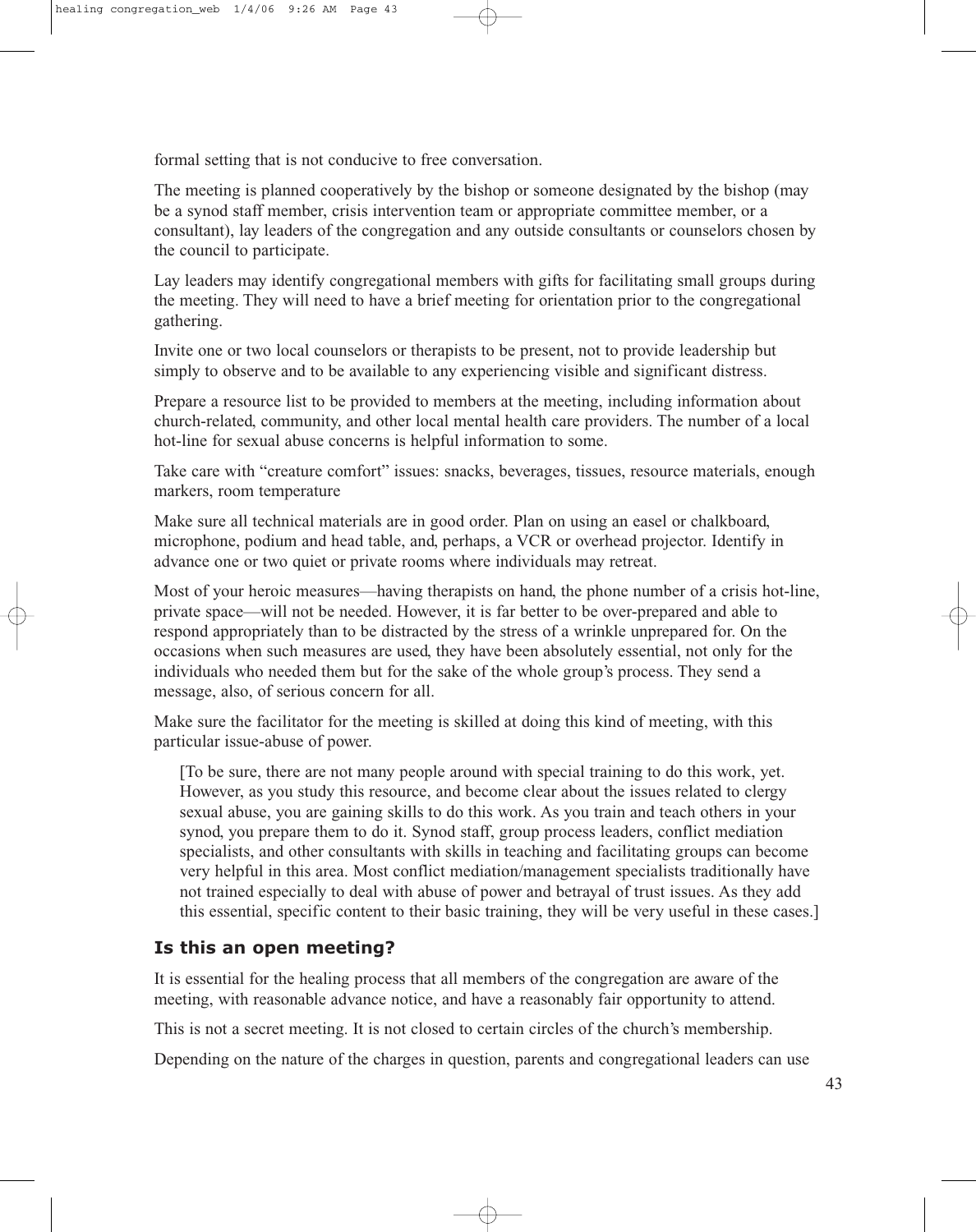formal setting that is not conducive to free conversation.

The meeting is planned cooperatively by the bishop or someone designated by the bishop (may be a synod staff member, crisis intervention team or appropriate committee member, or a consultant), lay leaders of the congregation and any outside consultants or counselors chosen by the council to participate.

Lay leaders may identify congregational members with gifts for facilitating small groups during the meeting. They will need to have a brief meeting for orientation prior to the congregational gathering.

Invite one or two local counselors or therapists to be present, not to provide leadership but simply to observe and to be available to any experiencing visible and significant distress.

Prepare a resource list to be provided to members at the meeting, including information about church-related, community, and other local mental health care providers. The number of a local hot-line for sexual abuse concerns is helpful information to some.

Take care with "creature comfort" issues: snacks, beverages, tissues, resource materials, enough markers, room temperature

Make sure all technical materials are in good order. Plan on using an easel or chalkboard, microphone, podium and head table, and, perhaps, a VCR or overhead projector. Identify in advance one or two quiet or private rooms where individuals may retreat.

Most of your heroic measures—having therapists on hand, the phone number of a crisis hot-line, private space—will not be needed. However, it is far better to be over-prepared and able to respond appropriately than to be distracted by the stress of a wrinkle unprepared for. On the occasions when such measures are used, they have been absolutely essential, not only for the individuals who needed them but for the sake of the whole group's process. They send a message, also, of serious concern for all.

Make sure the facilitator for the meeting is skilled at doing this kind of meeting, with this particular issue-abuse of power.

> [To be sure, there are not many people around with special training to do this work, yet. However, as you study this resource, and become clear about the issues related to clergy sexual abuse, you are gaining skills to do this work. As you train and teach others in your synod, you prepare them to do it. Synod staff, group process leaders, conflict mediation specialists, and other consultants with skills in teaching and facilitating groups can become very helpful in this area. Most conflict mediation/management specialists traditionally have not trained especially to deal with abuse of power and betrayal of trust issues. As they add this essential, specific content to their basic training, they will be very useful in these cases.]

### Is this an open meeting?

It is essential for the healing process that all members of the congregation are aware of the meeting, with reasonable advance notice, and have a reasonably fair opportunity to attend.

This is not a secret meeting. It is not closed to certain circles of the church's membership.

Depending on the nature of the charges in question, parents and congregational leaders can use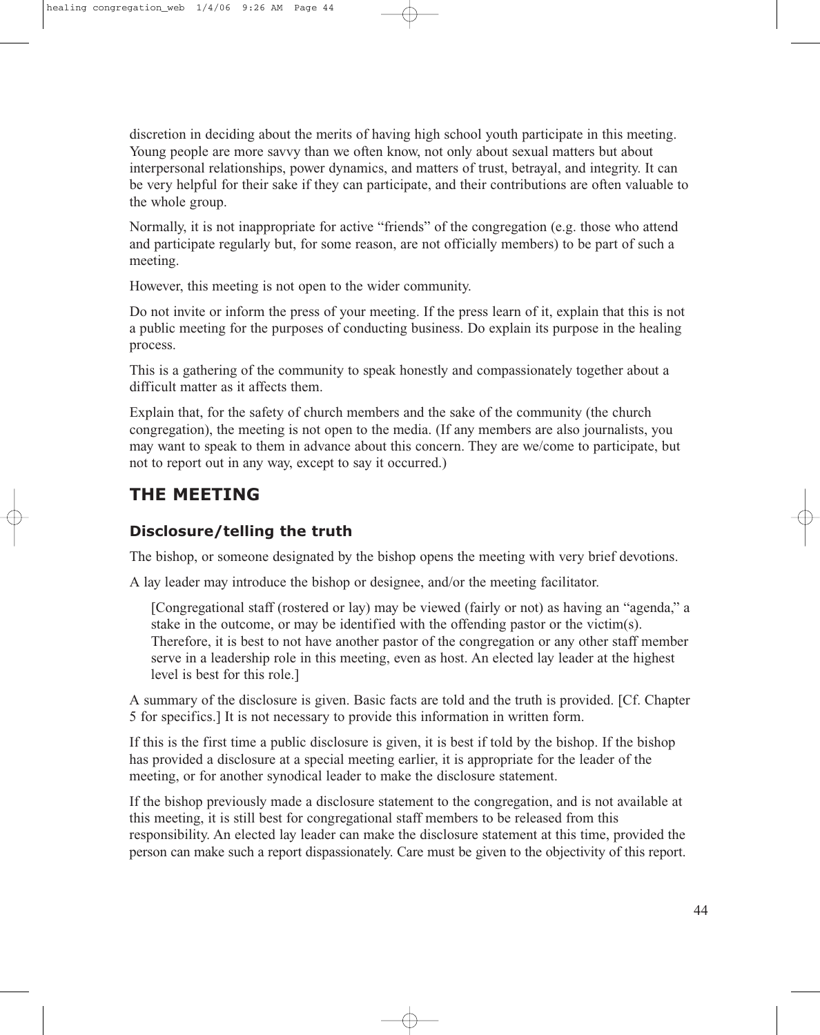discretion in deciding about the merits of having high school youth participate in this meeting. Young people are more savvy than we often know, not only about sexual matters but about interpersonal relationships, power dynamics, and matters of trust, betrayal, and integrity. It can be very helpful for their sake if they can participate, and their contributions are often valuable to the whole group.

Normally, it is not inappropriate for active "friends" of the congregation (e.g. those who attend and participate regularly but, for some reason, are not officially members) to be part of such a meeting.

However, this meeting is not open to the wider community.

Do not invite or inform the press of your meeting. If the press learn of it, explain that this is not a public meeting for the purposes of conducting business. Do explain its purpose in the healing process.

This is a gathering of the community to speak honestly and compassionately together about a difficult matter as it affects them.

Explain that, for the safety of church members and the sake of the community (the church congregation), the meeting is not open to the media. (If any members are also journalists, you may want to speak to them in advance about this concern. They are we/come to participate, but not to report out in any way, except to say it occurred.)

## THE MEETING

### Disclosure/telling the truth

The bishop, or someone designated by the bishop opens the meeting with very brief devotions.

A lay leader may introduce the bishop or designee, and/or the meeting facilitator.

> [Congregational staff (rostered or lay) may be viewed (fairly or not) as having an "agenda," a stake in the outcome, or may be identified with the offending pastor or the victim(s). Therefore, it is best to not have another pastor of the congregation or any other staff member serve in a leadership role in this meeting, even as host. An elected lay leader at the highest level is best for this role.]

A summary of the disclosure is given. Basic facts are told and the truth is provided. [Cf. Chapter 5 for specifics.] It is not necessary to provide this information in written form.

If this is the first time a public disclosure is given, it is best if told by the bishop. If the bishop has provided a disclosure at a special meeting earlier, it is appropriate for the leader of the meeting, or for another synodical leader to make the disclosure statement.

If the bishop previously made a disclosure statement to the congregation, and is not available at this meeting, it is still best for congregational staff members to be released from this responsibility. An elected lay leader can make the disclosure statement at this time, provided the person can make such a report dispassionately. Care must be given to the objectivity of this report.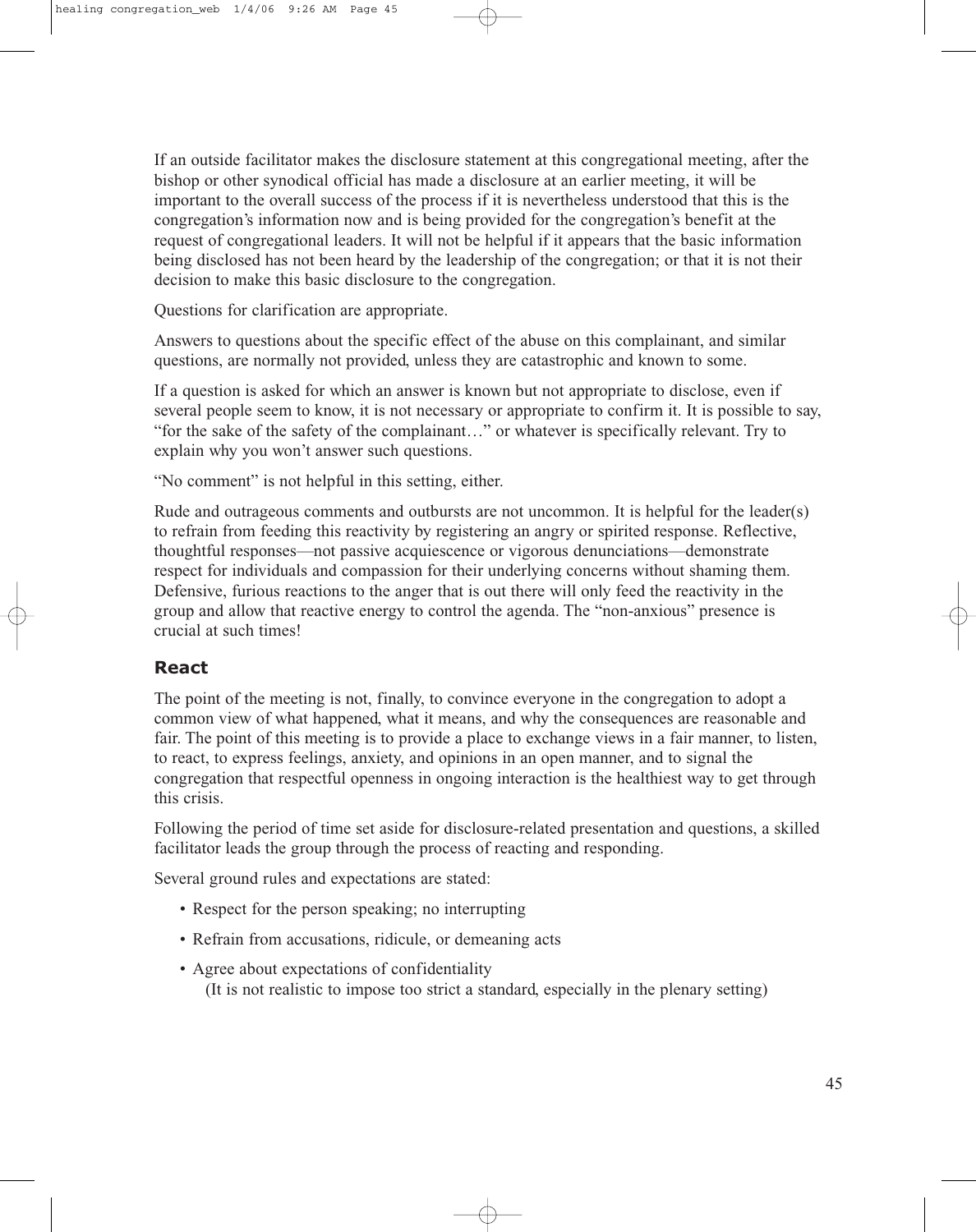If an outside facilitator makes the disclosure statement at this congregational meeting, after the bishop or other synodical official has made a disclosure at an earlier meeting, it will be important to the overall success of the process if it is nevertheless understood that this is the congregation's information now and is being provided for the congregation's benefit at the request of congregational leaders. It will not be helpful if it appears that the basic information being disclosed has not been heard by the leadership of the congregation; or that it is not their decision to make this basic disclosure to the congregation.

Questions for clarification are appropriate.

Answers to questions about the specific effect of the abuse on this complainant, and similar questions, are normally not provided, unless they are catastrophic and known to some.

If a question is asked for which an answer is known but not appropriate to disclose, even if several people seem to know, it is not necessary or appropriate to confirm it. It is possible to say, "for the sake of the safety of the complainant…" or whatever is specifically relevant. Try to explain why you won't answer such questions.

"No comment" is not helpful in this setting, either.

Rude and outrageous comments and outbursts are not uncommon. It is helpful for the leader(s) to refrain from feeding this reactivity by registering an angry or spirited response. Reflective, thoughtful responses—not passive acquiescence or vigorous denunciations—demonstrate respect for individuals and compassion for their underlying concerns without shaming them. Defensive, furious reactions to the anger that is out there will only feed the reactivity in the group and allow that reactive energy to control the agenda. The "non-anxious" presence is crucial at such times!

### React

The point of the meeting is not, finally, to convince everyone in the congregation to adopt a common view of what happened, what it means, and why the consequences are reasonable and fair. The point of this meeting is to provide a place to exchange views in a fair manner, to listen, to react, to express feelings, anxiety, and opinions in an open manner, and to signal the congregation that respectful openness in ongoing interaction is the healthiest way to get through this crisis.

Following the period of time set aside for disclosure-related presentation and questions, a skilled facilitator leads the group through the process of reacting and responding.

Several ground rules and expectations are stated:

- Respect for the person speaking; no interrupting
- Refrain from accusations, ridicule, or demeaning acts
- Agree about expectations of confidentiality
  (It is not realistic to impose too strict a standard, especially in the plenary setting)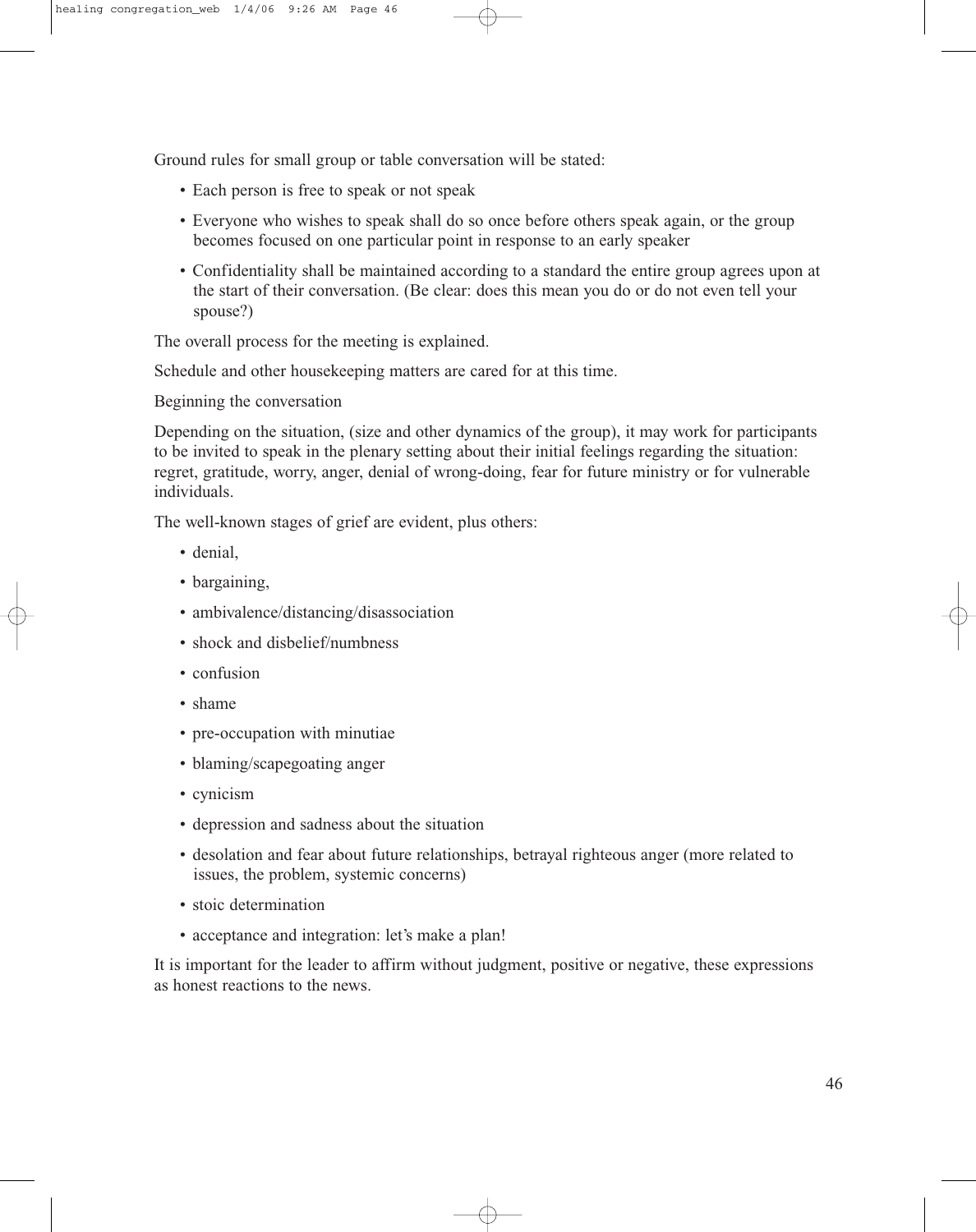Ground rules for small group or table conversation will be stated:

- Each person is free to speak or not speak
- Everyone who wishes to speak shall do so once before others speak again, or the group becomes focused on one particular point in response to an early speaker
- Confidentiality shall be maintained according to a standard the entire group agrees upon at the start of their conversation. (Be clear: does this mean you do or do not even tell your spouse?)

The overall process for the meeting is explained.

Schedule and other housekeeping matters are cared for at this time.

Beginning the conversation

Depending on the situation, (size and other dynamics of the group), it may work for participants to be invited to speak in the plenary setting about their initial feelings regarding the situation: regret, gratitude, worry, anger, denial of wrong-doing, fear for future ministry or for vulnerable individuals.

The well-known stages of grief are evident, plus others:

- denial,
- bargaining,
- ambivalence/distancing/disassociation
- shock and disbelief/numbness
- confusion
- shame
- pre-occupation with minutiae
- blaming/scapegoating anger
- cynicism
- depression and sadness about the situation
- desolation and fear about future relationships, betrayal righteous anger (more related to issues, the problem, systemic concerns)
- stoic determination
- acceptance and integration: let's make a plan!

It is important for the leader to affirm without judgment, positive or negative, these expressions as honest reactions to the news.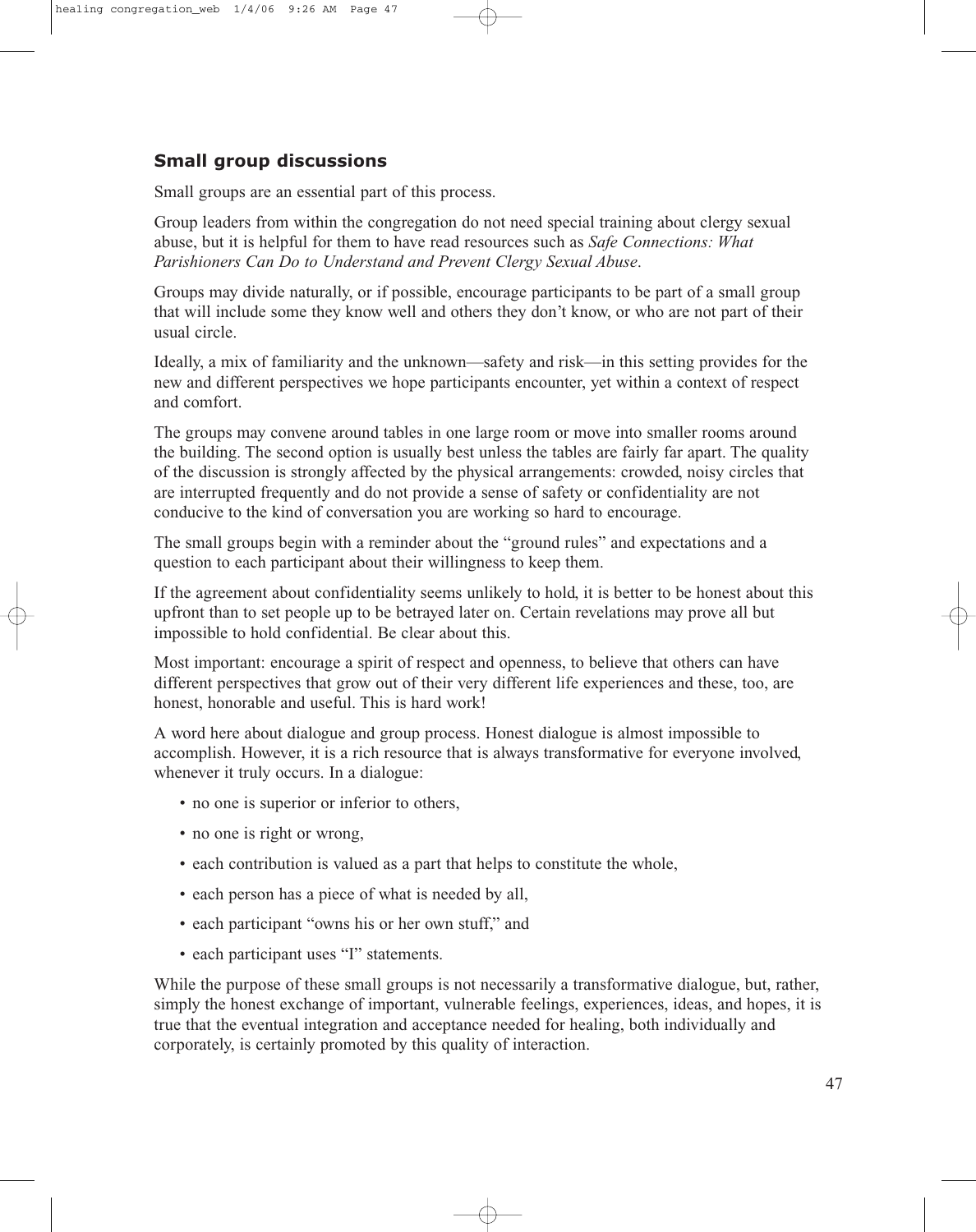## Small group discussions

Small groups are an essential part of this process.

Group leaders from within the congregation do not need special training about clergy sexual abuse, but it is helpful for them to have read resources such as *Safe Connections: What Parishioners Can Do to Understand and Prevent Clergy Sexual Abuse*.

Groups may divide naturally, or if possible, encourage participants to be part of a small group that will include some they know well and others they don't know, or who are not part of their usual circle.

Ideally, a mix of familiarity and the unknown—safety and risk—in this setting provides for the new and different perspectives we hope participants encounter, yet within a context of respect and comfort.

The groups may convene around tables in one large room or move into smaller rooms around the building. The second option is usually best unless the tables are fairly far apart. The quality of the discussion is strongly affected by the physical arrangements: crowded, noisy circles that are interrupted frequently and do not provide a sense of safety or confidentiality are not conducive to the kind of conversation you are working so hard to encourage.

The small groups begin with a reminder about the "ground rules" and expectations and a question to each participant about their willingness to keep them.

If the agreement about confidentiality seems unlikely to hold, it is better to be honest about this upfront than to set people up to be betrayed later on. Certain revelations may prove all but impossible to hold confidential. Be clear about this.

Most important: encourage a spirit of respect and openness, to believe that others can have different perspectives that grow out of their very different life experiences and these, too, are honest, honorable and useful. This is hard work!

A word here about dialogue and group process. Honest dialogue is almost impossible to accomplish. However, it is a rich resource that is always transformative for everyone involved, whenever it truly occurs. In a dialogue:

- no one is superior or inferior to others,
- no one is right or wrong,
- each contribution is valued as a part that helps to constitute the whole,
- each person has a piece of what is needed by all,
- each participant "owns his or her own stuff," and
- each participant uses "I" statements.

While the purpose of these small groups is not necessarily a transformative dialogue, but, rather, simply the honest exchange of important, vulnerable feelings, experiences, ideas, and hopes, it is true that the eventual integration and acceptance needed for healing, both individually and corporately, is certainly promoted by this quality of interaction.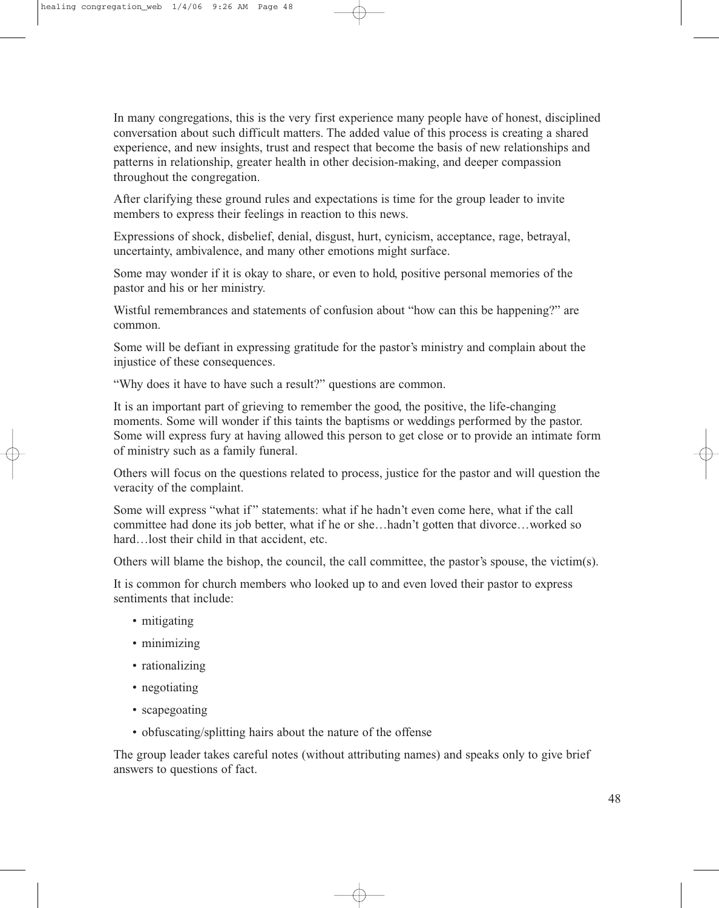In many congregations, this is the very first experience many people have of honest, disciplined conversation about such difficult matters. The added value of this process is creating a shared experience, and new insights, trust and respect that become the basis of new relationships and patterns in relationship, greater health in other decision-making, and deeper compassion throughout the congregation.

After clarifying these ground rules and expectations is time for the group leader to invite members to express their feelings in reaction to this news.

Expressions of shock, disbelief, denial, disgust, hurt, cynicism, acceptance, rage, betrayal, uncertainty, ambivalence, and many other emotions might surface.

Some may wonder if it is okay to share, or even to hold, positive personal memories of the pastor and his or her ministry.

Wistful remembrances and statements of confusion about "how can this be happening?" are common.

Some will be defiant in expressing gratitude for the pastor's ministry and complain about the injustice of these consequences.

"Why does it have to have such a result?" questions are common.

It is an important part of grieving to remember the good, the positive, the life-changing moments. Some will wonder if this taints the baptisms or weddings performed by the pastor. Some will express fury at having allowed this person to get close or to provide an intimate form of ministry such as a family funeral.

Others will focus on the questions related to process, justice for the pastor and will question the veracity of the complaint.

Some will express "what if" statements: what if he hadn't even come here, what if the call committee had done its job better, what if he or she…hadn't gotten that divorce…worked so hard…lost their child in that accident, etc.

Others will blame the bishop, the council, the call committee, the pastor's spouse, the victim(s).

It is common for church members who looked up to and even loved their pastor to express sentiments that include:

- mitigating
- minimizing
- rationalizing
- negotiating
- scapegoating
- obfuscating/splitting hairs about the nature of the offense

The group leader takes careful notes (without attributing names) and speaks only to give brief answers to questions of fact.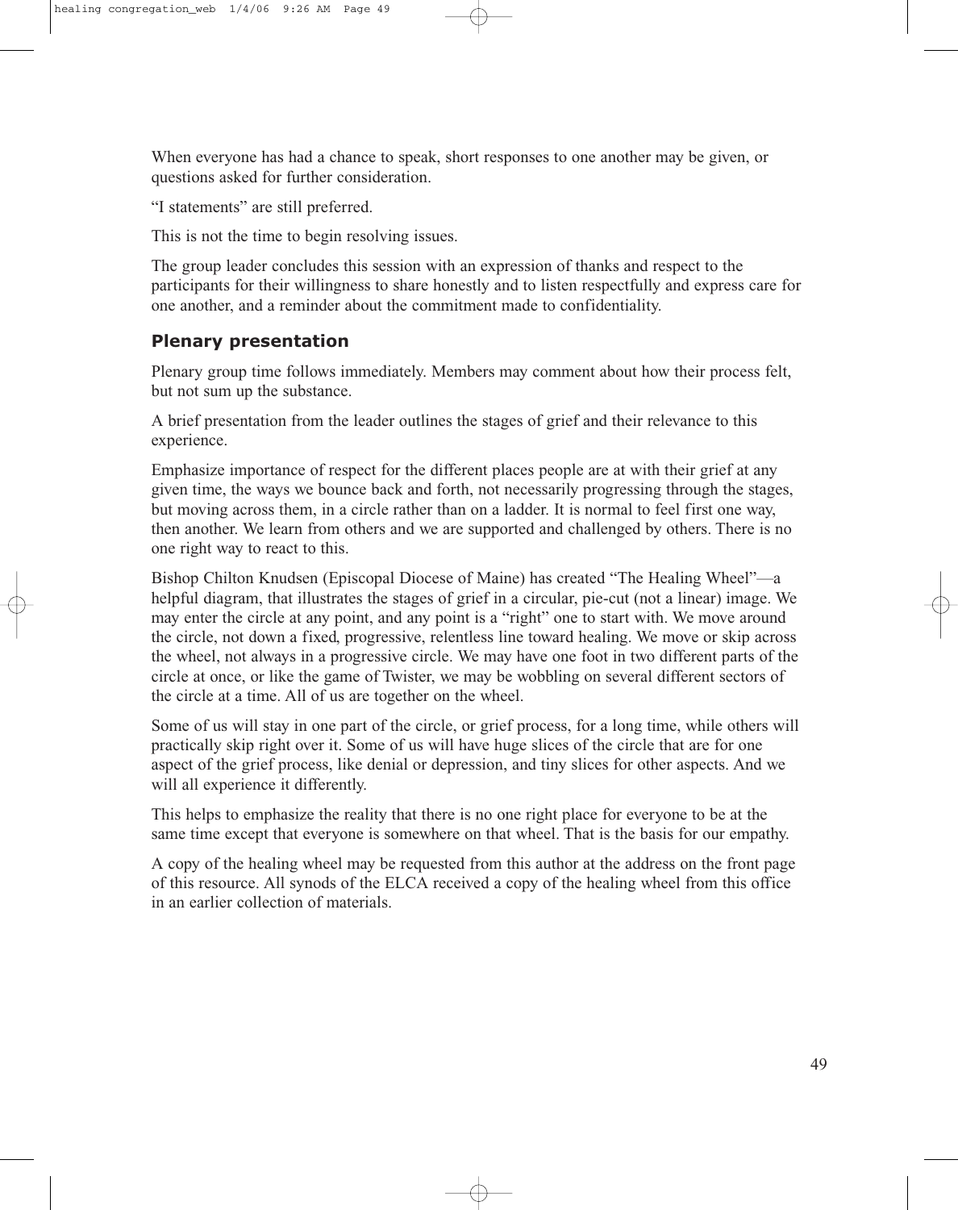When everyone has had a chance to speak, short responses to one another may be given, or questions asked for further consideration.

"I statements" are still preferred.

This is not the time to begin resolving issues.

The group leader concludes this session with an expression of thanks and respect to the participants for their willingness to share honestly and to listen respectfully and express care for one another, and a reminder about the commitment made to confidentiality.

### Plenary presentation

Plenary group time follows immediately. Members may comment about how their process felt, but not sum up the substance.

A brief presentation from the leader outlines the stages of grief and their relevance to this experience.

Emphasize importance of respect for the different places people are at with their grief at any given time, the ways we bounce back and forth, not necessarily progressing through the stages, but moving across them, in a circle rather than on a ladder. It is normal to feel first one way, then another. We learn from others and we are supported and challenged by others. There is no one right way to react to this.

Bishop Chilton Knudsen (Episcopal Diocese of Maine) has created "The Healing Wheel"—a helpful diagram, that illustrates the stages of grief in a circular, pie-cut (not a linear) image. We may enter the circle at any point, and any point is a "right" one to start with. We move around the circle, not down a fixed, progressive, relentless line toward healing. We move or skip across the wheel, not always in a progressive circle. We may have one foot in two different parts of the circle at once, or like the game of Twister, we may be wobbling on several different sectors of the circle at a time. All of us are together on the wheel.

Some of us will stay in one part of the circle, or grief process, for a long time, while others will practically skip right over it. Some of us will have huge slices of the circle that are for one aspect of the grief process, like denial or depression, and tiny slices for other aspects. And we will all experience it differently.

This helps to emphasize the reality that there is no one right place for everyone to be at the same time except that everyone is somewhere on that wheel. That is the basis for our empathy.

A copy of the healing wheel may be requested from this author at the address on the front page of this resource. All synods of the ELCA received a copy of the healing wheel from this office in an earlier collection of materials.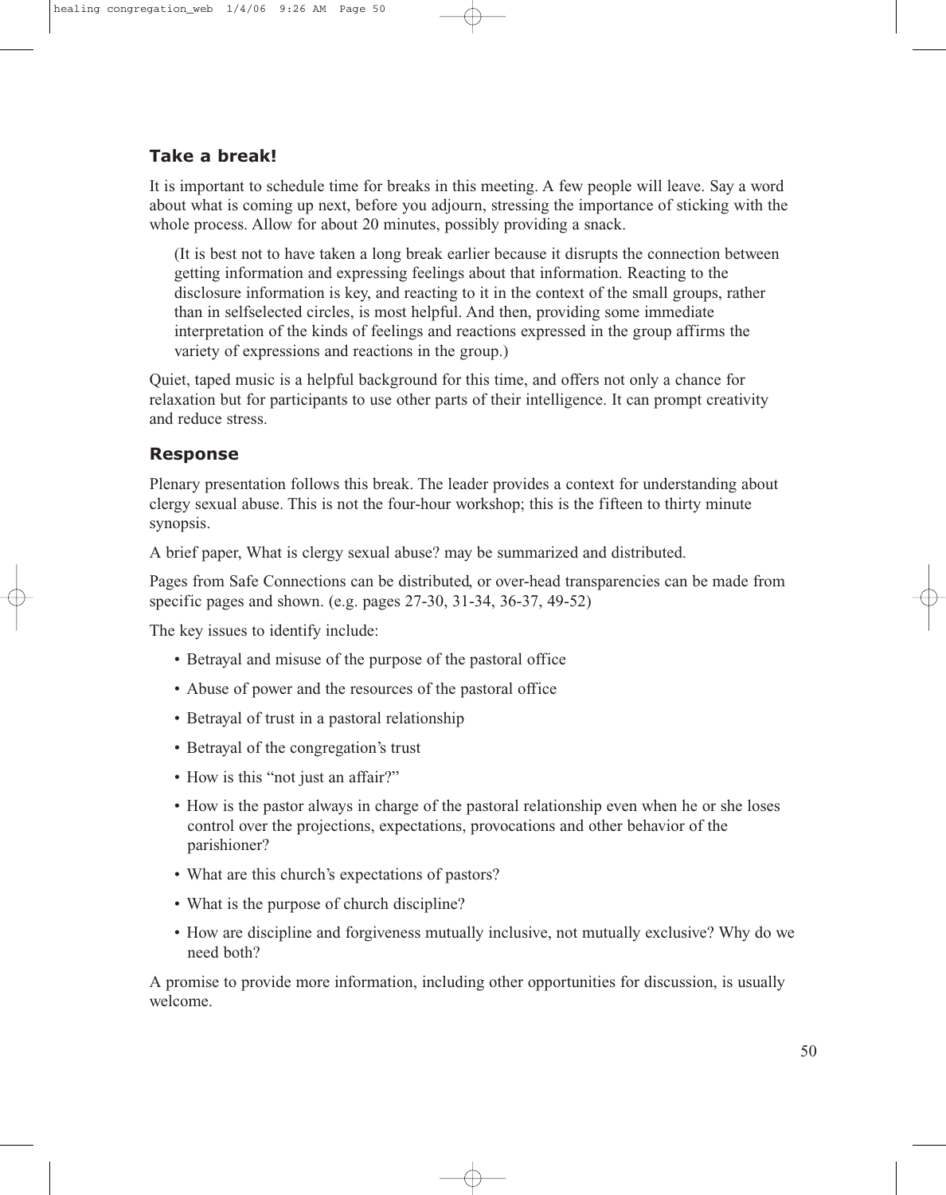## Take a break!

It is important to schedule time for breaks in this meeting. A few people will leave. Say a word about what is coming up next, before you adjourn, stressing the importance of sticking with the whole process. Allow for about 20 minutes, possibly providing a snack.

> (It is best not to have taken a long break earlier because it disrupts the connection between getting information and expressing feelings about that information. Reacting to the disclosure information is key, and reacting to it in the context of the small groups, rather than in selfselected circles, is most helpful. And then, providing some immediate interpretation of the kinds of feelings and reactions expressed in the group affirms the variety of expressions and reactions in the group.)

Quiet, taped music is a helpful background for this time, and offers not only a chance for relaxation but for participants to use other parts of their intelligence. It can prompt creativity and reduce stress.

## Response

Plenary presentation follows this break. The leader provides a context for understanding about clergy sexual abuse. This is not the four-hour workshop; this is the fifteen to thirty minute synopsis.

A brief paper, What is clergy sexual abuse? may be summarized and distributed.

Pages from Safe Connections can be distributed, or over-head transparencies can be made from specific pages and shown. (e.g. pages 27-30, 31-34, 36-37, 49-52)

The key issues to identify include:

- Betrayal and misuse of the purpose of the pastoral office
- Abuse of power and the resources of the pastoral office
- Betrayal of trust in a pastoral relationship
- Betrayal of the congregation's trust
- How is this "not just an affair?"
- How is the pastor always in charge of the pastoral relationship even when he or she loses control over the projections, expectations, provocations and other behavior of the parishioner?
- What are this church's expectations of pastors?
- What is the purpose of church discipline?
- How are discipline and forgiveness mutually inclusive, not mutually exclusive? Why do we need both?

A promise to provide more information, including other opportunities for discussion, is usually welcome.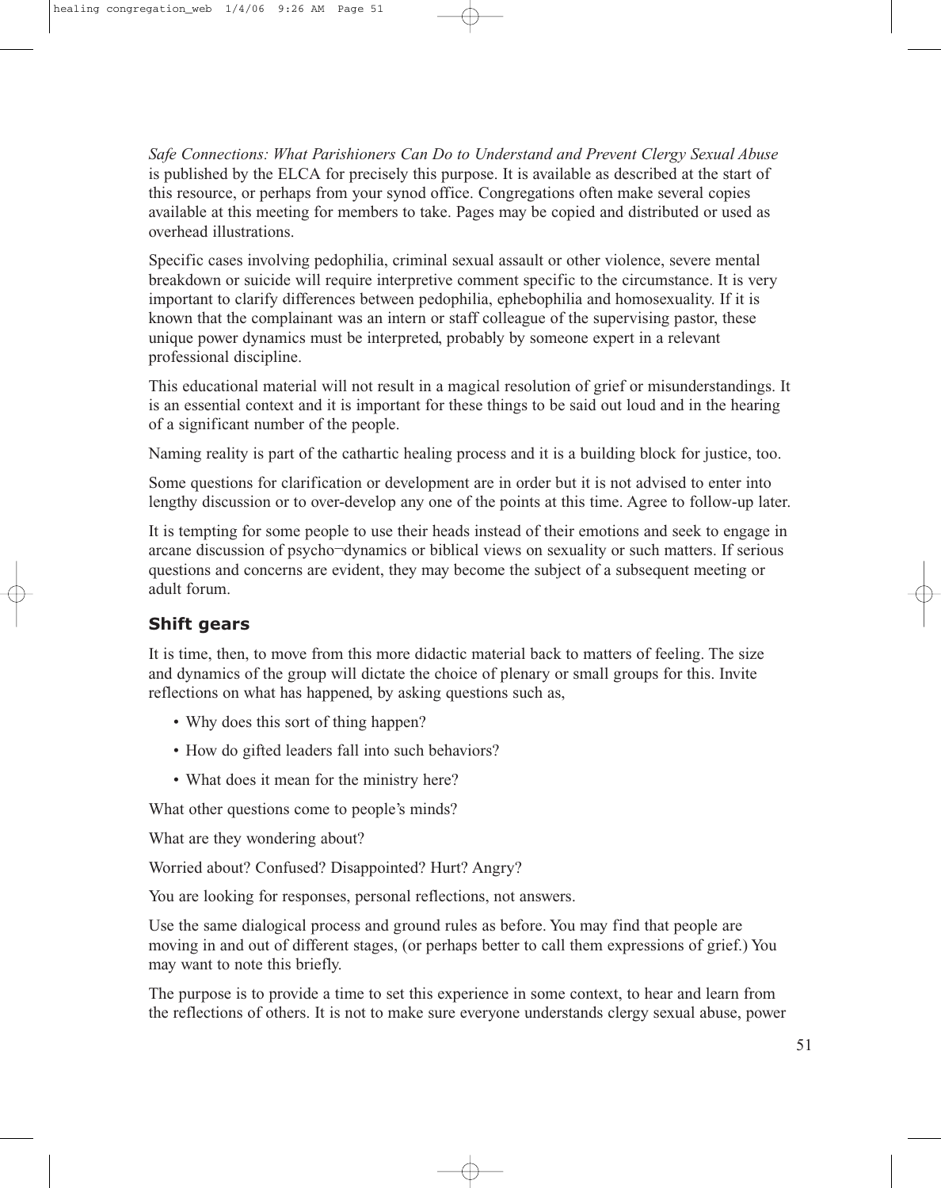*Safe Connections: What Parishioners Can Do to Understand and Prevent Clergy Sexual Abuse* is published by the ELCA for precisely this purpose. It is available as described at the start of this resource, or perhaps from your synod office. Congregations often make several copies available at this meeting for members to take. Pages may be copied and distributed or used as overhead illustrations.

Specific cases involving pedophilia, criminal sexual assault or other violence, severe mental breakdown or suicide will require interpretive comment specific to the circumstance. It is very important to clarify differences between pedophilia, ephebophilia and homosexuality. If it is known that the complainant was an intern or staff colleague of the supervising pastor, these unique power dynamics must be interpreted, probably by someone expert in a relevant professional discipline.

This educational material will not result in a magical resolution of grief or misunderstandings. It is an essential context and it is important for these things to be said out loud and in the hearing of a significant number of the people.

Naming reality is part of the cathartic healing process and it is a building block for justice, too.

Some questions for clarification or development are in order but it is not advised to enter into lengthy discussion or to over-develop any one of the points at this time. Agree to follow-up later.

It is tempting for some people to use their heads instead of their emotions and seek to engage in arcane discussion of psycho¬dynamics or biblical views on sexuality or such matters. If serious questions and concerns are evident, they may become the subject of a subsequent meeting or adult forum.

### Shift gears

It is time, then, to move from this more didactic material back to matters of feeling. The size and dynamics of the group will dictate the choice of plenary or small groups for this. Invite reflections on what has happened, by asking questions such as,

- Why does this sort of thing happen?
- How do gifted leaders fall into such behaviors?
- What does it mean for the ministry here?

What other questions come to people's minds?

What are they wondering about?

Worried about? Confused? Disappointed? Hurt? Angry?

You are looking for responses, personal reflections, not answers.

Use the same dialogical process and ground rules as before. You may find that people are moving in and out of different stages, (or perhaps better to call them expressions of grief.) You may want to note this briefly.

The purpose is to provide a time to set this experience in some context, to hear and learn from the reflections of others. It is not to make sure everyone understands clergy sexual abuse, power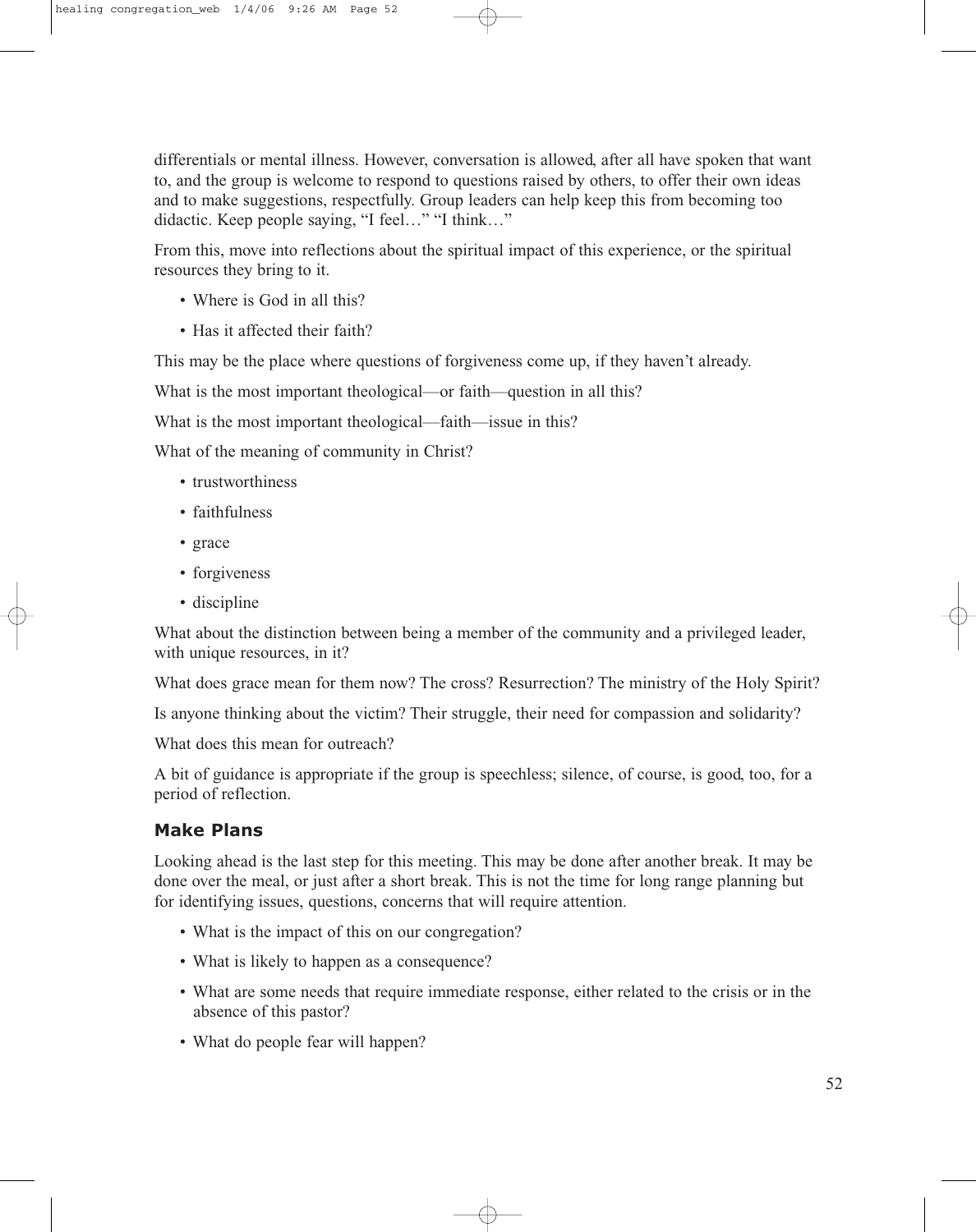differentials or mental illness. However, conversation is allowed, after all have spoken that want to, and the group is welcome to respond to questions raised by others, to offer their own ideas and to make suggestions, respectfully. Group leaders can help keep this from becoming too didactic. Keep people saying, "I feel…" "I think…"

From this, move into reflections about the spiritual impact of this experience, or the spiritual resources they bring to it.

- Where is God in all this?
- Has it affected their faith?

This may be the place where questions of forgiveness come up, if they haven't already.

What is the most important theological—or faith—question in all this?

What is the most important theological—faith—issue in this?

What of the meaning of community in Christ?

- trustworthiness
- faithfulness
- grace
- forgiveness
- discipline

What about the distinction between being a member of the community and a privileged leader, with unique resources, in it?

What does grace mean for them now? The cross? Resurrection? The ministry of the Holy Spirit?

Is anyone thinking about the victim? Their struggle, their need for compassion and solidarity?

What does this mean for outreach?

A bit of guidance is appropriate if the group is speechless; silence, of course, is good, too, for a period of reflection.

### Make Plans

Looking ahead is the last step for this meeting. This may be done after another break. It may be done over the meal, or just after a short break. This is not the time for long range planning but for identifying issues, questions, concerns that will require attention.

- What is the impact of this on our congregation?
- What is likely to happen as a consequence?
- What are some needs that require immediate response, either related to the crisis or in the absence of this pastor?
- What do people fear will happen?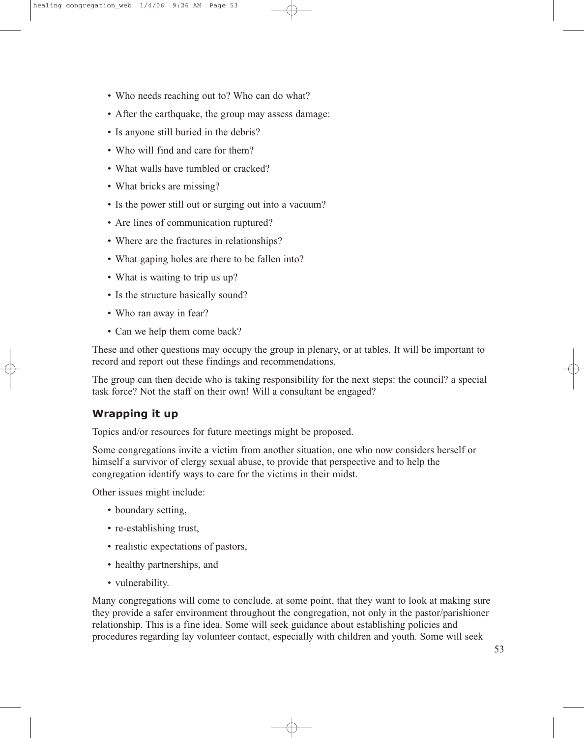- Who needs reaching out to? Who can do what?
- After the earthquake, the group may assess damage:
- Is anyone still buried in the debris?
- Who will find and care for them?
- What walls have tumbled or cracked?
- What bricks are missing?
- Is the power still out or surging out into a vacuum?
- Are lines of communication ruptured?
- Where are the fractures in relationships?
- What gaping holes are there to be fallen into?
- What is waiting to trip us up?
- Is the structure basically sound?
- Who ran away in fear?
- Can we help them come back?

These and other questions may occupy the group in plenary, or at tables. It will be important to record and report out these findings and recommendations.

The group can then decide who is taking responsibility for the next steps: the council? a special task force? Not the staff on their own! Will a consultant be engaged?

### Wrapping it up

Topics and/or resources for future meetings might be proposed.

Some congregations invite a victim from another situation, one who now considers herself or himself a survivor of clergy sexual abuse, to provide that perspective and to help the congregation identify ways to care for the victims in their midst.

Other issues might include:

- boundary setting,
- re-establishing trust,
- realistic expectations of pastors,
- healthy partnerships, and
- vulnerability.

Many congregations will come to conclude, at some point, that they want to look at making sure they provide a safer environment throughout the congregation, not only in the pastor/parishioner relationship. This is a fine idea. Some will seek guidance about establishing policies and procedures regarding lay volunteer contact, especially with children and youth. Some will seek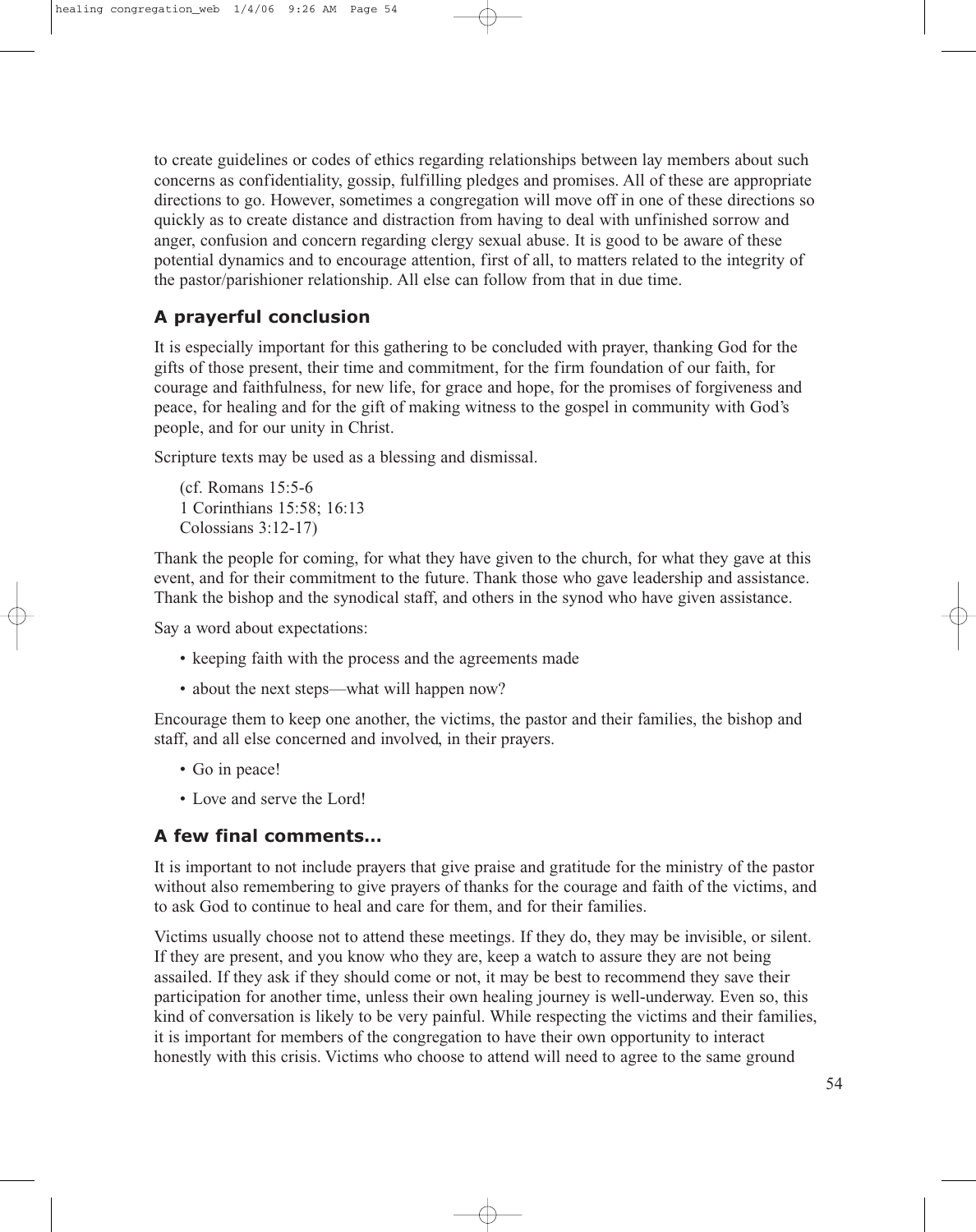to create guidelines or codes of ethics regarding relationships between lay members about such concerns as confidentiality, gossip, fulfilling pledges and promises. All of these are appropriate directions to go. However, sometimes a congregation will move off in one of these directions so quickly as to create distance and distraction from having to deal with unfinished sorrow and anger, confusion and concern regarding clergy sexual abuse. It is good to be aware of these potential dynamics and to encourage attention, first of all, to matters related to the integrity of the pastor/parishioner relationship. All else can follow from that in due time.

### A prayerful conclusion

It is especially important for this gathering to be concluded with prayer, thanking God for the gifts of those present, their time and commitment, for the firm foundation of our faith, for courage and faithfulness, for new life, for grace and hope, for the promises of forgiveness and peace, for healing and for the gift of making witness to the gospel in community with God's people, and for our unity in Christ.

Scripture texts may be used as a blessing and dismissal.

> (cf. Romans 15:5-6
> 1 Corinthians 15:58; 16:13
> Colossians 3:12-17)

Thank the people for coming, for what they have given to the church, for what they gave at this event, and for their commitment to the future. Thank those who gave leadership and assistance. Thank the bishop and the synodical staff, and others in the synod who have given assistance.

Say a word about expectations:

- keeping faith with the process and the agreements made
- about the next steps—what will happen now?

Encourage them to keep one another, the victims, the pastor and their families, the bishop and staff, and all else concerned and involved, in their prayers.

- Go in peace!
- Love and serve the Lord!

### A few final comments...

It is important to not include prayers that give praise and gratitude for the ministry of the pastor without also remembering to give prayers of thanks for the courage and faith of the victims, and to ask God to continue to heal and care for them, and for their families.

Victims usually choose not to attend these meetings. If they do, they may be invisible, or silent. If they are present, and you know who they are, keep a watch to assure they are not being assailed. If they ask if they should come or not, it may be best to recommend they save their participation for another time, unless their own healing journey is well-underway. Even so, this kind of conversation is likely to be very painful. While respecting the victims and their families, it is important for members of the congregation to have their own opportunity to interact honestly with this crisis. Victims who choose to attend will need to agree to the same ground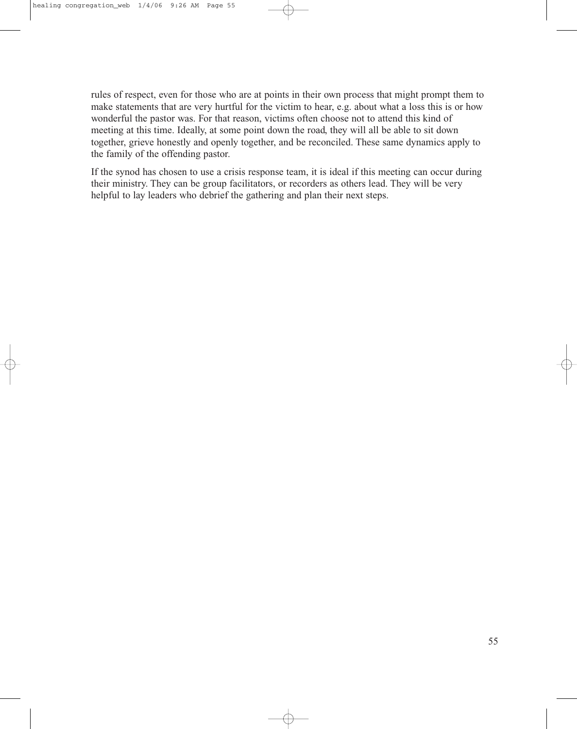rules of respect, even for those who are at points in their own process that might prompt them to make statements that are very hurtful for the victim to hear, e.g. about what a loss this is or how wonderful the pastor was. For that reason, victims often choose not to attend this kind of meeting at this time. Ideally, at some point down the road, they will all be able to sit down together, grieve honestly and openly together, and be reconciled. These same dynamics apply to the family of the offending pastor.

If the synod has chosen to use a crisis response team, it is ideal if this meeting can occur during their ministry. They can be group facilitators, or recorders as others lead. They will be very helpful to lay leaders who debrief the gathering and plan their next steps.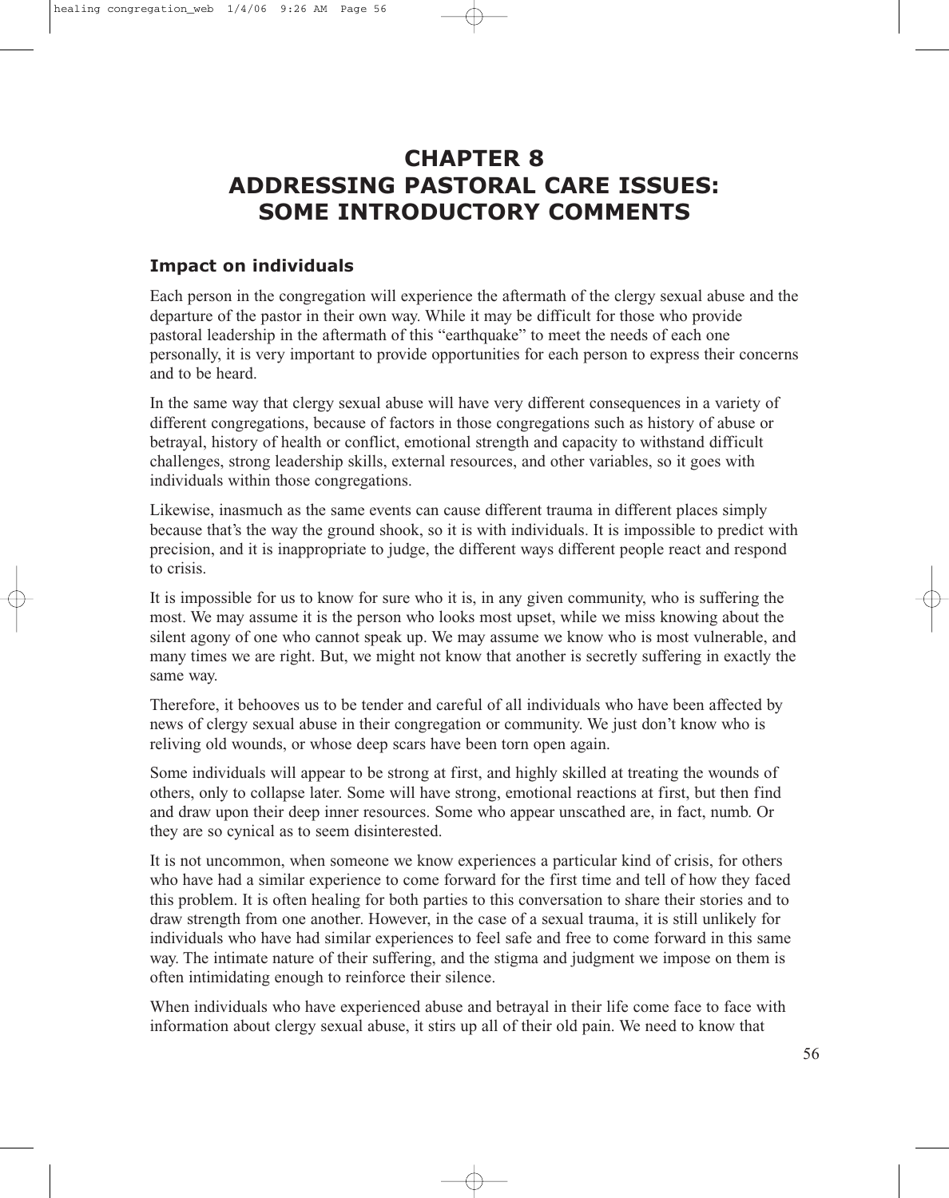# CHAPTER 8 ADDRESSING PASTORAL CARE ISSUES: SOME INTRODUCTORY COMMENTS

## Impact on individuals

Each person in the congregation will experience the aftermath of the clergy sexual abuse and the departure of the pastor in their own way. While it may be difficult for those who provide pastoral leadership in the aftermath of this "earthquake" to meet the needs of each one personally, it is very important to provide opportunities for each person to express their concerns and to be heard.

In the same way that clergy sexual abuse will have very different consequences in a variety of different congregations, because of factors in those congregations such as history of abuse or betrayal, history of health or conflict, emotional strength and capacity to withstand difficult challenges, strong leadership skills, external resources, and other variables, so it goes with individuals within those congregations.

Likewise, inasmuch as the same events can cause different trauma in different places simply because that's the way the ground shook, so it is with individuals. It is impossible to predict with precision, and it is inappropriate to judge, the different ways different people react and respond to crisis.

It is impossible for us to know for sure who it is, in any given community, who is suffering the most. We may assume it is the person who looks most upset, while we miss knowing about the silent agony of one who cannot speak up. We may assume we know who is most vulnerable, and many times we are right. But, we might not know that another is secretly suffering in exactly the same way.

Therefore, it behooves us to be tender and careful of all individuals who have been affected by news of clergy sexual abuse in their congregation or community. We just don't know who is reliving old wounds, or whose deep scars have been torn open again.

Some individuals will appear to be strong at first, and highly skilled at treating the wounds of others, only to collapse later. Some will have strong, emotional reactions at first, but then find and draw upon their deep inner resources. Some who appear unscathed are, in fact, numb. Or they are so cynical as to seem disinterested.

It is not uncommon, when someone we know experiences a particular kind of crisis, for others who have had a similar experience to come forward for the first time and tell of how they faced this problem. It is often healing for both parties to this conversation to share their stories and to draw strength from one another. However, in the case of a sexual trauma, it is still unlikely for individuals who have had similar experiences to feel safe and free to come forward in this same way. The intimate nature of their suffering, and the stigma and judgment we impose on them is often intimidating enough to reinforce their silence.

When individuals who have experienced abuse and betrayal in their life come face to face with information about clergy sexual abuse, it stirs up all of their old pain. We need to know that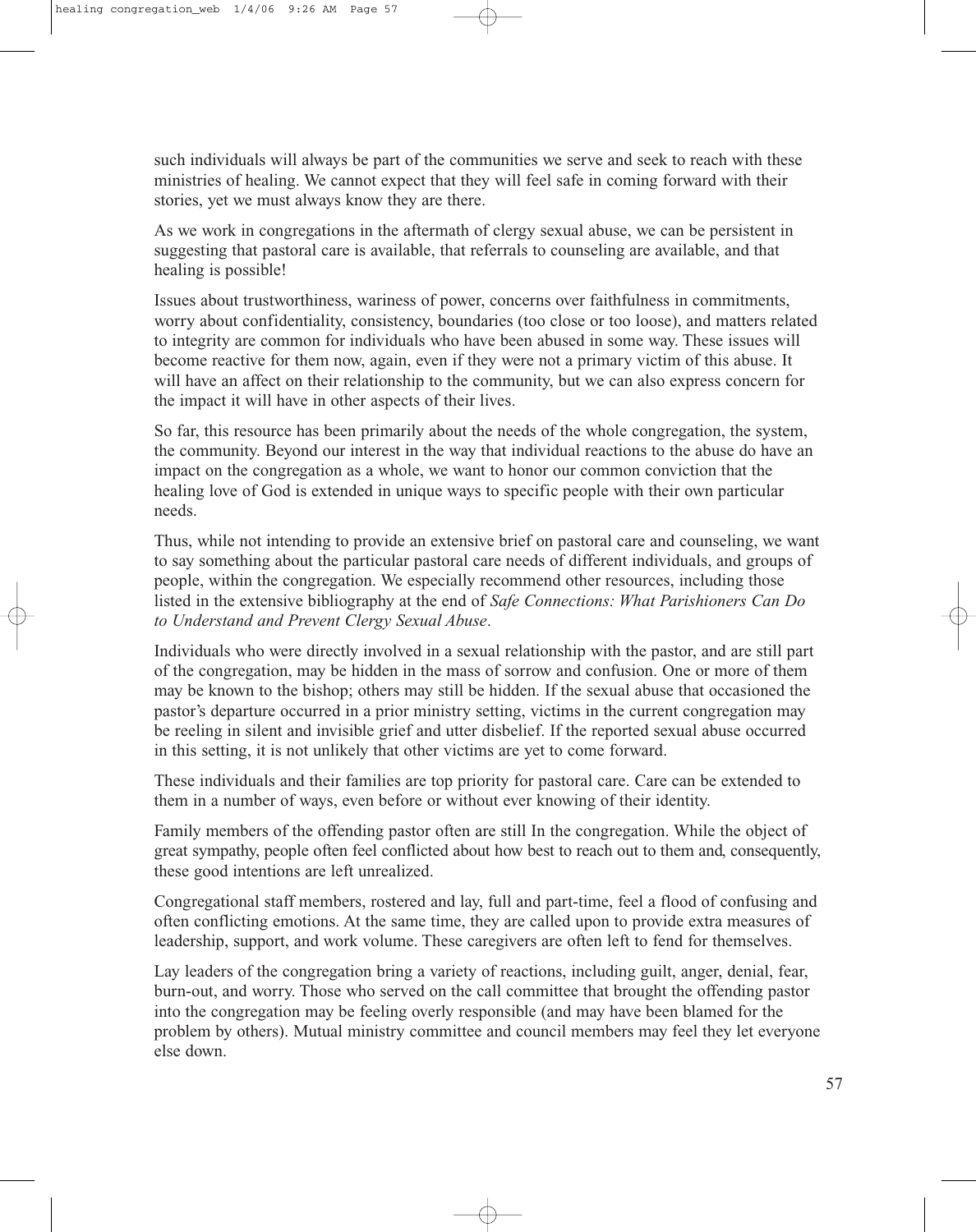such individuals will always be part of the communities we serve and seek to reach with these ministries of healing. We cannot expect that they will feel safe in coming forward with their stories, yet we must always know they are there.

As we work in congregations in the aftermath of clergy sexual abuse, we can be persistent in suggesting that pastoral care is available, that referrals to counseling are available, and that healing is possible!

Issues about trustworthiness, wariness of power, concerns over faithfulness in commitments, worry about confidentiality, consistency, boundaries (too close or too loose), and matters related to integrity are common for individuals who have been abused in some way. These issues will become reactive for them now, again, even if they were not a primary victim of this abuse. It will have an affect on their relationship to the community, but we can also express concern for the impact it will have in other aspects of their lives.

So far, this resource has been primarily about the needs of the whole congregation, the system, the community. Beyond our interest in the way that individual reactions to the abuse do have an impact on the congregation as a whole, we want to honor our common conviction that the healing love of God is extended in unique ways to specific people with their own particular needs.

Thus, while not intending to provide an extensive brief on pastoral care and counseling, we want to say something about the particular pastoral care needs of different individuals, and groups of people, within the congregation. We especially recommend other resources, including those listed in the extensive bibliography at the end of *Safe Connections: What Parishioners Can Do to Understand and Prevent Clergy Sexual Abuse*.

Individuals who were directly involved in a sexual relationship with the pastor, and are still part of the congregation, may be hidden in the mass of sorrow and confusion. One or more of them may be known to the bishop; others may still be hidden. If the sexual abuse that occasioned the pastor's departure occurred in a prior ministry setting, victims in the current congregation may be reeling in silent and invisible grief and utter disbelief. If the reported sexual abuse occurred in this setting, it is not unlikely that other victims are yet to come forward.

These individuals and their families are top priority for pastoral care. Care can be extended to them in a number of ways, even before or without ever knowing of their identity.

Family members of the offending pastor often are still In the congregation. While the object of great sympathy, people often feel conflicted about how best to reach out to them and, consequently, these good intentions are left unrealized.

Congregational staff members, rostered and lay, full and part-time, feel a flood of confusing and often conflicting emotions. At the same time, they are called upon to provide extra measures of leadership, support, and work volume. These caregivers are often left to fend for themselves.

Lay leaders of the congregation bring a variety of reactions, including guilt, anger, denial, fear, burn-out, and worry. Those who served on the call committee that brought the offending pastor into the congregation may be feeling overly responsible (and may have been blamed for the problem by others). Mutual ministry committee and council members may feel they let everyone else down.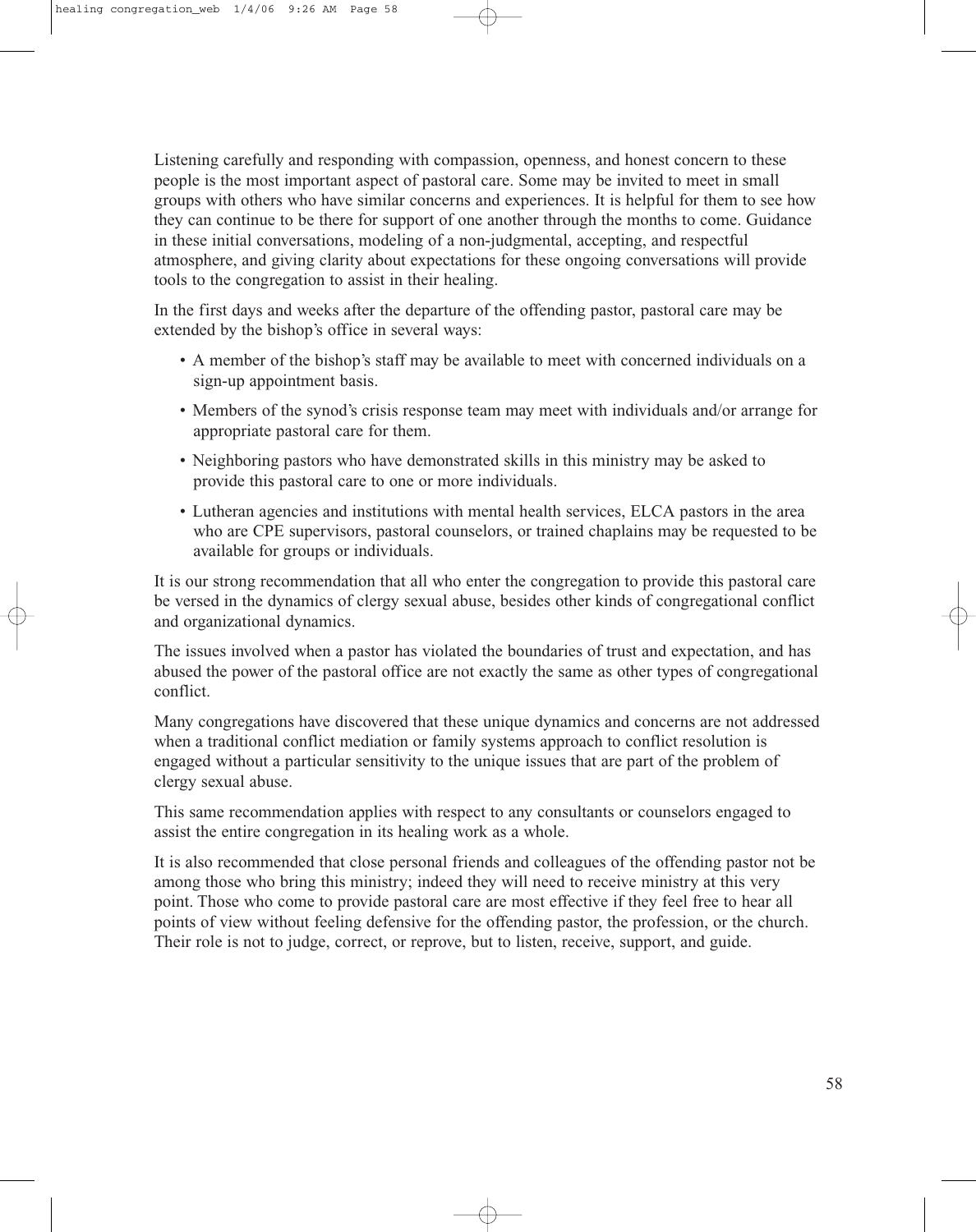Listening carefully and responding with compassion, openness, and honest concern to these people is the most important aspect of pastoral care. Some may be invited to meet in small groups with others who have similar concerns and experiences. It is helpful for them to see how they can continue to be there for support of one another through the months to come. Guidance in these initial conversations, modeling of a non-judgmental, accepting, and respectful atmosphere, and giving clarity about expectations for these ongoing conversations will provide tools to the congregation to assist in their healing.

In the first days and weeks after the departure of the offending pastor, pastoral care may be extended by the bishop's office in several ways:

- A member of the bishop's staff may be available to meet with concerned individuals on a sign-up appointment basis.
- Members of the synod's crisis response team may meet with individuals and/or arrange for appropriate pastoral care for them.
- Neighboring pastors who have demonstrated skills in this ministry may be asked to provide this pastoral care to one or more individuals.
- Lutheran agencies and institutions with mental health services, ELCA pastors in the area who are CPE supervisors, pastoral counselors, or trained chaplains may be requested to be available for groups or individuals.

It is our strong recommendation that all who enter the congregation to provide this pastoral care be versed in the dynamics of clergy sexual abuse, besides other kinds of congregational conflict and organizational dynamics.

The issues involved when a pastor has violated the boundaries of trust and expectation, and has abused the power of the pastoral office are not exactly the same as other types of congregational conflict.

Many congregations have discovered that these unique dynamics and concerns are not addressed when a traditional conflict mediation or family systems approach to conflict resolution is engaged without a particular sensitivity to the unique issues that are part of the problem of clergy sexual abuse.

This same recommendation applies with respect to any consultants or counselors engaged to assist the entire congregation in its healing work as a whole.

It is also recommended that close personal friends and colleagues of the offending pastor not be among those who bring this ministry; indeed they will need to receive ministry at this very point. Those who come to provide pastoral care are most effective if they feel free to hear all points of view without feeling defensive for the offending pastor, the profession, or the church. Their role is not to judge, correct, or reprove, but to listen, receive, support, and guide.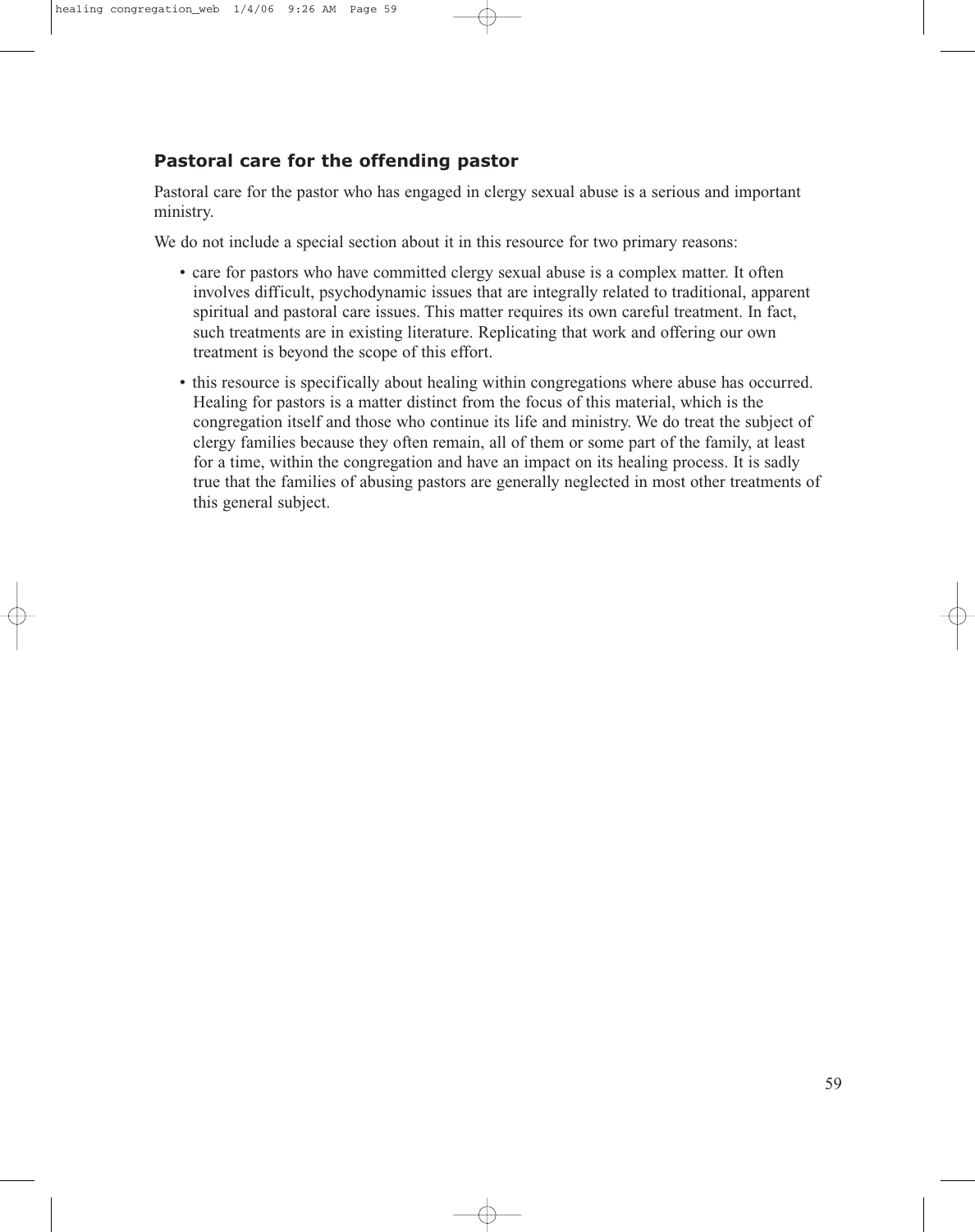### Pastoral care for the offending pastor

Pastoral care for the pastor who has engaged in clergy sexual abuse is a serious and important ministry.

We do not include a special section about it in this resource for two primary reasons:

- care for pastors who have committed clergy sexual abuse is a complex matter. It often involves difficult, psychodynamic issues that are integrally related to traditional, apparent spiritual and pastoral care issues. This matter requires its own careful treatment. In fact, such treatments are in existing literature. Replicating that work and offering our own treatment is beyond the scope of this effort.
- this resource is specifically about healing within congregations where abuse has occurred. Healing for pastors is a matter distinct from the focus of this material, which is the congregation itself and those who continue its life and ministry. We do treat the subject of clergy families because they often remain, all of them or some part of the family, at least for a time, within the congregation and have an impact on its healing process. It is sadly true that the families of abusing pastors are generally neglected in most other treatments of this general subject.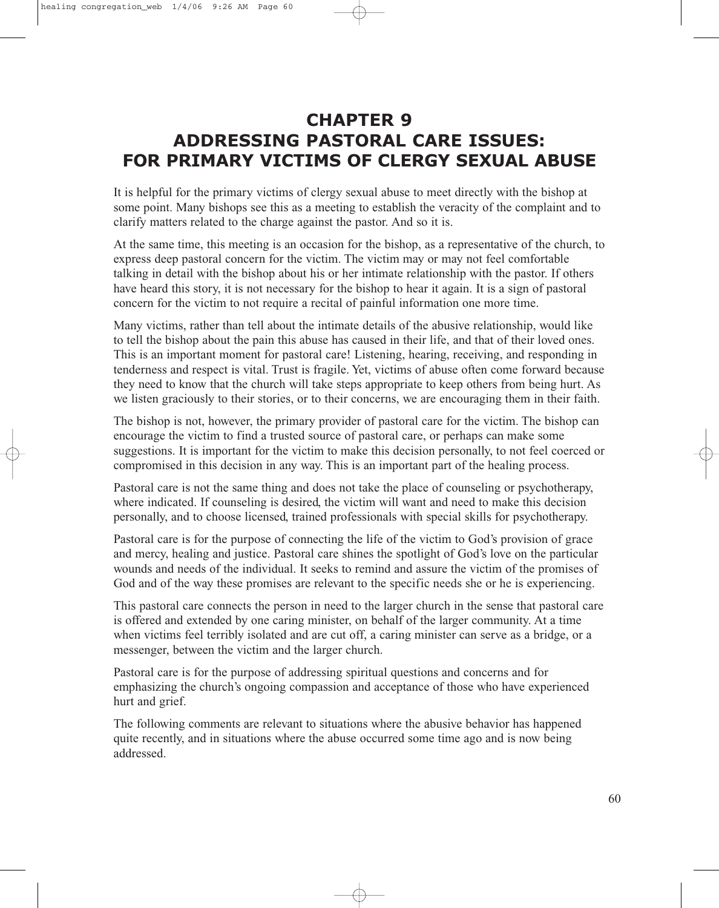# CHAPTER 9
# ADDRESSING PASTORAL CARE ISSUES: FOR PRIMARY VICTIMS OF CLERGY SEXUAL ABUSE

It is helpful for the primary victims of clergy sexual abuse to meet directly with the bishop at some point. Many bishops see this as a meeting to establish the veracity of the complaint and to clarify matters related to the charge against the pastor. And so it is.

At the same time, this meeting is an occasion for the bishop, as a representative of the church, to express deep pastoral concern for the victim. The victim may or may not feel comfortable talking in detail with the bishop about his or her intimate relationship with the pastor. If others have heard this story, it is not necessary for the bishop to hear it again. It is a sign of pastoral concern for the victim to not require a recital of painful information one more time.

Many victims, rather than tell about the intimate details of the abusive relationship, would like to tell the bishop about the pain this abuse has caused in their life, and that of their loved ones. This is an important moment for pastoral care! Listening, hearing, receiving, and responding in tenderness and respect is vital. Trust is fragile. Yet, victims of abuse often come forward because they need to know that the church will take steps appropriate to keep others from being hurt. As we listen graciously to their stories, or to their concerns, we are encouraging them in their faith.

The bishop is not, however, the primary provider of pastoral care for the victim. The bishop can encourage the victim to find a trusted source of pastoral care, or perhaps can make some suggestions. It is important for the victim to make this decision personally, to not feel coerced or compromised in this decision in any way. This is an important part of the healing process.

Pastoral care is not the same thing and does not take the place of counseling or psychotherapy, where indicated. If counseling is desired, the victim will want and need to make this decision personally, and to choose licensed, trained professionals with special skills for psychotherapy.

Pastoral care is for the purpose of connecting the life of the victim to God's provision of grace and mercy, healing and justice. Pastoral care shines the spotlight of God's love on the particular wounds and needs of the individual. It seeks to remind and assure the victim of the promises of God and of the way these promises are relevant to the specific needs she or he is experiencing.

This pastoral care connects the person in need to the larger church in the sense that pastoral care is offered and extended by one caring minister, on behalf of the larger community. At a time when victims feel terribly isolated and are cut off, a caring minister can serve as a bridge, or a messenger, between the victim and the larger church.

Pastoral care is for the purpose of addressing spiritual questions and concerns and for emphasizing the church's ongoing compassion and acceptance of those who have experienced hurt and grief.

The following comments are relevant to situations where the abusive behavior has happened quite recently, and in situations where the abuse occurred some time ago and is now being addressed.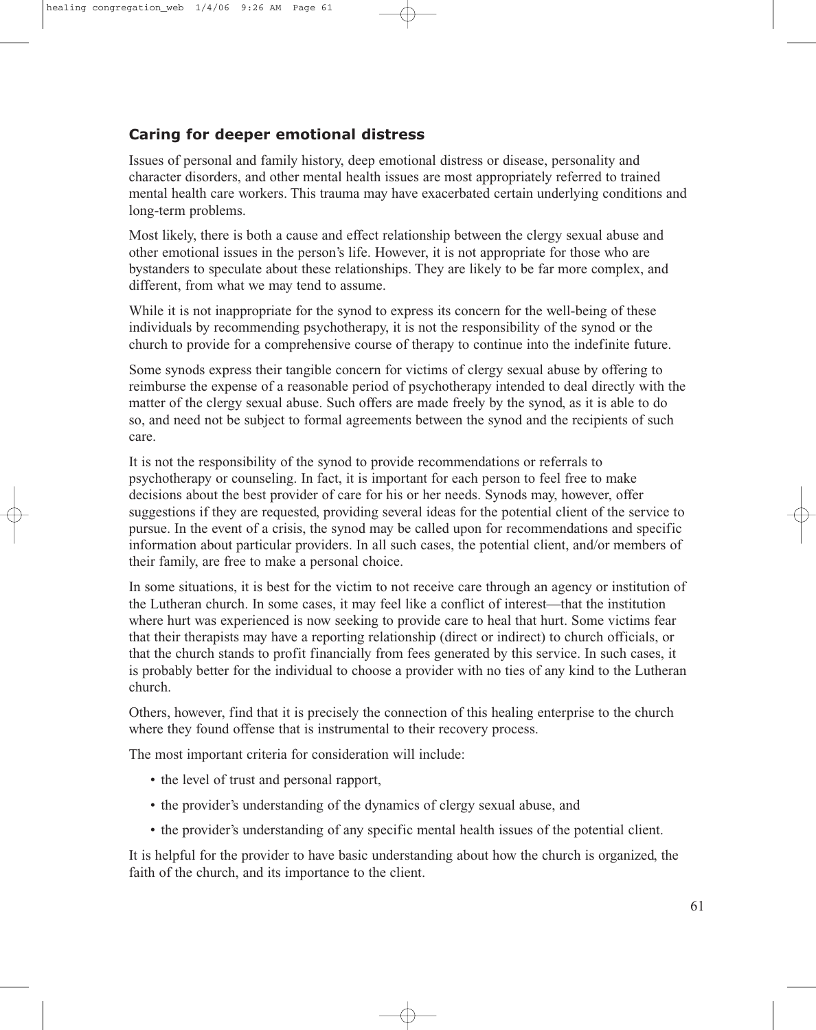## Caring for deeper emotional distress

Issues of personal and family history, deep emotional distress or disease, personality and character disorders, and other mental health issues are most appropriately referred to trained mental health care workers. This trauma may have exacerbated certain underlying conditions and long-term problems.

Most likely, there is both a cause and effect relationship between the clergy sexual abuse and other emotional issues in the person's life. However, it is not appropriate for those who are bystanders to speculate about these relationships. They are likely to be far more complex, and different, from what we may tend to assume.

While it is not inappropriate for the synod to express its concern for the well-being of these individuals by recommending psychotherapy, it is not the responsibility of the synod or the church to provide for a comprehensive course of therapy to continue into the indefinite future.

Some synods express their tangible concern for victims of clergy sexual abuse by offering to reimburse the expense of a reasonable period of psychotherapy intended to deal directly with the matter of the clergy sexual abuse. Such offers are made freely by the synod, as it is able to do so, and need not be subject to formal agreements between the synod and the recipients of such care.

It is not the responsibility of the synod to provide recommendations or referrals to psychotherapy or counseling. In fact, it is important for each person to feel free to make decisions about the best provider of care for his or her needs. Synods may, however, offer suggestions if they are requested, providing several ideas for the potential client of the service to pursue. In the event of a crisis, the synod may be called upon for recommendations and specific information about particular providers. In all such cases, the potential client, and/or members of their family, are free to make a personal choice.

In some situations, it is best for the victim to not receive care through an agency or institution of the Lutheran church. In some cases, it may feel like a conflict of interest—that the institution where hurt was experienced is now seeking to provide care to heal that hurt. Some victims fear that their therapists may have a reporting relationship (direct or indirect) to church officials, or that the church stands to profit financially from fees generated by this service. In such cases, it is probably better for the individual to choose a provider with no ties of any kind to the Lutheran church.

Others, however, find that it is precisely the connection of this healing enterprise to the church where they found offense that is instrumental to their recovery process.

The most important criteria for consideration will include:

- the level of trust and personal rapport,
- the provider's understanding of the dynamics of clergy sexual abuse, and
- the provider's understanding of any specific mental health issues of the potential client.

It is helpful for the provider to have basic understanding about how the church is organized, the faith of the church, and its importance to the client.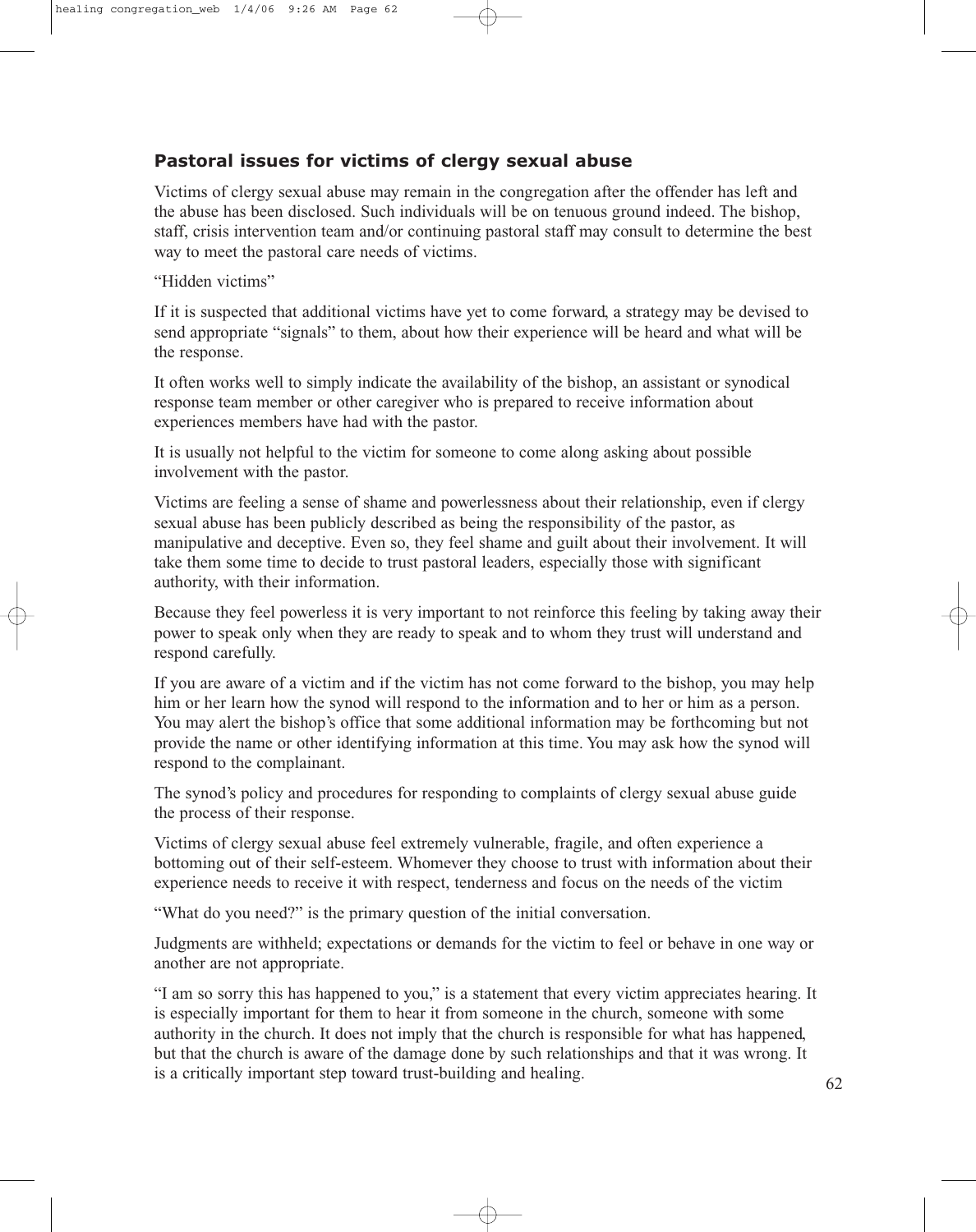### Pastoral issues for victims of clergy sexual abuse

Victims of clergy sexual abuse may remain in the congregation after the offender has left and the abuse has been disclosed. Such individuals will be on tenuous ground indeed. The bishop, staff, crisis intervention team and/or continuing pastoral staff may consult to determine the best way to meet the pastoral care needs of victims.

"Hidden victims"

If it is suspected that additional victims have yet to come forward, a strategy may be devised to send appropriate "signals" to them, about how their experience will be heard and what will be the response.

It often works well to simply indicate the availability of the bishop, an assistant or synodical response team member or other caregiver who is prepared to receive information about experiences members have had with the pastor.

It is usually not helpful to the victim for someone to come along asking about possible involvement with the pastor.

Victims are feeling a sense of shame and powerlessness about their relationship, even if clergy sexual abuse has been publicly described as being the responsibility of the pastor, as manipulative and deceptive. Even so, they feel shame and guilt about their involvement. It will take them some time to decide to trust pastoral leaders, especially those with significant authority, with their information.

Because they feel powerless it is very important to not reinforce this feeling by taking away their power to speak only when they are ready to speak and to whom they trust will understand and respond carefully.

If you are aware of a victim and if the victim has not come forward to the bishop, you may help him or her learn how the synod will respond to the information and to her or him as a person. You may alert the bishop's office that some additional information may be forthcoming but not provide the name or other identifying information at this time. You may ask how the synod will respond to the complainant.

The synod's policy and procedures for responding to complaints of clergy sexual abuse guide the process of their response.

Victims of clergy sexual abuse feel extremely vulnerable, fragile, and often experience a bottoming out of their self-esteem. Whomever they choose to trust with information about their experience needs to receive it with respect, tenderness and focus on the needs of the victim

"What do you need?" is the primary question of the initial conversation.

Judgments are withheld; expectations or demands for the victim to feel or behave in one way or another are not appropriate.

"I am so sorry this has happened to you," is a statement that every victim appreciates hearing. It is especially important for them to hear it from someone in the church, someone with some authority in the church. It does not imply that the church is responsible for what has happened, but that the church is aware of the damage done by such relationships and that it was wrong. It is a critically important step toward trust-building and healing.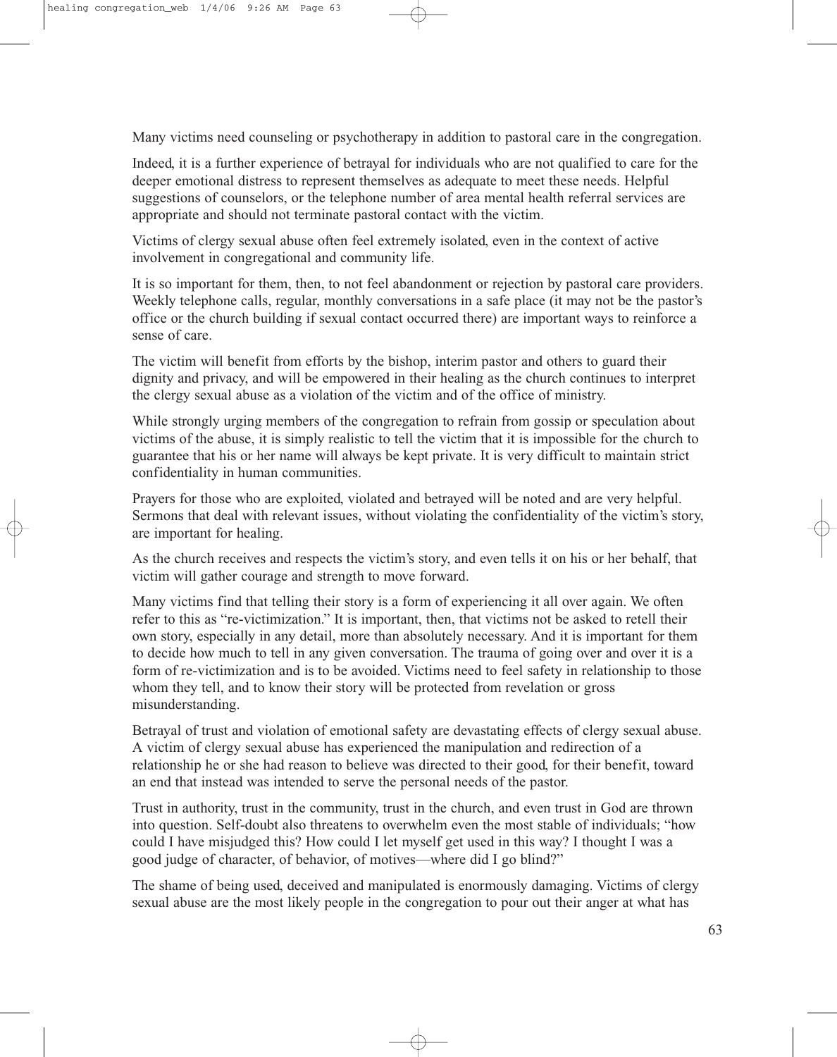Many victims need counseling or psychotherapy in addition to pastoral care in the congregation.

Indeed, it is a further experience of betrayal for individuals who are not qualified to care for the deeper emotional distress to represent themselves as adequate to meet these needs. Helpful suggestions of counselors, or the telephone number of area mental health referral services are appropriate and should not terminate pastoral contact with the victim.

Victims of clergy sexual abuse often feel extremely isolated, even in the context of active involvement in congregational and community life.

It is so important for them, then, to not feel abandonment or rejection by pastoral care providers. Weekly telephone calls, regular, monthly conversations in a safe place (it may not be the pastor's office or the church building if sexual contact occurred there) are important ways to reinforce a sense of care.

The victim will benefit from efforts by the bishop, interim pastor and others to guard their dignity and privacy, and will be empowered in their healing as the church continues to interpret the clergy sexual abuse as a violation of the victim and of the office of ministry.

While strongly urging members of the congregation to refrain from gossip or speculation about victims of the abuse, it is simply realistic to tell the victim that it is impossible for the church to guarantee that his or her name will always be kept private. It is very difficult to maintain strict confidentiality in human communities.

Prayers for those who are exploited, violated and betrayed will be noted and are very helpful. Sermons that deal with relevant issues, without violating the confidentiality of the victim's story, are important for healing.

As the church receives and respects the victim's story, and even tells it on his or her behalf, that victim will gather courage and strength to move forward.

Many victims find that telling their story is a form of experiencing it all over again. We often refer to this as "re-victimization." It is important, then, that victims not be asked to retell their own story, especially in any detail, more than absolutely necessary. And it is important for them to decide how much to tell in any given conversation. The trauma of going over and over it is a form of re-victimization and is to be avoided. Victims need to feel safety in relationship to those whom they tell, and to know their story will be protected from revelation or gross misunderstanding.

Betrayal of trust and violation of emotional safety are devastating effects of clergy sexual abuse. A victim of clergy sexual abuse has experienced the manipulation and redirection of a relationship he or she had reason to believe was directed to their good, for their benefit, toward an end that instead was intended to serve the personal needs of the pastor.

Trust in authority, trust in the community, trust in the church, and even trust in God are thrown into question. Self-doubt also threatens to overwhelm even the most stable of individuals; "how could I have misjudged this? How could I let myself get used in this way? I thought I was a good judge of character, of behavior, of motives—where did I go blind?"

The shame of being used, deceived and manipulated is enormously damaging. Victims of clergy sexual abuse are the most likely people in the congregation to pour out their anger at what has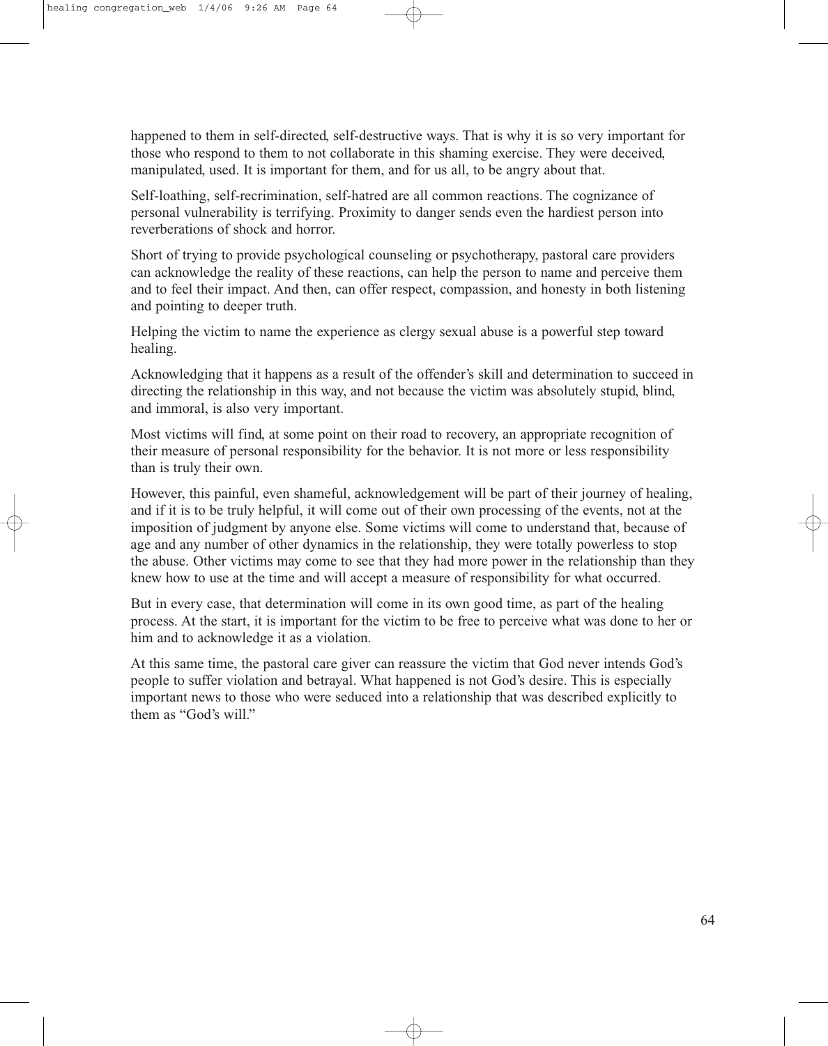happened to them in self-directed, self-destructive ways. That is why it is so very important for those who respond to them to not collaborate in this shaming exercise. They were deceived, manipulated, used. It is important for them, and for us all, to be angry about that.

Self-loathing, self-recrimination, self-hatred are all common reactions. The cognizance of personal vulnerability is terrifying. Proximity to danger sends even the hardiest person into reverberations of shock and horror.

Short of trying to provide psychological counseling or psychotherapy, pastoral care providers can acknowledge the reality of these reactions, can help the person to name and perceive them and to feel their impact. And then, can offer respect, compassion, and honesty in both listening and pointing to deeper truth.

Helping the victim to name the experience as clergy sexual abuse is a powerful step toward healing.

Acknowledging that it happens as a result of the offender's skill and determination to succeed in directing the relationship in this way, and not because the victim was absolutely stupid, blind, and immoral, is also very important.

Most victims will find, at some point on their road to recovery, an appropriate recognition of their measure of personal responsibility for the behavior. It is not more or less responsibility than is truly their own.

However, this painful, even shameful, acknowledgement will be part of their journey of healing, and if it is to be truly helpful, it will come out of their own processing of the events, not at the imposition of judgment by anyone else. Some victims will come to understand that, because of age and any number of other dynamics in the relationship, they were totally powerless to stop the abuse. Other victims may come to see that they had more power in the relationship than they knew how to use at the time and will accept a measure of responsibility for what occurred.

But in every case, that determination will come in its own good time, as part of the healing process. At the start, it is important for the victim to be free to perceive what was done to her or him and to acknowledge it as a violation.

At this same time, the pastoral care giver can reassure the victim that God never intends God's people to suffer violation and betrayal. What happened is not God's desire. This is especially important news to those who were seduced into a relationship that was described explicitly to them as "God's will."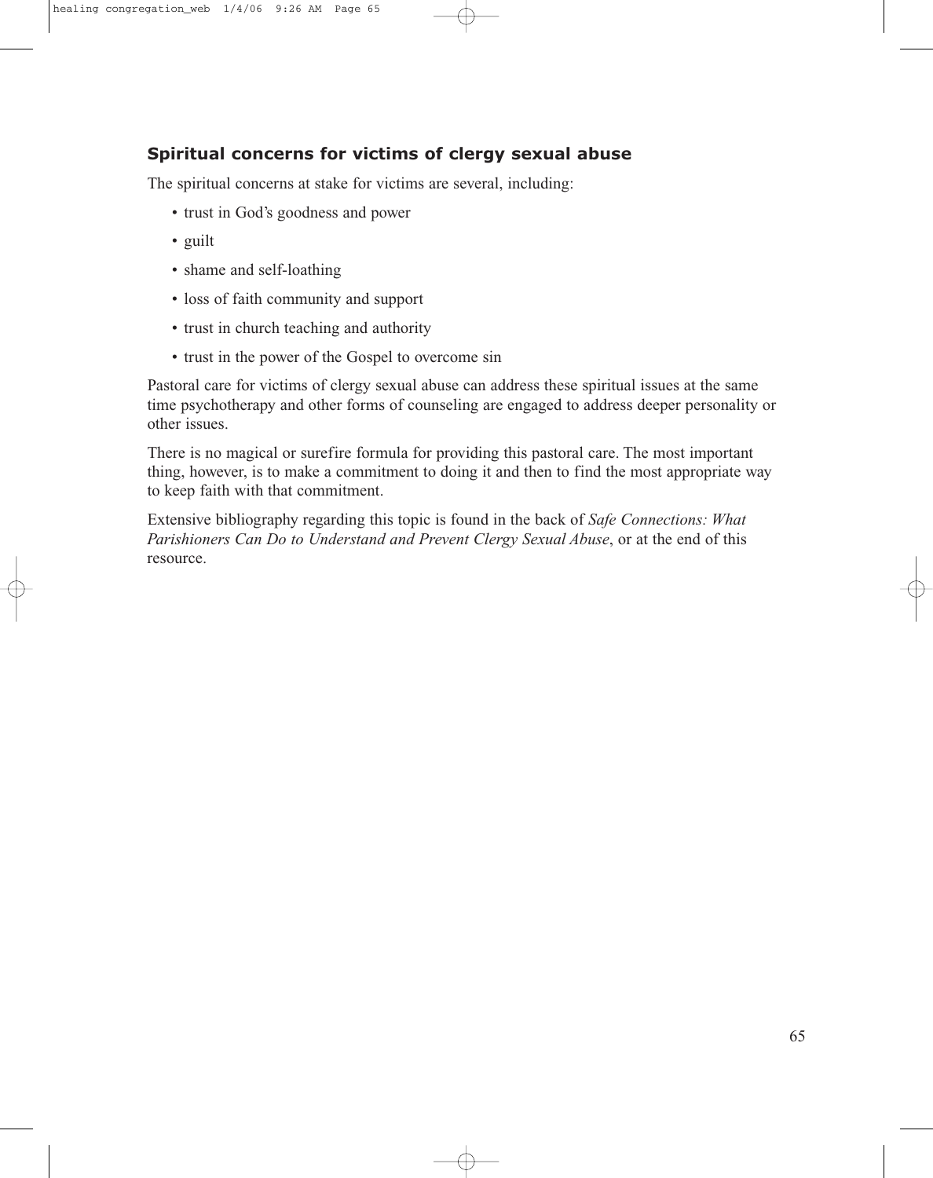## Spiritual concerns for victims of clergy sexual abuse

The spiritual concerns at stake for victims are several, including:

- trust in God's goodness and power
- guilt
- shame and self-loathing
- loss of faith community and support
- trust in church teaching and authority
- trust in the power of the Gospel to overcome sin

Pastoral care for victims of clergy sexual abuse can address these spiritual issues at the same time psychotherapy and other forms of counseling are engaged to address deeper personality or other issues.

There is no magical or surefire formula for providing this pastoral care. The most important thing, however, is to make a commitment to doing it and then to find the most appropriate way to keep faith with that commitment.

Extensive bibliography regarding this topic is found in the back of *Safe Connections: What Parishioners Can Do to Understand and Prevent Clergy Sexual Abuse*, or at the end of this resource.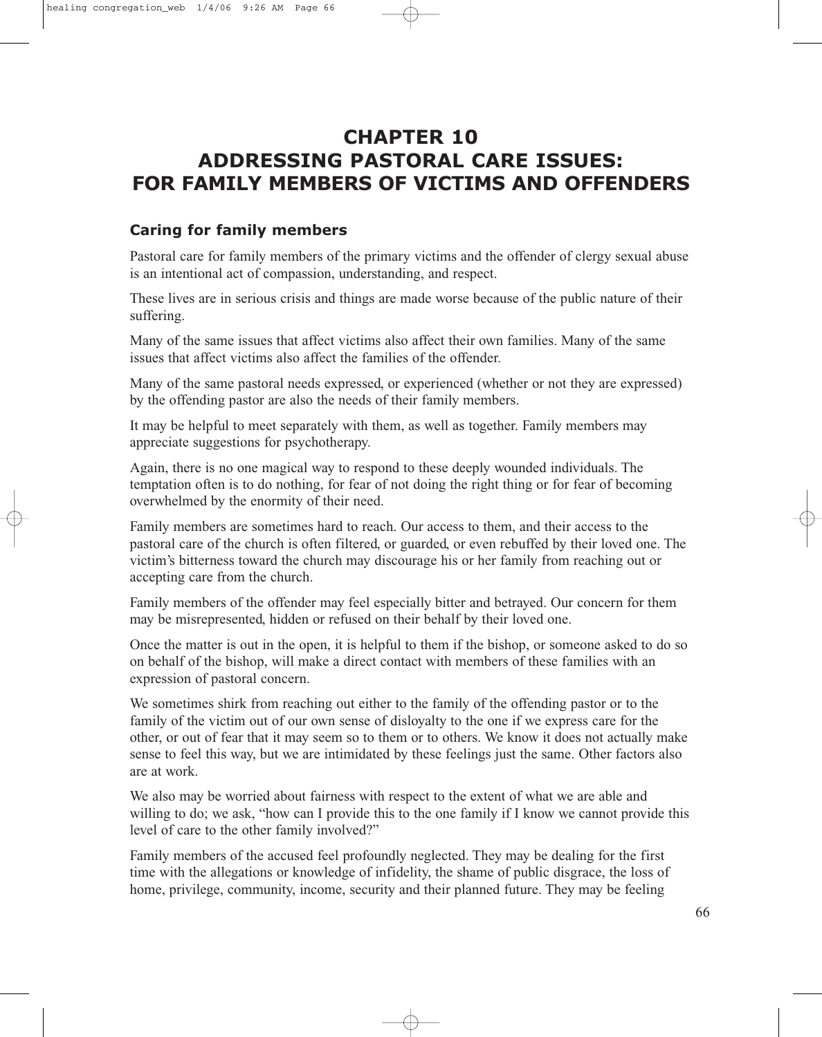# CHAPTER 10
# ADDRESSING PASTORAL CARE ISSUES: FOR FAMILY MEMBERS OF VICTIMS AND OFFENDERS

## Caring for family members

Pastoral care for family members of the primary victims and the offender of clergy sexual abuse is an intentional act of compassion, understanding, and respect.

These lives are in serious crisis and things are made worse because of the public nature of their suffering.

Many of the same issues that affect victims also affect their own families. Many of the same issues that affect victims also affect the families of the offender.

Many of the same pastoral needs expressed, or experienced (whether or not they are expressed) by the offending pastor are also the needs of their family members.

It may be helpful to meet separately with them, as well as together. Family members may appreciate suggestions for psychotherapy.

Again, there is no one magical way to respond to these deeply wounded individuals. The temptation often is to do nothing, for fear of not doing the right thing or for fear of becoming overwhelmed by the enormity of their need.

Family members are sometimes hard to reach. Our access to them, and their access to the pastoral care of the church is often filtered, or guarded, or even rebuffed by their loved one. The victim's bitterness toward the church may discourage his or her family from reaching out or accepting care from the church.

Family members of the offender may feel especially bitter and betrayed. Our concern for them may be misrepresented, hidden or refused on their behalf by their loved one.

Once the matter is out in the open, it is helpful to them if the bishop, or someone asked to do so on behalf of the bishop, will make a direct contact with members of these families with an expression of pastoral concern.

We sometimes shirk from reaching out either to the family of the offending pastor or to the family of the victim out of our own sense of disloyalty to the one if we express care for the other, or out of fear that it may seem so to them or to others. We know it does not actually make sense to feel this way, but we are intimidated by these feelings just the same. Other factors also are at work.

We also may be worried about fairness with respect to the extent of what we are able and willing to do; we ask, "how can I provide this to the one family if I know we cannot provide this level of care to the other family involved?"

Family members of the accused feel profoundly neglected. They may be dealing for the first time with the allegations or knowledge of infidelity, the shame of public disgrace, the loss of home, privilege, community, income, security and their planned future. They may be feeling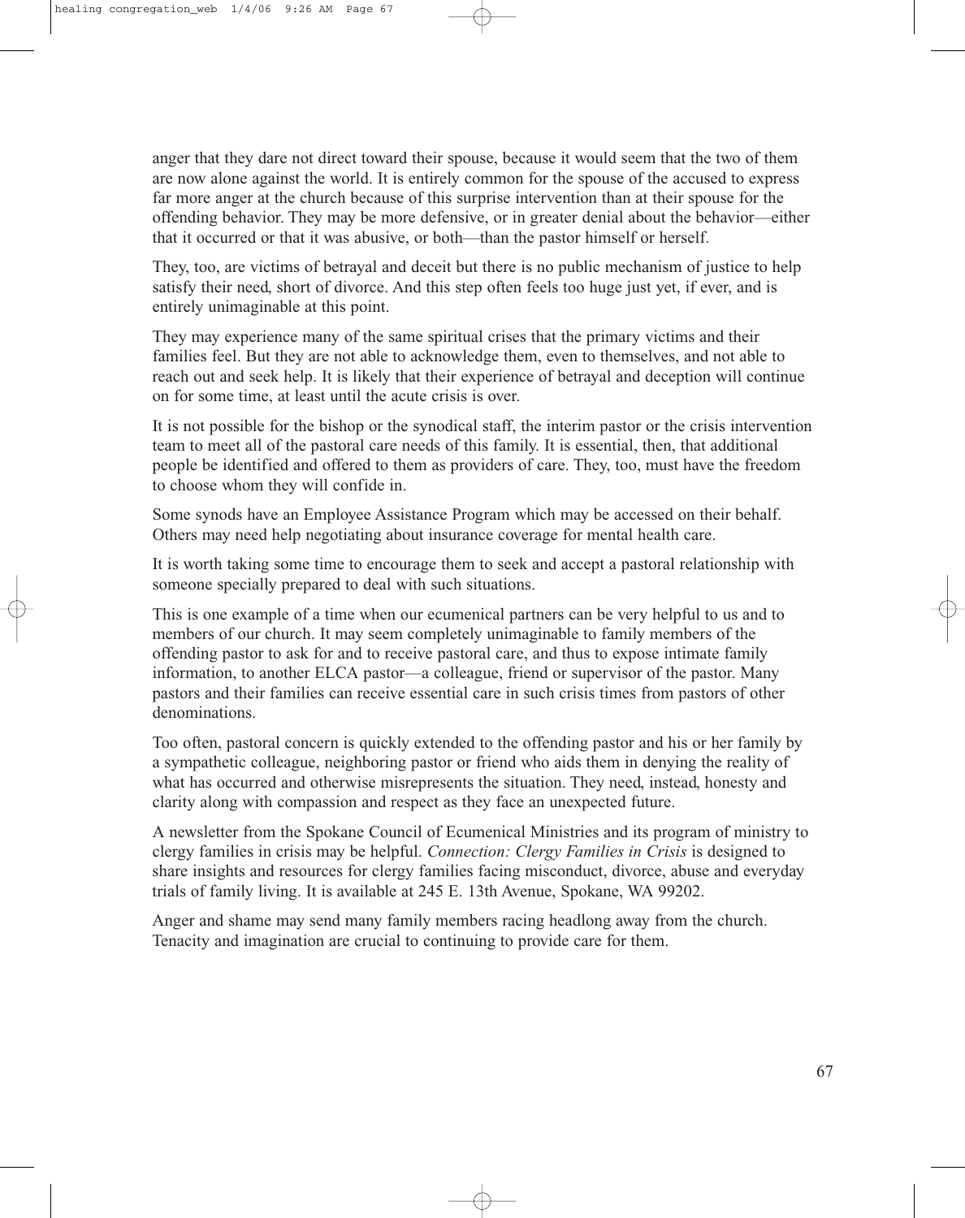anger that they dare not direct toward their spouse, because it would seem that the two of them are now alone against the world. It is entirely common for the spouse of the accused to express far more anger at the church because of this surprise intervention than at their spouse for the offending behavior. They may be more defensive, or in greater denial about the behavior—either that it occurred or that it was abusive, or both—than the pastor himself or herself.

They, too, are victims of betrayal and deceit but there is no public mechanism of justice to help satisfy their need, short of divorce. And this step often feels too huge just yet, if ever, and is entirely unimaginable at this point.

They may experience many of the same spiritual crises that the primary victims and their families feel. But they are not able to acknowledge them, even to themselves, and not able to reach out and seek help. It is likely that their experience of betrayal and deception will continue on for some time, at least until the acute crisis is over.

It is not possible for the bishop or the synodical staff, the interim pastor or the crisis intervention team to meet all of the pastoral care needs of this family. It is essential, then, that additional people be identified and offered to them as providers of care. They, too, must have the freedom to choose whom they will confide in.

Some synods have an Employee Assistance Program which may be accessed on their behalf. Others may need help negotiating about insurance coverage for mental health care.

It is worth taking some time to encourage them to seek and accept a pastoral relationship with someone specially prepared to deal with such situations.

This is one example of a time when our ecumenical partners can be very helpful to us and to members of our church. It may seem completely unimaginable to family members of the offending pastor to ask for and to receive pastoral care, and thus to expose intimate family information, to another ELCA pastor—a colleague, friend or supervisor of the pastor. Many pastors and their families can receive essential care in such crisis times from pastors of other denominations.

Too often, pastoral concern is quickly extended to the offending pastor and his or her family by a sympathetic colleague, neighboring pastor or friend who aids them in denying the reality of what has occurred and otherwise misrepresents the situation. They need, instead, honesty and clarity along with compassion and respect as they face an unexpected future.

A newsletter from the Spokane Council of Ecumenical Ministries and its program of ministry to clergy families in crisis may be helpful. *Connection: Clergy Families in Crisis* is designed to share insights and resources for clergy families facing misconduct, divorce, abuse and everyday trials of family living. It is available at 245 E. 13th Avenue, Spokane, WA 99202.

Anger and shame may send many family members racing headlong away from the church. Tenacity and imagination are crucial to continuing to provide care for them.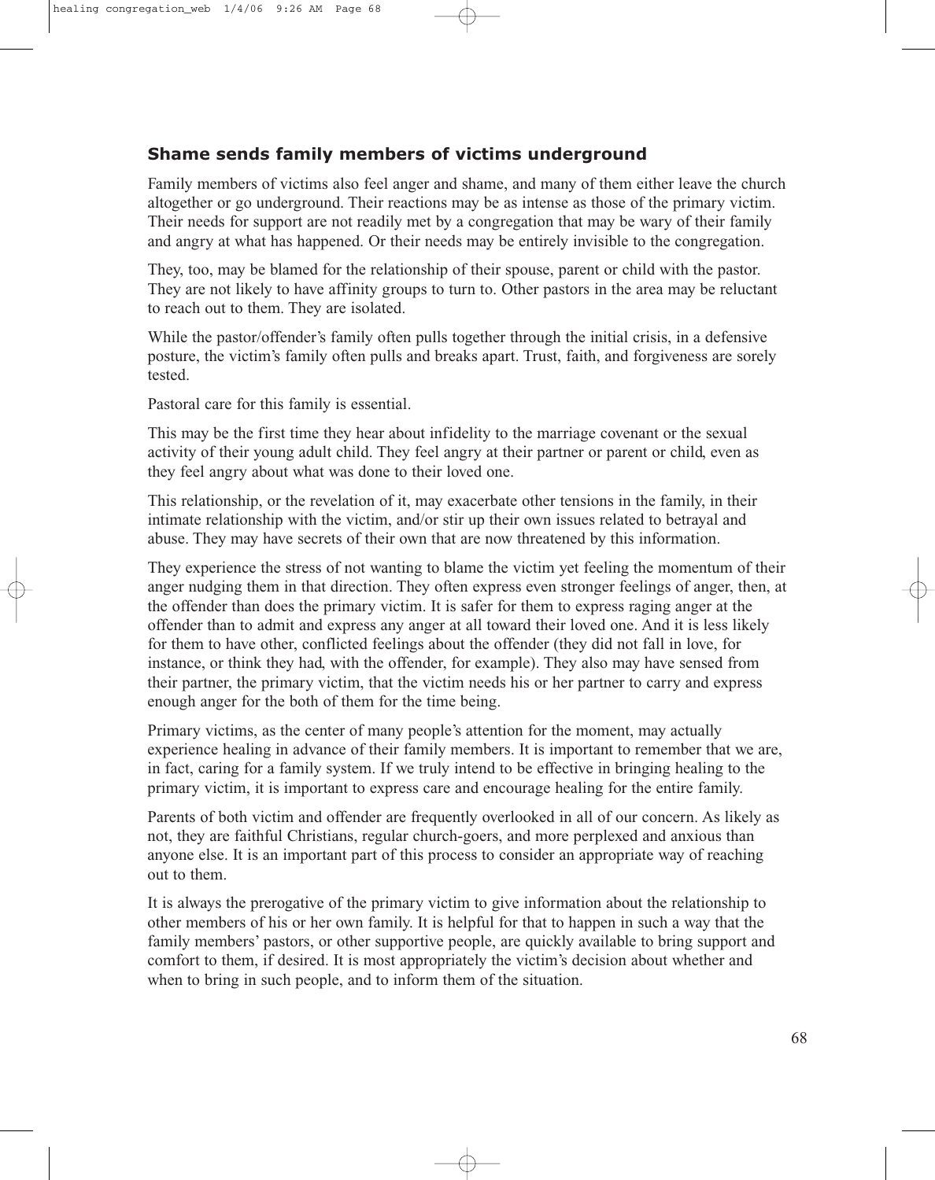## Shame sends family members of victims underground

Family members of victims also feel anger and shame, and many of them either leave the church altogether or go underground. Their reactions may be as intense as those of the primary victim. Their needs for support are not readily met by a congregation that may be wary of their family and angry at what has happened. Or their needs may be entirely invisible to the congregation.

They, too, may be blamed for the relationship of their spouse, parent or child with the pastor. They are not likely to have affinity groups to turn to. Other pastors in the area may be reluctant to reach out to them. They are isolated.

While the pastor/offender's family often pulls together through the initial crisis, in a defensive posture, the victim's family often pulls and breaks apart. Trust, faith, and forgiveness are sorely tested.

Pastoral care for this family is essential.

This may be the first time they hear about infidelity to the marriage covenant or the sexual activity of their young adult child. They feel angry at their partner or parent or child, even as they feel angry about what was done to their loved one.

This relationship, or the revelation of it, may exacerbate other tensions in the family, in their intimate relationship with the victim, and/or stir up their own issues related to betrayal and abuse. They may have secrets of their own that are now threatened by this information.

They experience the stress of not wanting to blame the victim yet feeling the momentum of their anger nudging them in that direction. They often express even stronger feelings of anger, then, at the offender than does the primary victim. It is safer for them to express raging anger at the offender than to admit and express any anger at all toward their loved one. And it is less likely for them to have other, conflicted feelings about the offender (they did not fall in love, for instance, or think they had, with the offender, for example). They also may have sensed from their partner, the primary victim, that the victim needs his or her partner to carry and express enough anger for the both of them for the time being.

Primary victims, as the center of many people's attention for the moment, may actually experience healing in advance of their family members. It is important to remember that we are, in fact, caring for a family system. If we truly intend to be effective in bringing healing to the primary victim, it is important to express care and encourage healing for the entire family.

Parents of both victim and offender are frequently overlooked in all of our concern. As likely as not, they are faithful Christians, regular church-goers, and more perplexed and anxious than anyone else. It is an important part of this process to consider an appropriate way of reaching out to them.

It is always the prerogative of the primary victim to give information about the relationship to other members of his or her own family. It is helpful for that to happen in such a way that the family members' pastors, or other supportive people, are quickly available to bring support and comfort to them, if desired. It is most appropriately the victim's decision about whether and when to bring in such people, and to inform them of the situation.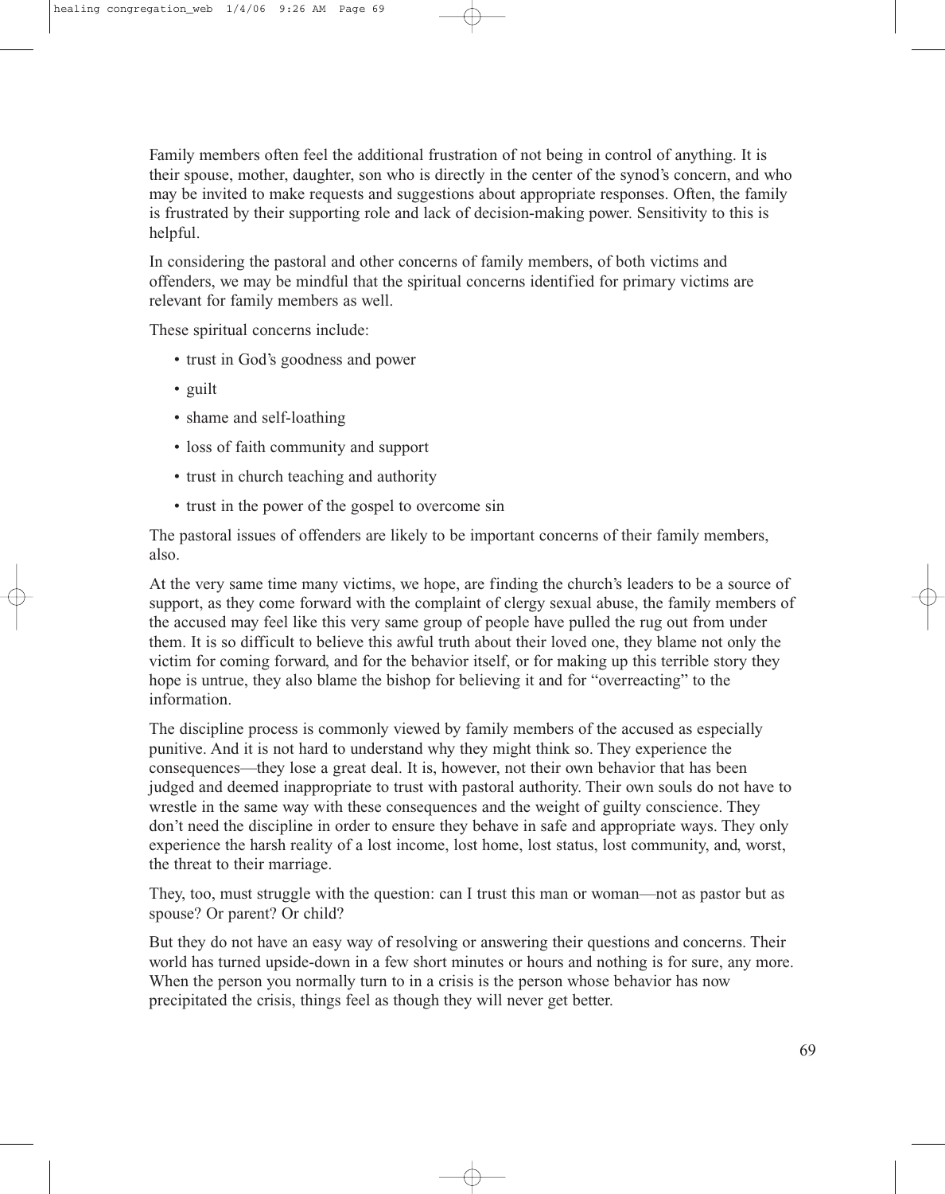Family members often feel the additional frustration of not being in control of anything. It is their spouse, mother, daughter, son who is directly in the center of the synod's concern, and who may be invited to make requests and suggestions about appropriate responses. Often, the family is frustrated by their supporting role and lack of decision-making power. Sensitivity to this is helpful.

In considering the pastoral and other concerns of family members, of both victims and offenders, we may be mindful that the spiritual concerns identified for primary victims are relevant for family members as well.

These spiritual concerns include:

- trust in God's goodness and power
- guilt
- shame and self-loathing
- loss of faith community and support
- trust in church teaching and authority
- trust in the power of the gospel to overcome sin

The pastoral issues of offenders are likely to be important concerns of their family members, also.

At the very same time many victims, we hope, are finding the church's leaders to be a source of support, as they come forward with the complaint of clergy sexual abuse, the family members of the accused may feel like this very same group of people have pulled the rug out from under them. It is so difficult to believe this awful truth about their loved one, they blame not only the victim for coming forward, and for the behavior itself, or for making up this terrible story they hope is untrue, they also blame the bishop for believing it and for "overreacting" to the information.

The discipline process is commonly viewed by family members of the accused as especially punitive. And it is not hard to understand why they might think so. They experience the consequences—they lose a great deal. It is, however, not their own behavior that has been judged and deemed inappropriate to trust with pastoral authority. Their own souls do not have to wrestle in the same way with these consequences and the weight of guilty conscience. They don't need the discipline in order to ensure they behave in safe and appropriate ways. They only experience the harsh reality of a lost income, lost home, lost status, lost community, and, worst, the threat to their marriage.

They, too, must struggle with the question: can I trust this man or woman—not as pastor but as spouse? Or parent? Or child?

But they do not have an easy way of resolving or answering their questions and concerns. Their world has turned upside-down in a few short minutes or hours and nothing is for sure, any more. When the person you normally turn to in a crisis is the person whose behavior has now precipitated the crisis, things feel as though they will never get better.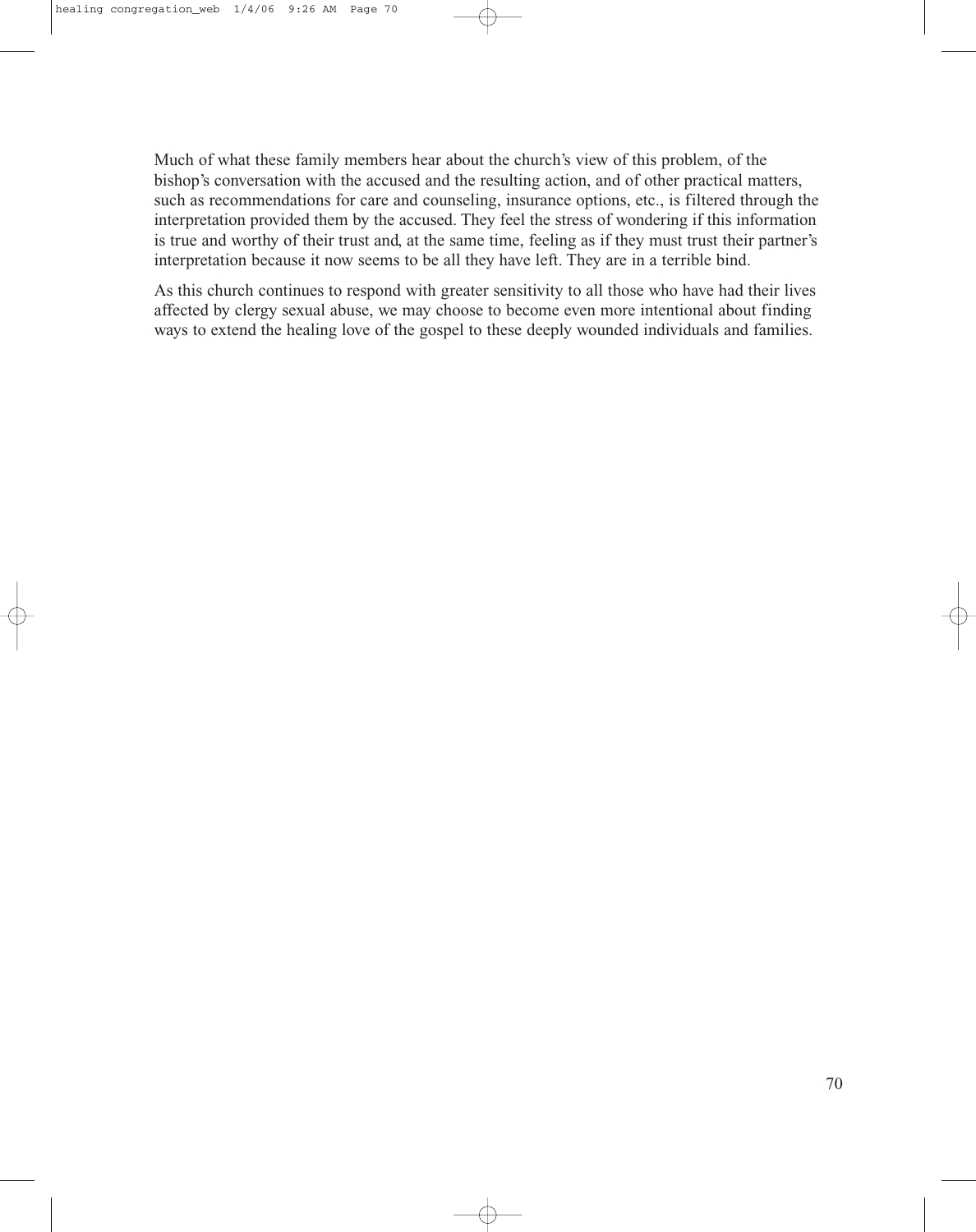Much of what these family members hear about the church's view of this problem, of the bishop's conversation with the accused and the resulting action, and of other practical matters, such as recommendations for care and counseling, insurance options, etc., is filtered through the interpretation provided them by the accused. They feel the stress of wondering if this information is true and worthy of their trust and, at the same time, feeling as if they must trust their partner's interpretation because it now seems to be all they have left. They are in a terrible bind.

As this church continues to respond with greater sensitivity to all those who have had their lives affected by clergy sexual abuse, we may choose to become even more intentional about finding ways to extend the healing love of the gospel to these deeply wounded individuals and families.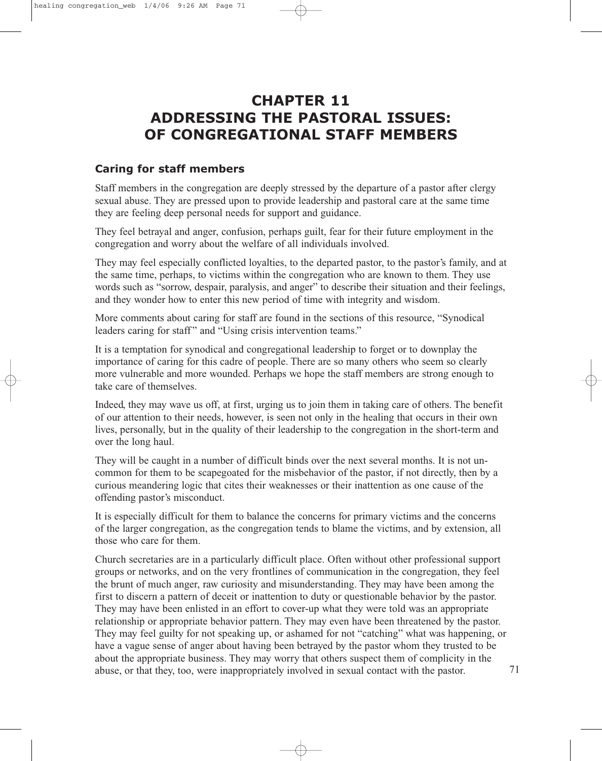# CHAPTER 11 ADDRESSING THE PASTORAL ISSUES: OF CONGREGATIONAL STAFF MEMBERS

## Caring for staff members

Staff members in the congregation are deeply stressed by the departure of a pastor after clergy sexual abuse. They are pressed upon to provide leadership and pastoral care at the same time they are feeling deep personal needs for support and guidance.

They feel betrayal and anger, confusion, perhaps guilt, fear for their future employment in the congregation and worry about the welfare of all individuals involved.

They may feel especially conflicted loyalties, to the departed pastor, to the pastor's family, and at the same time, perhaps, to victims within the congregation who are known to them. They use words such as "sorrow, despair, paralysis, and anger" to describe their situation and their feelings, and they wonder how to enter this new period of time with integrity and wisdom.

More comments about caring for staff are found in the sections of this resource, "Synodical leaders caring for staff" and "Using crisis intervention teams."

It is a temptation for synodical and congregational leadership to forget or to downplay the importance of caring for this cadre of people. There are so many others who seem so clearly more vulnerable and more wounded. Perhaps we hope the staff members are strong enough to take care of themselves.

Indeed, they may wave us off, at first, urging us to join them in taking care of others. The benefit of our attention to their needs, however, is seen not only in the healing that occurs in their own lives, personally, but in the quality of their leadership to the congregation in the short-term and over the long haul.

They will be caught in a number of difficult binds over the next several months. It is not uncommon for them to be scapegoated for the misbehavior of the pastor, if not directly, then by a curious meandering logic that cites their weaknesses or their inattention as one cause of the offending pastor's misconduct.

It is especially difficult for them to balance the concerns for primary victims and the concerns of the larger congregation, as the congregation tends to blame the victims, and by extension, all those who care for them.

Church secretaries are in a particularly difficult place. Often without other professional support groups or networks, and on the very frontlines of communication in the congregation, they feel the brunt of much anger, raw curiosity and misunderstanding. They may have been among the first to discern a pattern of deceit or inattention to duty or questionable behavior by the pastor. They may have been enlisted in an effort to cover-up what they were told was an appropriate relationship or appropriate behavior pattern. They may even have been threatened by the pastor. They may feel guilty for not speaking up, or ashamed for not "catching" what was happening, or have a vague sense of anger about having been betrayed by the pastor whom they trusted to be about the appropriate business. They may worry that others suspect them of complicity in the abuse, or that they, too, were inappropriately involved in sexual contact with the pastor.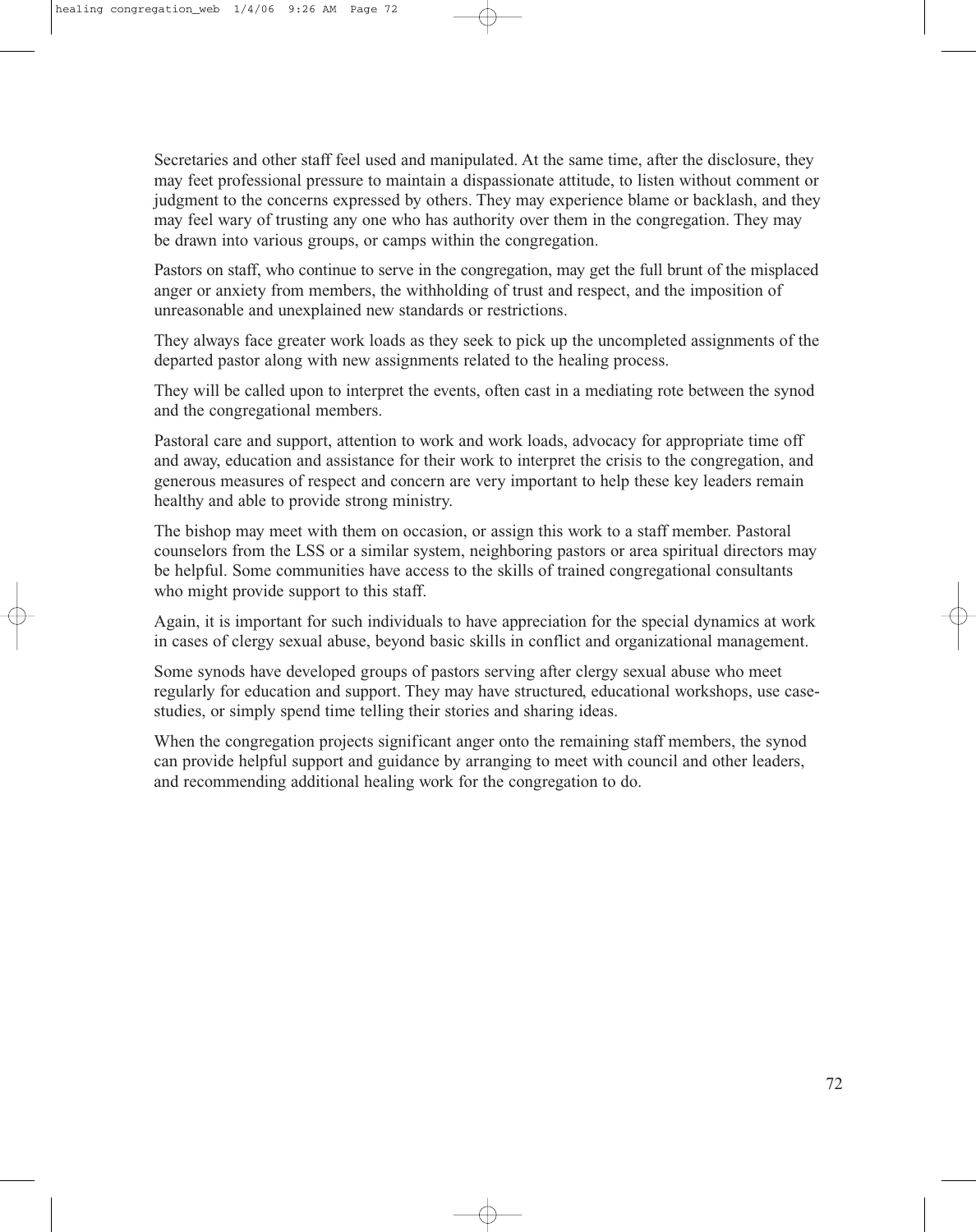Secretaries and other staff feel used and manipulated. At the same time, after the disclosure, they may feet professional pressure to maintain a dispassionate attitude, to listen without comment or judgment to the concerns expressed by others. They may experience blame or backlash, and they may feel wary of trusting any one who has authority over them in the congregation. They may be drawn into various groups, or camps within the congregation.

Pastors on staff, who continue to serve in the congregation, may get the full brunt of the misplaced anger or anxiety from members, the withholding of trust and respect, and the imposition of unreasonable and unexplained new standards or restrictions.

They always face greater work loads as they seek to pick up the uncompleted assignments of the departed pastor along with new assignments related to the healing process.

They will be called upon to interpret the events, often cast in a mediating rote between the synod and the congregational members.

Pastoral care and support, attention to work and work loads, advocacy for appropriate time off and away, education and assistance for their work to interpret the crisis to the congregation, and generous measures of respect and concern are very important to help these key leaders remain healthy and able to provide strong ministry.

The bishop may meet with them on occasion, or assign this work to a staff member. Pastoral counselors from the LSS or a similar system, neighboring pastors or area spiritual directors may be helpful. Some communities have access to the skills of trained congregational consultants who might provide support to this staff.

Again, it is important for such individuals to have appreciation for the special dynamics at work in cases of clergy sexual abuse, beyond basic skills in conflict and organizational management.

Some synods have developed groups of pastors serving after clergy sexual abuse who meet regularly for education and support. They may have structured, educational workshops, use case-studies, or simply spend time telling their stories and sharing ideas.

When the congregation projects significant anger onto the remaining staff members, the synod can provide helpful support and guidance by arranging to meet with council and other leaders, and recommending additional healing work for the congregation to do.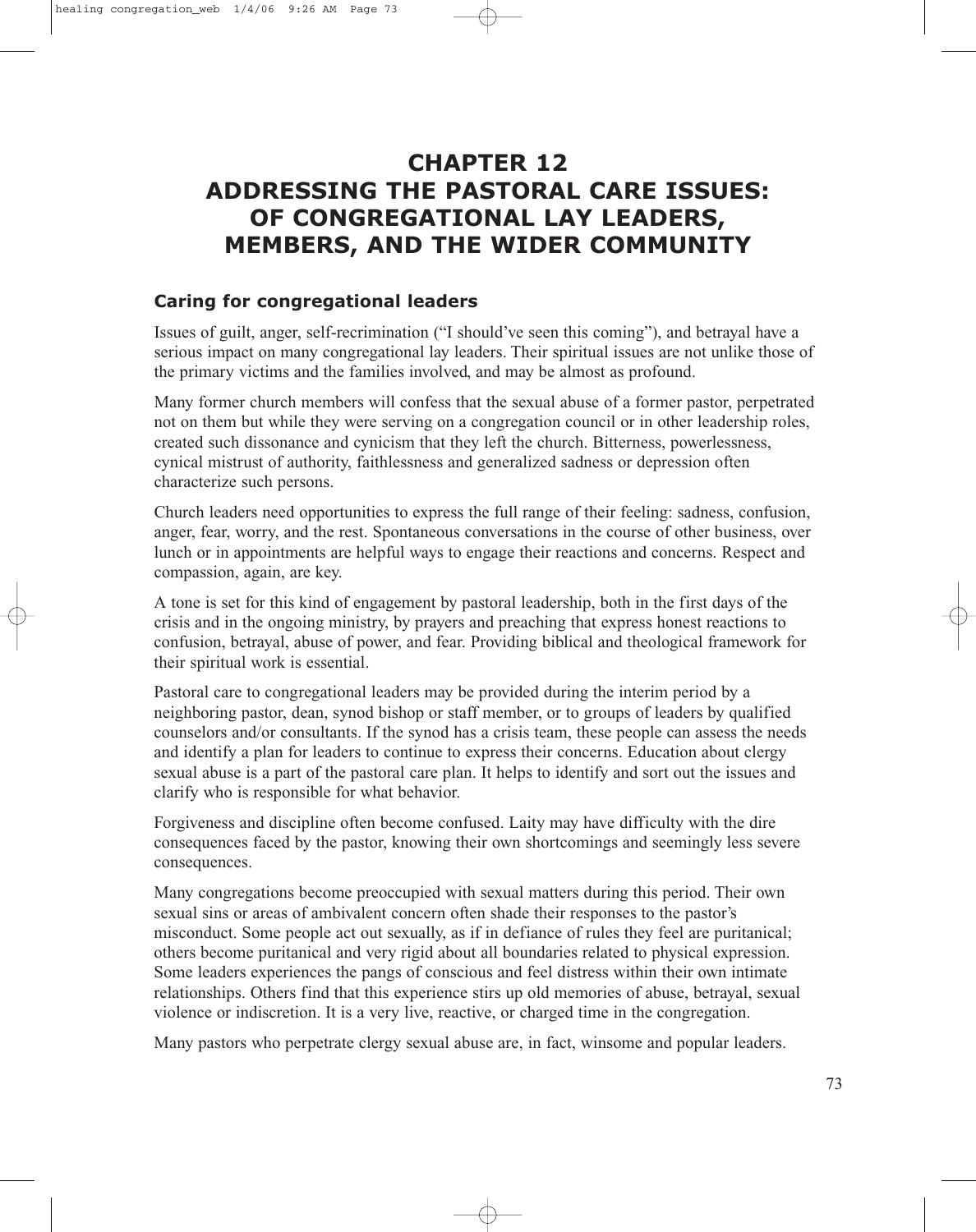# CHAPTER 12
# ADDRESSING THE PASTORAL CARE ISSUES: OF CONGREGATIONAL LAY LEADERS, MEMBERS, AND THE WIDER COMMUNITY

## Caring for congregational leaders

Issues of guilt, anger, self-recrimination ("I should've seen this coming"), and betrayal have a serious impact on many congregational lay leaders. Their spiritual issues are not unlike those of the primary victims and the families involved, and may be almost as profound.

Many former church members will confess that the sexual abuse of a former pastor, perpetrated not on them but while they were serving on a congregation council or in other leadership roles, created such dissonance and cynicism that they left the church. Bitterness, powerlessness, cynical mistrust of authority, faithlessness and generalized sadness or depression often characterize such persons.

Church leaders need opportunities to express the full range of their feeling: sadness, confusion, anger, fear, worry, and the rest. Spontaneous conversations in the course of other business, over lunch or in appointments are helpful ways to engage their reactions and concerns. Respect and compassion, again, are key.

A tone is set for this kind of engagement by pastoral leadership, both in the first days of the crisis and in the ongoing ministry, by prayers and preaching that express honest reactions to confusion, betrayal, abuse of power, and fear. Providing biblical and theological framework for their spiritual work is essential.

Pastoral care to congregational leaders may be provided during the interim period by a neighboring pastor, dean, synod bishop or staff member, or to groups of leaders by qualified counselors and/or consultants. If the synod has a crisis team, these people can assess the needs and identify a plan for leaders to continue to express their concerns. Education about clergy sexual abuse is a part of the pastoral care plan. It helps to identify and sort out the issues and clarify who is responsible for what behavior.

Forgiveness and discipline often become confused. Laity may have difficulty with the dire consequences faced by the pastor, knowing their own shortcomings and seemingly less severe consequences.

Many congregations become preoccupied with sexual matters during this period. Their own sexual sins or areas of ambivalent concern often shade their responses to the pastor's misconduct. Some people act out sexually, as if in defiance of rules they feel are puritanical; others become puritanical and very rigid about all boundaries related to physical expression. Some leaders experiences the pangs of conscious and feel distress within their own intimate relationships. Others find that this experience stirs up old memories of abuse, betrayal, sexual violence or indiscretion. It is a very live, reactive, or charged time in the congregation.

Many pastors who perpetrate clergy sexual abuse are, in fact, winsome and popular leaders.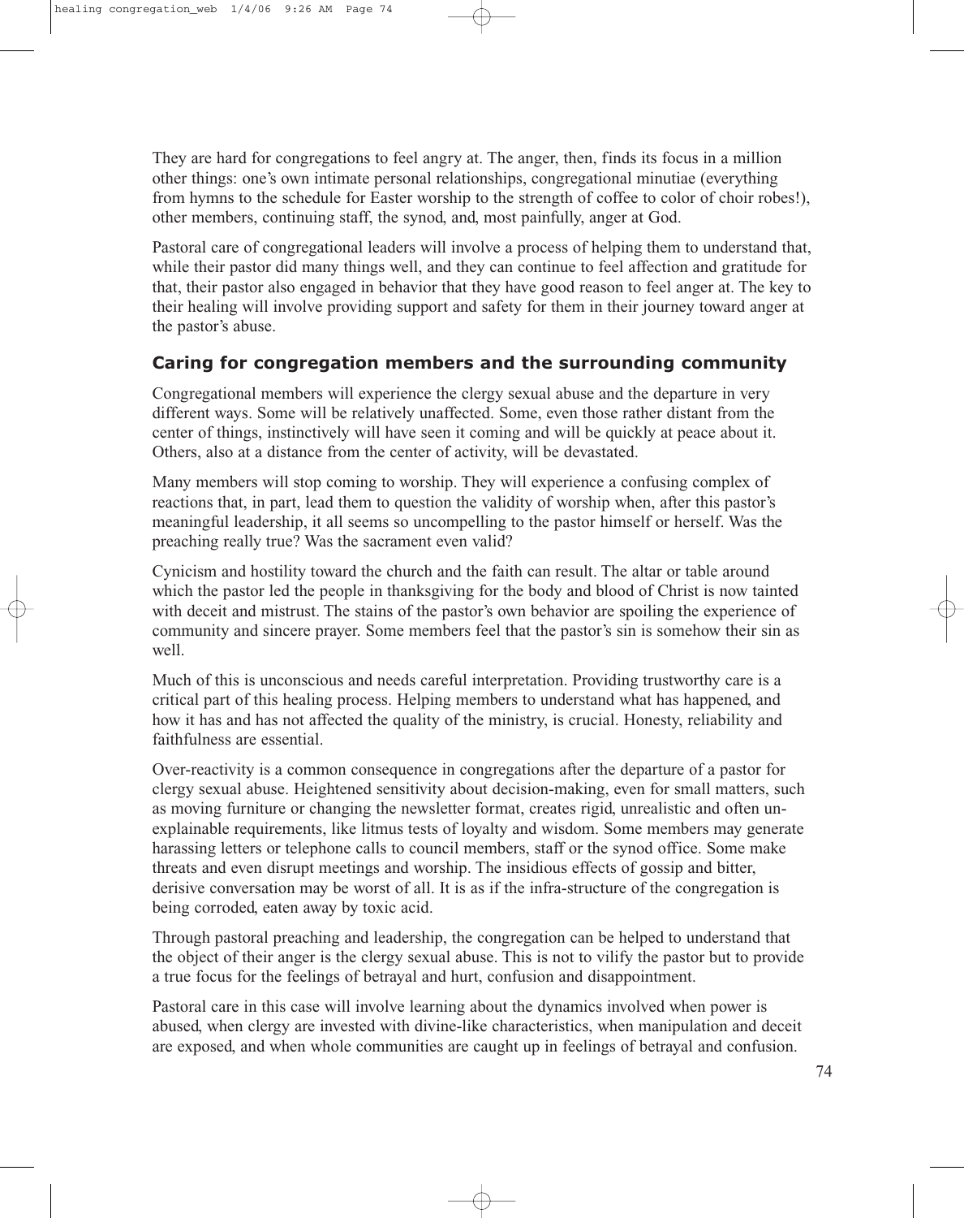They are hard for congregations to feel angry at. The anger, then, finds its focus in a million other things: one's own intimate personal relationships, congregational minutiae (everything from hymns to the schedule for Easter worship to the strength of coffee to color of choir robes!), other members, continuing staff, the synod, and, most painfully, anger at God.

Pastoral care of congregational leaders will involve a process of helping them to understand that, while their pastor did many things well, and they can continue to feel affection and gratitude for that, their pastor also engaged in behavior that they have good reason to feel anger at. The key to their healing will involve providing support and safety for them in their journey toward anger at the pastor's abuse.

## Caring for congregation members and the surrounding community

Congregational members will experience the clergy sexual abuse and the departure in very different ways. Some will be relatively unaffected. Some, even those rather distant from the center of things, instinctively will have seen it coming and will be quickly at peace about it. Others, also at a distance from the center of activity, will be devastated.

Many members will stop coming to worship. They will experience a confusing complex of reactions that, in part, lead them to question the validity of worship when, after this pastor's meaningful leadership, it all seems so uncompelling to the pastor himself or herself. Was the preaching really true? Was the sacrament even valid?

Cynicism and hostility toward the church and the faith can result. The altar or table around which the pastor led the people in thanksgiving for the body and blood of Christ is now tainted with deceit and mistrust. The stains of the pastor's own behavior are spoiling the experience of community and sincere prayer. Some members feel that the pastor's sin is somehow their sin as well.

Much of this is unconscious and needs careful interpretation. Providing trustworthy care is a critical part of this healing process. Helping members to understand what has happened, and how it has and has not affected the quality of the ministry, is crucial. Honesty, reliability and faithfulness are essential.

Over-reactivity is a common consequence in congregations after the departure of a pastor for clergy sexual abuse. Heightened sensitivity about decision-making, even for small matters, such as moving furniture or changing the newsletter format, creates rigid, unrealistic and often un-explainable requirements, like litmus tests of loyalty and wisdom. Some members may generate harassing letters or telephone calls to council members, staff or the synod office. Some make threats and even disrupt meetings and worship. The insidious effects of gossip and bitter, derisive conversation may be worst of all. It is as if the infra-structure of the congregation is being corroded, eaten away by toxic acid.

Through pastoral preaching and leadership, the congregation can be helped to understand that the object of their anger is the clergy sexual abuse. This is not to vilify the pastor but to provide a true focus for the feelings of betrayal and hurt, confusion and disappointment.

Pastoral care in this case will involve learning about the dynamics involved when power is abused, when clergy are invested with divine-like characteristics, when manipulation and deceit are exposed, and when whole communities are caught up in feelings of betrayal and confusion.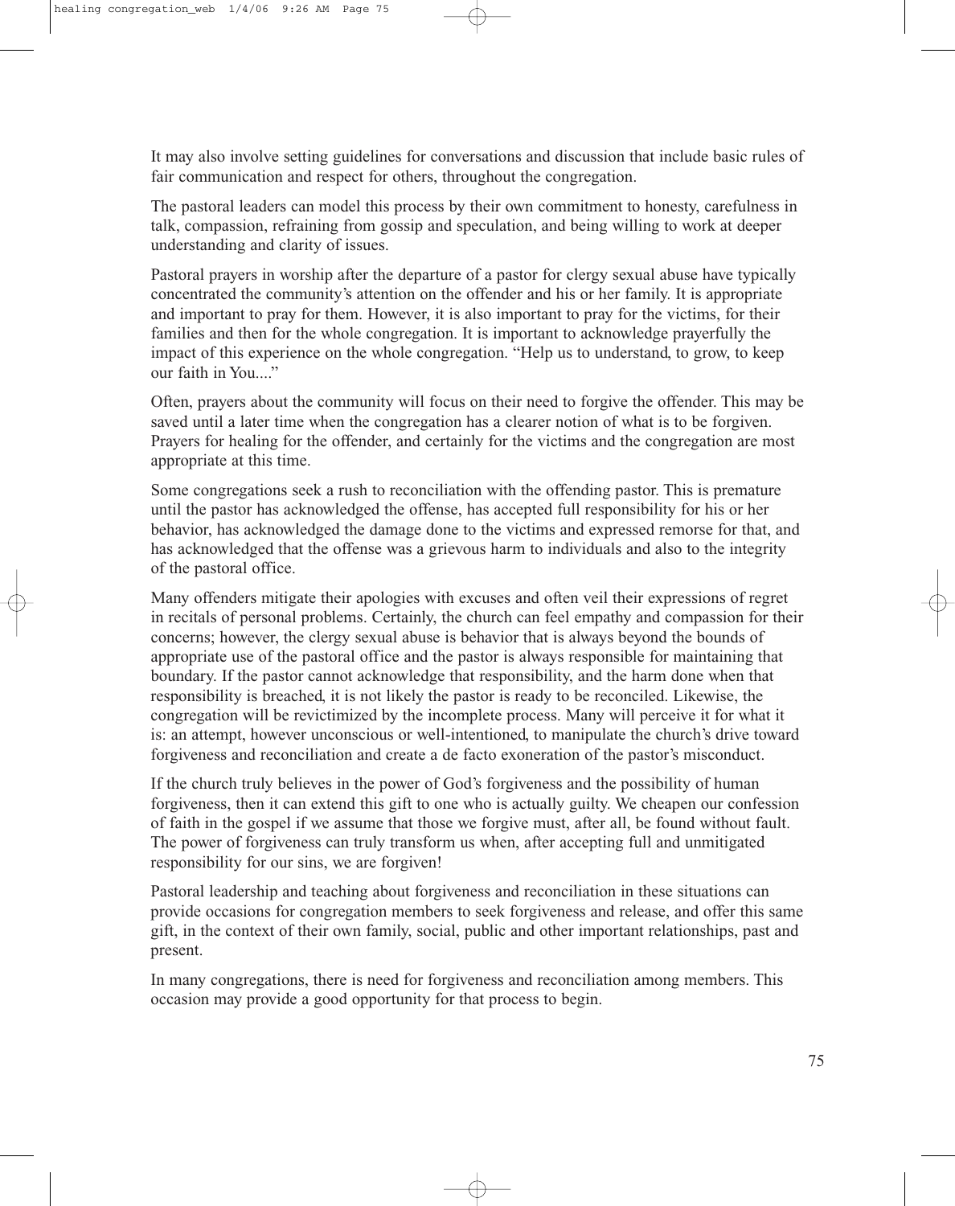It may also involve setting guidelines for conversations and discussion that include basic rules of fair communication and respect for others, throughout the congregation.

The pastoral leaders can model this process by their own commitment to honesty, carefulness in talk, compassion, refraining from gossip and speculation, and being willing to work at deeper understanding and clarity of issues.

Pastoral prayers in worship after the departure of a pastor for clergy sexual abuse have typically concentrated the community's attention on the offender and his or her family. It is appropriate and important to pray for them. However, it is also important to pray for the victims, for their families and then for the whole congregation. It is important to acknowledge prayerfully the impact of this experience on the whole congregation. "Help us to understand, to grow, to keep our faith in You...."

Often, prayers about the community will focus on their need to forgive the offender. This may be saved until a later time when the congregation has a clearer notion of what is to be forgiven. Prayers for healing for the offender, and certainly for the victims and the congregation are most appropriate at this time.

Some congregations seek a rush to reconciliation with the offending pastor. This is premature until the pastor has acknowledged the offense, has accepted full responsibility for his or her behavior, has acknowledged the damage done to the victims and expressed remorse for that, and has acknowledged that the offense was a grievous harm to individuals and also to the integrity of the pastoral office.

Many offenders mitigate their apologies with excuses and often veil their expressions of regret in recitals of personal problems. Certainly, the church can feel empathy and compassion for their concerns; however, the clergy sexual abuse is behavior that is always beyond the bounds of appropriate use of the pastoral office and the pastor is always responsible for maintaining that boundary. If the pastor cannot acknowledge that responsibility, and the harm done when that responsibility is breached, it is not likely the pastor is ready to be reconciled. Likewise, the congregation will be revictimized by the incomplete process. Many will perceive it for what it is: an attempt, however unconscious or well-intentioned, to manipulate the church's drive toward forgiveness and reconciliation and create a de facto exoneration of the pastor's misconduct.

If the church truly believes in the power of God's forgiveness and the possibility of human forgiveness, then it can extend this gift to one who is actually guilty. We cheapen our confession of faith in the gospel if we assume that those we forgive must, after all, be found without fault. The power of forgiveness can truly transform us when, after accepting full and unmitigated responsibility for our sins, we are forgiven!

Pastoral leadership and teaching about forgiveness and reconciliation in these situations can provide occasions for congregation members to seek forgiveness and release, and offer this same gift, in the context of their own family, social, public and other important relationships, past and present.

In many congregations, there is need for forgiveness and reconciliation among members. This occasion may provide a good opportunity for that process to begin.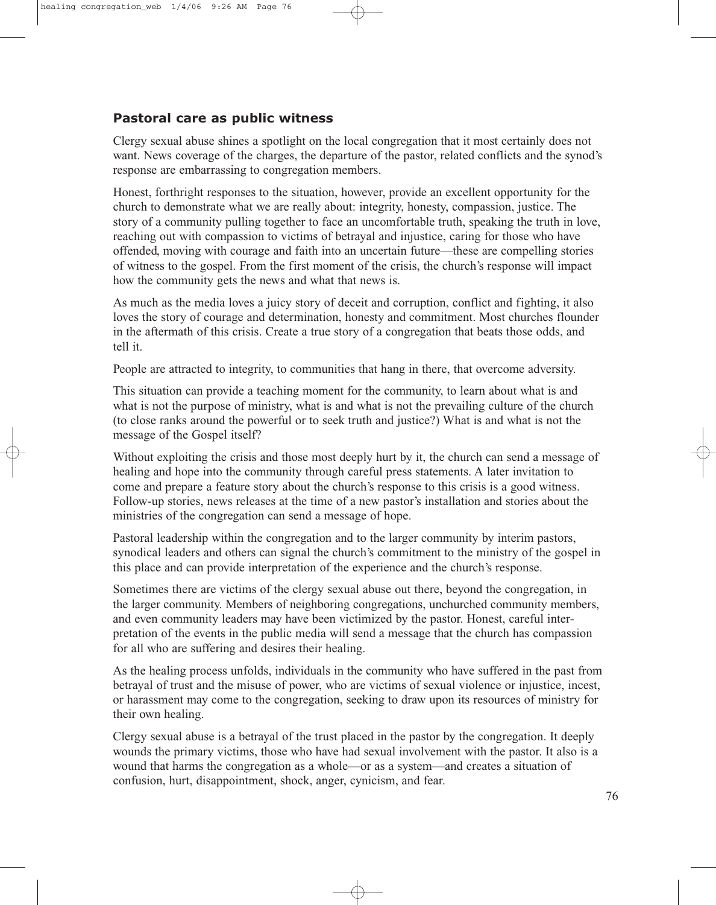## Pastoral care as public witness

Clergy sexual abuse shines a spotlight on the local congregation that it most certainly does not want. News coverage of the charges, the departure of the pastor, related conflicts and the synod's response are embarrassing to congregation members.

Honest, forthright responses to the situation, however, provide an excellent opportunity for the church to demonstrate what we are really about: integrity, honesty, compassion, justice. The story of a community pulling together to face an uncomfortable truth, speaking the truth in love, reaching out with compassion to victims of betrayal and injustice, caring for those who have offended, moving with courage and faith into an uncertain future—these are compelling stories of witness to the gospel. From the first moment of the crisis, the church's response will impact how the community gets the news and what that news is.

As much as the media loves a juicy story of deceit and corruption, conflict and fighting, it also loves the story of courage and determination, honesty and commitment. Most churches flounder in the aftermath of this crisis. Create a true story of a congregation that beats those odds, and tell it.

People are attracted to integrity, to communities that hang in there, that overcome adversity.

This situation can provide a teaching moment for the community, to learn about what is and what is not the purpose of ministry, what is and what is not the prevailing culture of the church (to close ranks around the powerful or to seek truth and justice?) What is and what is not the message of the Gospel itself?

Without exploiting the crisis and those most deeply hurt by it, the church can send a message of healing and hope into the community through careful press statements. A later invitation to come and prepare a feature story about the church's response to this crisis is a good witness. Follow-up stories, news releases at the time of a new pastor's installation and stories about the ministries of the congregation can send a message of hope.

Pastoral leadership within the congregation and to the larger community by interim pastors, synodical leaders and others can signal the church's commitment to the ministry of the gospel in this place and can provide interpretation of the experience and the church's response.

Sometimes there are victims of the clergy sexual abuse out there, beyond the congregation, in the larger community. Members of neighboring congregations, unchurched community members, and even community leaders may have been victimized by the pastor. Honest, careful interpretation of the events in the public media will send a message that the church has compassion for all who are suffering and desires their healing.

As the healing process unfolds, individuals in the community who have suffered in the past from betrayal of trust and the misuse of power, who are victims of sexual violence or injustice, incest, or harassment may come to the congregation, seeking to draw upon its resources of ministry for their own healing.

Clergy sexual abuse is a betrayal of the trust placed in the pastor by the congregation. It deeply wounds the primary victims, those who have had sexual involvement with the pastor. It also is a wound that harms the congregation as a whole—or as a system—and creates a situation of confusion, hurt, disappointment, shock, anger, cynicism, and fear.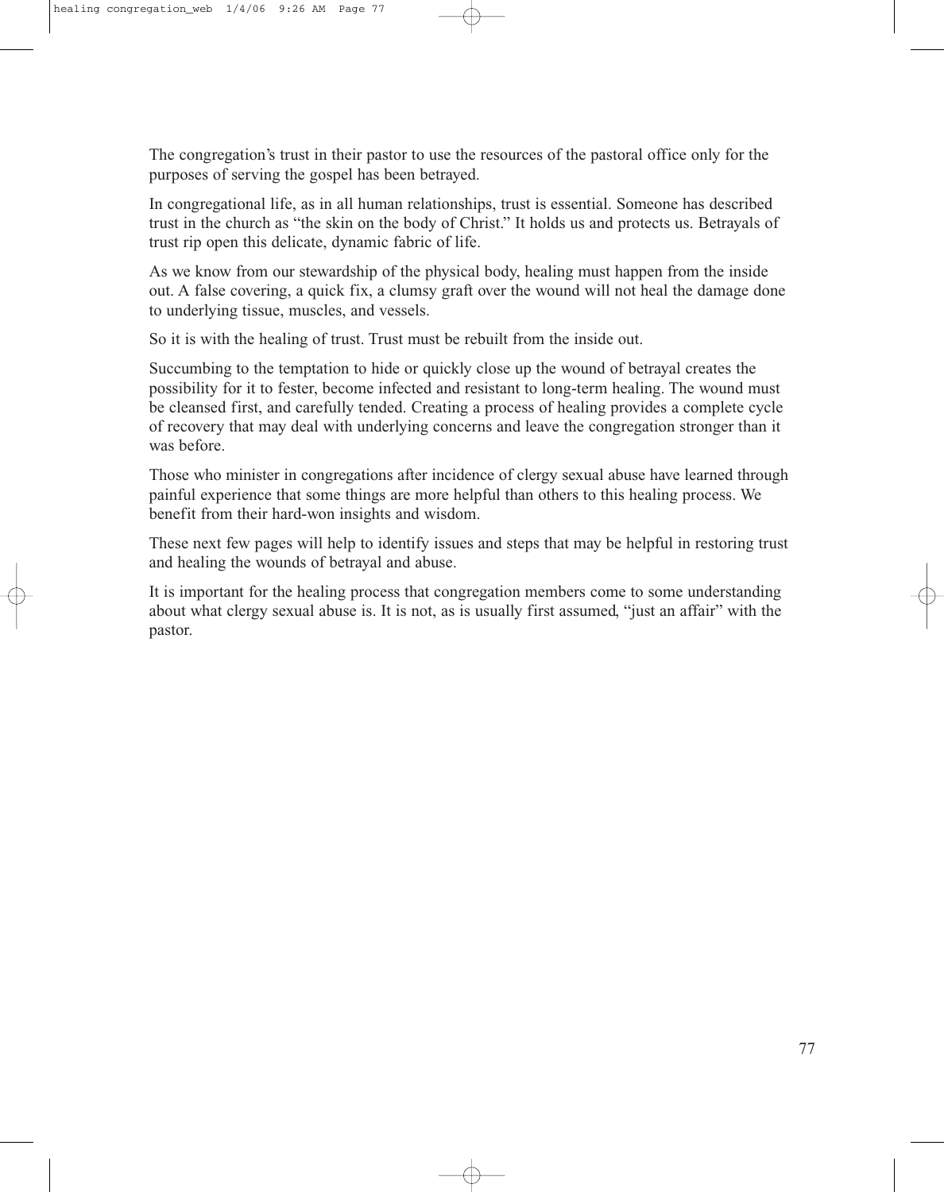The congregation's trust in their pastor to use the resources of the pastoral office only for the purposes of serving the gospel has been betrayed.

In congregational life, as in all human relationships, trust is essential. Someone has described trust in the church as "the skin on the body of Christ." It holds us and protects us. Betrayals of trust rip open this delicate, dynamic fabric of life.

As we know from our stewardship of the physical body, healing must happen from the inside out. A false covering, a quick fix, a clumsy graft over the wound will not heal the damage done to underlying tissue, muscles, and vessels.

So it is with the healing of trust. Trust must be rebuilt from the inside out.

Succumbing to the temptation to hide or quickly close up the wound of betrayal creates the possibility for it to fester, become infected and resistant to long-term healing. The wound must be cleansed first, and carefully tended. Creating a process of healing provides a complete cycle of recovery that may deal with underlying concerns and leave the congregation stronger than it was before.

Those who minister in congregations after incidence of clergy sexual abuse have learned through painful experience that some things are more helpful than others to this healing process. We benefit from their hard-won insights and wisdom.

These next few pages will help to identify issues and steps that may be helpful in restoring trust and healing the wounds of betrayal and abuse.

It is important for the healing process that congregation members come to some understanding about what clergy sexual abuse is. It is not, as is usually first assumed, "just an affair" with the pastor.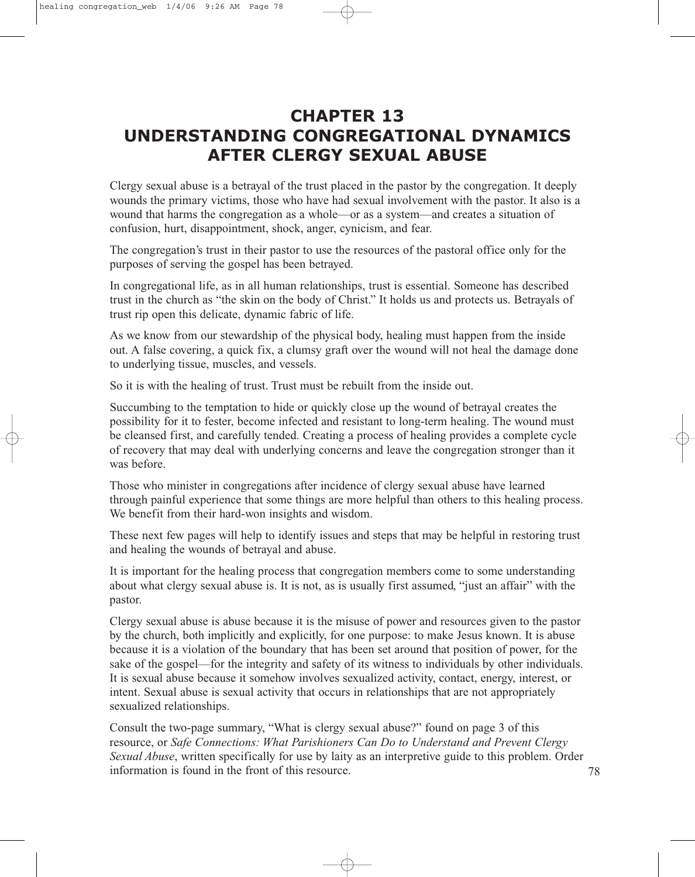# CHAPTER 13
# UNDERSTANDING CONGREGATIONAL DYNAMICS AFTER CLERGY SEXUAL ABUSE

Clergy sexual abuse is a betrayal of the trust placed in the pastor by the congregation. It deeply wounds the primary victims, those who have had sexual involvement with the pastor. It also is a wound that harms the congregation as a whole—or as a system—and creates a situation of confusion, hurt, disappointment, shock, anger, cynicism, and fear.

The congregation's trust in their pastor to use the resources of the pastoral office only for the purposes of serving the gospel has been betrayed.

In congregational life, as in all human relationships, trust is essential. Someone has described trust in the church as "the skin on the body of Christ." It holds us and protects us. Betrayals of trust rip open this delicate, dynamic fabric of life.

As we know from our stewardship of the physical body, healing must happen from the inside out. A false covering, a quick fix, a clumsy graft over the wound will not heal the damage done to underlying tissue, muscles, and vessels.

So it is with the healing of trust. Trust must be rebuilt from the inside out.

Succumbing to the temptation to hide or quickly close up the wound of betrayal creates the possibility for it to fester, become infected and resistant to long-term healing. The wound must be cleansed first, and carefully tended. Creating a process of healing provides a complete cycle of recovery that may deal with underlying concerns and leave the congregation stronger than it was before.

Those who minister in congregations after incidence of clergy sexual abuse have learned through painful experience that some things are more helpful than others to this healing process. We benefit from their hard-won insights and wisdom.

These next few pages will help to identify issues and steps that may be helpful in restoring trust and healing the wounds of betrayal and abuse.

It is important for the healing process that congregation members come to some understanding about what clergy sexual abuse is. It is not, as is usually first assumed, "just an affair" with the pastor.

Clergy sexual abuse is abuse because it is the misuse of power and resources given to the pastor by the church, both implicitly and explicitly, for one purpose: to make Jesus known. It is abuse because it is a violation of the boundary that has been set around that position of power, for the sake of the gospel—for the integrity and safety of its witness to individuals by other individuals. It is sexual abuse because it somehow involves sexualized activity, contact, energy, interest, or intent. Sexual abuse is sexual activity that occurs in relationships that are not appropriately sexualized relationships.

Consult the two-page summary, "What is clergy sexual abuse?" found on page 3 of this resource, or *Safe Connections: What Parishioners Can Do to Understand and Prevent Clergy Sexual Abuse*, written specifically for use by laity as an interpretive guide to this problem. Order information is found in the front of this resource.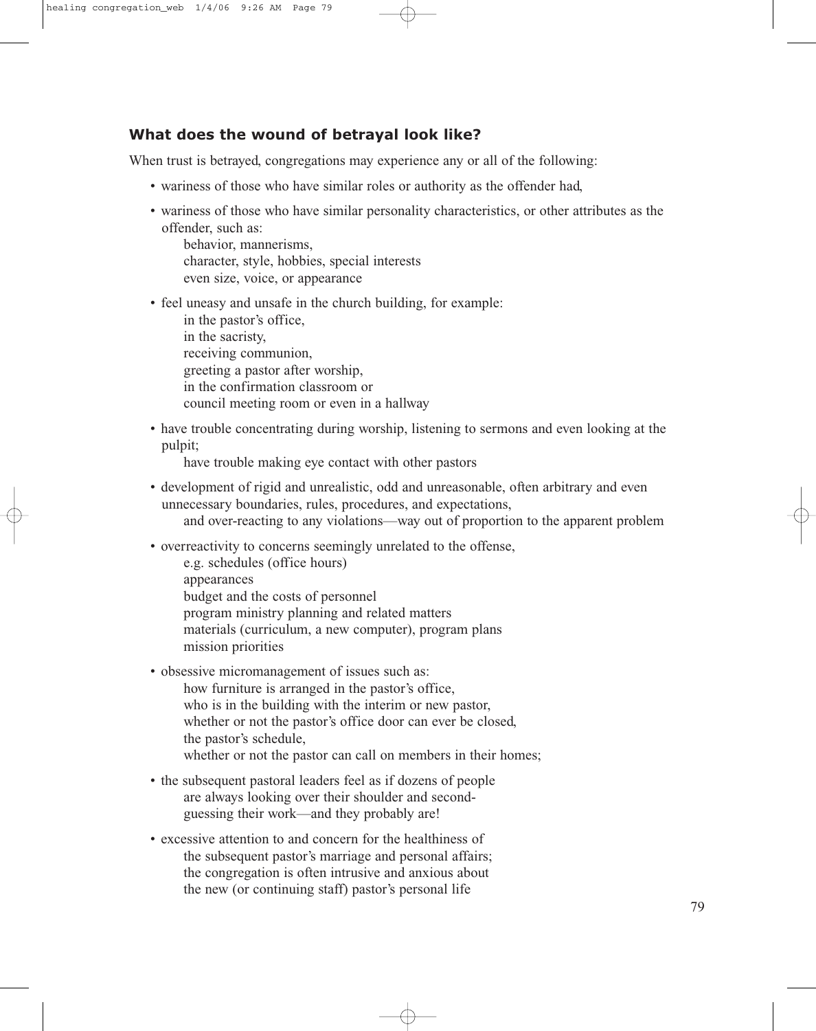### What does the wound of betrayal look like?

When trust is betrayed, congregations may experience any or all of the following:

- wariness of those who have similar roles or authority as the offender had,
- wariness of those who have similar personality characteristics, or other attributes as the offender, such as:
  behavior, mannerisms,
  character, style, hobbies, special interests
  even size, voice, or appearance
- feel uneasy and unsafe in the church building, for example:
  in the pastor's office,
  in the sacristy,
  receiving communion,
  greeting a pastor after worship,
  in the confirmation classroom or
  council meeting room or even in a hallway
- have trouble concentrating during worship, listening to sermons and even looking at the pulpit;
  have trouble making eye contact with other pastors
- development of rigid and unrealistic, odd and unreasonable, often arbitrary and even unnecessary boundaries, rules, procedures, and expectations,
  and over-reacting to any violations—way out of proportion to the apparent problem
- overreactivity to concerns seemingly unrelated to the offense,
  e.g. schedules (office hours)
  appearances
  budget and the costs of personnel
  program ministry planning and related matters
  materials (curriculum, a new computer), program plans
  mission priorities
- obsessive micromanagement of issues such as:
  how furniture is arranged in the pastor's office,
  who is in the building with the interim or new pastor,
  whether or not the pastor's office door can ever be closed,
  the pastor's schedule,
  whether or not the pastor can call on members in their homes;
- the subsequent pastoral leaders feel as if dozens of people
  are always looking over their shoulder and second-guessing their work—and they probably are!
- excessive attention to and concern for the healthiness of
  the subsequent pastor's marriage and personal affairs;
  the congregation is often intrusive and anxious about
  the new (or continuing staff) pastor's personal life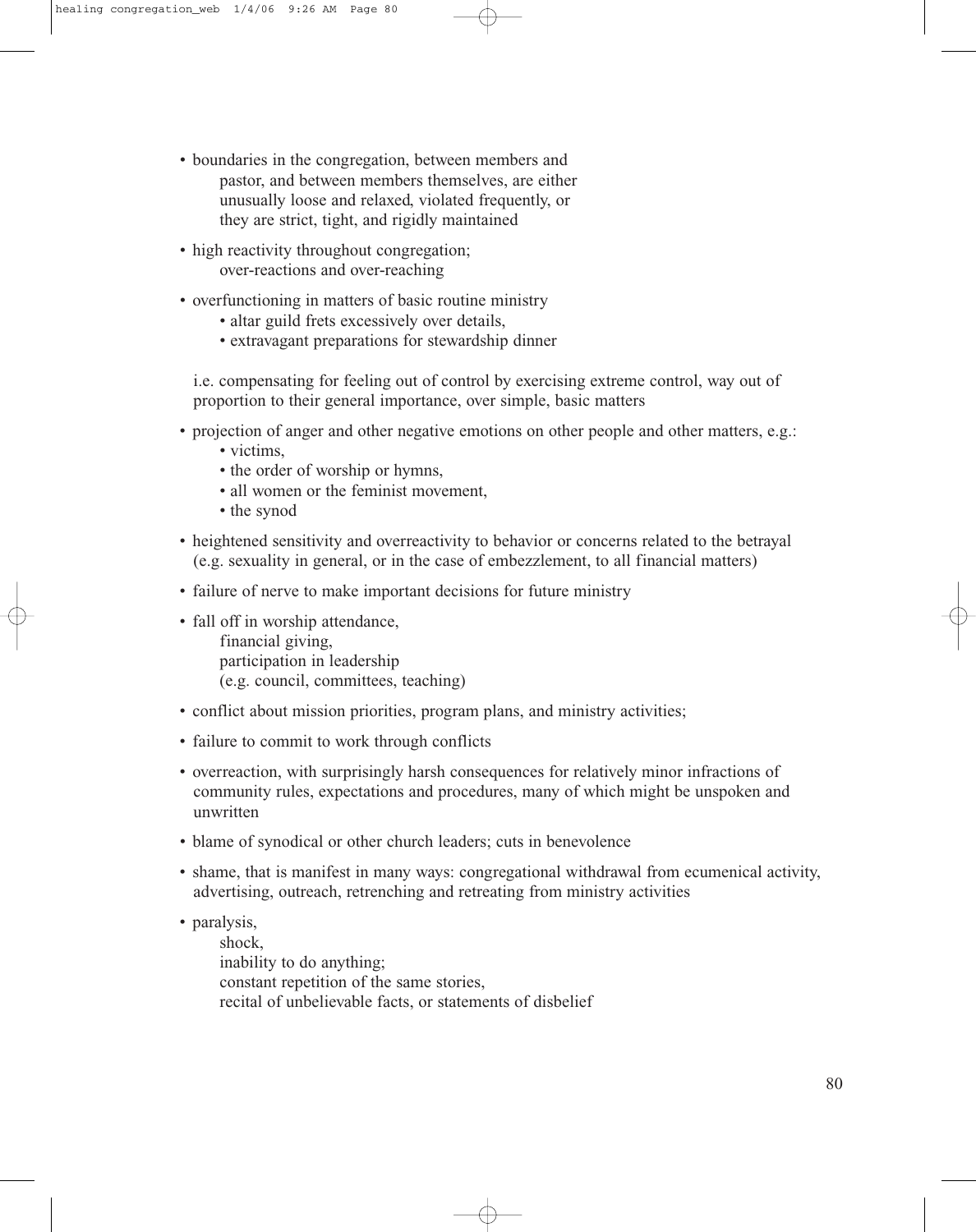- boundaries in the congregation, between members and pastor, and between members themselves, are either unusually loose and relaxed, violated frequently, or they are strict, tight, and rigidly maintained
- high reactivity throughout congregation; over-reactions and over-reaching
- overfunctioning in matters of basic routine ministry
  - altar guild frets excessively over details,
  - extravagant preparations for stewardship dinner

  i.e. compensating for feeling out of control by exercising extreme control, way out of proportion to their general importance, over simple, basic matters
- projection of anger and other negative emotions on other people and other matters, e.g.:
  - victims,
  - the order of worship or hymns,
  - all women or the feminist movement,
  - the synod
- heightened sensitivity and overreactivity to behavior or concerns related to the betrayal (e.g. sexuality in general, or in the case of embezzlement, to all financial matters)
- failure of nerve to make important decisions for future ministry
- fall off in worship attendance,
  financial giving,
  participation in leadership
  (e.g. council, committees, teaching)
- conflict about mission priorities, program plans, and ministry activities;
- failure to commit to work through conflicts
- overreaction, with surprisingly harsh consequences for relatively minor infractions of community rules, expectations and procedures, many of which might be unspoken and unwritten
- blame of synodical or other church leaders; cuts in benevolence
- shame, that is manifest in many ways: congregational withdrawal from ecumenical activity, advertising, outreach, retrenching and retreating from ministry activities
- paralysis,
  shock,
  inability to do anything;
  constant repetition of the same stories,
  recital of unbelievable facts, or statements of disbelief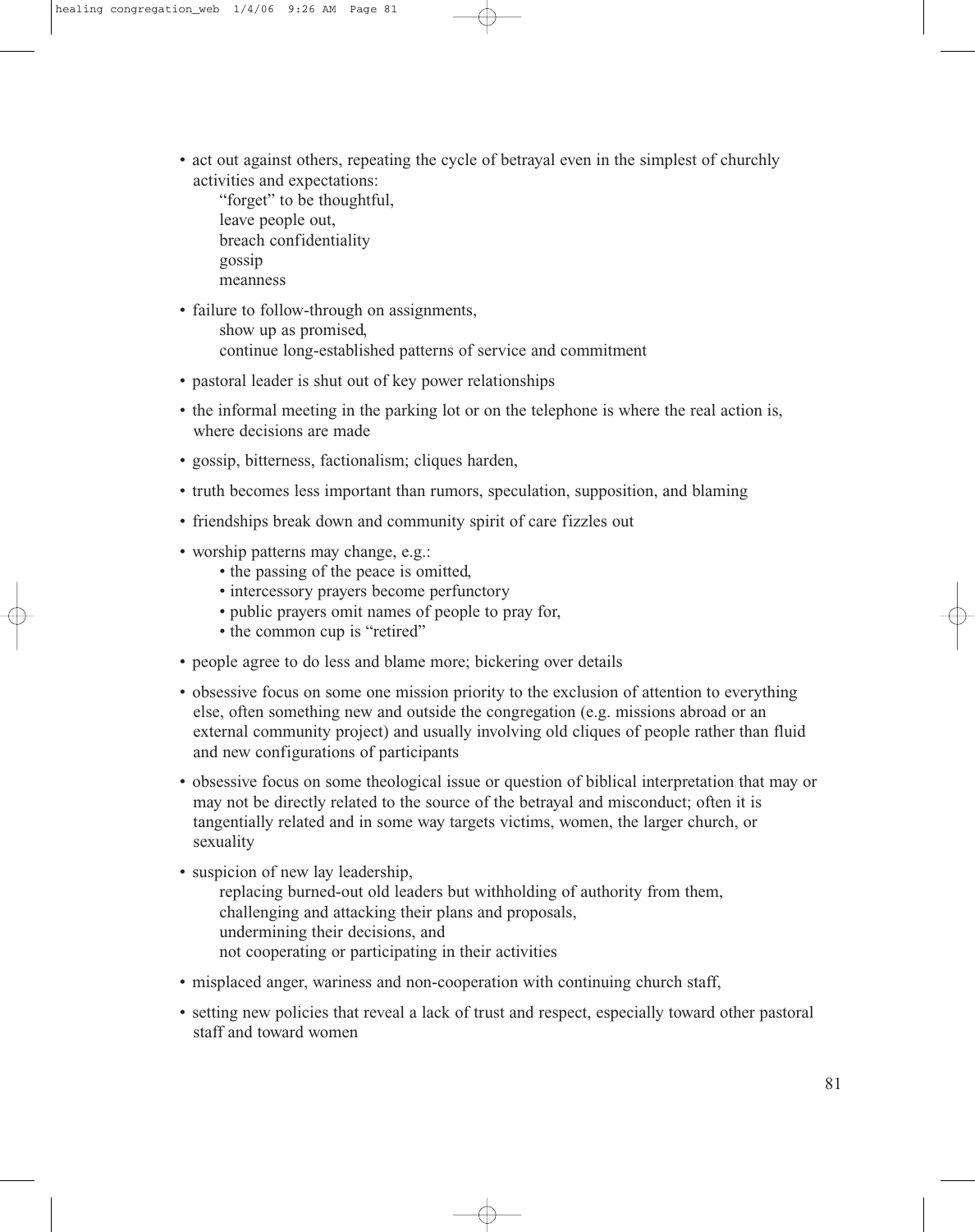- act out against others, repeating the cycle of betrayal even in the simplest of churchly activities and expectations:
  - "forget" to be thoughtful,
  - leave people out,
  - breach confidentiality
  - gossip
  - meanness
- failure to follow-through on assignments,
  - show up as promised,
  - continue long-established patterns of service and commitment
- pastoral leader is shut out of key power relationships
- the informal meeting in the parking lot or on the telephone is where the real action is, where decisions are made
- gossip, bitterness, factionalism; cliques harden,
- truth becomes less important than rumors, speculation, supposition, and blaming
- friendships break down and community spirit of care fizzles out
- worship patterns may change, e.g.:
  - the passing of the peace is omitted,
  - intercessory prayers become perfunctory
  - public prayers omit names of people to pray for,
  - the common cup is "retired"
- people agree to do less and blame more; bickering over details
- obsessive focus on some one mission priority to the exclusion of attention to everything else, often something new and outside the congregation (e.g. missions abroad or an external community project) and usually involving old cliques of people rather than fluid and new configurations of participants
- obsessive focus on some theological issue or question of biblical interpretation that may or may not be directly related to the source of the betrayal and misconduct; often it is tangentially related and in some way targets victims, women, the larger church, or sexuality
- suspicion of new lay leadership,
  - replacing burned-out old leaders but withholding of authority from them,
  - challenging and attacking their plans and proposals,
  - undermining their decisions, and
  - not cooperating or participating in their activities
- misplaced anger, wariness and non-cooperation with continuing church staff,
- setting new policies that reveal a lack of trust and respect, especially toward other pastoral staff and toward women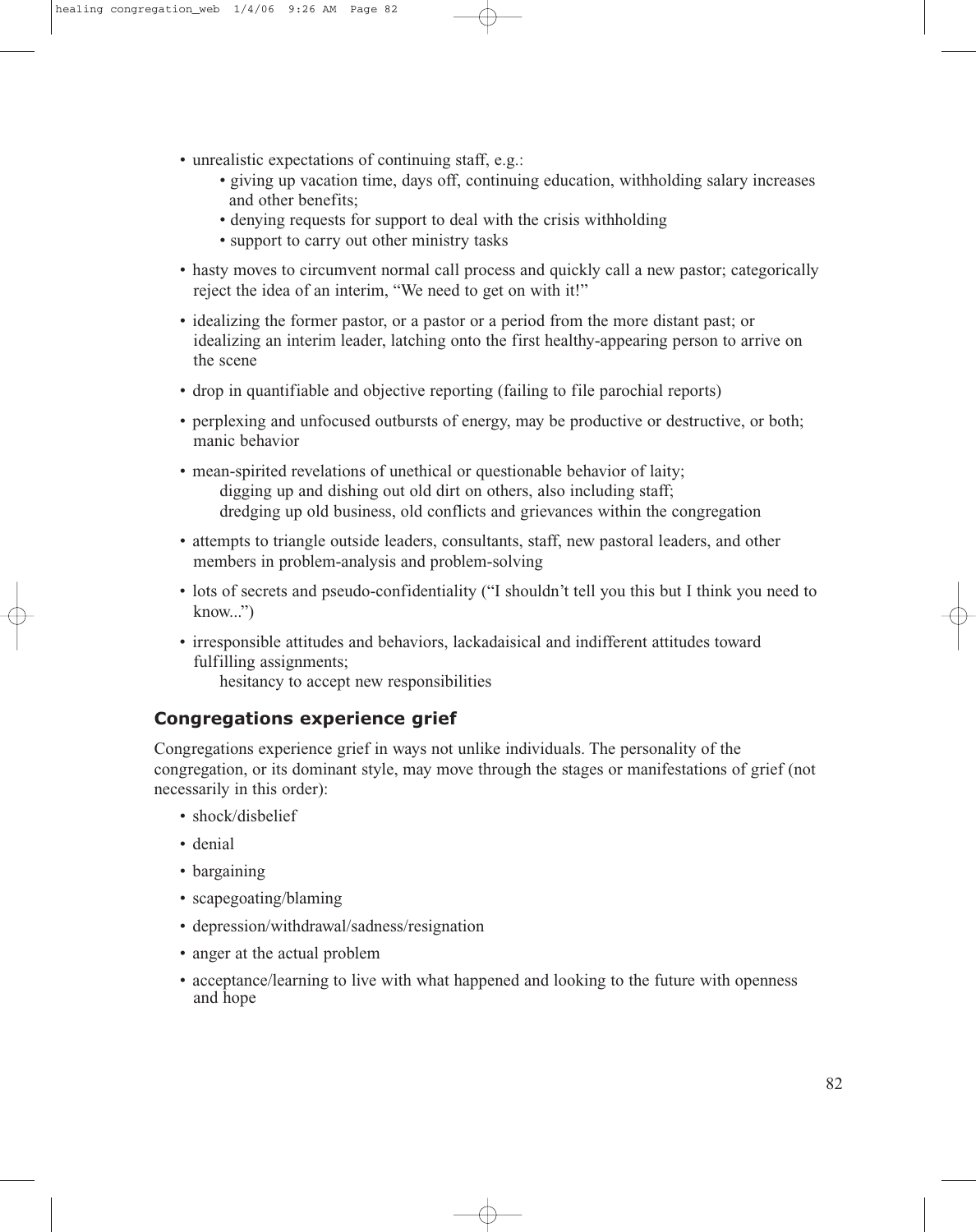- unrealistic expectations of continuing staff, e.g.:
  - giving up vacation time, days off, continuing education, withholding salary increases and other benefits;
  - denying requests for support to deal with the crisis withholding
  - support to carry out other ministry tasks
- hasty moves to circumvent normal call process and quickly call a new pastor; categorically reject the idea of an interim, "We need to get on with it!"
- idealizing the former pastor, or a pastor or a period from the more distant past; or idealizing an interim leader, latching onto the first healthy-appearing person to arrive on the scene
- drop in quantifiable and objective reporting (failing to file parochial reports)
- perplexing and unfocused outbursts of energy, may be productive or destructive, or both; manic behavior
- mean-spirited revelations of unethical or questionable behavior of laity;
  digging up and dishing out old dirt on others, also including staff;
  dredging up old business, old conflicts and grievances within the congregation
- attempts to triangle outside leaders, consultants, staff, new pastoral leaders, and other members in problem-analysis and problem-solving
- lots of secrets and pseudo-confidentiality ("I shouldn't tell you this but I think you need to know...")
- irresponsible attitudes and behaviors, lackadaisical and indifferent attitudes toward fulfilling assignments;
  hesitancy to accept new responsibilities

## Congregations experience grief

Congregations experience grief in ways not unlike individuals. The personality of the congregation, or its dominant style, may move through the stages or manifestations of grief (not necessarily in this order):

- shock/disbelief
- denial
- bargaining
- scapegoating/blaming
- depression/withdrawal/sadness/resignation
- anger at the actual problem
- acceptance/learning to live with what happened and looking to the future with openness and hope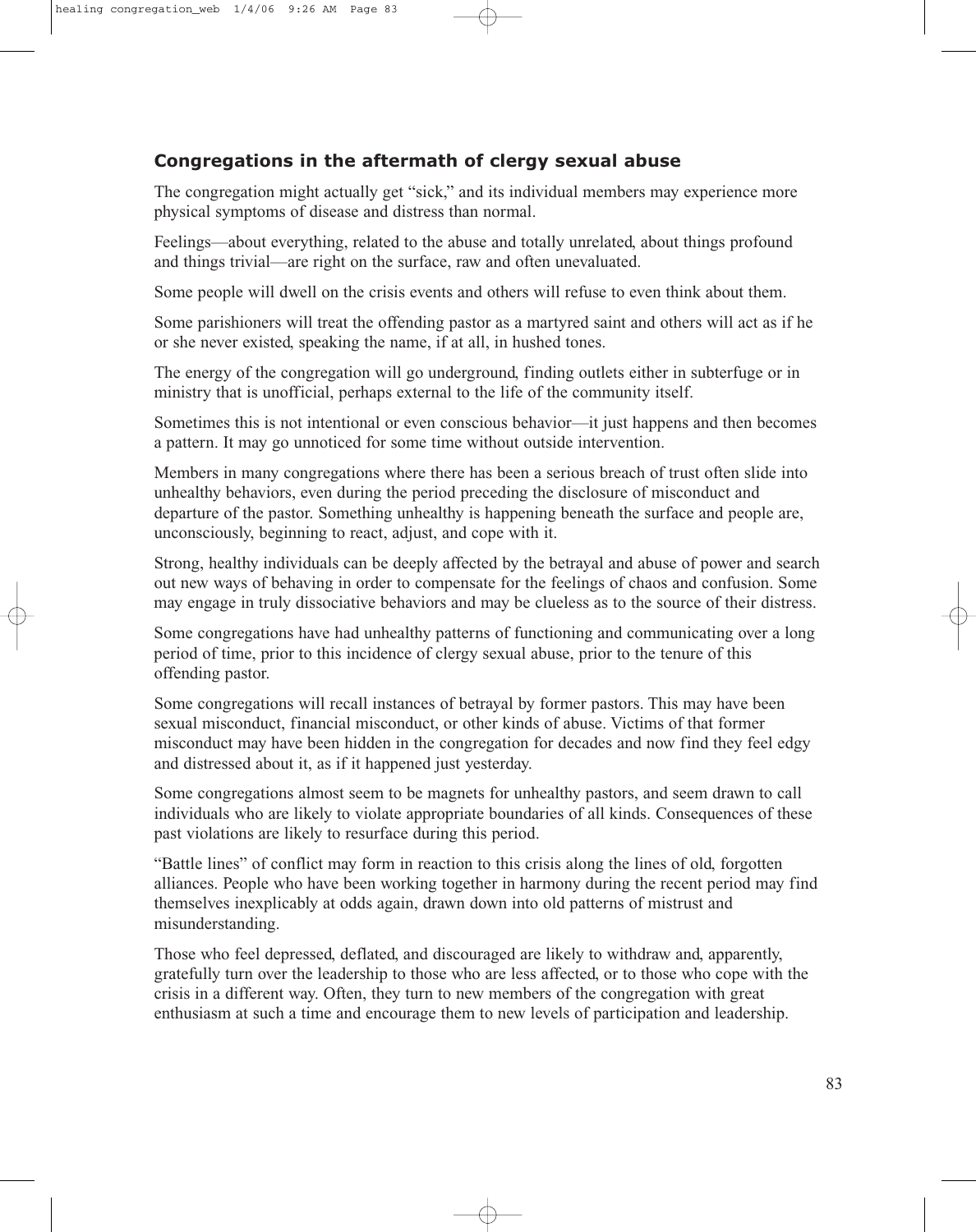### Congregations in the aftermath of clergy sexual abuse

The congregation might actually get "sick," and its individual members may experience more physical symptoms of disease and distress than normal.

Feelings—about everything, related to the abuse and totally unrelated, about things profound and things trivial—are right on the surface, raw and often unevaluated.

Some people will dwell on the crisis events and others will refuse to even think about them.

Some parishioners will treat the offending pastor as a martyred saint and others will act as if he or she never existed, speaking the name, if at all, in hushed tones.

The energy of the congregation will go underground, finding outlets either in subterfuge or in ministry that is unofficial, perhaps external to the life of the community itself.

Sometimes this is not intentional or even conscious behavior—it just happens and then becomes a pattern. It may go unnoticed for some time without outside intervention.

Members in many congregations where there has been a serious breach of trust often slide into unhealthy behaviors, even during the period preceding the disclosure of misconduct and departure of the pastor. Something unhealthy is happening beneath the surface and people are, unconsciously, beginning to react, adjust, and cope with it.

Strong, healthy individuals can be deeply affected by the betrayal and abuse of power and search out new ways of behaving in order to compensate for the feelings of chaos and confusion. Some may engage in truly dissociative behaviors and may be clueless as to the source of their distress.

Some congregations have had unhealthy patterns of functioning and communicating over a long period of time, prior to this incidence of clergy sexual abuse, prior to the tenure of this offending pastor.

Some congregations will recall instances of betrayal by former pastors. This may have been sexual misconduct, financial misconduct, or other kinds of abuse. Victims of that former misconduct may have been hidden in the congregation for decades and now find they feel edgy and distressed about it, as if it happened just yesterday.

Some congregations almost seem to be magnets for unhealthy pastors, and seem drawn to call individuals who are likely to violate appropriate boundaries of all kinds. Consequences of these past violations are likely to resurface during this period.

"Battle lines" of conflict may form in reaction to this crisis along the lines of old, forgotten alliances. People who have been working together in harmony during the recent period may find themselves inexplicably at odds again, drawn down into old patterns of mistrust and misunderstanding.

Those who feel depressed, deflated, and discouraged are likely to withdraw and, apparently, gratefully turn over the leadership to those who are less affected, or to those who cope with the crisis in a different way. Often, they turn to new members of the congregation with great enthusiasm at such a time and encourage them to new levels of participation and leadership.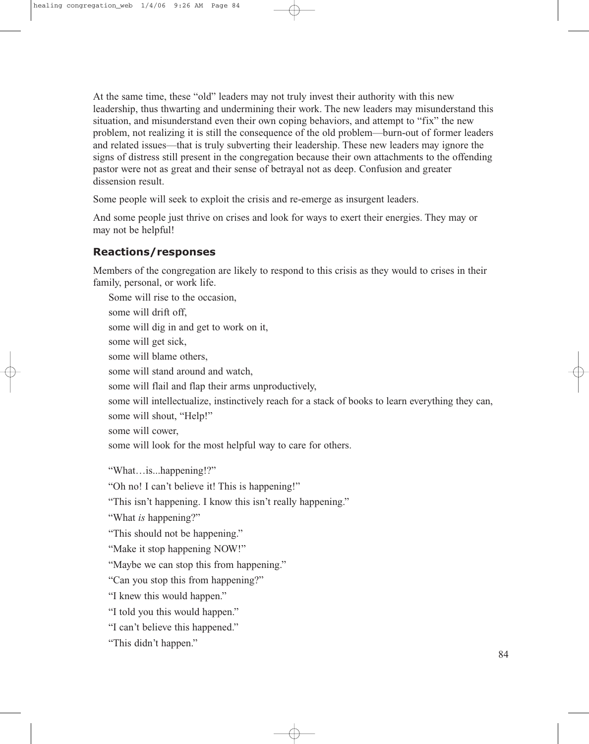At the same time, these "old" leaders may not truly invest their authority with this new leadership, thus thwarting and undermining their work. The new leaders may misunderstand this situation, and misunderstand even their own coping behaviors, and attempt to "fix" the new problem, not realizing it is still the consequence of the old problem—burn-out of former leaders and related issues—that is truly subverting their leadership. These new leaders may ignore the signs of distress still present in the congregation because their own attachments to the offending pastor were not as great and their sense of betrayal not as deep. Confusion and greater dissension result.

Some people will seek to exploit the crisis and re-emerge as insurgent leaders.

And some people just thrive on crises and look for ways to exert their energies. They may or may not be helpful!

### Reactions/responses

Members of the congregation are likely to respond to this crisis as they would to crises in their family, personal, or work life.

Some will rise to the occasion,  
some will drift off,  
some will dig in and get to work on it,  
some will get sick,  
some will blame others,  
some will stand around and watch,  
some will flail and flap their arms unproductively,  
some will intellectualize, instinctively reach for a stack of books to learn everything they can,  
some will shout, "Help!"  
some will cower,  
some will look for the most helpful way to care for others.

"What…is...happening!?"  
"Oh no! I can't believe it! This is happening!"  
"This isn't happening. I know this isn't really happening."  
"What *is* happening?"  
"This should not be happening."  
"Make it stop happening NOW!"  
"Maybe we can stop this from happening."  
"Can you stop this from happening?"  
"I knew this would happen."  
"I told you this would happen."  
"I can't believe this happened."  
"This didn't happen."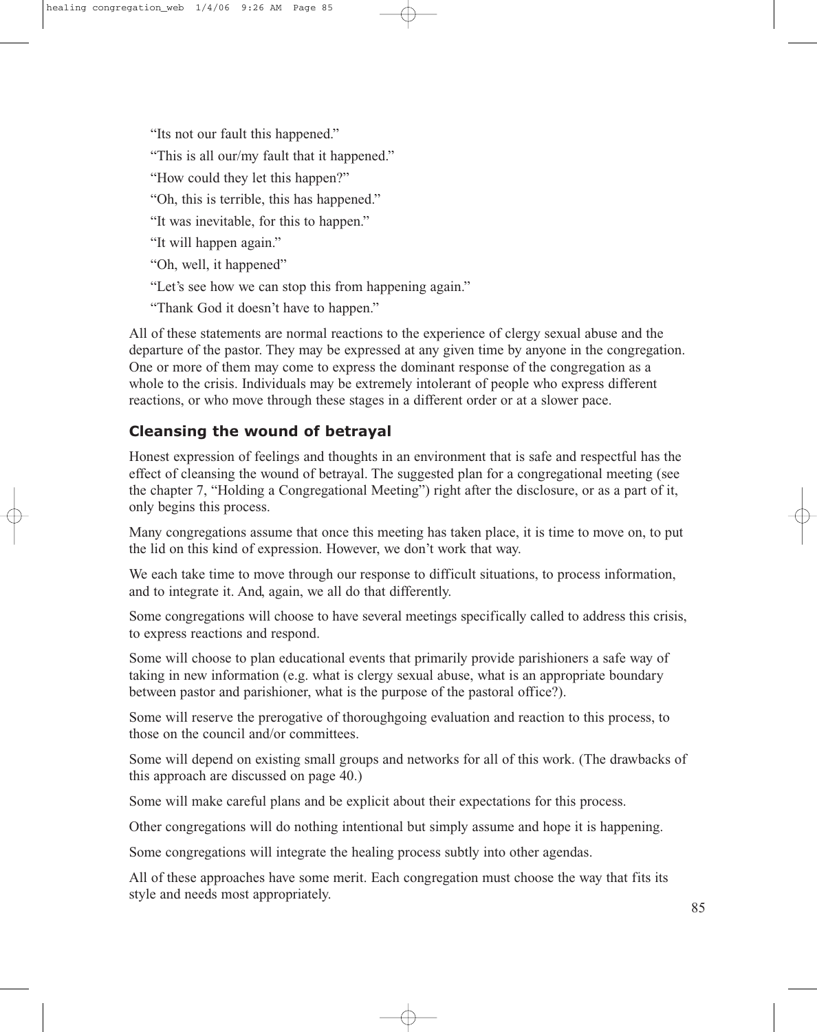"Its not our fault this happened."

"This is all our/my fault that it happened."

"How could they let this happen?"

"Oh, this is terrible, this has happened."

"It was inevitable, for this to happen."

"It will happen again."

"Oh, well, it happened"

"Let's see how we can stop this from happening again."

"Thank God it doesn't have to happen."

All of these statements are normal reactions to the experience of clergy sexual abuse and the departure of the pastor. They may be expressed at any given time by anyone in the congregation. One or more of them may come to express the dominant response of the congregation as a whole to the crisis. Individuals may be extremely intolerant of people who express different reactions, or who move through these stages in a different order or at a slower pace.

### Cleansing the wound of betrayal

Honest expression of feelings and thoughts in an environment that is safe and respectful has the effect of cleansing the wound of betrayal. The suggested plan for a congregational meeting (see the chapter 7, "Holding a Congregational Meeting") right after the disclosure, or as a part of it, only begins this process.

Many congregations assume that once this meeting has taken place, it is time to move on, to put the lid on this kind of expression. However, we don't work that way.

We each take time to move through our response to difficult situations, to process information, and to integrate it. And, again, we all do that differently.

Some congregations will choose to have several meetings specifically called to address this crisis, to express reactions and respond.

Some will choose to plan educational events that primarily provide parishioners a safe way of taking in new information (e.g. what is clergy sexual abuse, what is an appropriate boundary between pastor and parishioner, what is the purpose of the pastoral office?).

Some will reserve the prerogative of thoroughgoing evaluation and reaction to this process, to those on the council and/or committees.

Some will depend on existing small groups and networks for all of this work. (The drawbacks of this approach are discussed on page 40.)

Some will make careful plans and be explicit about their expectations for this process.

Other congregations will do nothing intentional but simply assume and hope it is happening.

Some congregations will integrate the healing process subtly into other agendas.

All of these approaches have some merit. Each congregation must choose the way that fits its style and needs most appropriately.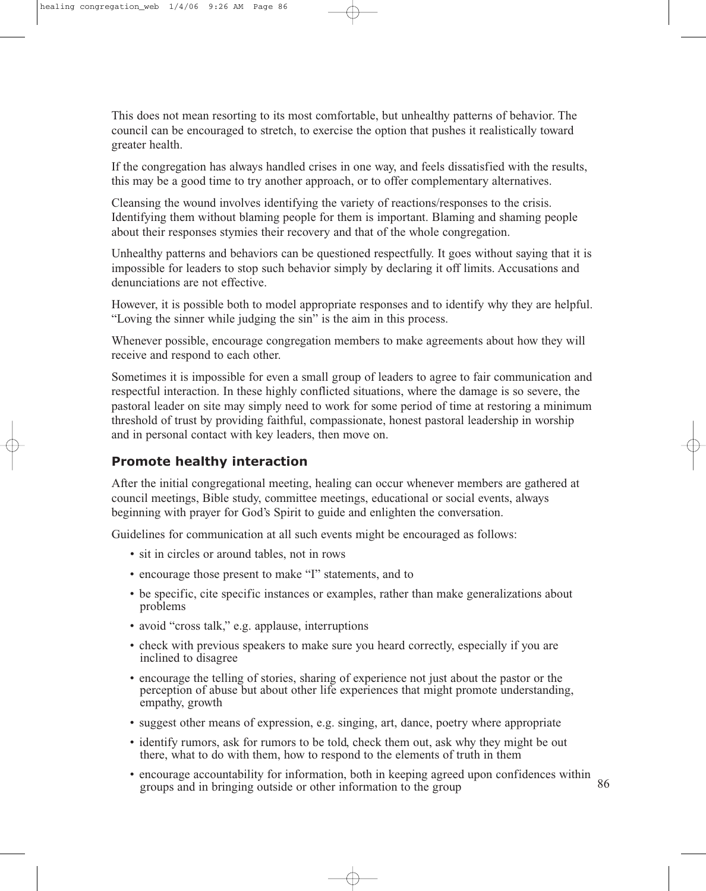This does not mean resorting to its most comfortable, but unhealthy patterns of behavior. The council can be encouraged to stretch, to exercise the option that pushes it realistically toward greater health.

If the congregation has always handled crises in one way, and feels dissatisfied with the results, this may be a good time to try another approach, or to offer complementary alternatives.

Cleansing the wound involves identifying the variety of reactions/responses to the crisis. Identifying them without blaming people for them is important. Blaming and shaming people about their responses stymies their recovery and that of the whole congregation.

Unhealthy patterns and behaviors can be questioned respectfully. It goes without saying that it is impossible for leaders to stop such behavior simply by declaring it off limits. Accusations and denunciations are not effective.

However, it is possible both to model appropriate responses and to identify why they are helpful. "Loving the sinner while judging the sin" is the aim in this process.

Whenever possible, encourage congregation members to make agreements about how they will receive and respond to each other.

Sometimes it is impossible for even a small group of leaders to agree to fair communication and respectful interaction. In these highly conflicted situations, where the damage is so severe, the pastoral leader on site may simply need to work for some period of time at restoring a minimum threshold of trust by providing faithful, compassionate, honest pastoral leadership in worship and in personal contact with key leaders, then move on.

### Promote healthy interaction

After the initial congregational meeting, healing can occur whenever members are gathered at council meetings, Bible study, committee meetings, educational or social events, always beginning with prayer for God's Spirit to guide and enlighten the conversation.

Guidelines for communication at all such events might be encouraged as follows:

- sit in circles or around tables, not in rows
- encourage those present to make "I" statements, and to
- be specific, cite specific instances or examples, rather than make generalizations about problems
- avoid "cross talk," e.g. applause, interruptions
- check with previous speakers to make sure you heard correctly, especially if you are inclined to disagree
- encourage the telling of stories, sharing of experience not just about the pastor or the perception of abuse but about other life experiences that might promote understanding, empathy, growth
- suggest other means of expression, e.g. singing, art, dance, poetry where appropriate
- identify rumors, ask for rumors to be told, check them out, ask why they might be out there, what to do with them, how to respond to the elements of truth in them
- encourage accountability for information, both in keeping agreed upon confidences within groups and in bringing outside or other information to the group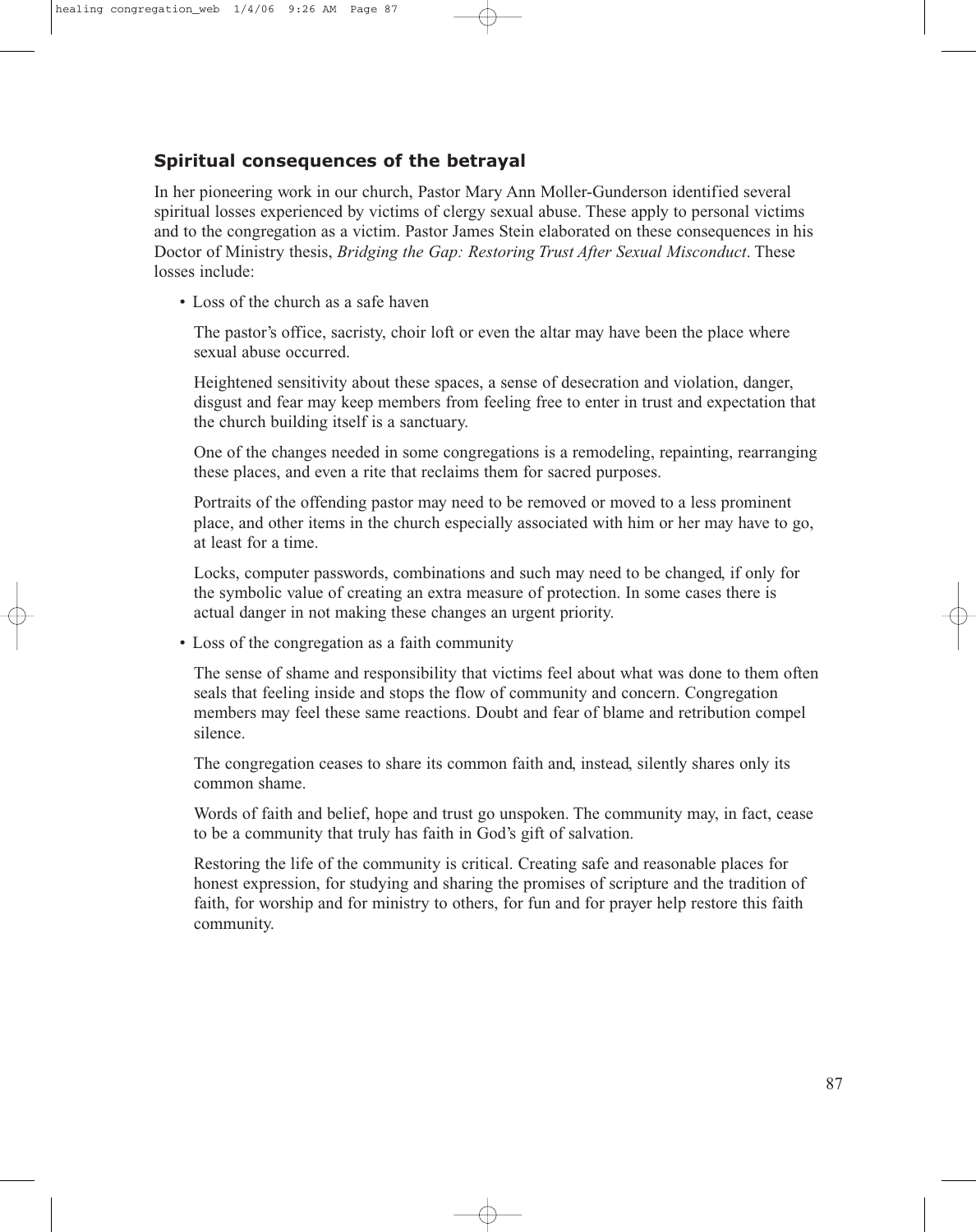## Spiritual consequences of the betrayal

In her pioneering work in our church, Pastor Mary Ann Moller-Gunderson identified several spiritual losses experienced by victims of clergy sexual abuse. These apply to personal victims and to the congregation as a victim. Pastor James Stein elaborated on these consequences in his Doctor of Ministry thesis, *Bridging the Gap: Restoring Trust After Sexual Misconduct*. These losses include:

- Loss of the church as a safe haven

  The pastor's office, sacristy, choir loft or even the altar may have been the place where sexual abuse occurred.

  Heightened sensitivity about these spaces, a sense of desecration and violation, danger, disgust and fear may keep members from feeling free to enter in trust and expectation that the church building itself is a sanctuary.

  One of the changes needed in some congregations is a remodeling, repainting, rearranging these places, and even a rite that reclaims them for sacred purposes.

  Portraits of the offending pastor may need to be removed or moved to a less prominent place, and other items in the church especially associated with him or her may have to go, at least for a time.

  Locks, computer passwords, combinations and such may need to be changed, if only for the symbolic value of creating an extra measure of protection. In some cases there is actual danger in not making these changes an urgent priority.

- Loss of the congregation as a faith community

  The sense of shame and responsibility that victims feel about what was done to them often seals that feeling inside and stops the flow of community and concern. Congregation members may feel these same reactions. Doubt and fear of blame and retribution compel silence.

  The congregation ceases to share its common faith and, instead, silently shares only its common shame.

  Words of faith and belief, hope and trust go unspoken. The community may, in fact, cease to be a community that truly has faith in God's gift of salvation.

  Restoring the life of the community is critical. Creating safe and reasonable places for honest expression, for studying and sharing the promises of scripture and the tradition of faith, for worship and for ministry to others, for fun and for prayer help restore this faith community.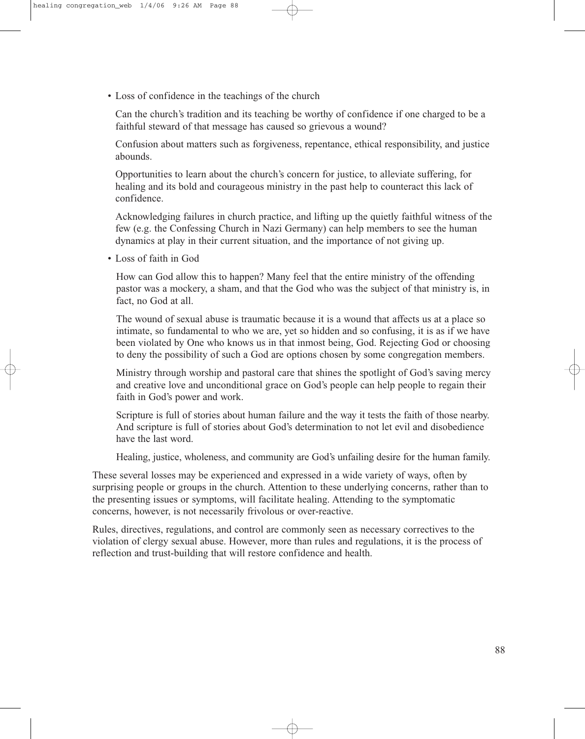- Loss of confidence in the teachings of the church

  Can the church's tradition and its teaching be worthy of confidence if one charged to be a faithful steward of that message has caused so grievous a wound?

  Confusion about matters such as forgiveness, repentance, ethical responsibility, and justice abounds.

  Opportunities to learn about the church's concern for justice, to alleviate suffering, for healing and its bold and courageous ministry in the past help to counteract this lack of confidence.

  Acknowledging failures in church practice, and lifting up the quietly faithful witness of the few (e.g. the Confessing Church in Nazi Germany) can help members to see the human dynamics at play in their current situation, and the importance of not giving up.

- Loss of faith in God

  How can God allow this to happen? Many feel that the entire ministry of the offending pastor was a mockery, a sham, and that the God who was the subject of that ministry is, in fact, no God at all.

  The wound of sexual abuse is traumatic because it is a wound that affects us at a place so intimate, so fundamental to who we are, yet so hidden and so confusing, it is as if we have been violated by One who knows us in that inmost being, God. Rejecting God or choosing to deny the possibility of such a God are options chosen by some congregation members.

  Ministry through worship and pastoral care that shines the spotlight of God's saving mercy and creative love and unconditional grace on God's people can help people to regain their faith in God's power and work.

  Scripture is full of stories about human failure and the way it tests the faith of those nearby. And scripture is full of stories about God's determination to not let evil and disobedience have the last word.

  Healing, justice, wholeness, and community are God's unfailing desire for the human family.

These several losses may be experienced and expressed in a wide variety of ways, often by surprising people or groups in the church. Attention to these underlying concerns, rather than to the presenting issues or symptoms, will facilitate healing. Attending to the symptomatic concerns, however, is not necessarily frivolous or over-reactive.

Rules, directives, regulations, and control are commonly seen as necessary correctives to the violation of clergy sexual abuse. However, more than rules and regulations, it is the process of reflection and trust-building that will restore confidence and health.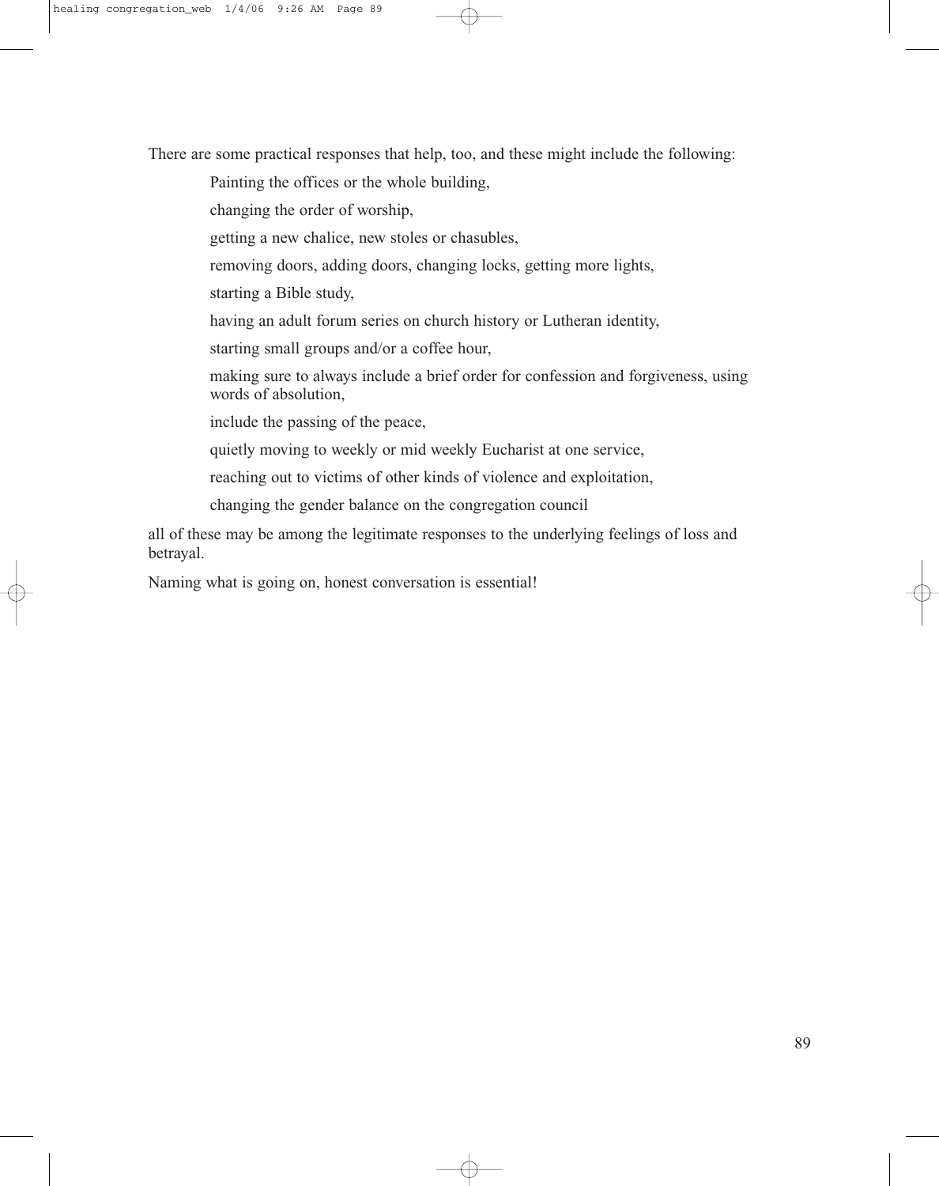There are some practical responses that help, too, and these might include the following:

> Painting the offices or the whole building,
>
> changing the order of worship,
>
> getting a new chalice, new stoles or chasubles,
>
> removing doors, adding doors, changing locks, getting more lights,
>
> starting a Bible study,
>
> having an adult forum series on church history or Lutheran identity,
>
> starting small groups and/or a coffee hour,
>
> making sure to always include a brief order for confession and forgiveness, using words of absolution,
>
> include the passing of the peace,
>
> quietly moving to weekly or mid weekly Eucharist at one service,
>
> reaching out to victims of other kinds of violence and exploitation,
>
> changing the gender balance on the congregation council

all of these may be among the legitimate responses to the underlying feelings of loss and betrayal.

Naming what is going on, honest conversation is essential!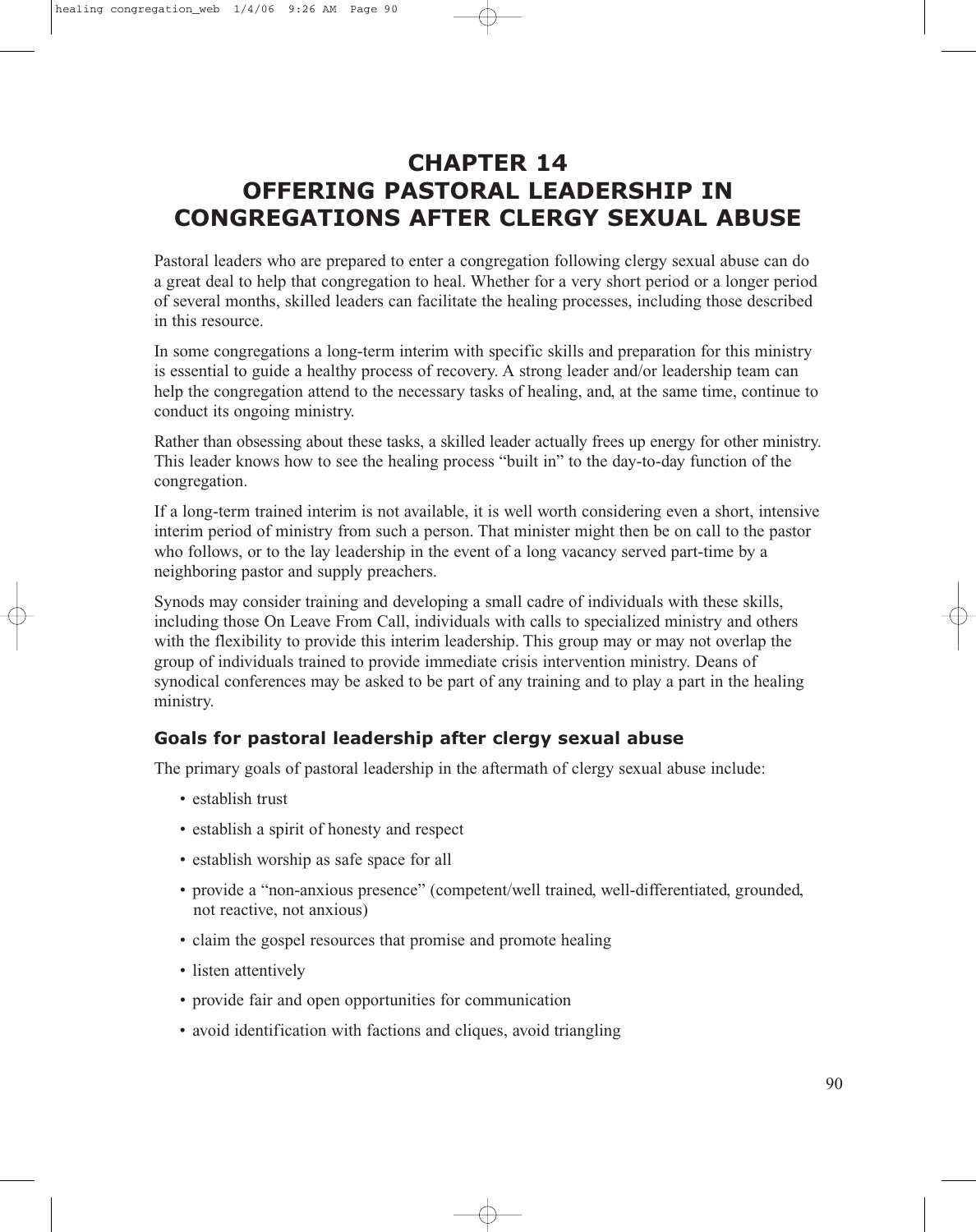# CHAPTER 14
# OFFERING PASTORAL LEADERSHIP IN CONGREGATIONS AFTER CLERGY SEXUAL ABUSE

Pastoral leaders who are prepared to enter a congregation following clergy sexual abuse can do a great deal to help that congregation to heal. Whether for a very short period or a longer period of several months, skilled leaders can facilitate the healing processes, including those described in this resource.

In some congregations a long-term interim with specific skills and preparation for this ministry is essential to guide a healthy process of recovery. A strong leader and/or leadership team can help the congregation attend to the necessary tasks of healing, and, at the same time, continue to conduct its ongoing ministry.

Rather than obsessing about these tasks, a skilled leader actually frees up energy for other ministry. This leader knows how to see the healing process "built in" to the day-to-day function of the congregation.

If a long-term trained interim is not available, it is well worth considering even a short, intensive interim period of ministry from such a person. That minister might then be on call to the pastor who follows, or to the lay leadership in the event of a long vacancy served part-time by a neighboring pastor and supply preachers.

Synods may consider training and developing a small cadre of individuals with these skills, including those On Leave From Call, individuals with calls to specialized ministry and others with the flexibility to provide this interim leadership. This group may or may not overlap the group of individuals trained to provide immediate crisis intervention ministry. Deans of synodical conferences may be asked to be part of any training and to play a part in the healing ministry.

### Goals for pastoral leadership after clergy sexual abuse

The primary goals of pastoral leadership in the aftermath of clergy sexual abuse include:

- establish trust
- establish a spirit of honesty and respect
- establish worship as safe space for all
- provide a "non-anxious presence" (competent/well trained, well-differentiated, grounded, not reactive, not anxious)
- claim the gospel resources that promise and promote healing
- listen attentively
- provide fair and open opportunities for communication
- avoid identification with factions and cliques, avoid triangling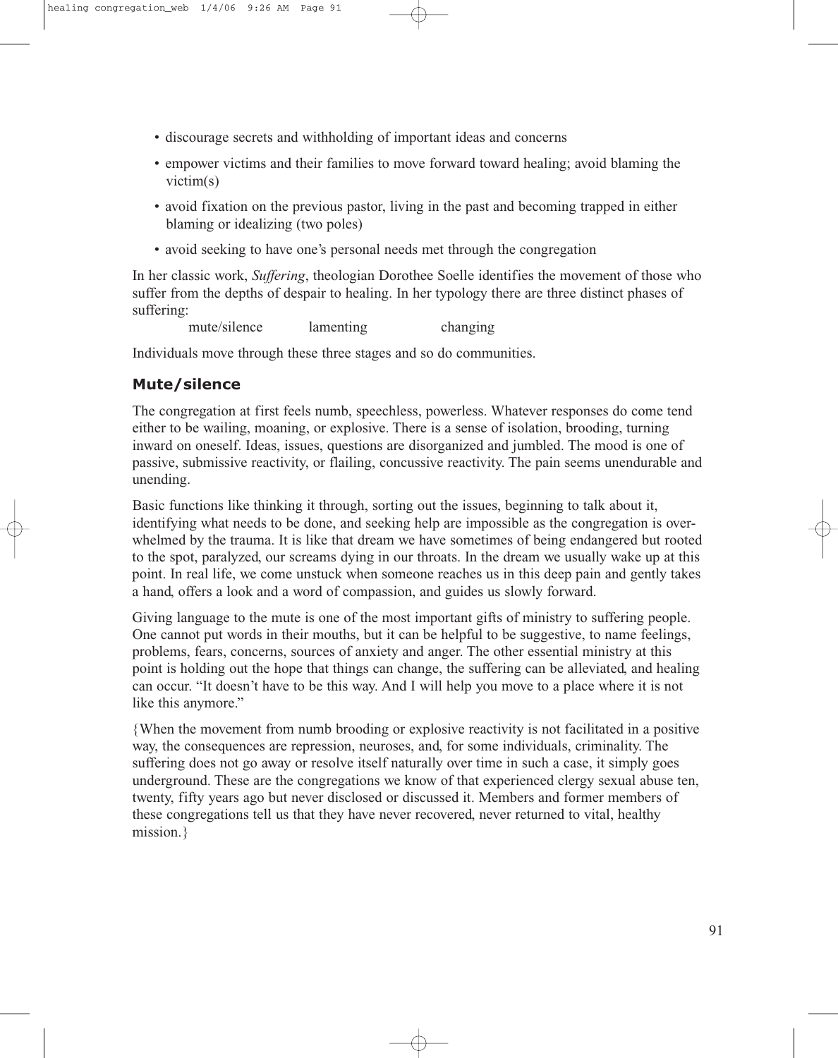- discourage secrets and withholding of important ideas and concerns
- empower victims and their families to move forward toward healing; avoid blaming the victim(s)
- avoid fixation on the previous pastor, living in the past and becoming trapped in either blaming or idealizing (two poles)
- avoid seeking to have one's personal needs met through the congregation

In her classic work, *Suffering*, theologian Dorothee Soelle identifies the movement of those who suffer from the depths of despair to healing. In her typology there are three distinct phases of suffering:

mute/silence lamenting changing

Individuals move through these three stages and so do communities.

## Mute/silence

The congregation at first feels numb, speechless, powerless. Whatever responses do come tend either to be wailing, moaning, or explosive. There is a sense of isolation, brooding, turning inward on oneself. Ideas, issues, questions are disorganized and jumbled. The mood is one of passive, submissive reactivity, or flailing, concussive reactivity. The pain seems unendurable and unending.

Basic functions like thinking it through, sorting out the issues, beginning to talk about it, identifying what needs to be done, and seeking help are impossible as the congregation is overwhelmed by the trauma. It is like that dream we have sometimes of being endangered but rooted to the spot, paralyzed, our screams dying in our throats. In the dream we usually wake up at this point. In real life, we come unstuck when someone reaches us in this deep pain and gently takes a hand, offers a look and a word of compassion, and guides us slowly forward.

Giving language to the mute is one of the most important gifts of ministry to suffering people. One cannot put words in their mouths, but it can be helpful to be suggestive, to name feelings, problems, fears, concerns, sources of anxiety and anger. The other essential ministry at this point is holding out the hope that things can change, the suffering can be alleviated, and healing can occur. "It doesn't have to be this way. And I will help you move to a place where it is not like this anymore."

{When the movement from numb brooding or explosive reactivity is not facilitated in a positive way, the consequences are repression, neuroses, and, for some individuals, criminality. The suffering does not go away or resolve itself naturally over time in such a case, it simply goes underground. These are the congregations we know of that experienced clergy sexual abuse ten, twenty, fifty years ago but never disclosed or discussed it. Members and former members of these congregations tell us that they have never recovered, never returned to vital, healthy mission.}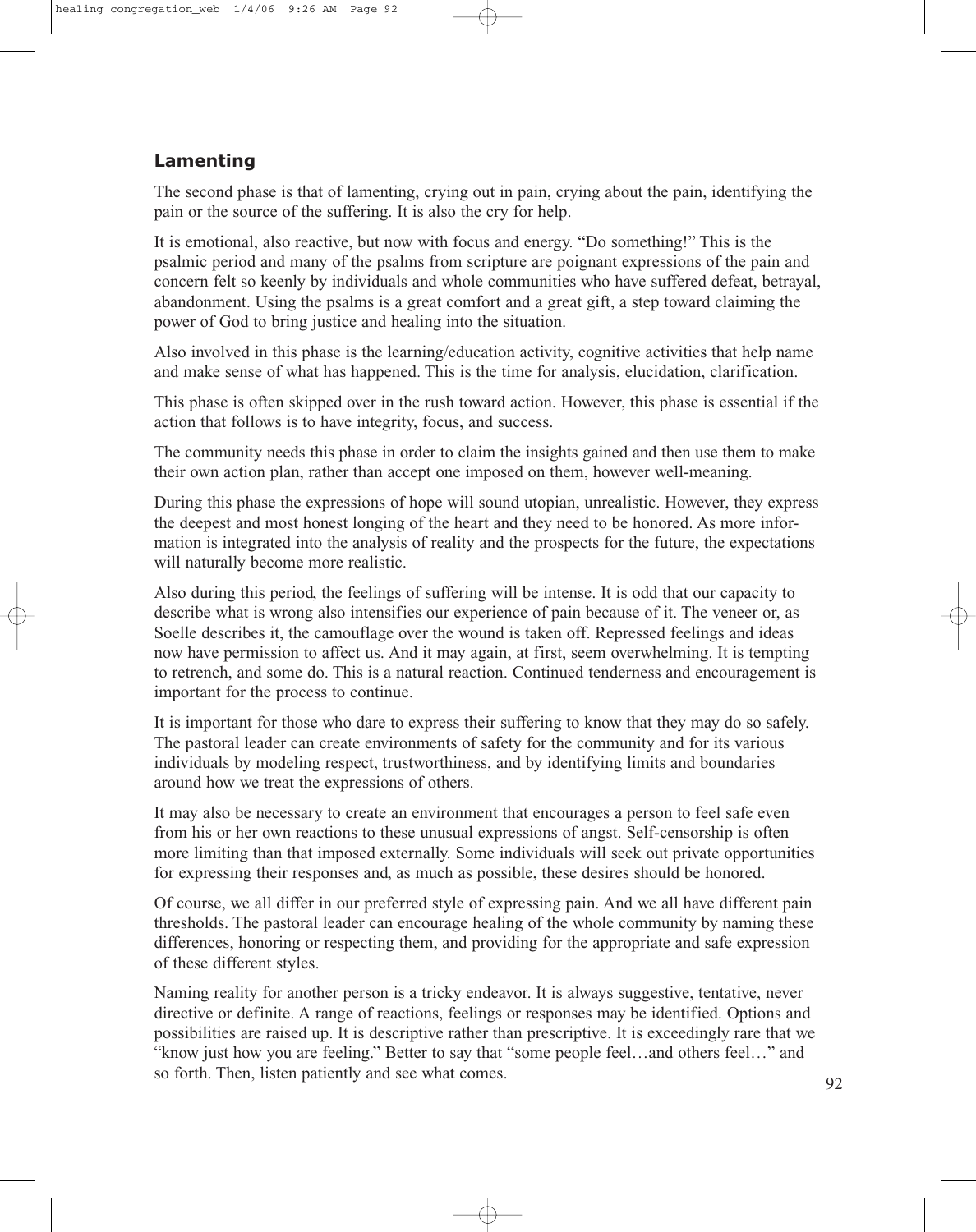## Lamenting

The second phase is that of lamenting, crying out in pain, crying about the pain, identifying the pain or the source of the suffering. It is also the cry for help.

It is emotional, also reactive, but now with focus and energy. "Do something!" This is the psalmic period and many of the psalms from scripture are poignant expressions of the pain and concern felt so keenly by individuals and whole communities who have suffered defeat, betrayal, abandonment. Using the psalms is a great comfort and a great gift, a step toward claiming the power of God to bring justice and healing into the situation.

Also involved in this phase is the learning/education activity, cognitive activities that help name and make sense of what has happened. This is the time for analysis, elucidation, clarification.

This phase is often skipped over in the rush toward action. However, this phase is essential if the action that follows is to have integrity, focus, and success.

The community needs this phase in order to claim the insights gained and then use them to make their own action plan, rather than accept one imposed on them, however well-meaning.

During this phase the expressions of hope will sound utopian, unrealistic. However, they express the deepest and most honest longing of the heart and they need to be honored. As more information is integrated into the analysis of reality and the prospects for the future, the expectations will naturally become more realistic.

Also during this period, the feelings of suffering will be intense. It is odd that our capacity to describe what is wrong also intensifies our experience of pain because of it. The veneer or, as Soelle describes it, the camouflage over the wound is taken off. Repressed feelings and ideas now have permission to affect us. And it may again, at first, seem overwhelming. It is tempting to retrench, and some do. This is a natural reaction. Continued tenderness and encouragement is important for the process to continue.

It is important for those who dare to express their suffering to know that they may do so safely. The pastoral leader can create environments of safety for the community and for its various individuals by modeling respect, trustworthiness, and by identifying limits and boundaries around how we treat the expressions of others.

It may also be necessary to create an environment that encourages a person to feel safe even from his or her own reactions to these unusual expressions of angst. Self-censorship is often more limiting than that imposed externally. Some individuals will seek out private opportunities for expressing their responses and, as much as possible, these desires should be honored.

Of course, we all differ in our preferred style of expressing pain. And we all have different pain thresholds. The pastoral leader can encourage healing of the whole community by naming these differences, honoring or respecting them, and providing for the appropriate and safe expression of these different styles.

Naming reality for another person is a tricky endeavor. It is always suggestive, tentative, never directive or definite. A range of reactions, feelings or responses may be identified. Options and possibilities are raised up. It is descriptive rather than prescriptive. It is exceedingly rare that we "know just how you are feeling." Better to say that "some people feel…and others feel…" and so forth. Then, listen patiently and see what comes.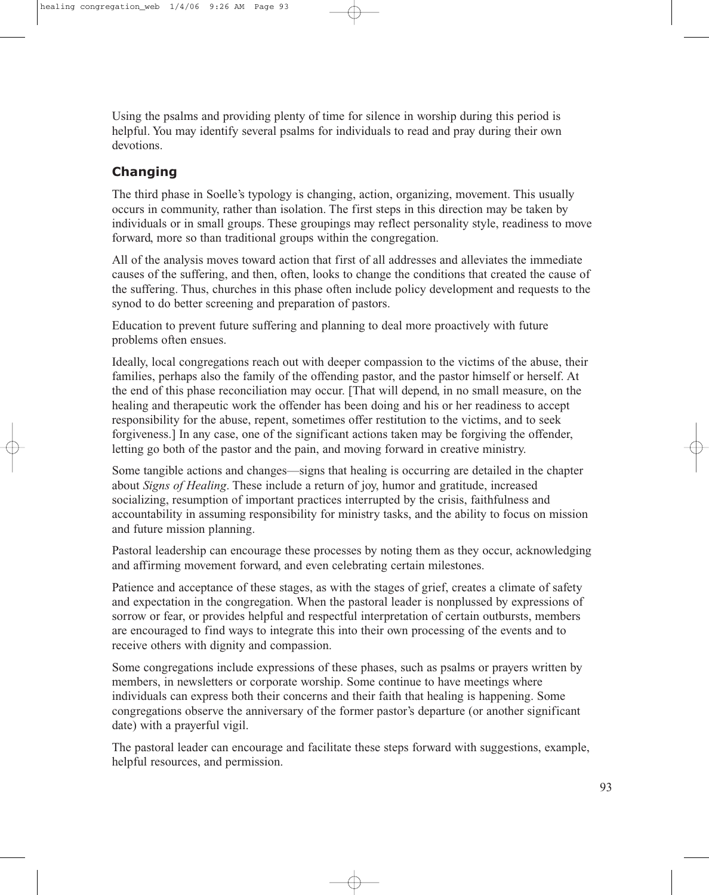Using the psalms and providing plenty of time for silence in worship during this period is helpful. You may identify several psalms for individuals to read and pray during their own devotions.

### Changing

The third phase in Soelle's typology is changing, action, organizing, movement. This usually occurs in community, rather than isolation. The first steps in this direction may be taken by individuals or in small groups. These groupings may reflect personality style, readiness to move forward, more so than traditional groups within the congregation.

All of the analysis moves toward action that first of all addresses and alleviates the immediate causes of the suffering, and then, often, looks to change the conditions that created the cause of the suffering. Thus, churches in this phase often include policy development and requests to the synod to do better screening and preparation of pastors.

Education to prevent future suffering and planning to deal more proactively with future problems often ensues.

Ideally, local congregations reach out with deeper compassion to the victims of the abuse, their families, perhaps also the family of the offending pastor, and the pastor himself or herself. At the end of this phase reconciliation may occur. [That will depend, in no small measure, on the healing and therapeutic work the offender has been doing and his or her readiness to accept responsibility for the abuse, repent, sometimes offer restitution to the victims, and to seek forgiveness.] In any case, one of the significant actions taken may be forgiving the offender, letting go both of the pastor and the pain, and moving forward in creative ministry.

Some tangible actions and changes—signs that healing is occurring are detailed in the chapter about *Signs of Healing*. These include a return of joy, humor and gratitude, increased socializing, resumption of important practices interrupted by the crisis, faithfulness and accountability in assuming responsibility for ministry tasks, and the ability to focus on mission and future mission planning.

Pastoral leadership can encourage these processes by noting them as they occur, acknowledging and affirming movement forward, and even celebrating certain milestones.

Patience and acceptance of these stages, as with the stages of grief, creates a climate of safety and expectation in the congregation. When the pastoral leader is nonplussed by expressions of sorrow or fear, or provides helpful and respectful interpretation of certain outbursts, members are encouraged to find ways to integrate this into their own processing of the events and to receive others with dignity and compassion.

Some congregations include expressions of these phases, such as psalms or prayers written by members, in newsletters or corporate worship. Some continue to have meetings where individuals can express both their concerns and their faith that healing is happening. Some congregations observe the anniversary of the former pastor's departure (or another significant date) with a prayerful vigil.

The pastoral leader can encourage and facilitate these steps forward with suggestions, example, helpful resources, and permission.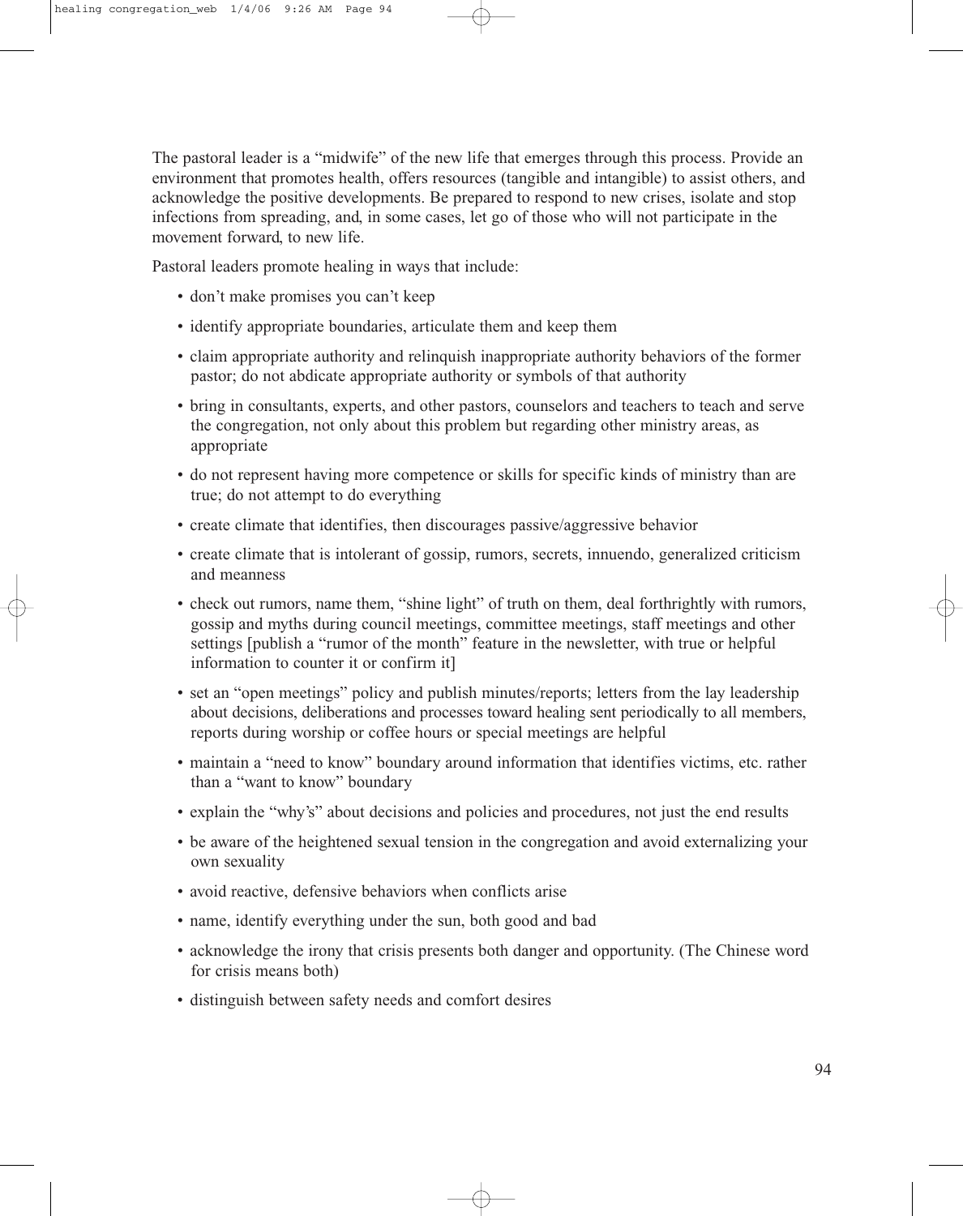The pastoral leader is a "midwife" of the new life that emerges through this process. Provide an environment that promotes health, offers resources (tangible and intangible) to assist others, and acknowledge the positive developments. Be prepared to respond to new crises, isolate and stop infections from spreading, and, in some cases, let go of those who will not participate in the movement forward, to new life.

Pastoral leaders promote healing in ways that include:

- don't make promises you can't keep
- identify appropriate boundaries, articulate them and keep them
- claim appropriate authority and relinquish inappropriate authority behaviors of the former pastor; do not abdicate appropriate authority or symbols of that authority
- bring in consultants, experts, and other pastors, counselors and teachers to teach and serve the congregation, not only about this problem but regarding other ministry areas, as appropriate
- do not represent having more competence or skills for specific kinds of ministry than are true; do not attempt to do everything
- create climate that identifies, then discourages passive/aggressive behavior
- create climate that is intolerant of gossip, rumors, secrets, innuendo, generalized criticism and meanness
- check out rumors, name them, "shine light" of truth on them, deal forthrightly with rumors, gossip and myths during council meetings, committee meetings, staff meetings and other settings [publish a "rumor of the month" feature in the newsletter, with true or helpful information to counter it or confirm it]
- set an "open meetings" policy and publish minutes/reports; letters from the lay leadership about decisions, deliberations and processes toward healing sent periodically to all members, reports during worship or coffee hours or special meetings are helpful
- maintain a "need to know" boundary around information that identifies victims, etc. rather than a "want to know" boundary
- explain the "why's" about decisions and policies and procedures, not just the end results
- be aware of the heightened sexual tension in the congregation and avoid externalizing your own sexuality
- avoid reactive, defensive behaviors when conflicts arise
- name, identify everything under the sun, both good and bad
- acknowledge the irony that crisis presents both danger and opportunity. (The Chinese word for crisis means both)
- distinguish between safety needs and comfort desires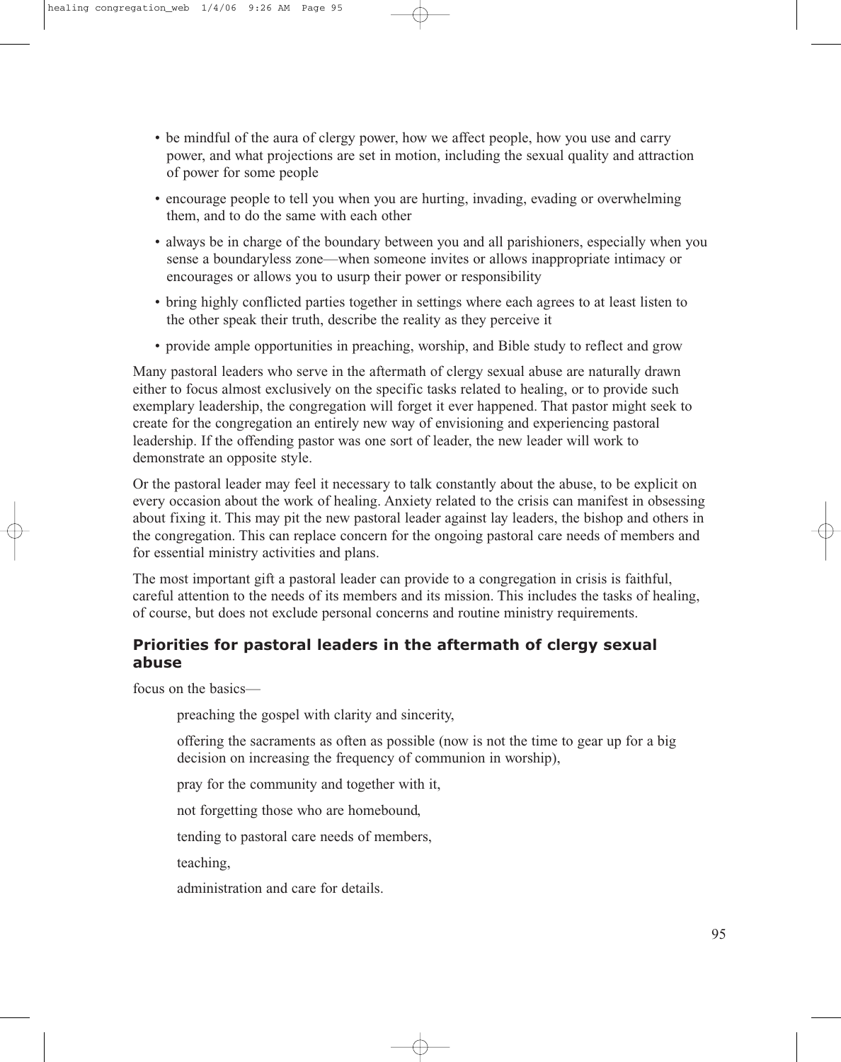- be mindful of the aura of clergy power, how we affect people, how you use and carry power, and what projections are set in motion, including the sexual quality and attraction of power for some people
- encourage people to tell you when you are hurting, invading, evading or overwhelming them, and to do the same with each other
- always be in charge of the boundary between you and all parishioners, especially when you sense a boundaryless zone—when someone invites or allows inappropriate intimacy or encourages or allows you to usurp their power or responsibility
- bring highly conflicted parties together in settings where each agrees to at least listen to the other speak their truth, describe the reality as they perceive it
- provide ample opportunities in preaching, worship, and Bible study to reflect and grow

Many pastoral leaders who serve in the aftermath of clergy sexual abuse are naturally drawn either to focus almost exclusively on the specific tasks related to healing, or to provide such exemplary leadership, the congregation will forget it ever happened. That pastor might seek to create for the congregation an entirely new way of envisioning and experiencing pastoral leadership. If the offending pastor was one sort of leader, the new leader will work to demonstrate an opposite style.

Or the pastoral leader may feel it necessary to talk constantly about the abuse, to be explicit on every occasion about the work of healing. Anxiety related to the crisis can manifest in obsessing about fixing it. This may pit the new pastoral leader against lay leaders, the bishop and others in the congregation. This can replace concern for the ongoing pastoral care needs of members and for essential ministry activities and plans.

The most important gift a pastoral leader can provide to a congregation in crisis is faithful, careful attention to the needs of its members and its mission. This includes the tasks of healing, of course, but does not exclude personal concerns and routine ministry requirements.

### Priorities for pastoral leaders in the aftermath of clergy sexual abuse

focus on the basics—

> preaching the gospel with clarity and sincerity,
>
> offering the sacraments as often as possible (now is not the time to gear up for a big decision on increasing the frequency of communion in worship),
>
> pray for the community and together with it,
>
> not forgetting those who are homebound,
>
> tending to pastoral care needs of members,
>
> teaching,
>
> administration and care for details.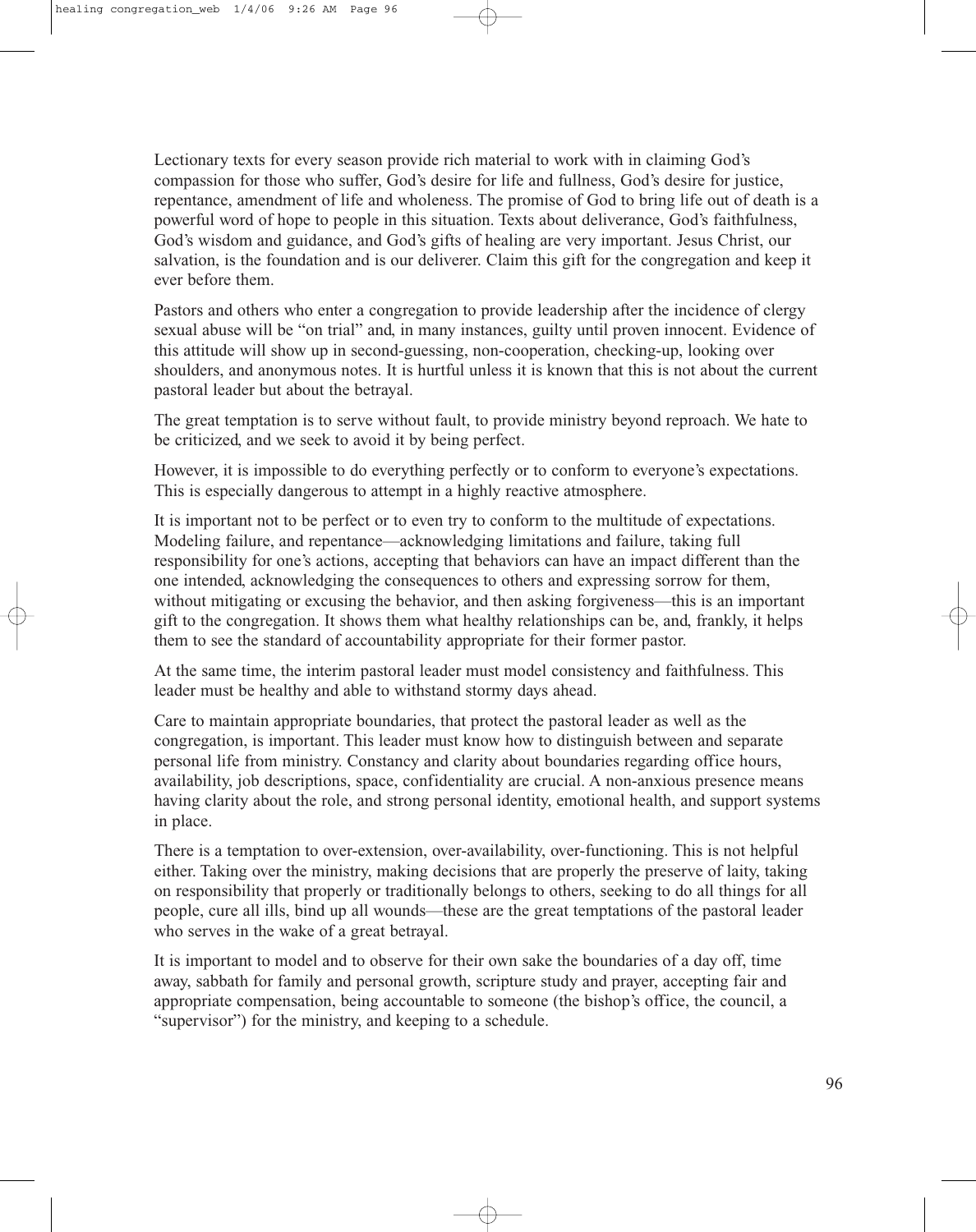Lectionary texts for every season provide rich material to work with in claiming God's compassion for those who suffer, God's desire for life and fullness, God's desire for justice, repentance, amendment of life and wholeness. The promise of God to bring life out of death is a powerful word of hope to people in this situation. Texts about deliverance, God's faithfulness, God's wisdom and guidance, and God's gifts of healing are very important. Jesus Christ, our salvation, is the foundation and is our deliverer. Claim this gift for the congregation and keep it ever before them.

Pastors and others who enter a congregation to provide leadership after the incidence of clergy sexual abuse will be "on trial" and, in many instances, guilty until proven innocent. Evidence of this attitude will show up in second-guessing, non-cooperation, checking-up, looking over shoulders, and anonymous notes. It is hurtful unless it is known that this is not about the current pastoral leader but about the betrayal.

The great temptation is to serve without fault, to provide ministry beyond reproach. We hate to be criticized, and we seek to avoid it by being perfect.

However, it is impossible to do everything perfectly or to conform to everyone's expectations. This is especially dangerous to attempt in a highly reactive atmosphere.

It is important not to be perfect or to even try to conform to the multitude of expectations. Modeling failure, and repentance—acknowledging limitations and failure, taking full responsibility for one's actions, accepting that behaviors can have an impact different than the one intended, acknowledging the consequences to others and expressing sorrow for them, without mitigating or excusing the behavior, and then asking forgiveness—this is an important gift to the congregation. It shows them what healthy relationships can be, and, frankly, it helps them to see the standard of accountability appropriate for their former pastor.

At the same time, the interim pastoral leader must model consistency and faithfulness. This leader must be healthy and able to withstand stormy days ahead.

Care to maintain appropriate boundaries, that protect the pastoral leader as well as the congregation, is important. This leader must know how to distinguish between and separate personal life from ministry. Constancy and clarity about boundaries regarding office hours, availability, job descriptions, space, confidentiality are crucial. A non-anxious presence means having clarity about the role, and strong personal identity, emotional health, and support systems in place.

There is a temptation to over-extension, over-availability, over-functioning. This is not helpful either. Taking over the ministry, making decisions that are properly the preserve of laity, taking on responsibility that properly or traditionally belongs to others, seeking to do all things for all people, cure all ills, bind up all wounds—these are the great temptations of the pastoral leader who serves in the wake of a great betrayal.

It is important to model and to observe for their own sake the boundaries of a day off, time away, sabbath for family and personal growth, scripture study and prayer, accepting fair and appropriate compensation, being accountable to someone (the bishop's office, the council, a "supervisor") for the ministry, and keeping to a schedule.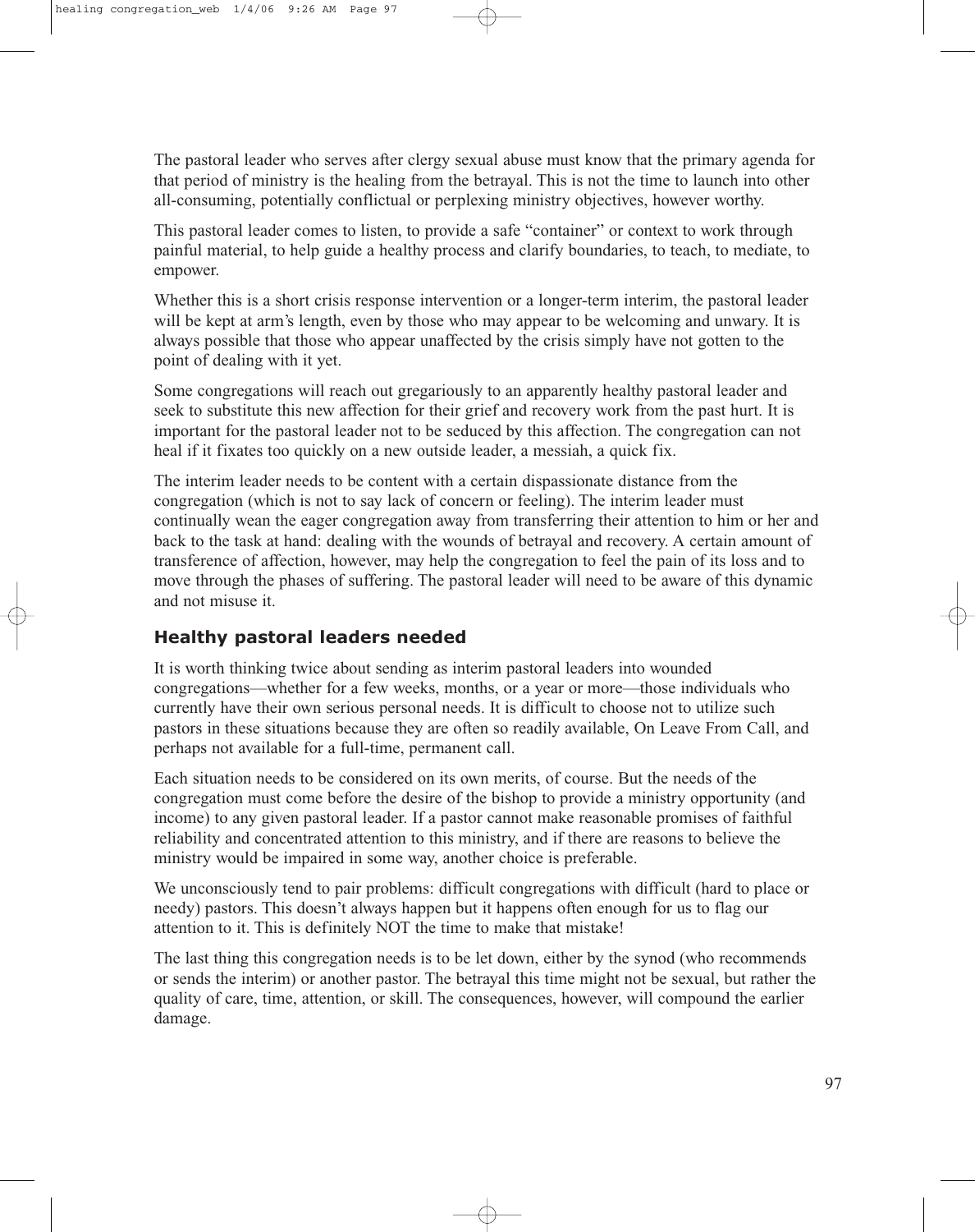The pastoral leader who serves after clergy sexual abuse must know that the primary agenda for that period of ministry is the healing from the betrayal. This is not the time to launch into other all-consuming, potentially conflictual or perplexing ministry objectives, however worthy.

This pastoral leader comes to listen, to provide a safe "container" or context to work through painful material, to help guide a healthy process and clarify boundaries, to teach, to mediate, to empower.

Whether this is a short crisis response intervention or a longer-term interim, the pastoral leader will be kept at arm's length, even by those who may appear to be welcoming and unwary. It is always possible that those who appear unaffected by the crisis simply have not gotten to the point of dealing with it yet.

Some congregations will reach out gregariously to an apparently healthy pastoral leader and seek to substitute this new affection for their grief and recovery work from the past hurt. It is important for the pastoral leader not to be seduced by this affection. The congregation can not heal if it fixates too quickly on a new outside leader, a messiah, a quick fix.

The interim leader needs to be content with a certain dispassionate distance from the congregation (which is not to say lack of concern or feeling). The interim leader must continually wean the eager congregation away from transferring their attention to him or her and back to the task at hand: dealing with the wounds of betrayal and recovery. A certain amount of transference of affection, however, may help the congregation to feel the pain of its loss and to move through the phases of suffering. The pastoral leader will need to be aware of this dynamic and not misuse it.

## Healthy pastoral leaders needed

It is worth thinking twice about sending as interim pastoral leaders into wounded congregations—whether for a few weeks, months, or a year or more—those individuals who currently have their own serious personal needs. It is difficult to choose not to utilize such pastors in these situations because they are often so readily available, On Leave From Call, and perhaps not available for a full-time, permanent call.

Each situation needs to be considered on its own merits, of course. But the needs of the congregation must come before the desire of the bishop to provide a ministry opportunity (and income) to any given pastoral leader. If a pastor cannot make reasonable promises of faithful reliability and concentrated attention to this ministry, and if there are reasons to believe the ministry would be impaired in some way, another choice is preferable.

We unconsciously tend to pair problems: difficult congregations with difficult (hard to place or needy) pastors. This doesn't always happen but it happens often enough for us to flag our attention to it. This is definitely NOT the time to make that mistake!

The last thing this congregation needs is to be let down, either by the synod (who recommends or sends the interim) or another pastor. The betrayal this time might not be sexual, but rather the quality of care, time, attention, or skill. The consequences, however, will compound the earlier damage.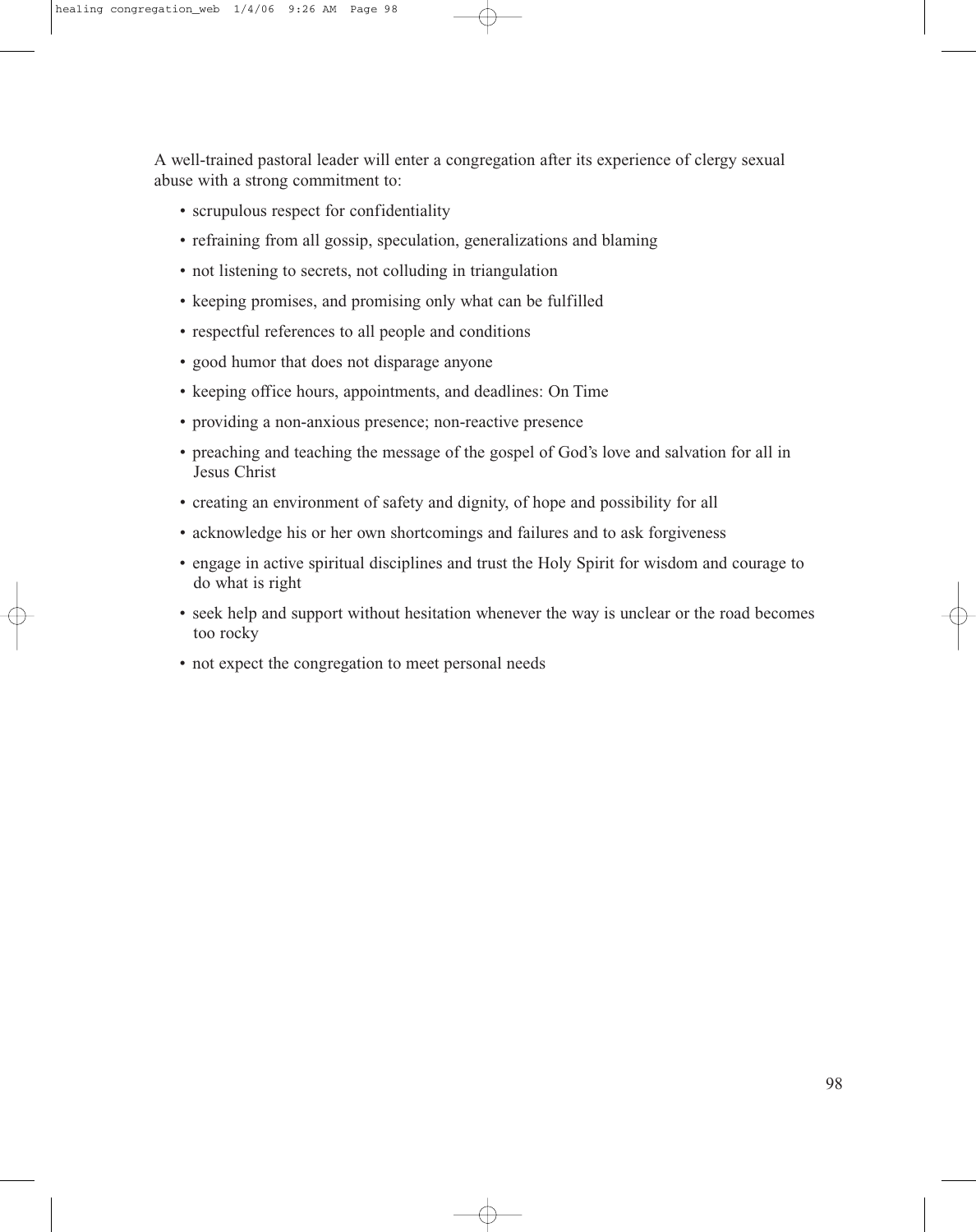A well-trained pastoral leader will enter a congregation after its experience of clergy sexual abuse with a strong commitment to:

- scrupulous respect for confidentiality
- refraining from all gossip, speculation, generalizations and blaming
- not listening to secrets, not colluding in triangulation
- keeping promises, and promising only what can be fulfilled
- respectful references to all people and conditions
- good humor that does not disparage anyone
- keeping office hours, appointments, and deadlines: On Time
- providing a non-anxious presence; non-reactive presence
- preaching and teaching the message of the gospel of God's love and salvation for all in Jesus Christ
- creating an environment of safety and dignity, of hope and possibility for all
- acknowledge his or her own shortcomings and failures and to ask forgiveness
- engage in active spiritual disciplines and trust the Holy Spirit for wisdom and courage to do what is right
- seek help and support without hesitation whenever the way is unclear or the road becomes too rocky
- not expect the congregation to meet personal needs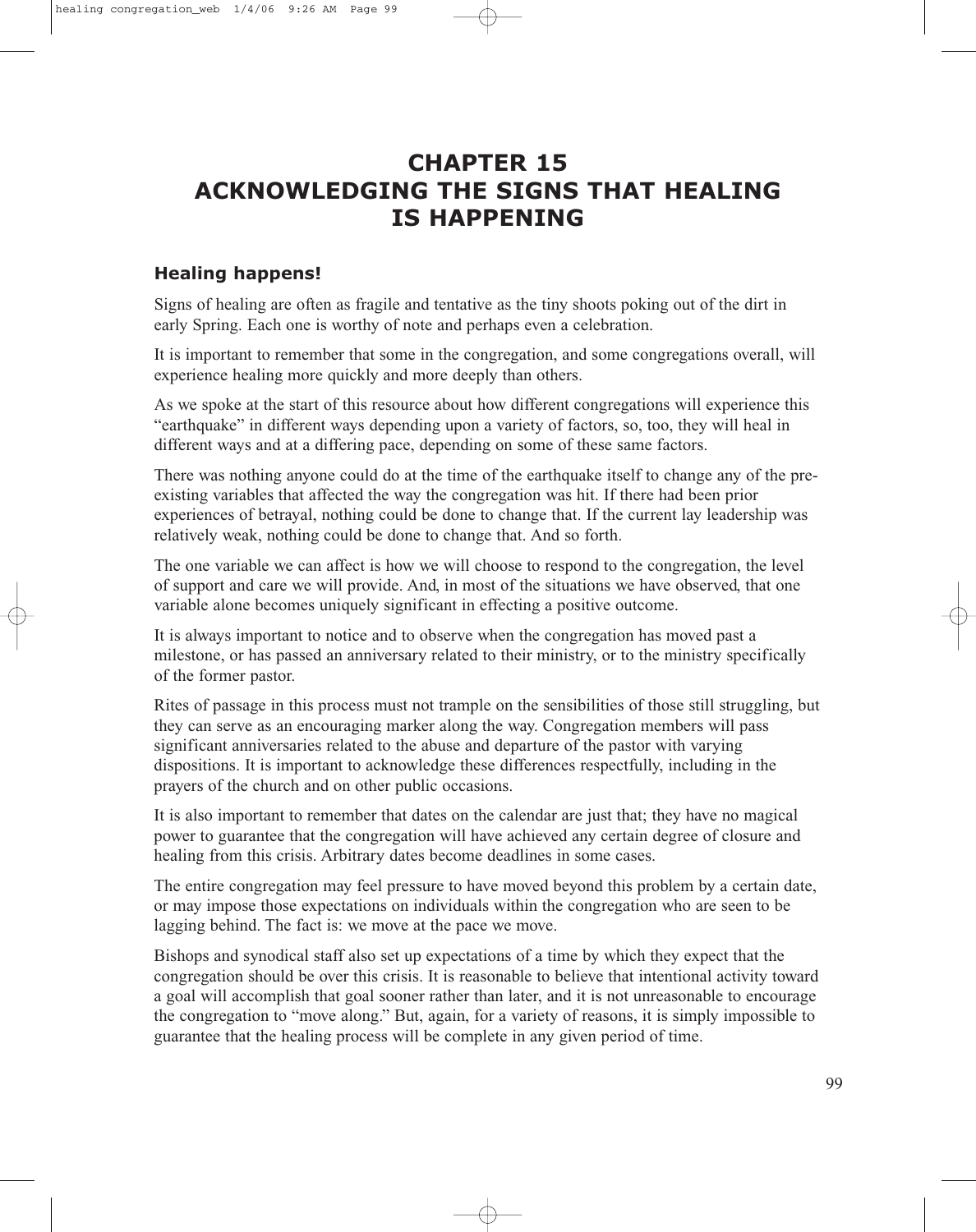# CHAPTER 15
# ACKNOWLEDGING THE SIGNS THAT HEALING IS HAPPENING

### Healing happens!

Signs of healing are often as fragile and tentative as the tiny shoots poking out of the dirt in early Spring. Each one is worthy of note and perhaps even a celebration.

It is important to remember that some in the congregation, and some congregations overall, will experience healing more quickly and more deeply than others.

As we spoke at the start of this resource about how different congregations will experience this "earthquake" in different ways depending upon a variety of factors, so, too, they will heal in different ways and at a differing pace, depending on some of these same factors.

There was nothing anyone could do at the time of the earthquake itself to change any of the pre-existing variables that affected the way the congregation was hit. If there had been prior experiences of betrayal, nothing could be done to change that. If the current lay leadership was relatively weak, nothing could be done to change that. And so forth.

The one variable we can affect is how we will choose to respond to the congregation, the level of support and care we will provide. And, in most of the situations we have observed, that one variable alone becomes uniquely significant in effecting a positive outcome.

It is always important to notice and to observe when the congregation has moved past a milestone, or has passed an anniversary related to their ministry, or to the ministry specifically of the former pastor.

Rites of passage in this process must not trample on the sensibilities of those still struggling, but they can serve as an encouraging marker along the way. Congregation members will pass significant anniversaries related to the abuse and departure of the pastor with varying dispositions. It is important to acknowledge these differences respectfully, including in the prayers of the church and on other public occasions.

It is also important to remember that dates on the calendar are just that; they have no magical power to guarantee that the congregation will have achieved any certain degree of closure and healing from this crisis. Arbitrary dates become deadlines in some cases.

The entire congregation may feel pressure to have moved beyond this problem by a certain date, or may impose those expectations on individuals within the congregation who are seen to be lagging behind. The fact is: we move at the pace we move.

Bishops and synodical staff also set up expectations of a time by which they expect that the congregation should be over this crisis. It is reasonable to believe that intentional activity toward a goal will accomplish that goal sooner rather than later, and it is not unreasonable to encourage the congregation to "move along." But, again, for a variety of reasons, it is simply impossible to guarantee that the healing process will be complete in any given period of time.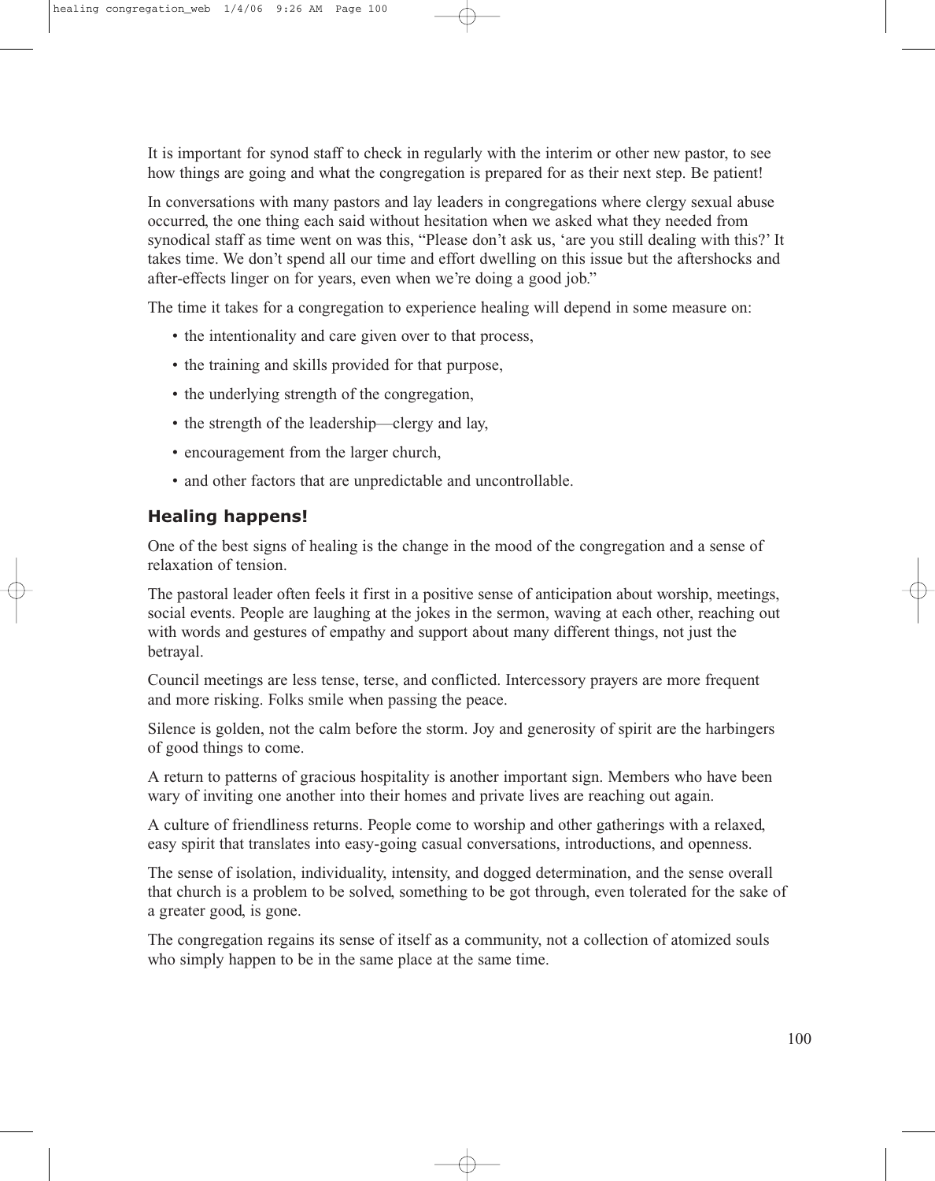It is important for synod staff to check in regularly with the interim or other new pastor, to see how things are going and what the congregation is prepared for as their next step. Be patient!

In conversations with many pastors and lay leaders in congregations where clergy sexual abuse occurred, the one thing each said without hesitation when we asked what they needed from synodical staff as time went on was this, "Please don't ask us, 'are you still dealing with this?' It takes time. We don't spend all our time and effort dwelling on this issue but the aftershocks and after-effects linger on for years, even when we're doing a good job."

The time it takes for a congregation to experience healing will depend in some measure on:

- the intentionality and care given over to that process,
- the training and skills provided for that purpose,
- the underlying strength of the congregation,
- the strength of the leadership—clergy and lay,
- encouragement from the larger church,
- and other factors that are unpredictable and uncontrollable.

## Healing happens!

One of the best signs of healing is the change in the mood of the congregation and a sense of relaxation of tension.

The pastoral leader often feels it first in a positive sense of anticipation about worship, meetings, social events. People are laughing at the jokes in the sermon, waving at each other, reaching out with words and gestures of empathy and support about many different things, not just the betrayal.

Council meetings are less tense, terse, and conflicted. Intercessory prayers are more frequent and more risking. Folks smile when passing the peace.

Silence is golden, not the calm before the storm. Joy and generosity of spirit are the harbingers of good things to come.

A return to patterns of gracious hospitality is another important sign. Members who have been wary of inviting one another into their homes and private lives are reaching out again.

A culture of friendliness returns. People come to worship and other gatherings with a relaxed, easy spirit that translates into easy-going casual conversations, introductions, and openness.

The sense of isolation, individuality, intensity, and dogged determination, and the sense overall that church is a problem to be solved, something to be got through, even tolerated for the sake of a greater good, is gone.

The congregation regains its sense of itself as a community, not a collection of atomized souls who simply happen to be in the same place at the same time.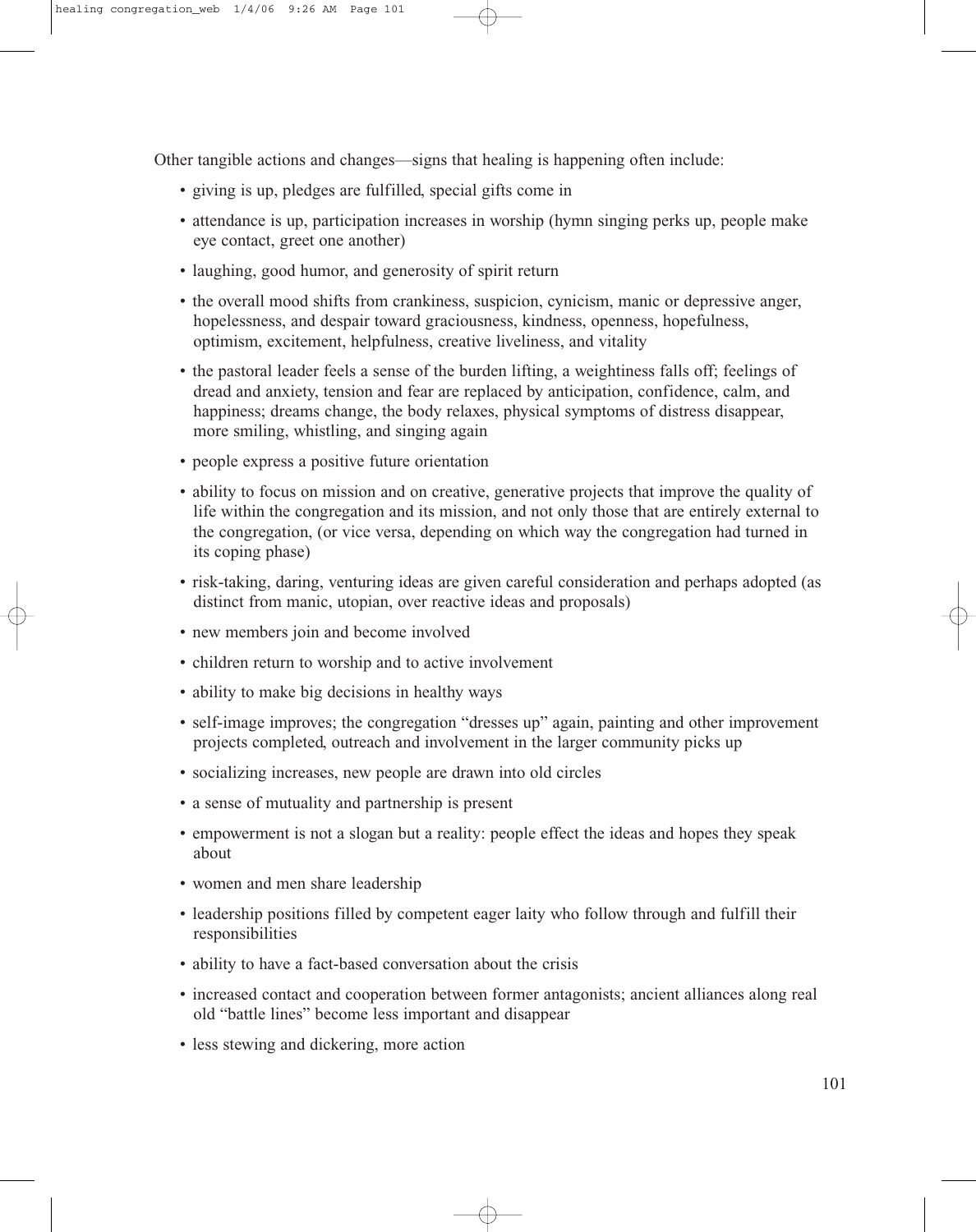Other tangible actions and changes—signs that healing is happening often include:

- giving is up, pledges are fulfilled, special gifts come in
- attendance is up, participation increases in worship (hymn singing perks up, people make eye contact, greet one another)
- laughing, good humor, and generosity of spirit return
- the overall mood shifts from crankiness, suspicion, cynicism, manic or depressive anger, hopelessness, and despair toward graciousness, kindness, openness, hopefulness, optimism, excitement, helpfulness, creative liveliness, and vitality
- the pastoral leader feels a sense of the burden lifting, a weightiness falls off; feelings of dread and anxiety, tension and fear are replaced by anticipation, confidence, calm, and happiness; dreams change, the body relaxes, physical symptoms of distress disappear, more smiling, whistling, and singing again
- people express a positive future orientation
- ability to focus on mission and on creative, generative projects that improve the quality of life within the congregation and its mission, and not only those that are entirely external to the congregation, (or vice versa, depending on which way the congregation had turned in its coping phase)
- risk-taking, daring, venturing ideas are given careful consideration and perhaps adopted (as distinct from manic, utopian, over reactive ideas and proposals)
- new members join and become involved
- children return to worship and to active involvement
- ability to make big decisions in healthy ways
- self-image improves; the congregation "dresses up" again, painting and other improvement projects completed, outreach and involvement in the larger community picks up
- socializing increases, new people are drawn into old circles
- a sense of mutuality and partnership is present
- empowerment is not a slogan but a reality: people effect the ideas and hopes they speak about
- women and men share leadership
- leadership positions filled by competent eager laity who follow through and fulfill their responsibilities
- ability to have a fact-based conversation about the crisis
- increased contact and cooperation between former antagonists; ancient alliances along real old "battle lines" become less important and disappear
- less stewing and dickering, more action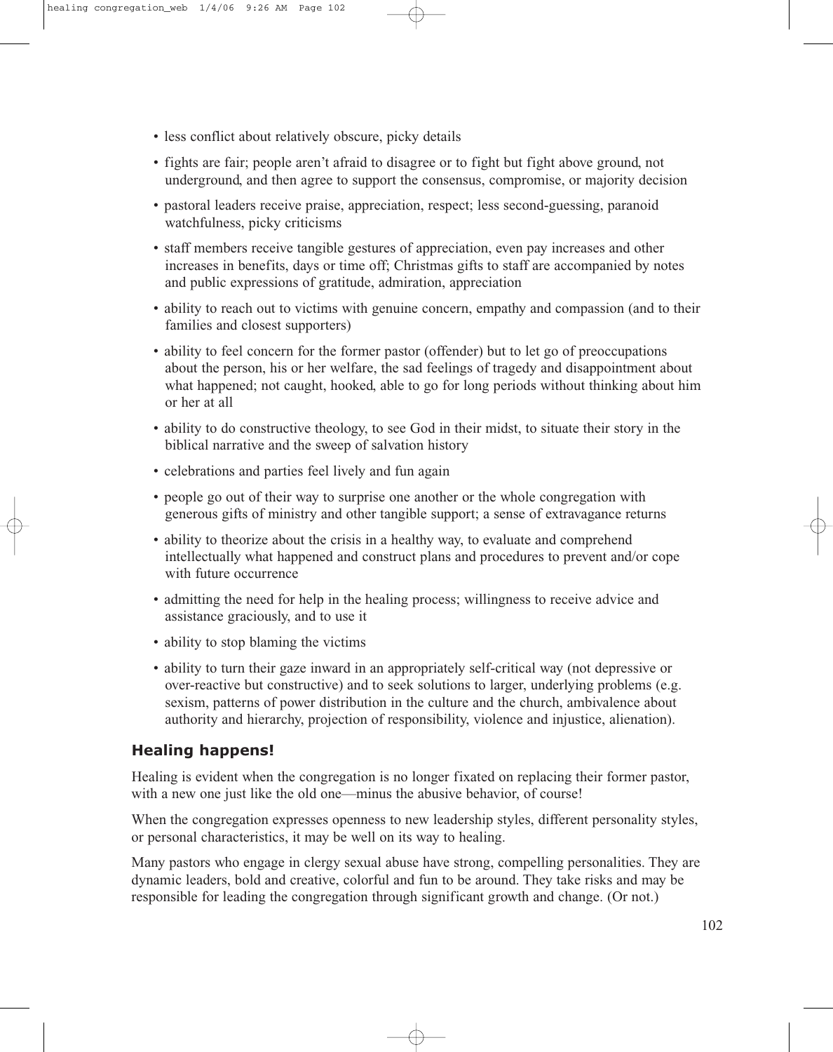- less conflict about relatively obscure, picky details
- fights are fair; people aren't afraid to disagree or to fight but fight above ground, not underground, and then agree to support the consensus, compromise, or majority decision
- pastoral leaders receive praise, appreciation, respect; less second-guessing, paranoid watchfulness, picky criticisms
- staff members receive tangible gestures of appreciation, even pay increases and other increases in benefits, days or time off; Christmas gifts to staff are accompanied by notes and public expressions of gratitude, admiration, appreciation
- ability to reach out to victims with genuine concern, empathy and compassion (and to their families and closest supporters)
- ability to feel concern for the former pastor (offender) but to let go of preoccupations about the person, his or her welfare, the sad feelings of tragedy and disappointment about what happened; not caught, hooked, able to go for long periods without thinking about him or her at all
- ability to do constructive theology, to see God in their midst, to situate their story in the biblical narrative and the sweep of salvation history
- celebrations and parties feel lively and fun again
- people go out of their way to surprise one another or the whole congregation with generous gifts of ministry and other tangible support; a sense of extravagance returns
- ability to theorize about the crisis in a healthy way, to evaluate and comprehend intellectually what happened and construct plans and procedures to prevent and/or cope with future occurrence
- admitting the need for help in the healing process; willingness to receive advice and assistance graciously, and to use it
- ability to stop blaming the victims
- ability to turn their gaze inward in an appropriately self-critical way (not depressive or over-reactive but constructive) and to seek solutions to larger, underlying problems (e.g. sexism, patterns of power distribution in the culture and the church, ambivalence about authority and hierarchy, projection of responsibility, violence and injustice, alienation).

### Healing happens!

Healing is evident when the congregation is no longer fixated on replacing their former pastor, with a new one just like the old one—minus the abusive behavior, of course!

When the congregation expresses openness to new leadership styles, different personality styles, or personal characteristics, it may be well on its way to healing.

Many pastors who engage in clergy sexual abuse have strong, compelling personalities. They are dynamic leaders, bold and creative, colorful and fun to be around. They take risks and may be responsible for leading the congregation through significant growth and change. (Or not.)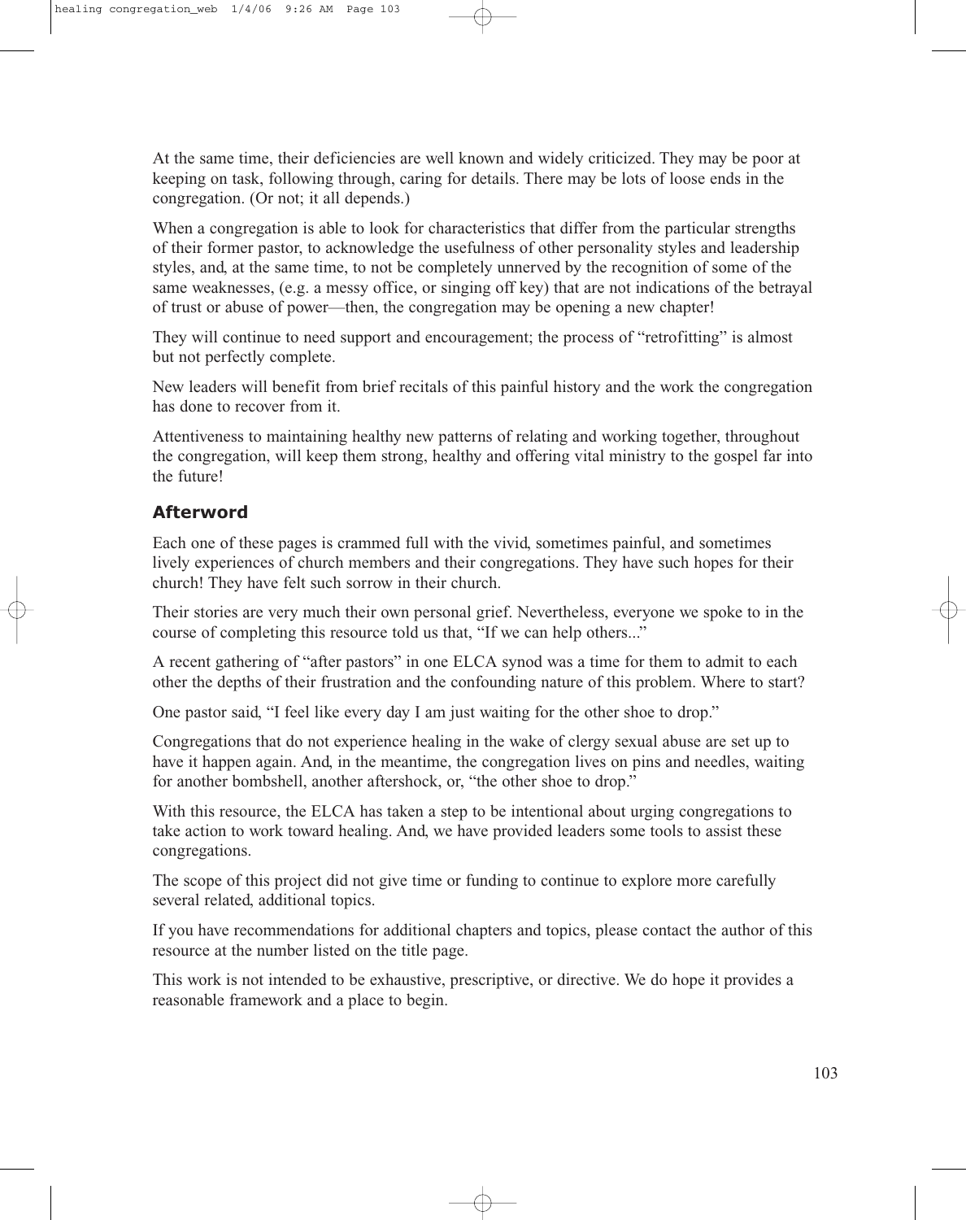At the same time, their deficiencies are well known and widely criticized. They may be poor at keeping on task, following through, caring for details. There may be lots of loose ends in the congregation. (Or not; it all depends.)

When a congregation is able to look for characteristics that differ from the particular strengths of their former pastor, to acknowledge the usefulness of other personality styles and leadership styles, and, at the same time, to not be completely unnerved by the recognition of some of the same weaknesses, (e.g. a messy office, or singing off key) that are not indications of the betrayal of trust or abuse of power—then, the congregation may be opening a new chapter!

They will continue to need support and encouragement; the process of "retrofitting" is almost but not perfectly complete.

New leaders will benefit from brief recitals of this painful history and the work the congregation has done to recover from it.

Attentiveness to maintaining healthy new patterns of relating and working together, throughout the congregation, will keep them strong, healthy and offering vital ministry to the gospel far into the future!

## Afterword

Each one of these pages is crammed full with the vivid, sometimes painful, and sometimes lively experiences of church members and their congregations. They have such hopes for their church! They have felt such sorrow in their church.

Their stories are very much their own personal grief. Nevertheless, everyone we spoke to in the course of completing this resource told us that, "If we can help others..."

A recent gathering of "after pastors" in one ELCA synod was a time for them to admit to each other the depths of their frustration and the confounding nature of this problem. Where to start?

One pastor said, "I feel like every day I am just waiting for the other shoe to drop."

Congregations that do not experience healing in the wake of clergy sexual abuse are set up to have it happen again. And, in the meantime, the congregation lives on pins and needles, waiting for another bombshell, another aftershock, or, "the other shoe to drop."

With this resource, the ELCA has taken a step to be intentional about urging congregations to take action to work toward healing. And, we have provided leaders some tools to assist these congregations.

The scope of this project did not give time or funding to continue to explore more carefully several related, additional topics.

If you have recommendations for additional chapters and topics, please contact the author of this resource at the number listed on the title page.

This work is not intended to be exhaustive, prescriptive, or directive. We do hope it provides a reasonable framework and a place to begin.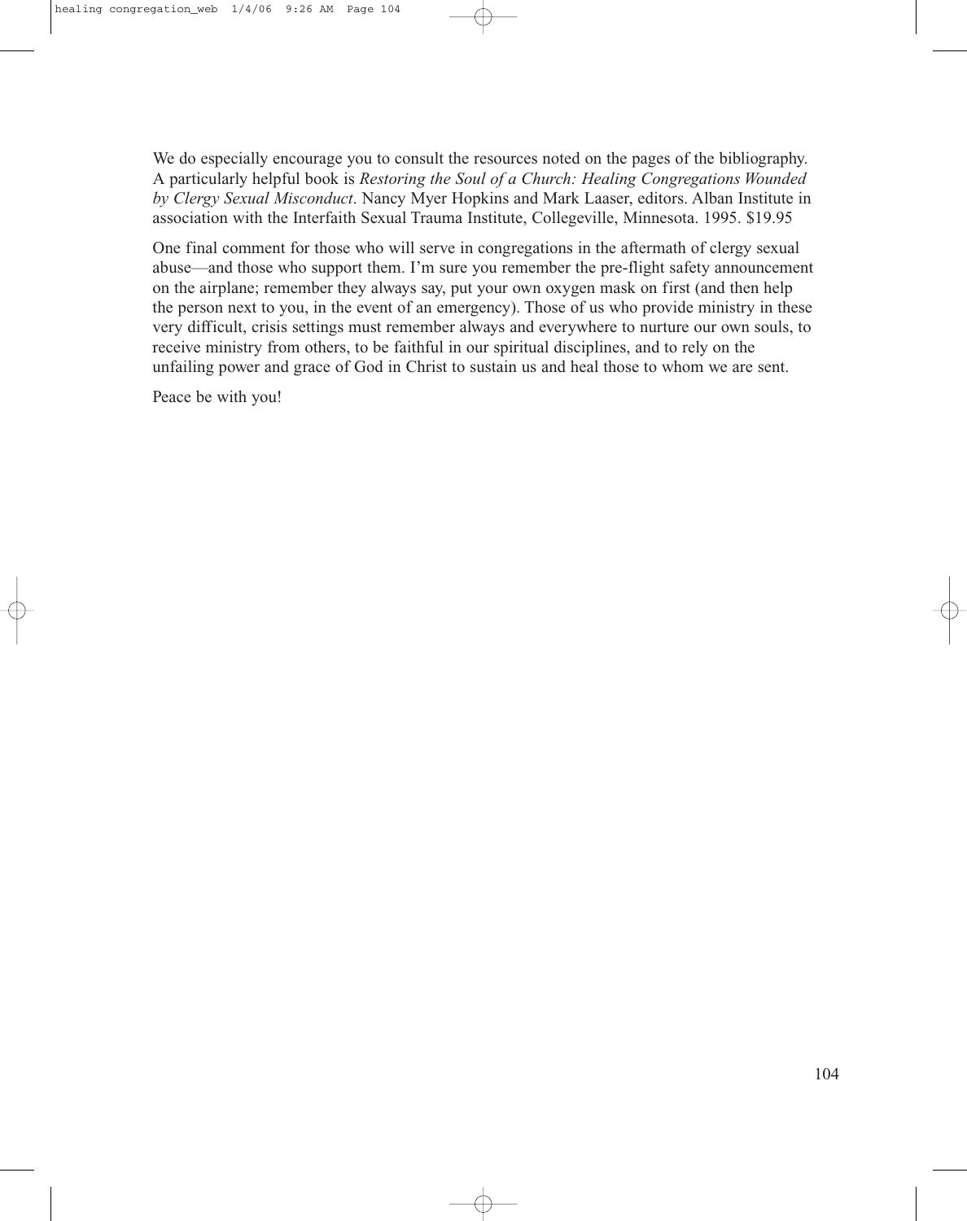We do especially encourage you to consult the resources noted on the pages of the bibliography. A particularly helpful book is *Restoring the Soul of a Church: Healing Congregations Wounded by Clergy Sexual Misconduct*. Nancy Myer Hopkins and Mark Laaser, editors. Alban Institute in association with the Interfaith Sexual Trauma Institute, Collegeville, Minnesota. 1995. $19.95

One final comment for those who will serve in congregations in the aftermath of clergy sexual abuse—and those who support them. I'm sure you remember the pre-flight safety announcement on the airplane; remember they always say, put your own oxygen mask on first (and then help the person next to you, in the event of an emergency). Those of us who provide ministry in these very difficult, crisis settings must remember always and everywhere to nurture our own souls, to receive ministry from others, to be faithful in our spiritual disciplines, and to rely on the unfailing power and grace of God in Christ to sustain us and heal those to whom we are sent.

Peace be with you!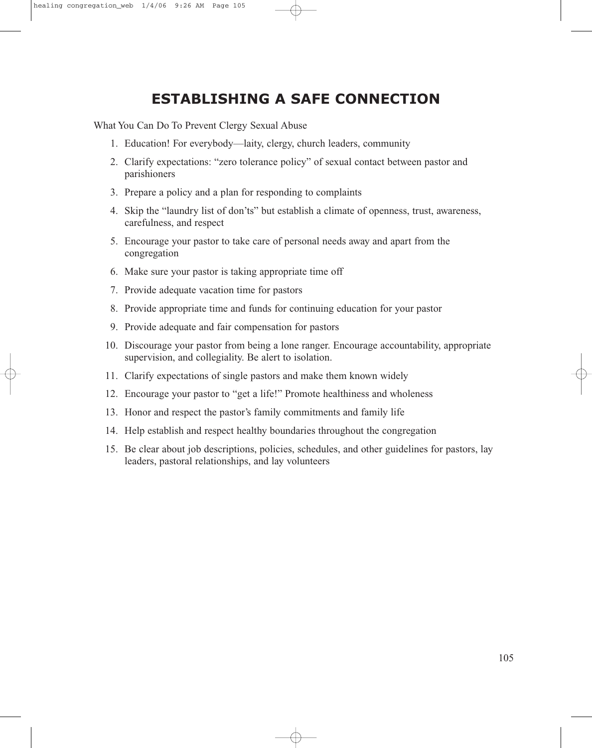# ESTABLISHING A SAFE CONNECTION

What You Can Do To Prevent Clergy Sexual Abuse

1. Education! For everybody—laity, clergy, church leaders, community
2. Clarify expectations: "zero tolerance policy" of sexual contact between pastor and parishioners
3. Prepare a policy and a plan for responding to complaints
4. Skip the "laundry list of don'ts" but establish a climate of openness, trust, awareness, carefulness, and respect
5. Encourage your pastor to take care of personal needs away and apart from the congregation
6. Make sure your pastor is taking appropriate time off
7. Provide adequate vacation time for pastors
8. Provide appropriate time and funds for continuing education for your pastor
9. Provide adequate and fair compensation for pastors
10. Discourage your pastor from being a lone ranger. Encourage accountability, appropriate supervision, and collegiality. Be alert to isolation.
11. Clarify expectations of single pastors and make them known widely
12. Encourage your pastor to "get a life!" Promote healthiness and wholeness
13. Honor and respect the pastor's family commitments and family life
14. Help establish and respect healthy boundaries throughout the congregation
15. Be clear about job descriptions, policies, schedules, and other guidelines for pastors, lay leaders, pastoral relationships, and lay volunteers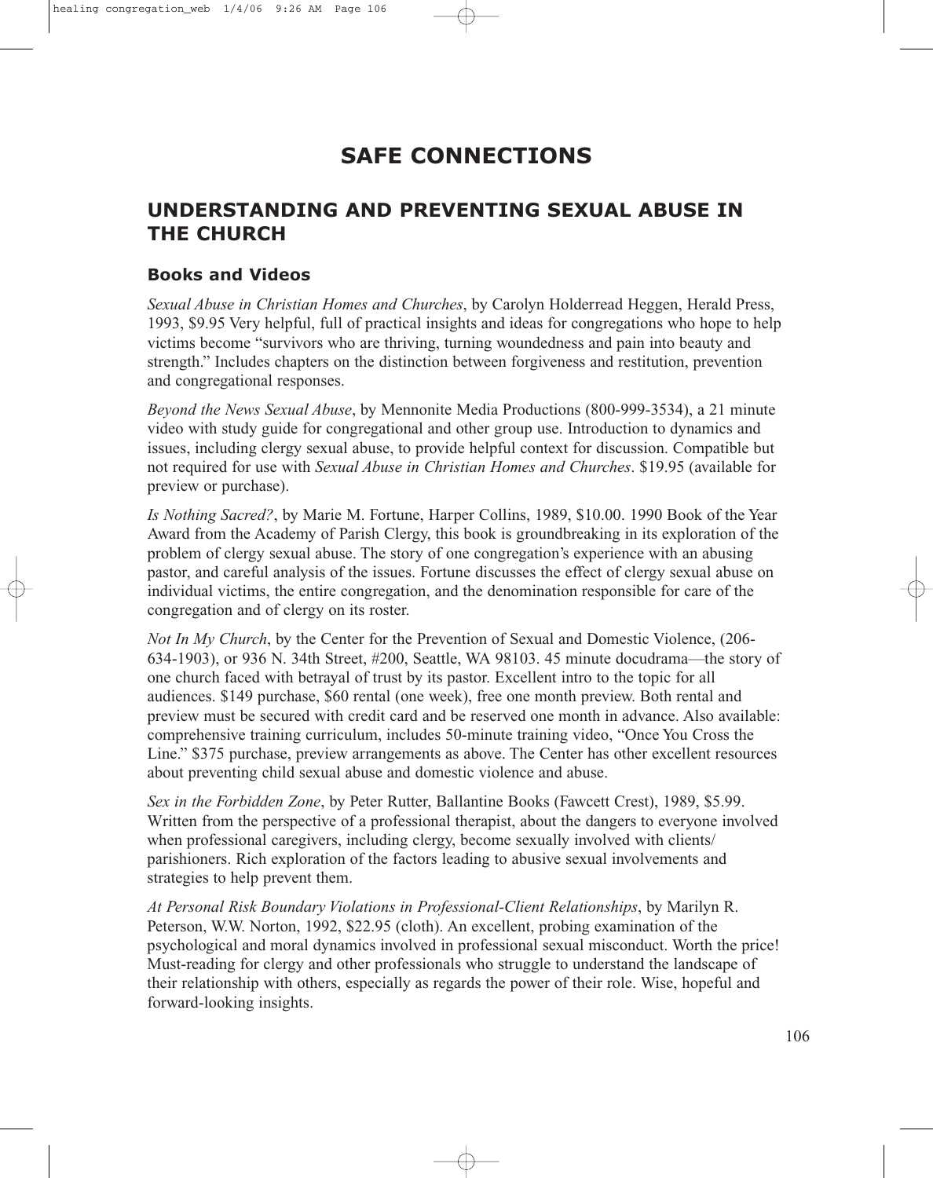# SAFE CONNECTIONS

## UNDERSTANDING AND PREVENTING SEXUAL ABUSE IN THE CHURCH

### Books and Videos

*Sexual Abuse in Christian Homes and Churches*, by Carolyn Holderread Heggen, Herald Press, 1993, $9.95 Very helpful, full of practical insights and ideas for congregations who hope to help victims become "survivors who are thriving, turning woundedness and pain into beauty and strength." Includes chapters on the distinction between forgiveness and restitution, prevention and congregational responses.

*Beyond the News Sexual Abuse*, by Mennonite Media Productions (800-999-3534), a 21 minute video with study guide for congregational and other group use. Introduction to dynamics and issues, including clergy sexual abuse, to provide helpful context for discussion. Compatible but not required for use with *Sexual Abuse in Christian Homes and Churches*. $19.95 (available for preview or purchase).

*Is Nothing Sacred?*, by Marie M. Fortune, Harper Collins, 1989, $10.00. 1990 Book of the Year Award from the Academy of Parish Clergy, this book is groundbreaking in its exploration of the problem of clergy sexual abuse. The story of one congregation's experience with an abusing pastor, and careful analysis of the issues. Fortune discusses the effect of clergy sexual abuse on individual victims, the entire congregation, and the denomination responsible for care of the congregation and of clergy on its roster.

*Not In My Church*, by the Center for the Prevention of Sexual and Domestic Violence, (206-634-1903), or 936 N. 34th Street, #200, Seattle, WA 98103. 45 minute docudrama—the story of one church faced with betrayal of trust by its pastor. Excellent intro to the topic for all audiences. $149 purchase, $60 rental (one week), free one month preview. Both rental and preview must be secured with credit card and be reserved one month in advance. Also available: comprehensive training curriculum, includes 50-minute training video, "Once You Cross the Line." $375 purchase, preview arrangements as above. The Center has other excellent resources about preventing child sexual abuse and domestic violence and abuse.

*Sex in the Forbidden Zone*, by Peter Rutter, Ballantine Books (Fawcett Crest), 1989, $5.99. Written from the perspective of a professional therapist, about the dangers to everyone involved when professional caregivers, including clergy, become sexually involved with clients/parishioners. Rich exploration of the factors leading to abusive sexual involvements and strategies to help prevent them.

*At Personal Risk Boundary Violations in Professional-Client Relationships*, by Marilyn R. Peterson, W.W. Norton, 1992, $22.95 (cloth). An excellent, probing examination of the psychological and moral dynamics involved in professional sexual misconduct. Worth the price! Must-reading for clergy and other professionals who struggle to understand the landscape of their relationship with others, especially as regards the power of their role. Wise, hopeful and forward-looking insights.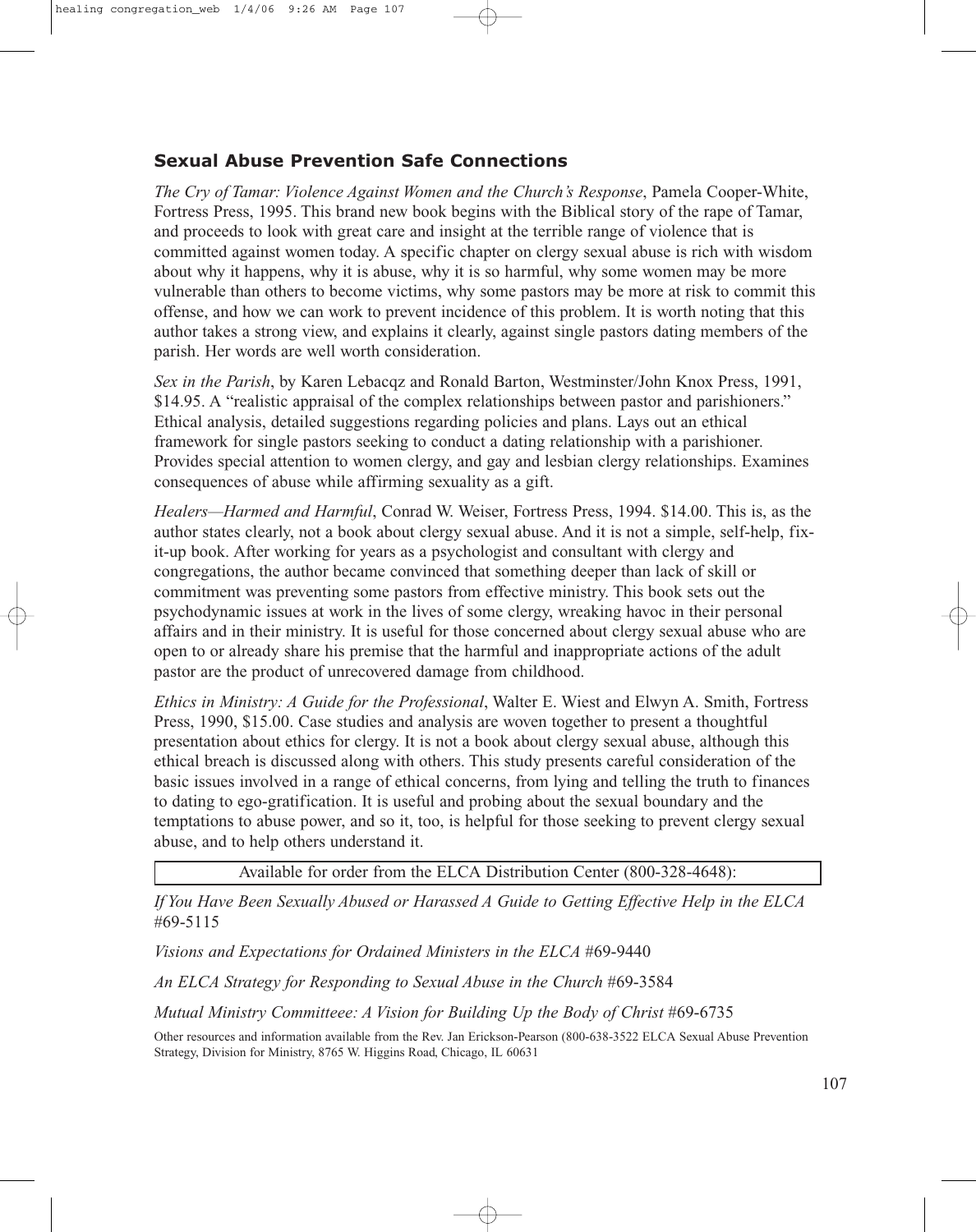## Sexual Abuse Prevention Safe Connections

*The Cry of Tamar: Violence Against Women and the Church's Response*, Pamela Cooper-White, Fortress Press, 1995. This brand new book begins with the Biblical story of the rape of Tamar, and proceeds to look with great care and insight at the terrible range of violence that is committed against women today. A specific chapter on clergy sexual abuse is rich with wisdom about why it happens, why it is abuse, why it is so harmful, why some women may be more vulnerable than others to become victims, why some pastors may be more at risk to commit this offense, and how we can work to prevent incidence of this problem. It is worth noting that this author takes a strong view, and explains it clearly, against single pastors dating members of the parish. Her words are well worth consideration.

*Sex in the Parish*, by Karen Lebacqz and Ronald Barton, Westminster/John Knox Press, 1991, $14.95. A "realistic appraisal of the complex relationships between pastor and parishioners." Ethical analysis, detailed suggestions regarding policies and plans. Lays out an ethical framework for single pastors seeking to conduct a dating relationship with a parishioner. Provides special attention to women clergy, and gay and lesbian clergy relationships. Examines consequences of abuse while affirming sexuality as a gift.

*Healers—Harmed and Harmful*, Conrad W. Weiser, Fortress Press, 1994. $14.00. This is, as the author states clearly, not a book about clergy sexual abuse. And it is not a simple, self-help, fix-it-up book. After working for years as a psychologist and consultant with clergy and congregations, the author became convinced that something deeper than lack of skill or commitment was preventing some pastors from effective ministry. This book sets out the psychodynamic issues at work in the lives of some clergy, wreaking havoc in their personal affairs and in their ministry. It is useful for those concerned about clergy sexual abuse who are open to or already share his premise that the harmful and inappropriate actions of the adult pastor are the product of unrecovered damage from childhood.

*Ethics in Ministry: A Guide for the Professional*, Walter E. Wiest and Elwyn A. Smith, Fortress Press, 1990, $15.00. Case studies and analysis are woven together to present a thoughtful presentation about ethics for clergy. It is not a book about clergy sexual abuse, although this ethical breach is discussed along with others. This study presents careful consideration of the basic issues involved in a range of ethical concerns, from lying and telling the truth to finances to dating to ego-gratification. It is useful and probing about the sexual boundary and the temptations to abuse power, and so it, too, is helpful for those seeking to prevent clergy sexual abuse, and to help others understand it.

Available for order from the ELCA Distribution Center (800-328-4648):

*If You Have Been Sexually Abused or Harassed A Guide to Getting Effective Help in the ELCA* #69-5115

*Visions and Expectations for Ordained Ministers in the ELCA* #69-9440

*An ELCA Strategy for Responding to Sexual Abuse in the Church* #69-3584

*Mutual Ministry Committee: A Vision for Building Up the Body of Christ* #69-6735

Other resources and information available from the Rev. Jan Erickson-Pearson (800-638-3522 ELCA Sexual Abuse Prevention Strategy, Division for Ministry, 8765 W. Higgins Road, Chicago, IL 60631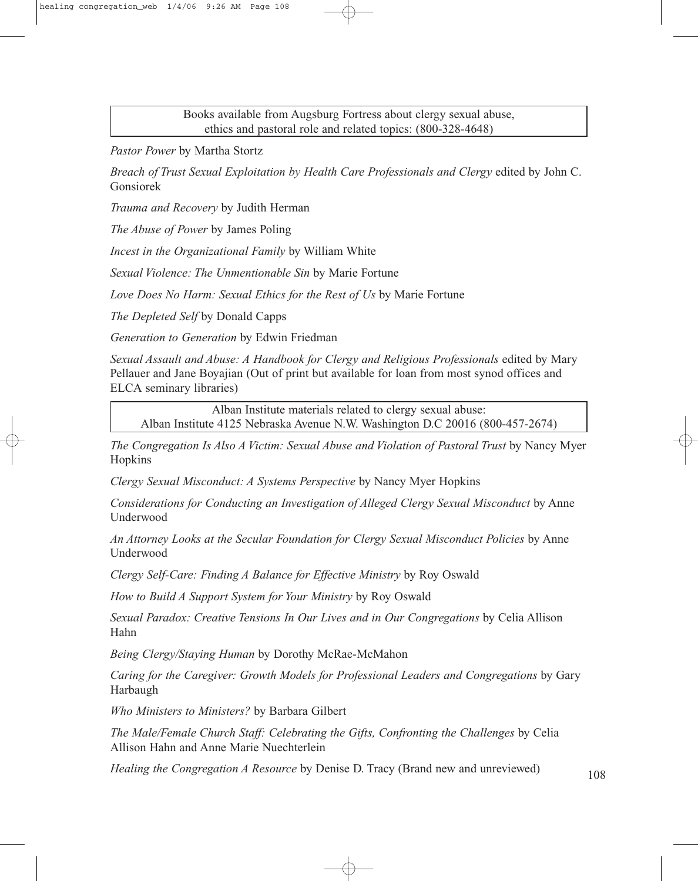Books available from Augsburg Fortress about clergy sexual abuse, ethics and pastoral role and related topics: (800-328-4648)

*Pastor Power* by Martha Stortz

*Breach of Trust Sexual Exploitation by Health Care Professionals and Clergy* edited by John C. Gonsiorek

*Trauma and Recovery* by Judith Herman

*The Abuse of Power* by James Poling

*Incest in the Organizational Family* by William White

*Sexual Violence: The Unmentionable Sin* by Marie Fortune

*Love Does No Harm: Sexual Ethics for the Rest of Us* by Marie Fortune

*The Depleted Self* by Donald Capps

*Generation to Generation* by Edwin Friedman

*Sexual Assault and Abuse: A Handbook for Clergy and Religious Professionals* edited by Mary Pellauer and Jane Boyajian (Out of print but available for loan from most synod offices and ELCA seminary libraries)

Alban Institute materials related to clergy sexual abuse:
Alban Institute 4125 Nebraska Avenue N.W. Washington D.C 20016 (800-457-2674)

*The Congregation Is Also A Victim: Sexual Abuse and Violation of Pastoral Trust* by Nancy Myer Hopkins

*Clergy Sexual Misconduct: A Systems Perspective* by Nancy Myer Hopkins

*Considerations for Conducting an Investigation of Alleged Clergy Sexual Misconduct* by Anne Underwood

*An Attorney Looks at the Secular Foundation for Clergy Sexual Misconduct Policies* by Anne Underwood

*Clergy Self-Care: Finding A Balance for Effective Ministry* by Roy Oswald

*How to Build A Support System for Your Ministry* by Roy Oswald

*Sexual Paradox: Creative Tensions In Our Lives and in Our Congregations* by Celia Allison Hahn

*Being Clergy/Staying Human* by Dorothy McRae-McMahon

*Caring for the Caregiver: Growth Models for Professional Leaders and Congregations* by Gary Harbaugh

*Who Ministers to Ministers?* by Barbara Gilbert

*The Male/Female Church Staff: Celebrating the Gifts, Confronting the Challenges* by Celia Allison Hahn and Anne Marie Nuechterlein

*Healing the Congregation A Resource* by Denise D. Tracy (Brand new and unreviewed)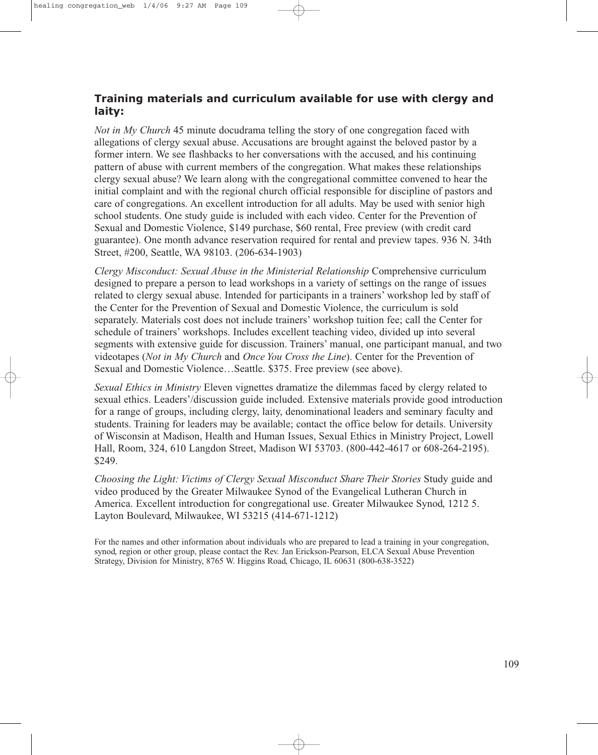### Training materials and curriculum available for use with clergy and laity:

*Not in My Church* 45 minute docudrama telling the story of one congregation faced with allegations of clergy sexual abuse. Accusations are brought against the beloved pastor by a former intern. We see flashbacks to her conversations with the accused, and his continuing pattern of abuse with current members of the congregation. What makes these relationships clergy sexual abuse? We learn along with the congregational committee convened to hear the initial complaint and with the regional church official responsible for discipline of pastors and care of congregations. An excellent introduction for all adults. May be used with senior high school students. One study guide is included with each video. Center for the Prevention of Sexual and Domestic Violence, $149 purchase, $60 rental, Free preview (with credit card guarantee). One month advance reservation required for rental and preview tapes. 936 N. 34th Street, #200, Seattle, WA 98103. (206-634-1903)

*Clergy Misconduct: Sexual Abuse in the Ministerial Relationship* Comprehensive curriculum designed to prepare a person to lead workshops in a variety of settings on the range of issues related to clergy sexual abuse. Intended for participants in a trainers' workshop led by staff of the Center for the Prevention of Sexual and Domestic Violence, the curriculum is sold separately. Materials cost does not include trainers' workshop tuition fee; call the Center for schedule of trainers' workshops. Includes excellent teaching video, divided up into several segments with extensive guide for discussion. Trainers' manual, one participant manual, and two videotapes (*Not in My Church* and *Once You Cross the Line*). Center for the Prevention of Sexual and Domestic Violence…Seattle. $375. Free preview (see above).

*Sexual Ethics in Ministry* Eleven vignettes dramatize the dilemmas faced by clergy related to sexual ethics. Leaders'/discussion guide included. Extensive materials provide good introduction for a range of groups, including clergy, laity, denominational leaders and seminary faculty and students. Training for leaders may be available; contact the office below for details. University of Wisconsin at Madison, Health and Human Issues, Sexual Ethics in Ministry Project, Lowell Hall, Room, 324, 610 Langdon Street, Madison WI 53703. (800-442-4617 or 608-264-2195). $249.

*Choosing the Light: Victims of Clergy Sexual Misconduct Share Their Stories* Study guide and video produced by the Greater Milwaukee Synod of the Evangelical Lutheran Church in America. Excellent introduction for congregational use. Greater Milwaukee Synod, 1212 5. Layton Boulevard, Milwaukee, WI 53215 (414-671-1212)

For the names and other information about individuals who are prepared to lead a training in your congregation, synod, region or other group, please contact the Rev. Jan Erickson-Pearson, ELCA Sexual Abuse Prevention Strategy, Division for Ministry, 8765 W. Higgins Road, Chicago, IL 60631 (800-638-3522)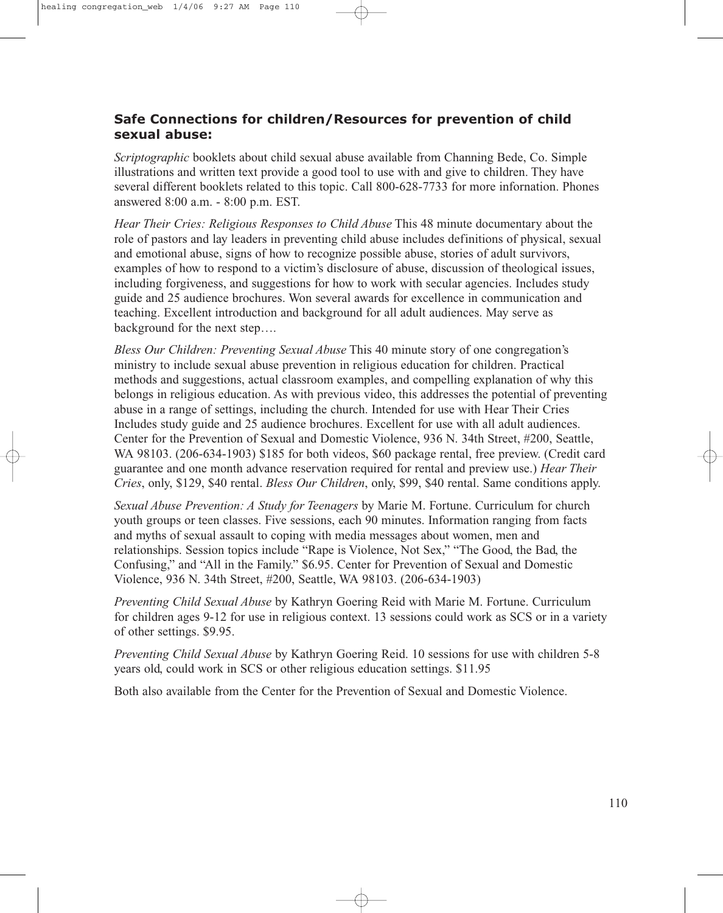### Safe Connections for children/Resources for prevention of child sexual abuse:

*Scriptographic* booklets about child sexual abuse available from Channing Bede, Co. Simple illustrations and written text provide a good tool to use with and give to children. They have several different booklets related to this topic. Call 800-628-7733 for more infornation. Phones answered 8:00 a.m. - 8:00 p.m. EST.

*Hear Their Cries: Religious Responses to Child Abuse* This 48 minute documentary about the role of pastors and lay leaders in preventing child abuse includes definitions of physical, sexual and emotional abuse, signs of how to recognize possible abuse, stories of adult survivors, examples of how to respond to a victim's disclosure of abuse, discussion of theological issues, including forgiveness, and suggestions for how to work with secular agencies. Includes study guide and 25 audience brochures. Won several awards for excellence in communication and teaching. Excellent introduction and background for all adult audiences. May serve as background for the next step….

*Bless Our Children: Preventing Sexual Abuse* This 40 minute story of one congregation's ministry to include sexual abuse prevention in religious education for children. Practical methods and suggestions, actual classroom examples, and compelling explanation of why this belongs in religious education. As with previous video, this addresses the potential of preventing abuse in a range of settings, including the church. Intended for use with Hear Their Cries Includes study guide and 25 audience brochures. Excellent for use with all adult audiences. Center for the Prevention of Sexual and Domestic Violence, 936 N. 34th Street, #200, Seattle, WA 98103. (206-634-1903) $185 for both videos, $60 package rental, free preview. (Credit card guarantee and one month advance reservation required for rental and preview use.) *Hear Their Cries*, only, $129, $40 rental. *Bless Our Children*, only, $99, $40 rental. Same conditions apply.

*Sexual Abuse Prevention: A Study for Teenagers* by Marie M. Fortune. Curriculum for church youth groups or teen classes. Five sessions, each 90 minutes. Information ranging from facts and myths of sexual assault to coping with media messages about women, men and relationships. Session topics include "Rape is Violence, Not Sex," "The Good, the Bad, the Confusing," and "All in the Family." $6.95. Center for Prevention of Sexual and Domestic Violence, 936 N. 34th Street, #200, Seattle, WA 98103. (206-634-1903)

*Preventing Child Sexual Abuse* by Kathryn Goering Reid with Marie M. Fortune. Curriculum for children ages 9-12 for use in religious context. 13 sessions could work as SCS or in a variety of other settings. $9.95.

*Preventing Child Sexual Abuse* by Kathryn Goering Reid. 10 sessions for use with children 5-8 years old, could work in SCS or other religious education settings. $11.95

Both also available from the Center for the Prevention of Sexual and Domestic Violence.